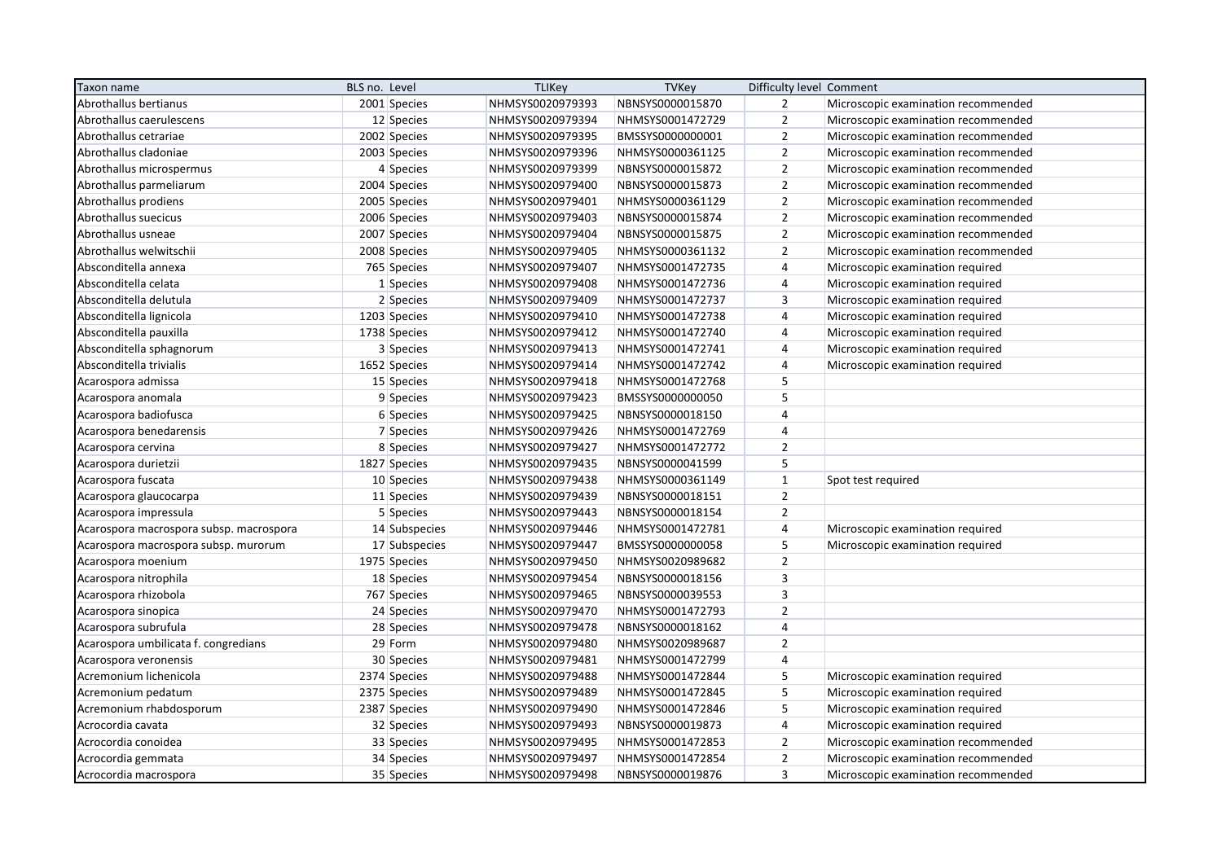| Taxon name | BLS no. | Level | TLIKey | TVKey | Difficulty level | Comment |
|---|---|---|---|---|---|---|
| Abrothallus bertianus | 2001 | Species | NHMSYS0020979393 | NBNSYS0000015870 | 2 | Microscopic examination recommended |
| Abrothallus caerulescens | 12 | Species | NHMSYS0020979394 | NHMSYS0001472729 | 2 | Microscopic examination recommended |
| Abrothallus cetrariae | 2002 | Species | NHMSYS0020979395 | BMSSYS0000000001 | 2 | Microscopic examination recommended |
| Abrothallus cladoniae | 2003 | Species | NHMSYS0020979396 | NHMSYS0000361125 | 2 | Microscopic examination recommended |
| Abrothallus microspermus | 4 | Species | NHMSYS0020979399 | NBNSYS0000015872 | 2 | Microscopic examination recommended |
| Abrothallus parmeliarum | 2004 | Species | NHMSYS0020979400 | NBNSYS0000015873 | 2 | Microscopic examination recommended |
| Abrothallus prodiens | 2005 | Species | NHMSYS0020979401 | NHMSYS0000361129 | 2 | Microscopic examination recommended |
| Abrothallus suecicus | 2006 | Species | NHMSYS0020979403 | NBNSYS0000015874 | 2 | Microscopic examination recommended |
| Abrothallus usneae | 2007 | Species | NHMSYS0020979404 | NBNSYS0000015875 | 2 | Microscopic examination recommended |
| Abrothallus welwitschii | 2008 | Species | NHMSYS0020979405 | NHMSYS0000361132 | 2 | Microscopic examination recommended |
| Absconditella annexa | 765 | Species | NHMSYS0020979407 | NHMSYS0001472735 | 4 | Microscopic examination required |
| Absconditella celata | 1 | Species | NHMSYS0020979408 | NHMSYS0001472736 | 4 | Microscopic examination required |
| Absconditella delutula | 2 | Species | NHMSYS0020979409 | NHMSYS0001472737 | 3 | Microscopic examination required |
| Absconditella lignicola | 1203 | Species | NHMSYS0020979410 | NHMSYS0001472738 | 4 | Microscopic examination required |
| Absconditella pauxilla | 1738 | Species | NHMSYS0020979412 | NHMSYS0001472740 | 4 | Microscopic examination required |
| Absconditella sphagnorum | 3 | Species | NHMSYS0020979413 | NHMSYS0001472741 | 4 | Microscopic examination required |
| Absconditella trivialis | 1652 | Species | NHMSYS0020979414 | NHMSYS0001472742 | 4 | Microscopic examination required |
| Acarospora admissa | 15 | Species | NHMSYS0020979418 | NHMSYS0001472768 | 5 | |
| Acarospora anomala | 9 | Species | NHMSYS0020979423 | BMSSYS0000000050 | 5 | |
| Acarospora badiofusca | 6 | Species | NHMSYS0020979425 | NBNSYS0000018150 | 4 | |
| Acarospora benedarensis | 7 | Species | NHMSYS0020979426 | NHMSYS0001472769 | 4 | |
| Acarospora cervina | 8 | Species | NHMSYS0020979427 | NHMSYS0001472772 | 2 | |
| Acarospora durietzii | 1827 | Species | NHMSYS0020979435 | NBNSYS0000041599 | 5 | |
| Acarospora fuscata | 10 | Species | NHMSYS0020979438 | NHMSYS0000361149 | 1 | Spot test required |
| Acarospora glaucocarpa | 11 | Species | NHMSYS0020979439 | NBNSYS0000018151 | 2 | |
| Acarospora impressula | 5 | Species | NHMSYS0020979443 | NBNSYS0000018154 | 2 | |
| Acarospora macrospora subsp. macrospora | 14 | Subspecies | NHMSYS0020979446 | NHMSYS0001472781 | 4 | Microscopic examination required |
| Acarospora macrospora subsp. murorum | 17 | Subspecies | NHMSYS0020979447 | BMSSYS0000000058 | 5 | Microscopic examination required |
| Acarospora moenium | 1975 | Species | NHMSYS0020979450 | NHMSYS0020989682 | 2 | |
| Acarospora nitrophila | 18 | Species | NHMSYS0020979454 | NBNSYS0000018156 | 3 | |
| Acarospora rhizobola | 767 | Species | NHMSYS0020979465 | NBNSYS0000039553 | 3 | |
| Acarospora sinopica | 24 | Species | NHMSYS0020979470 | NHMSYS0001472793 | 2 | |
| Acarospora subrufula | 28 | Species | NHMSYS0020979478 | NBNSYS0000018162 | 4 | |
| Acarospora umbilicata f. congredians | 29 | Form | NHMSYS0020979480 | NHMSYS0020989687 | 2 | |
| Acarospora veronensis | 30 | Species | NHMSYS0020979481 | NHMSYS0001472799 | 4 | |
| Acremonium lichenicola | 2374 | Species | NHMSYS0020979488 | NHMSYS0001472844 | 5 | Microscopic examination required |
| Acremonium pedatum | 2375 | Species | NHMSYS0020979489 | NHMSYS0001472845 | 5 | Microscopic examination required |
| Acremonium rhabdosporum | 2387 | Species | NHMSYS0020979490 | NHMSYS0001472846 | 5 | Microscopic examination required |
| Acrocordia cavata | 32 | Species | NHMSYS0020979493 | NBNSYS0000019873 | 4 | Microscopic examination required |
| Acrocordia conoidea | 33 | Species | NHMSYS0020979495 | NHMSYS0001472853 | 2 | Microscopic examination recommended |
| Acrocordia gemmata | 34 | Species | NHMSYS0020979497 | NHMSYS0001472854 | 2 | Microscopic examination recommended |
| Acrocordia macrospora | 35 | Species | NHMSYS0020979498 | NBNSYS0000019876 | 3 | Microscopic examination recommended |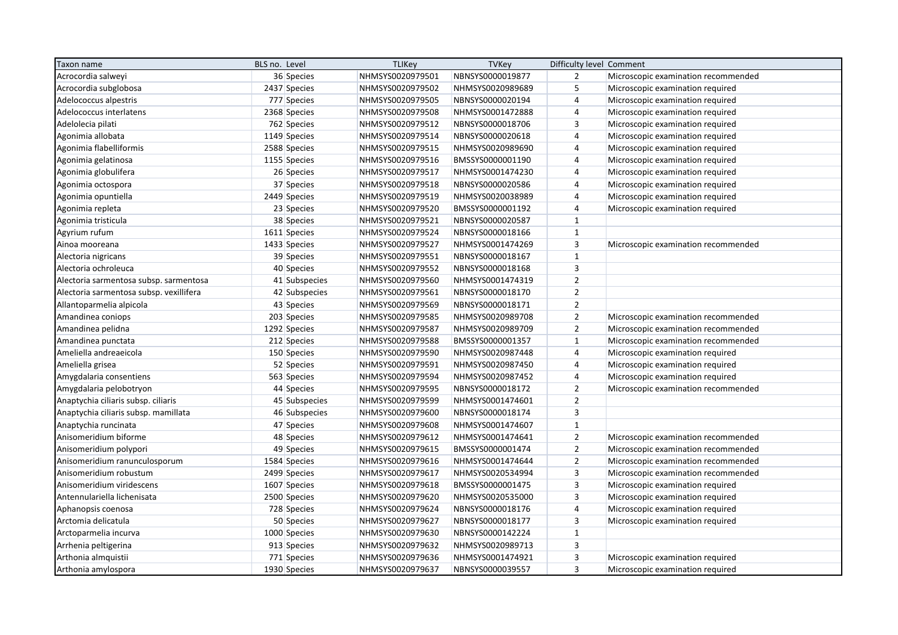| Taxon name | BLS no. | Level | TLIKey | TVKey | Difficulty level | Comment |
|---|---|---|---|---|---|---|
| Acrocordia salweyi | 36 | Species | NHMSYS0020979501 | NBNSYS0000019877 | 2 | Microscopic examination recommended |
| Acrocordia subglobosa | 2437 | Species | NHMSYS0020979502 | NHMSYS0020989689 | 5 | Microscopic examination required |
| Adelococcus alpestris | 777 | Species | NHMSYS0020979505 | NBNSYS0000020194 | 4 | Microscopic examination required |
| Adelococcus interlatens | 2368 | Species | NHMSYS0020979508 | NHMSYS0001472888 | 4 | Microscopic examination required |
| Adelolecia pilati | 762 | Species | NHMSYS0020979512 | NBNSYS0000018706 | 3 | Microscopic examination required |
| Agonimia allobata | 1149 | Species | NHMSYS0020979514 | NBNSYS0000020618 | 4 | Microscopic examination required |
| Agonimia flabelliformis | 2588 | Species | NHMSYS0020979515 | NHMSYS0020989690 | 4 | Microscopic examination required |
| Agonimia gelatinosa | 1155 | Species | NHMSYS0020979516 | BMSSYS0000001190 | 4 | Microscopic examination required |
| Agonimia globulifera | 26 | Species | NHMSYS0020979517 | NHMSYS0001474230 | 4 | Microscopic examination required |
| Agonimia octospora | 37 | Species | NHMSYS0020979518 | NBNSYS0000020586 | 4 | Microscopic examination required |
| Agonimia opuntiella | 2449 | Species | NHMSYS0020979519 | NHMSYS0020038989 | 4 | Microscopic examination required |
| Agonimia repleta | 23 | Species | NHMSYS0020979520 | BMSSYS0000001192 | 4 | Microscopic examination required |
| Agonimia tristicula | 38 | Species | NHMSYS0020979521 | NBNSYS0000020587 | 1 | |
| Agyrium rufum | 1611 | Species | NHMSYS0020979524 | NBNSYS0000018166 | 1 | |
| Ainoa mooreana | 1433 | Species | NHMSYS0020979527 | NHMSYS0001474269 | 3 | Microscopic examination recommended |
| Alectoria nigricans | 39 | Species | NHMSYS0020979551 | NBNSYS0000018167 | 1 | |
| Alectoria ochroleuca | 40 | Species | NHMSYS0020979552 | NBNSYS0000018168 | 3 | |
| Alectoria sarmentosa subsp. sarmentosa | 41 | Subspecies | NHMSYS0020979560 | NHMSYS0001474319 | 2 | |
| Alectoria sarmentosa subsp. vexillifera | 42 | Subspecies | NHMSYS0020979561 | NBNSYS0000018170 | 2 | |
| Allantoparmelia alpicola | 43 | Species | NHMSYS0020979569 | NBNSYS0000018171 | 2 | |
| Amandinea coniops | 203 | Species | NHMSYS0020979585 | NHMSYS0020989708 | 2 | Microscopic examination recommended |
| Amandinea pelidna | 1292 | Species | NHMSYS0020979587 | NHMSYS0020989709 | 2 | Microscopic examination recommended |
| Amandinea punctata | 212 | Species | NHMSYS0020979588 | BMSSYS0000001357 | 1 | Microscopic examination recommended |
| Ameliella andreaeicola | 150 | Species | NHMSYS0020979590 | NHMSYS0020987448 | 4 | Microscopic examination required |
| Ameliella grisea | 52 | Species | NHMSYS0020979591 | NHMSYS0020987450 | 4 | Microscopic examination required |
| Amygdalaria consentiens | 563 | Species | NHMSYS0020979594 | NHMSYS0020987452 | 4 | Microscopic examination required |
| Amygdalaria pelobotryon | 44 | Species | NHMSYS0020979595 | NBNSYS0000018172 | 2 | Microscopic examination recommended |
| Anaptychia ciliaris subsp. ciliaris | 45 | Subspecies | NHMSYS0020979599 | NHMSYS0001474601 | 2 | |
| Anaptychia ciliaris subsp. mamillata | 46 | Subspecies | NHMSYS0020979600 | NBNSYS0000018174 | 3 | |
| Anaptychia runcinata | 47 | Species | NHMSYS0020979608 | NHMSYS0001474607 | 1 | |
| Anisomeridium biforme | 48 | Species | NHMSYS0020979612 | NHMSYS0001474641 | 2 | Microscopic examination recommended |
| Anisomeridium polypori | 49 | Species | NHMSYS0020979615 | BMSSYS0000001474 | 2 | Microscopic examination recommended |
| Anisomeridium ranunculosporum | 1584 | Species | NHMSYS0020979616 | NHMSYS0001474644 | 2 | Microscopic examination recommended |
| Anisomeridium robustum | 2499 | Species | NHMSYS0020979617 | NHMSYS0020534994 | 3 | Microscopic examination recommended |
| Anisomeridium viridescens | 1607 | Species | NHMSYS0020979618 | BMSSYS0000001475 | 3 | Microscopic examination required |
| Antennulariella lichenisata | 2500 | Species | NHMSYS0020979620 | NHMSYS0020535000 | 3 | Microscopic examination required |
| Aphanopsis coenosa | 728 | Species | NHMSYS0020979624 | NBNSYS0000018176 | 4 | Microscopic examination required |
| Arctomia delicatula | 50 | Species | NHMSYS0020979627 | NBNSYS0000018177 | 3 | Microscopic examination required |
| Arctoparmelia incurva | 1000 | Species | NHMSYS0020979630 | NBNSYS0000142224 | 1 | |
| Arrhenia peltigerina | 913 | Species | NHMSYS0020979632 | NHMSYS0020989713 | 3 | |
| Arthonia almquistii | 771 | Species | NHMSYS0020979636 | NHMSYS0001474921 | 3 | Microscopic examination required |
| Arthonia amylospora | 1930 | Species | NHMSYS0020979637 | NBNSYS0000039557 | 3 | Microscopic examination required |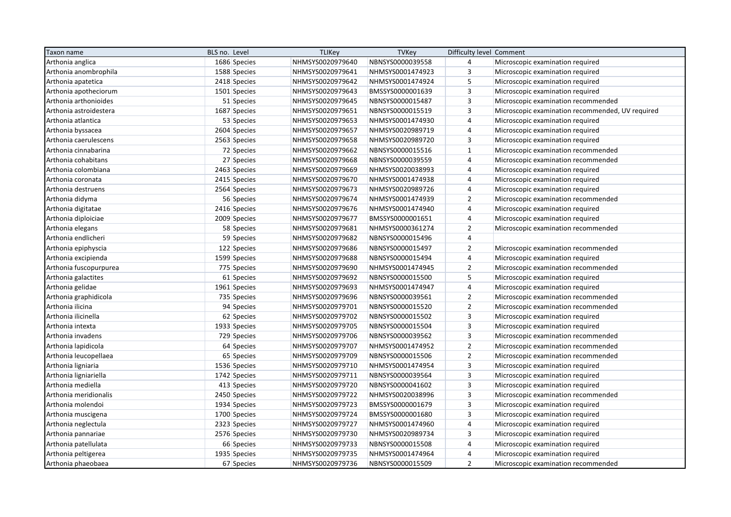| Taxon name | BLS no. | Level | TLIKey | TVKey | Difficulty level | Comment |
|---|---|---|---|---|---|---|
| Arthonia anglica | 1686 | Species | NHMSYS0020979640 | NBNSYS0000039558 | 4 | Microscopic examination required |
| Arthonia anombrophila | 1588 | Species | NHMSYS0020979641 | NHMSYS0001474923 | 3 | Microscopic examination required |
| Arthonia apatetica | 2418 | Species | NHMSYS0020979642 | NHMSYS0001474924 | 5 | Microscopic examination required |
| Arthonia apotheciorum | 1501 | Species | NHMSYS0020979643 | BMSSYS0000001639 | 3 | Microscopic examination required |
| Arthonia arthonioides | 51 | Species | NHMSYS0020979645 | NBNSYS0000015487 | 3 | Microscopic examination recommended |
| Arthonia astroidestera | 1687 | Species | NHMSYS0020979651 | NBNSYS0000015519 | 3 | Microscopic examination recommended, UV required |
| Arthonia atlantica | 53 | Species | NHMSYS0020979653 | NHMSYS0001474930 | 4 | Microscopic examination required |
| Arthonia byssacea | 2604 | Species | NHMSYS0020979657 | NHMSYS0020989719 | 4 | Microscopic examination required |
| Arthonia caerulescens | 2563 | Species | NHMSYS0020979658 | NHMSYS0020989720 | 3 | Microscopic examination required |
| Arthonia cinnabarina | 72 | Species | NHMSYS0020979662 | NBNSYS0000015516 | 1 | Microscopic examination recommended |
| Arthonia cohabitans | 27 | Species | NHMSYS0020979668 | NBNSYS0000039559 | 4 | Microscopic examination recommended |
| Arthonia colombiana | 2463 | Species | NHMSYS0020979669 | NHMSYS0020038993 | 4 | Microscopic examination required |
| Arthonia coronata | 2415 | Species | NHMSYS0020979670 | NHMSYS0001474938 | 4 | Microscopic examination required |
| Arthonia destruens | 2564 | Species | NHMSYS0020979673 | NHMSYS0020989726 | 4 | Microscopic examination required |
| Arthonia didyma | 56 | Species | NHMSYS0020979674 | NHMSYS0001474939 | 2 | Microscopic examination recommended |
| Arthonia digitatae | 2416 | Species | NHMSYS0020979676 | NHMSYS0001474940 | 4 | Microscopic examination required |
| Arthonia diploiciae | 2009 | Species | NHMSYS0020979677 | BMSSYS0000001651 | 4 | Microscopic examination required |
| Arthonia elegans | 58 | Species | NHMSYS0020979681 | NHMSYS0000361274 | 2 | Microscopic examination recommended |
| Arthonia endlicheri | 59 | Species | NHMSYS0020979682 | NBNSYS0000015496 | 4 | |
| Arthonia epiphyscia | 122 | Species | NHMSYS0020979686 | NBNSYS0000015497 | 2 | Microscopic examination recommended |
| Arthonia excipienda | 1599 | Species | NHMSYS0020979688 | NBNSYS0000015494 | 4 | Microscopic examination required |
| Arthonia fuscopurpurea | 775 | Species | NHMSYS0020979690 | NHMSYS0001474945 | 2 | Microscopic examination recommended |
| Arthonia galactites | 61 | Species | NHMSYS0020979692 | NBNSYS0000015500 | 5 | Microscopic examination required |
| Arthonia gelidae | 1961 | Species | NHMSYS0020979693 | NHMSYS0001474947 | 4 | Microscopic examination required |
| Arthonia graphidicola | 735 | Species | NHMSYS0020979696 | NBNSYS0000039561 | 2 | Microscopic examination recommended |
| Arthonia ilicina | 94 | Species | NHMSYS0020979701 | NBNSYS0000015520 | 2 | Microscopic examination recommended |
| Arthonia ilicinella | 62 | Species | NHMSYS0020979702 | NBNSYS0000015502 | 3 | Microscopic examination required |
| Arthonia intexta | 1933 | Species | NHMSYS0020979705 | NBNSYS0000015504 | 3 | Microscopic examination required |
| Arthonia invadens | 729 | Species | NHMSYS0020979706 | NBNSYS0000039562 | 3 | Microscopic examination recommended |
| Arthonia lapidicola | 64 | Species | NHMSYS0020979707 | NHMSYS0001474952 | 2 | Microscopic examination recommended |
| Arthonia leucopellaea | 65 | Species | NHMSYS0020979709 | NBNSYS0000015506 | 2 | Microscopic examination recommended |
| Arthonia ligniaria | 1536 | Species | NHMSYS0020979710 | NHMSYS0001474954 | 3 | Microscopic examination required |
| Arthonia ligniariella | 1742 | Species | NHMSYS0020979711 | NBNSYS0000039564 | 3 | Microscopic examination required |
| Arthonia mediella | 413 | Species | NHMSYS0020979720 | NBNSYS0000041602 | 3 | Microscopic examination required |
| Arthonia meridionalis | 2450 | Species | NHMSYS0020979722 | NHMSYS0020038996 | 3 | Microscopic examination recommended |
| Arthonia molendoi | 1934 | Species | NHMSYS0020979723 | BMSSYS0000001679 | 3 | Microscopic examination required |
| Arthonia muscigena | 1700 | Species | NHMSYS0020979724 | BMSSYS0000001680 | 3 | Microscopic examination required |
| Arthonia neglectula | 2323 | Species | NHMSYS0020979727 | NHMSYS0001474960 | 4 | Microscopic examination required |
| Arthonia pannariae | 2576 | Species | NHMSYS0020979730 | NHMSYS0020989734 | 3 | Microscopic examination required |
| Arthonia patellulata | 66 | Species | NHMSYS0020979733 | NBNSYS0000015508 | 4 | Microscopic examination required |
| Arthonia peltigerea | 1935 | Species | NHMSYS0020979735 | NHMSYS0001474964 | 4 | Microscopic examination required |
| Arthonia phaeobaea | 67 | Species | NHMSYS0020979736 | NBNSYS0000015509 | 2 | Microscopic examination recommended |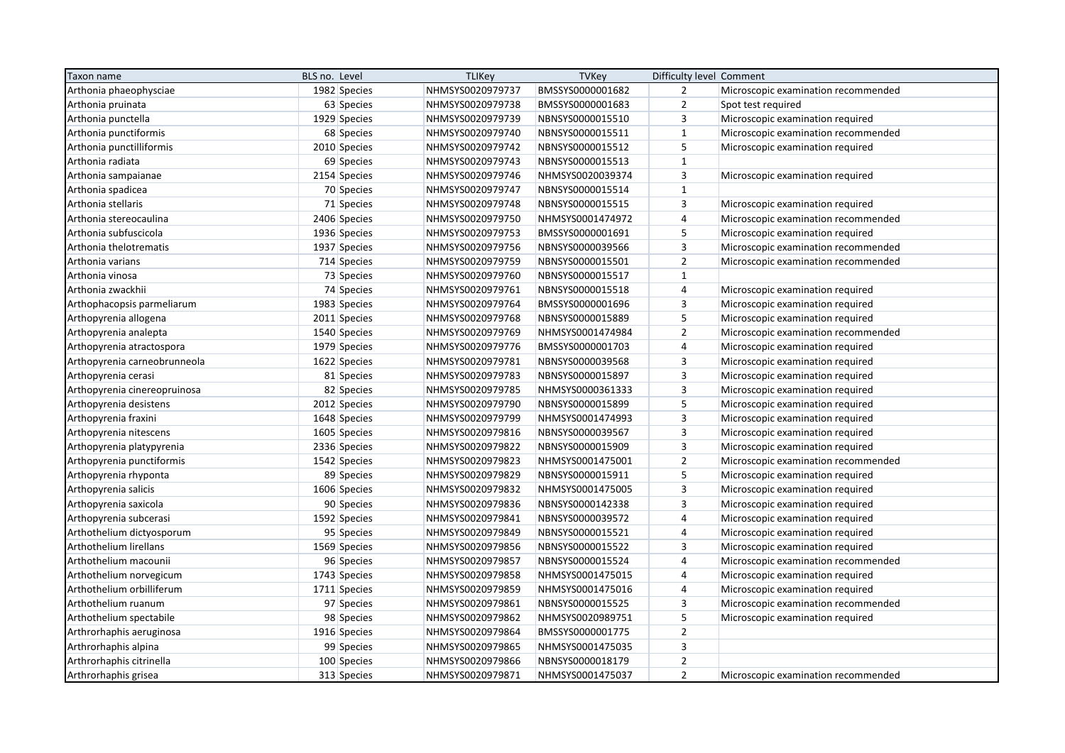| Taxon name | BLS no. | Level | TLIKey | TVKey | Difficulty level | Comment |
|---|---|---|---|---|---|---|
| Arthonia phaeophysciae | 1982 | Species | NHMSYS0020979737 | BMSSYS0000001682 | 2 | Microscopic examination recommended |
| Arthonia pruinata | 63 | Species | NHMSYS0020979738 | BMSSYS0000001683 | 2 | Spot test required |
| Arthonia punctella | 1929 | Species | NHMSYS0020979739 | NBNSYS0000015510 | 3 | Microscopic examination required |
| Arthonia punctiformis | 68 | Species | NHMSYS0020979740 | NBNSYS0000015511 | 1 | Microscopic examination recommended |
| Arthonia punctilliformis | 2010 | Species | NHMSYS0020979742 | NBNSYS0000015512 | 5 | Microscopic examination required |
| Arthonia radiata | 69 | Species | NHMSYS0020979743 | NBNSYS0000015513 | 1 | |
| Arthonia sampaianae | 2154 | Species | NHMSYS0020979746 | NHMSYS0020039374 | 3 | Microscopic examination required |
| Arthonia spadicea | 70 | Species | NHMSYS0020979747 | NBNSYS0000015514 | 1 | |
| Arthonia stellaris | 71 | Species | NHMSYS0020979748 | NBNSYS0000015515 | 3 | Microscopic examination required |
| Arthonia stereocaulina | 2406 | Species | NHMSYS0020979750 | NHMSYS0001474972 | 4 | Microscopic examination recommended |
| Arthonia subfuscicola | 1936 | Species | NHMSYS0020979753 | BMSSYS0000001691 | 5 | Microscopic examination required |
| Arthonia thelotrematis | 1937 | Species | NHMSYS0020979756 | NBNSYS0000039566 | 3 | Microscopic examination recommended |
| Arthonia varians | 714 | Species | NHMSYS0020979759 | NBNSYS0000015501 | 2 | Microscopic examination recommended |
| Arthonia vinosa | 73 | Species | NHMSYS0020979760 | NBNSYS0000015517 | 1 | |
| Arthonia zwackhii | 74 | Species | NHMSYS0020979761 | NBNSYS0000015518 | 4 | Microscopic examination required |
| Arthophacopsis parmeliarum | 1983 | Species | NHMSYS0020979764 | BMSSYS0000001696 | 3 | Microscopic examination required |
| Arthopyrenia allogena | 2011 | Species | NHMSYS0020979768 | NBNSYS0000015889 | 5 | Microscopic examination required |
| Arthopyrenia analepta | 1540 | Species | NHMSYS0020979769 | NHMSYS0001474984 | 2 | Microscopic examination recommended |
| Arthopyrenia atractospora | 1979 | Species | NHMSYS0020979776 | BMSSYS0000001703 | 4 | Microscopic examination required |
| Arthopyrenia carneobrunneola | 1622 | Species | NHMSYS0020979781 | NBNSYS0000039568 | 3 | Microscopic examination required |
| Arthopyrenia cerasi | 81 | Species | NHMSYS0020979783 | NBNSYS0000015897 | 3 | Microscopic examination required |
| Arthopyrenia cinereopruinosa | 82 | Species | NHMSYS0020979785 | NHMSYS0000361333 | 3 | Microscopic examination required |
| Arthopyrenia desistens | 2012 | Species | NHMSYS0020979790 | NBNSYS0000015899 | 5 | Microscopic examination required |
| Arthopyrenia fraxini | 1648 | Species | NHMSYS0020979799 | NHMSYS0001474993 | 3 | Microscopic examination required |
| Arthopyrenia nitescens | 1605 | Species | NHMSYS0020979816 | NBNSYS0000039567 | 3 | Microscopic examination required |
| Arthopyrenia platypyrenia | 2336 | Species | NHMSYS0020979822 | NBNSYS0000015909 | 3 | Microscopic examination required |
| Arthopyrenia punctiformis | 1542 | Species | NHMSYS0020979823 | NHMSYS0001475001 | 2 | Microscopic examination recommended |
| Arthopyrenia rhyponta | 89 | Species | NHMSYS0020979829 | NBNSYS0000015911 | 5 | Microscopic examination required |
| Arthopyrenia salicis | 1606 | Species | NHMSYS0020979832 | NHMSYS0001475005 | 3 | Microscopic examination required |
| Arthopyrenia saxicola | 90 | Species | NHMSYS0020979836 | NBNSYS0000142338 | 3 | Microscopic examination required |
| Arthopyrenia subcerasi | 1592 | Species | NHMSYS0020979841 | NBNSYS0000039572 | 4 | Microscopic examination required |
| Arthothelium dictyosporum | 95 | Species | NHMSYS0020979849 | NBNSYS0000015521 | 4 | Microscopic examination required |
| Arthothelium lirellans | 1569 | Species | NHMSYS0020979856 | NBNSYS0000015522 | 3 | Microscopic examination required |
| Arthothelium macounii | 96 | Species | NHMSYS0020979857 | NBNSYS0000015524 | 4 | Microscopic examination recommended |
| Arthothelium norvegicum | 1743 | Species | NHMSYS0020979858 | NHMSYS0001475015 | 4 | Microscopic examination required |
| Arthothelium orbilliferum | 1711 | Species | NHMSYS0020979859 | NHMSYS0001475016 | 4 | Microscopic examination required |
| Arthothelium ruanum | 97 | Species | NHMSYS0020979861 | NBNSYS0000015525 | 3 | Microscopic examination recommended |
| Arthothelium spectabile | 98 | Species | NHMSYS0020979862 | NHMSYS0020989751 | 5 | Microscopic examination required |
| Arthrorhaphis aeruginosa | 1916 | Species | NHMSYS0020979864 | BMSSYS0000001775 | 2 | |
| Arthrorhaphis alpina | 99 | Species | NHMSYS0020979865 | NHMSYS0001475035 | 3 | |
| Arthrorhaphis citrinella | 100 | Species | NHMSYS0020979866 | NBNSYS0000018179 | 2 | |
| Arthrorhaphis grisea | 313 | Species | NHMSYS0020979871 | NHMSYS0001475037 | 2 | Microscopic examination recommended |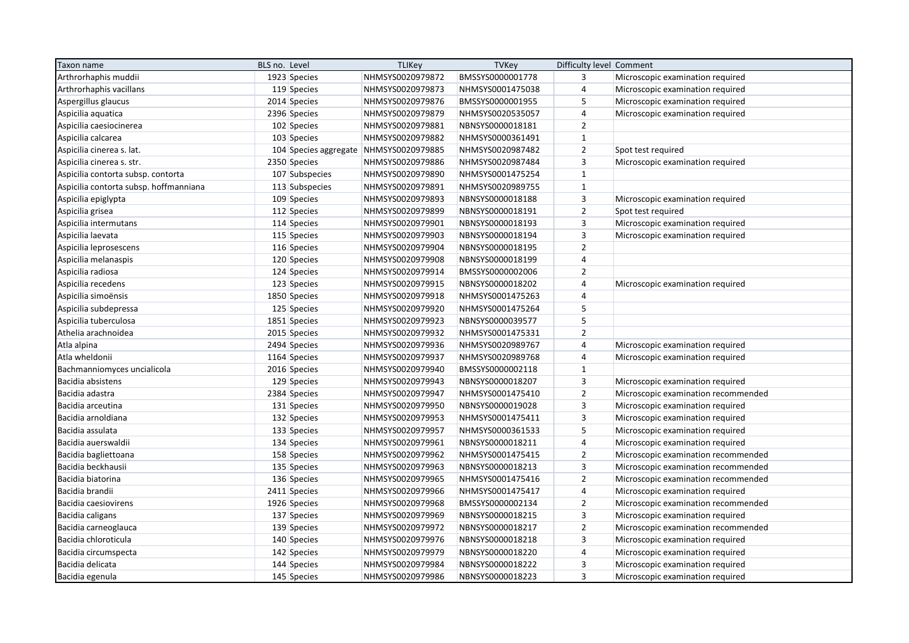| Taxon name | BLS no. | Level | TLIKey | TVKey | Difficulty level | Comment |
|---|---|---|---|---|---|---|
| Arthrorhaphis muddii | 1923 | Species | NHMSYS0020979872 | BMSSYS0000001778 | 3 | Microscopic examination required |
| Arthrorhaphis vacillans | 119 | Species | NHMSYS0020979873 | NHMSYS0001475038 | 4 | Microscopic examination required |
| Aspergillus glaucus | 2014 | Species | NHMSYS0020979876 | BMSSYS0000001955 | 5 | Microscopic examination required |
| Aspicilia aquatica | 2396 | Species | NHMSYS0020979879 | NHMSYS0020535057 | 4 | Microscopic examination required |
| Aspicilia caesiocinerea | 102 | Species | NHMSYS0020979881 | NBNSYS0000018181 | 2 | |
| Aspicilia calcarea | 103 | Species | NHMSYS0020979882 | NHMSYS0000361491 | 1 | |
| Aspicilia cinerea s. lat. | 104 | Species aggregate | NHMSYS0020979885 | NHMSYS0020987482 | 2 | Spot test required |
| Aspicilia cinerea s. str. | 2350 | Species | NHMSYS0020979886 | NHMSYS0020987484 | 3 | Microscopic examination required |
| Aspicilia contorta subsp. contorta | 107 | Subspecies | NHMSYS0020979890 | NHMSYS0001475254 | 1 | |
| Aspicilia contorta subsp. hoffmanniana | 113 | Subspecies | NHMSYS0020979891 | NHMSYS0020989755 | 1 | |
| Aspicilia epiglypta | 109 | Species | NHMSYS0020979893 | NBNSYS0000018188 | 3 | Microscopic examination required |
| Aspicilia grisea | 112 | Species | NHMSYS0020979899 | NBNSYS0000018191 | 2 | Spot test required |
| Aspicilia intermutans | 114 | Species | NHMSYS0020979901 | NBNSYS0000018193 | 3 | Microscopic examination required |
| Aspicilia laevata | 115 | Species | NHMSYS0020979903 | NBNSYS0000018194 | 3 | Microscopic examination required |
| Aspicilia leprosescens | 116 | Species | NHMSYS0020979904 | NBNSYS0000018195 | 2 | |
| Aspicilia melanaspis | 120 | Species | NHMSYS0020979908 | NBNSYS0000018199 | 4 | |
| Aspicilia radiosa | 124 | Species | NHMSYS0020979914 | BMSSYS0000002006 | 2 | |
| Aspicilia recedens | 123 | Species | NHMSYS0020979915 | NBNSYS0000018202 | 4 | Microscopic examination required |
| Aspicilia simoënsis | 1850 | Species | NHMSYS0020979918 | NHMSYS0001475263 | 4 | |
| Aspicilia subdepressa | 125 | Species | NHMSYS0020979920 | NHMSYS0001475264 | 5 | |
| Aspicilia tuberculosa | 1851 | Species | NHMSYS0020979923 | NBNSYS0000039577 | 5 | |
| Athelia arachnoidea | 2015 | Species | NHMSYS0020979932 | NHMSYS0001475331 | 2 | |
| Atla alpina | 2494 | Species | NHMSYS0020979936 | NHMSYS0020989767 | 4 | Microscopic examination required |
| Atla wheldonii | 1164 | Species | NHMSYS0020979937 | NHMSYS0020989768 | 4 | Microscopic examination required |
| Bachmanniomyces uncialicola | 2016 | Species | NHMSYS0020979940 | BMSSYS0000002118 | 1 | |
| Bacidia absistens | 129 | Species | NHMSYS0020979943 | NBNSYS0000018207 | 3 | Microscopic examination required |
| Bacidia adastra | 2384 | Species | NHMSYS0020979947 | NHMSYS0001475410 | 2 | Microscopic examination recommended |
| Bacidia arceutina | 131 | Species | NHMSYS0020979950 | NBNSYS0000019028 | 3 | Microscopic examination required |
| Bacidia arnoldiana | 132 | Species | NHMSYS0020979953 | NHMSYS0001475411 | 3 | Microscopic examination required |
| Bacidia assulata | 133 | Species | NHMSYS0020979957 | NHMSYS0000361533 | 5 | Microscopic examination required |
| Bacidia auerswaldii | 134 | Species | NHMSYS0020979961 | NBNSYS0000018211 | 4 | Microscopic examination required |
| Bacidia bagliettoana | 158 | Species | NHMSYS0020979962 | NHMSYS0001475415 | 2 | Microscopic examination recommended |
| Bacidia beckhausii | 135 | Species | NHMSYS0020979963 | NBNSYS0000018213 | 3 | Microscopic examination recommended |
| Bacidia biatorina | 136 | Species | NHMSYS0020979965 | NHMSYS0001475416 | 2 | Microscopic examination recommended |
| Bacidia brandii | 2411 | Species | NHMSYS0020979966 | NHMSYS0001475417 | 4 | Microscopic examination required |
| Bacidia caesiovirens | 1926 | Species | NHMSYS0020979968 | BMSSYS0000002134 | 2 | Microscopic examination recommended |
| Bacidia caligans | 137 | Species | NHMSYS0020979969 | NBNSYS0000018215 | 3 | Microscopic examination required |
| Bacidia carneoglauca | 139 | Species | NHMSYS0020979972 | NBNSYS0000018217 | 2 | Microscopic examination recommended |
| Bacidia chloroticula | 140 | Species | NHMSYS0020979976 | NBNSYS0000018218 | 3 | Microscopic examination required |
| Bacidia circumspecta | 142 | Species | NHMSYS0020979979 | NBNSYS0000018220 | 4 | Microscopic examination required |
| Bacidia delicata | 144 | Species | NHMSYS0020979984 | NBNSYS0000018222 | 3 | Microscopic examination required |
| Bacidia egenula | 145 | Species | NHMSYS0020979986 | NBNSYS0000018223 | 3 | Microscopic examination required |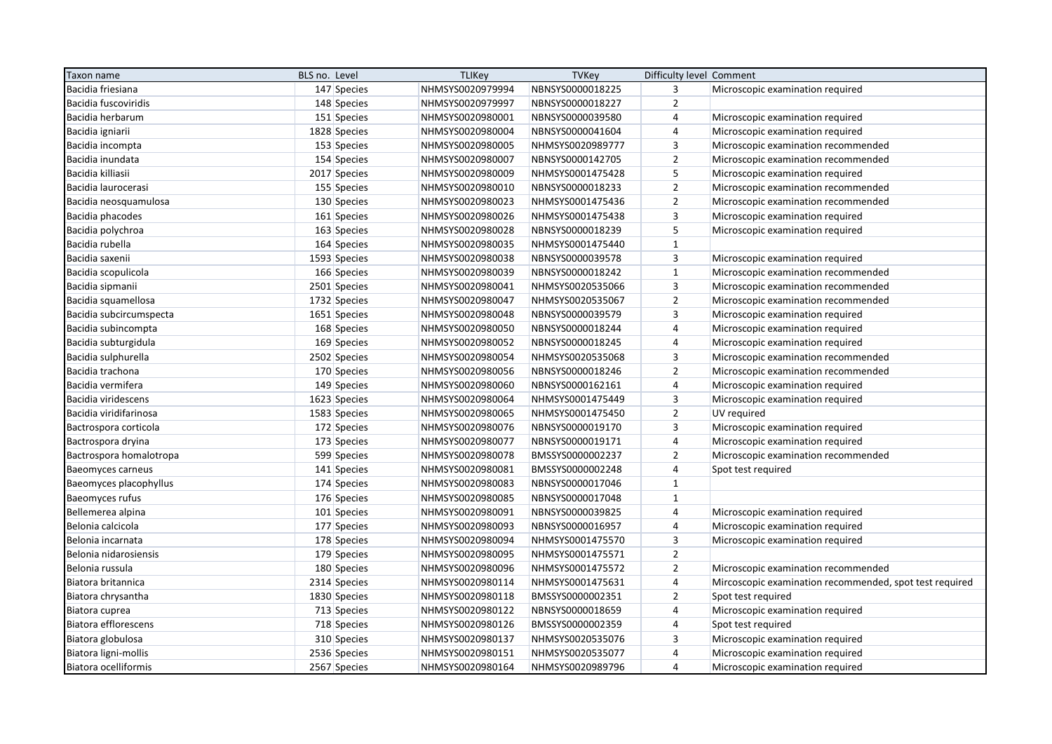| Taxon name | BLS no. | Level | TLIKey | TVKey | Difficulty level | Comment |
|---|---|---|---|---|---|---|
| Bacidia friesiana | 147 | Species | NHMSYS0020979994 | NBNSYS0000018225 | 3 | Microscopic examination required |
| Bacidia fuscoviridis | 148 | Species | NHMSYS0020979997 | NBNSYS0000018227 | 2 | |
| Bacidia herbarum | 151 | Species | NHMSYS0020980001 | NBNSYS0000039580 | 4 | Microscopic examination required |
| Bacidia igniarii | 1828 | Species | NHMSYS0020980004 | NBNSYS0000041604 | 4 | Microscopic examination required |
| Bacidia incompta | 153 | Species | NHMSYS0020980005 | NHMSYS0020989777 | 3 | Microscopic examination recommended |
| Bacidia inundata | 154 | Species | NHMSYS0020980007 | NBNSYS0000142705 | 2 | Microscopic examination recommended |
| Bacidia killiasii | 2017 | Species | NHMSYS0020980009 | NHMSYS0001475428 | 5 | Microscopic examination required |
| Bacidia laurocerasi | 155 | Species | NHMSYS0020980010 | NBNSYS0000018233 | 2 | Microscopic examination recommended |
| Bacidia neosquamulosa | 130 | Species | NHMSYS0020980023 | NHMSYS0001475436 | 2 | Microscopic examination recommended |
| Bacidia phacodes | 161 | Species | NHMSYS0020980026 | NHMSYS0001475438 | 3 | Microscopic examination required |
| Bacidia polychroa | 163 | Species | NHMSYS0020980028 | NBNSYS0000018239 | 5 | Microscopic examination required |
| Bacidia rubella | 164 | Species | NHMSYS0020980035 | NHMSYS0001475440 | 1 | |
| Bacidia saxenii | 1593 | Species | NHMSYS0020980038 | NBNSYS0000039578 | 3 | Microscopic examination required |
| Bacidia scopulicola | 166 | Species | NHMSYS0020980039 | NBNSYS0000018242 | 1 | Microscopic examination recommended |
| Bacidia sipmanii | 2501 | Species | NHMSYS0020980041 | NHMSYS0020535066 | 3 | Microscopic examination recommended |
| Bacidia squamellosa | 1732 | Species | NHMSYS0020980047 | NHMSYS0020535067 | 2 | Microscopic examination recommended |
| Bacidia subcircumspecta | 1651 | Species | NHMSYS0020980048 | NBNSYS0000039579 | 3 | Microscopic examination required |
| Bacidia subincompta | 168 | Species | NHMSYS0020980050 | NBNSYS0000018244 | 4 | Microscopic examination required |
| Bacidia subturgidula | 169 | Species | NHMSYS0020980052 | NBNSYS0000018245 | 4 | Microscopic examination required |
| Bacidia sulphurella | 2502 | Species | NHMSYS0020980054 | NHMSYS0020535068 | 3 | Microscopic examination recommended |
| Bacidia trachona | 170 | Species | NHMSYS0020980056 | NBNSYS0000018246 | 2 | Microscopic examination recommended |
| Bacidia vermifera | 149 | Species | NHMSYS0020980060 | NBNSYS0000162161 | 4 | Microscopic examination required |
| Bacidia viridescens | 1623 | Species | NHMSYS0020980064 | NHMSYS0001475449 | 3 | Microscopic examination required |
| Bacidia viridifarinosa | 1583 | Species | NHMSYS0020980065 | NHMSYS0001475450 | 2 | UV required |
| Bactrospora corticola | 172 | Species | NHMSYS0020980076 | NBNSYS0000019170 | 3 | Microscopic examination required |
| Bactrospora dryina | 173 | Species | NHMSYS0020980077 | NBNSYS0000019171 | 4 | Microscopic examination required |
| Bactrospora homalotropa | 599 | Species | NHMSYS0020980078 | BMSSYS0000002237 | 2 | Microscopic examination recommended |
| Baeomyces carneus | 141 | Species | NHMSYS0020980081 | BMSSYS0000002248 | 4 | Spot test required |
| Baeomyces placophyllus | 174 | Species | NHMSYS0020980083 | NBNSYS0000017046 | 1 | |
| Baeomyces rufus | 176 | Species | NHMSYS0020980085 | NBNSYS0000017048 | 1 | |
| Bellemerea alpina | 101 | Species | NHMSYS0020980091 | NBNSYS0000039825 | 4 | Microscopic examination required |
| Belonia calcicola | 177 | Species | NHMSYS0020980093 | NBNSYS0000016957 | 4 | Microscopic examination required |
| Belonia incarnata | 178 | Species | NHMSYS0020980094 | NHMSYS0001475570 | 3 | Microscopic examination required |
| Belonia nidarosiensis | 179 | Species | NHMSYS0020980095 | NHMSYS0001475571 | 2 | |
| Belonia russula | 180 | Species | NHMSYS0020980096 | NHMSYS0001475572 | 2 | Microscopic examination recommended |
| Biatora britannica | 2314 | Species | NHMSYS0020980114 | NHMSYS0001475631 | 4 | Mircoscopic examination recommended, spot test required |
| Biatora chrysantha | 1830 | Species | NHMSYS0020980118 | BMSSYS0000002351 | 2 | Spot test required |
| Biatora cuprea | 713 | Species | NHMSYS0020980122 | NBNSYS0000018659 | 4 | Microscopic examination required |
| Biatora efflorescens | 718 | Species | NHMSYS0020980126 | BMSSYS0000002359 | 4 | Spot test required |
| Biatora globulosa | 310 | Species | NHMSYS0020980137 | NHMSYS0020535076 | 3 | Microscopic examination required |
| Biatora ligni-mollis | 2536 | Species | NHMSYS0020980151 | NHMSYS0020535077 | 4 | Microscopic examination required |
| Biatora ocelliformis | 2567 | Species | NHMSYS0020980164 | NHMSYS0020989796 | 4 | Microscopic examination required |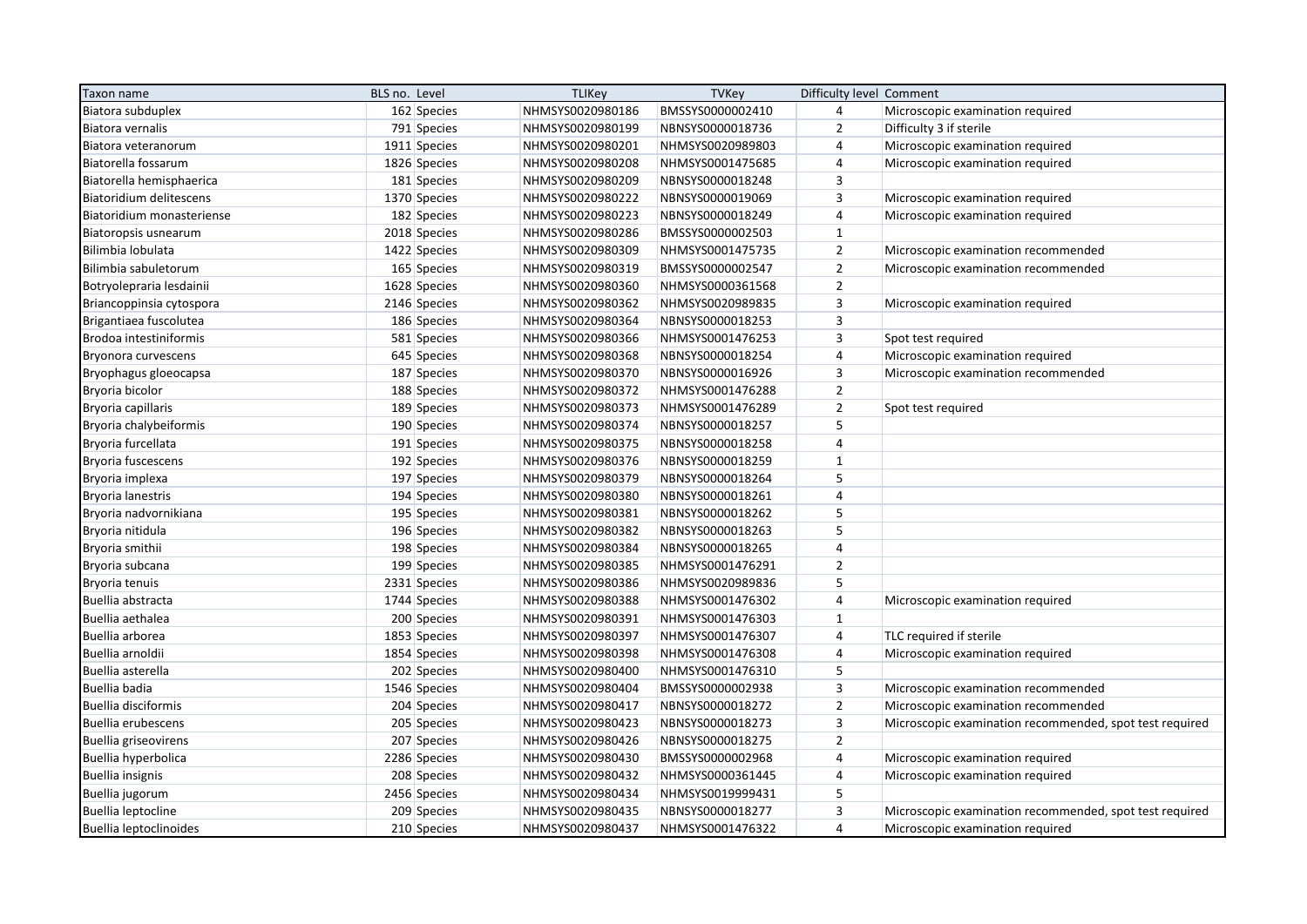| Taxon name | BLS no. | Level | TLIKey | TVKey | Difficulty level | Comment |
| --- | --- | --- | --- | --- | --- | --- |
| Biatora subduplex | 162 | Species | NHMSYS0020980186 | BMSSYS0000002410 | 4 | Microscopic examination required |
| Biatora vernalis | 791 | Species | NHMSYS0020980199 | NBNSYS0000018736 | 2 | Difficulty 3 if sterile |
| Biatora veteranorum | 1911 | Species | NHMSYS0020980201 | NHMSYS0020989803 | 4 | Microscopic examination required |
| Biatorella fossarum | 1826 | Species | NHMSYS0020980208 | NHMSYS0001475685 | 4 | Microscopic examination required |
| Biatorella hemisphaerica | 181 | Species | NHMSYS0020980209 | NBNSYS0000018248 | 3 | |
| Biatoridium delitescens | 1370 | Species | NHMSYS0020980222 | NBNSYS0000019069 | 3 | Microscopic examination required |
| Biatoridium monasteriense | 182 | Species | NHMSYS0020980223 | NBNSYS0000018249 | 4 | Microscopic examination required |
| Biatoropsis usnearum | 2018 | Species | NHMSYS0020980286 | BMSSYS0000002503 | 1 | |
| Bilimbia lobulata | 1422 | Species | NHMSYS0020980309 | NHMSYS0001475735 | 2 | Microscopic examination recommended |
| Bilimbia sabuletorum | 165 | Species | NHMSYS0020980319 | BMSSYS0000002547 | 2 | Microscopic examination recommended |
| Botryolepraria lesdainii | 1628 | Species | NHMSYS0020980360 | NHMSYS0000361568 | 2 | |
| Briancoppinsia cytospora | 2146 | Species | NHMSYS0020980362 | NHMSYS0020989835 | 3 | Microscopic examination required |
| Brigantiaea fuscolutea | 186 | Species | NHMSYS0020980364 | NBNSYS0000018253 | 3 | |
| Brodoa intestiniformis | 581 | Species | NHMSYS0020980366 | NHMSYS0001476253 | 3 | Spot test required |
| Bryonora curvescens | 645 | Species | NHMSYS0020980368 | NBNSYS0000018254 | 4 | Microscopic examination required |
| Bryophagus gloeocapsa | 187 | Species | NHMSYS0020980370 | NBNSYS0000016926 | 3 | Microscopic examination recommended |
| Bryoria bicolor | 188 | Species | NHMSYS0020980372 | NHMSYS0001476288 | 2 | |
| Bryoria capillaris | 189 | Species | NHMSYS0020980373 | NHMSYS0001476289 | 2 | Spot test required |
| Bryoria chalybeiformis | 190 | Species | NHMSYS0020980374 | NBNSYS0000018257 | 5 | |
| Bryoria furcellata | 191 | Species | NHMSYS0020980375 | NBNSYS0000018258 | 4 | |
| Bryoria fuscescens | 192 | Species | NHMSYS0020980376 | NBNSYS0000018259 | 1 | |
| Bryoria implexa | 197 | Species | NHMSYS0020980379 | NBNSYS0000018264 | 5 | |
| Bryoria lanestris | 194 | Species | NHMSYS0020980380 | NBNSYS0000018261 | 4 | |
| Bryoria nadvornikiana | 195 | Species | NHMSYS0020980381 | NBNSYS0000018262 | 5 | |
| Bryoria nitidula | 196 | Species | NHMSYS0020980382 | NBNSYS0000018263 | 5 | |
| Bryoria smithii | 198 | Species | NHMSYS0020980384 | NBNSYS0000018265 | 4 | |
| Bryoria subcana | 199 | Species | NHMSYS0020980385 | NHMSYS0001476291 | 2 | |
| Bryoria tenuis | 2331 | Species | NHMSYS0020980386 | NHMSYS0020989836 | 5 | |
| Buellia abstracta | 1744 | Species | NHMSYS0020980388 | NHMSYS0001476302 | 4 | Microscopic examination required |
| Buellia aethalea | 200 | Species | NHMSYS0020980391 | NHMSYS0001476303 | 1 | |
| Buellia arborea | 1853 | Species | NHMSYS0020980397 | NHMSYS0001476307 | 4 | TLC required if sterile |
| Buellia arnoldii | 1854 | Species | NHMSYS0020980398 | NHMSYS0001476308 | 4 | Microscopic examination required |
| Buellia asterella | 202 | Species | NHMSYS0020980400 | NHMSYS0001476310 | 5 | |
| Buellia badia | 1546 | Species | NHMSYS0020980404 | BMSSYS0000002938 | 3 | Microscopic examination recommended |
| Buellia disciformis | 204 | Species | NHMSYS0020980417 | NBNSYS0000018272 | 2 | Microscopic examination recommended |
| Buellia erubescens | 205 | Species | NHMSYS0020980423 | NBNSYS0000018273 | 3 | Microscopic examination recommended, spot test required |
| Buellia griseovirens | 207 | Species | NHMSYS0020980426 | NBNSYS0000018275 | 2 | |
| Buellia hyperbolica | 2286 | Species | NHMSYS0020980430 | BMSSYS0000002968 | 4 | Microscopic examination required |
| Buellia insignis | 208 | Species | NHMSYS0020980432 | NHMSYS0000361445 | 4 | Microscopic examination required |
| Buellia jugorum | 2456 | Species | NHMSYS0020980434 | NHMSYS0019999431 | 5 | |
| Buellia leptocline | 209 | Species | NHMSYS0020980435 | NBNSYS0000018277 | 3 | Microscopic examination recommended, spot test required |
| Buellia leptoclinoides | 210 | Species | NHMSYS0020980437 | NHMSYS0001476322 | 4 | Microscopic examination required |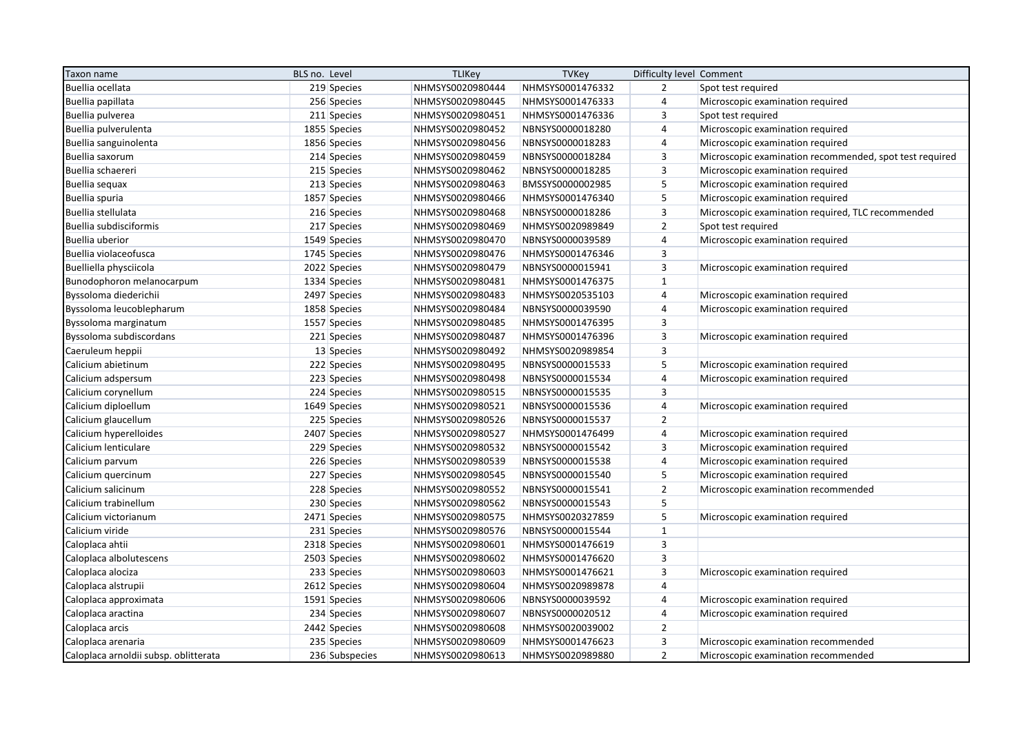| Taxon name | BLS no. | Level | TLIKey | TVKey | Difficulty level | Comment |
|---|---|---|---|---|---|---|
| Buellia ocellata | 219 | Species | NHMSYS0020980444 | NHMSYS0001476332 | 2 | Spot test required |
| Buellia papillata | 256 | Species | NHMSYS0020980445 | NHMSYS0001476333 | 4 | Microscopic examination required |
| Buellia pulverea | 211 | Species | NHMSYS0020980451 | NHMSYS0001476336 | 3 | Spot test required |
| Buellia pulverulenta | 1855 | Species | NHMSYS0020980452 | NBNSYS0000018280 | 4 | Microscopic examination required |
| Buellia sanguinolenta | 1856 | Species | NHMSYS0020980456 | NBNSYS0000018283 | 4 | Microscopic examination required |
| Buellia saxorum | 214 | Species | NHMSYS0020980459 | NBNSYS0000018284 | 3 | Microscopic examination recommended, spot test required |
| Buellia schaereri | 215 | Species | NHMSYS0020980462 | NBNSYS0000018285 | 3 | Microscopic examination required |
| Buellia sequax | 213 | Species | NHMSYS0020980463 | BMSSYS0000002985 | 5 | Microscopic examination required |
| Buellia spuria | 1857 | Species | NHMSYS0020980466 | NHMSYS0001476340 | 5 | Microscopic examination required |
| Buellia stellulata | 216 | Species | NHMSYS0020980468 | NBNSYS0000018286 | 3 | Microscopic examination required, TLC recommended |
| Buellia subdisciformis | 217 | Species | NHMSYS0020980469 | NHMSYS0020989849 | 2 | Spot test required |
| Buellia uberior | 1549 | Species | NHMSYS0020980470 | NBNSYS0000039589 | 4 | Microscopic examination required |
| Buellia violaceofusca | 1745 | Species | NHMSYS0020980476 | NHMSYS0001476346 | 3 | |
| Buelliella physciicola | 2022 | Species | NHMSYS0020980479 | NBNSYS0000015941 | 3 | Microscopic examination required |
| Bunodophoron melanocarpum | 1334 | Species | NHMSYS0020980481 | NHMSYS0001476375 | 1 | |
| Byssoloma diederichii | 2497 | Species | NHMSYS0020980483 | NHMSYS0020535103 | 4 | Microscopic examination required |
| Byssoloma leucoblepharum | 1858 | Species | NHMSYS0020980484 | NBNSYS0000039590 | 4 | Microscopic examination required |
| Byssoloma marginatum | 1557 | Species | NHMSYS0020980485 | NHMSYS0001476395 | 3 | |
| Byssoloma subdiscordans | 221 | Species | NHMSYS0020980487 | NHMSYS0001476396 | 3 | Microscopic examination required |
| Caeruleum heppii | 13 | Species | NHMSYS0020980492 | NHMSYS0020989854 | 3 | |
| Calicium abietinum | 222 | Species | NHMSYS0020980495 | NBNSYS0000015533 | 5 | Microscopic examination required |
| Calicium adspersum | 223 | Species | NHMSYS0020980498 | NBNSYS0000015534 | 4 | Microscopic examination required |
| Calicium corynellum | 224 | Species | NHMSYS0020980515 | NBNSYS0000015535 | 3 | |
| Calicium diploellum | 1649 | Species | NHMSYS0020980521 | NBNSYS0000015536 | 4 | Microscopic examination required |
| Calicium glaucellum | 225 | Species | NHMSYS0020980526 | NBNSYS0000015537 | 2 | |
| Calicium hyperelloides | 2407 | Species | NHMSYS0020980527 | NHMSYS0001476499 | 4 | Microscopic examination required |
| Calicium lenticulare | 229 | Species | NHMSYS0020980532 | NBNSYS0000015542 | 3 | Microscopic examination required |
| Calicium parvum | 226 | Species | NHMSYS0020980539 | NBNSYS0000015538 | 4 | Microscopic examination required |
| Calicium quercinum | 227 | Species | NHMSYS0020980545 | NBNSYS0000015540 | 5 | Microscopic examination required |
| Calicium salicinum | 228 | Species | NHMSYS0020980552 | NBNSYS0000015541 | 2 | Microscopic examination recommended |
| Calicium trabinellum | 230 | Species | NHMSYS0020980562 | NBNSYS0000015543 | 5 | |
| Calicium victorianum | 2471 | Species | NHMSYS0020980575 | NHMSYS0020327859 | 5 | Microscopic examination required |
| Calicium viride | 231 | Species | NHMSYS0020980576 | NBNSYS0000015544 | 1 | |
| Caloplaca ahtii | 2318 | Species | NHMSYS0020980601 | NHMSYS0001476619 | 3 | |
| Caloplaca albolutescens | 2503 | Species | NHMSYS0020980602 | NHMSYS0001476620 | 3 | |
| Caloplaca alociza | 233 | Species | NHMSYS0020980603 | NHMSYS0001476621 | 3 | Microscopic examination required |
| Caloplaca alstrupii | 2612 | Species | NHMSYS0020980604 | NHMSYS0020989878 | 4 | |
| Caloplaca approximata | 1591 | Species | NHMSYS0020980606 | NBNSYS0000039592 | 4 | Microscopic examination required |
| Caloplaca aractina | 234 | Species | NHMSYS0020980607 | NBNSYS0000020512 | 4 | Microscopic examination required |
| Caloplaca arcis | 2442 | Species | NHMSYS0020980608 | NHMSYS0020039002 | 2 | |
| Caloplaca arenaria | 235 | Species | NHMSYS0020980609 | NHMSYS0001476623 | 3 | Microscopic examination recommended |
| Caloplaca arnoldii subsp. oblitterata | 236 | Subspecies | NHMSYS0020980613 | NHMSYS0020989880 | 2 | Microscopic examination recommended |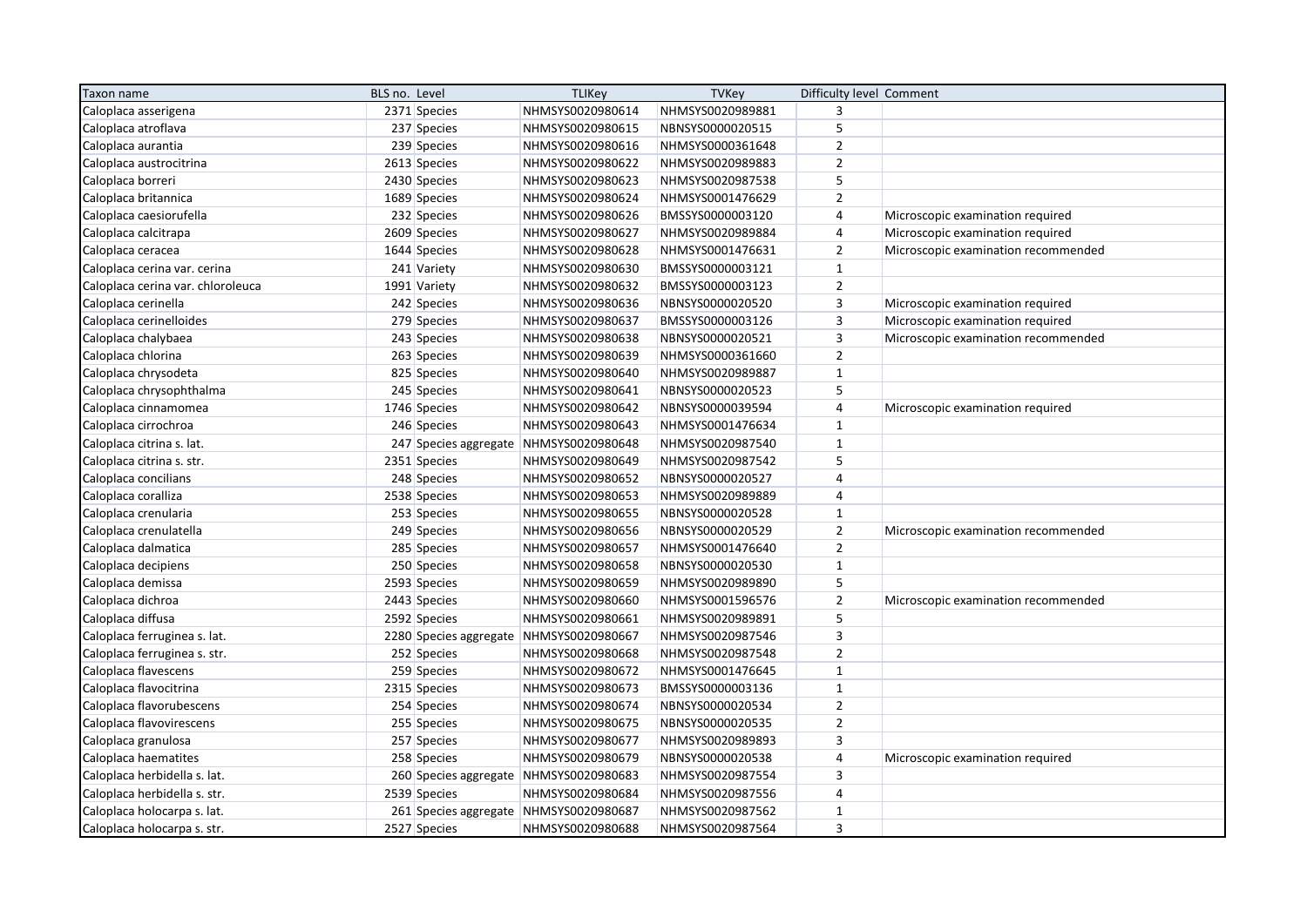| Taxon name | BLS no. | Level | TLIKey | TVKey | Difficulty level | Comment |
|---|---|---|---|---|---|---|
| Caloplaca asserigena | 2371 | Species | NHMSYS0020980614 | NHMSYS0020989881 | 3 | |
| Caloplaca atroflava | 237 | Species | NHMSYS0020980615 | NBNSYS0000020515 | 5 | |
| Caloplaca aurantia | 239 | Species | NHMSYS0020980616 | NHMSYS0000361648 | 2 | |
| Caloplaca austrocitrina | 2613 | Species | NHMSYS0020980622 | NHMSYS0020989883 | 2 | |
| Caloplaca borreri | 2430 | Species | NHMSYS0020980623 | NHMSYS0020987538 | 5 | |
| Caloplaca britannica | 1689 | Species | NHMSYS0020980624 | NHMSYS0001476629 | 2 | |
| Caloplaca caesiorufella | 232 | Species | NHMSYS0020980626 | BMSSYS0000003120 | 4 | Microscopic examination required |
| Caloplaca calcitrapa | 2609 | Species | NHMSYS0020980627 | NHMSYS0020989884 | 4 | Microscopic examination required |
| Caloplaca ceracea | 1644 | Species | NHMSYS0020980628 | NHMSYS0001476631 | 2 | Microscopic examination recommended |
| Caloplaca cerina var. cerina | 241 | Variety | NHMSYS0020980630 | BMSSYS0000003121 | 1 | |
| Caloplaca cerina var. chloroleuca | 1991 | Variety | NHMSYS0020980632 | BMSSYS0000003123 | 2 | |
| Caloplaca cerinella | 242 | Species | NHMSYS0020980636 | NBNSYS0000020520 | 3 | Microscopic examination required |
| Caloplaca cerinelloides | 279 | Species | NHMSYS0020980637 | BMSSYS0000003126 | 3 | Microscopic examination required |
| Caloplaca chalybaea | 243 | Species | NHMSYS0020980638 | NBNSYS0000020521 | 3 | Microscopic examination recommended |
| Caloplaca chlorina | 263 | Species | NHMSYS0020980639 | NHMSYS0000361660 | 2 | |
| Caloplaca chrysodeta | 825 | Species | NHMSYS0020980640 | NHMSYS0020989887 | 1 | |
| Caloplaca chrysophthalma | 245 | Species | NHMSYS0020980641 | NBNSYS0000020523 | 5 | |
| Caloplaca cinnamomea | 1746 | Species | NHMSYS0020980642 | NBNSYS0000039594 | 4 | Microscopic examination required |
| Caloplaca cirrochroa | 246 | Species | NHMSYS0020980643 | NHMSYS0001476634 | 1 | |
| Caloplaca citrina s. lat. | 247 | Species aggregate | NHMSYS0020980648 | NHMSYS0020987540 | 1 | |
| Caloplaca citrina s. str. | 2351 | Species | NHMSYS0020980649 | NHMSYS0020987542 | 5 | |
| Caloplaca concilians | 248 | Species | NHMSYS0020980652 | NBNSYS0000020527 | 4 | |
| Caloplaca coralliza | 2538 | Species | NHMSYS0020980653 | NHMSYS0020989889 | 4 | |
| Caloplaca crenularia | 253 | Species | NHMSYS0020980655 | NBNSYS0000020528 | 1 | |
| Caloplaca crenulatella | 249 | Species | NHMSYS0020980656 | NBNSYS0000020529 | 2 | Microscopic examination recommended |
| Caloplaca dalmatica | 285 | Species | NHMSYS0020980657 | NHMSYS0001476640 | 2 | |
| Caloplaca decipiens | 250 | Species | NHMSYS0020980658 | NBNSYS0000020530 | 1 | |
| Caloplaca demissa | 2593 | Species | NHMSYS0020980659 | NHMSYS0020989890 | 5 | |
| Caloplaca dichroa | 2443 | Species | NHMSYS0020980660 | NHMSYS0001596576 | 2 | Microscopic examination recommended |
| Caloplaca diffusa | 2592 | Species | NHMSYS0020980661 | NHMSYS0020989891 | 5 | |
| Caloplaca ferruginea s. lat. | 2280 | Species aggregate | NHMSYS0020980667 | NHMSYS0020987546 | 3 | |
| Caloplaca ferruginea s. str. | 252 | Species | NHMSYS0020980668 | NHMSYS0020987548 | 2 | |
| Caloplaca flavescens | 259 | Species | NHMSYS0020980672 | NHMSYS0001476645 | 1 | |
| Caloplaca flavocitrina | 2315 | Species | NHMSYS0020980673 | BMSSYS0000003136 | 1 | |
| Caloplaca flavorubescens | 254 | Species | NHMSYS0020980674 | NBNSYS0000020534 | 2 | |
| Caloplaca flavovirescens | 255 | Species | NHMSYS0020980675 | NBNSYS0000020535 | 2 | |
| Caloplaca granulosa | 257 | Species | NHMSYS0020980677 | NHMSYS0020989893 | 3 | |
| Caloplaca haematites | 258 | Species | NHMSYS0020980679 | NBNSYS0000020538 | 4 | Microscopic examination required |
| Caloplaca herbidella s. lat. | 260 | Species aggregate | NHMSYS0020980683 | NHMSYS0020987554 | 3 | |
| Caloplaca herbidella s. str. | 2539 | Species | NHMSYS0020980684 | NHMSYS0020987556 | 4 | |
| Caloplaca holocarpa s. lat. | 261 | Species aggregate | NHMSYS0020980687 | NHMSYS0020987562 | 1 | |
| Caloplaca holocarpa s. str. | 2527 | Species | NHMSYS0020980688 | NHMSYS0020987564 | 3 | |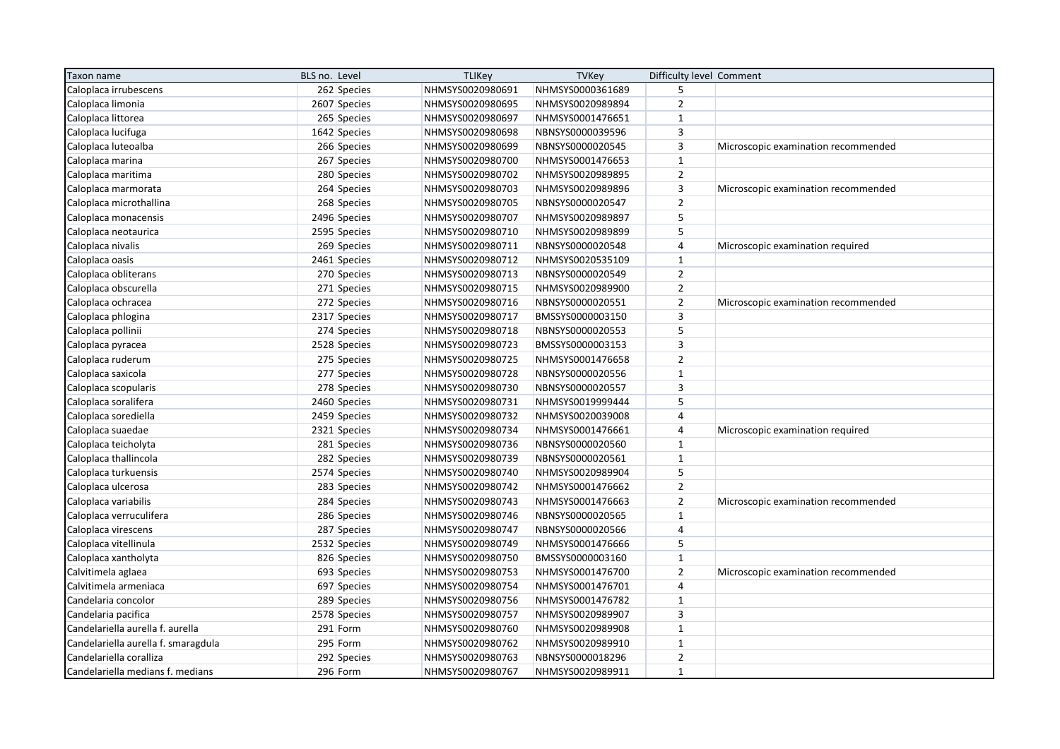| Taxon name | BLS no. | Level | TLIKey | TVKey | Difficulty level | Comment |
|---|---|---|---|---|---|---|
| Caloplaca irrubescens | 262 | Species | NHMSYS0020980691 | NHMSYS0000361689 | 5 | |
| Caloplaca limonia | 2607 | Species | NHMSYS0020980695 | NHMSYS0020989894 | 2 | |
| Caloplaca littorea | 265 | Species | NHMSYS0020980697 | NHMSYS0001476651 | 1 | |
| Caloplaca lucifuga | 1642 | Species | NHMSYS0020980698 | NBNSYS0000039596 | 3 | |
| Caloplaca luteoalba | 266 | Species | NHMSYS0020980699 | NBNSYS0000020545 | 3 | Microscopic examination recommended |
| Caloplaca marina | 267 | Species | NHMSYS0020980700 | NHMSYS0001476653 | 1 | |
| Caloplaca maritima | 280 | Species | NHMSYS0020980702 | NHMSYS0020989895 | 2 | |
| Caloplaca marmorata | 264 | Species | NHMSYS0020980703 | NHMSYS0020989896 | 3 | Microscopic examination recommended |
| Caloplaca microthallina | 268 | Species | NHMSYS0020980705 | NBNSYS0000020547 | 2 | |
| Caloplaca monacensis | 2496 | Species | NHMSYS0020980707 | NHMSYS0020989897 | 5 | |
| Caloplaca neotaurica | 2595 | Species | NHMSYS0020980710 | NHMSYS0020989899 | 5 | |
| Caloplaca nivalis | 269 | Species | NHMSYS0020980711 | NBNSYS0000020548 | 4 | Microscopic examination required |
| Caloplaca oasis | 2461 | Species | NHMSYS0020980712 | NHMSYS0020535109 | 1 | |
| Caloplaca obliterans | 270 | Species | NHMSYS0020980713 | NBNSYS0000020549 | 2 | |
| Caloplaca obscurella | 271 | Species | NHMSYS0020980715 | NHMSYS0020989900 | 2 | |
| Caloplaca ochracea | 272 | Species | NHMSYS0020980716 | NBNSYS0000020551 | 2 | Microscopic examination recommended |
| Caloplaca phlogina | 2317 | Species | NHMSYS0020980717 | BMSSYS0000003150 | 3 | |
| Caloplaca pollinii | 274 | Species | NHMSYS0020980718 | NBNSYS0000020553 | 5 | |
| Caloplaca pyracea | 2528 | Species | NHMSYS0020980723 | BMSSYS0000003153 | 3 | |
| Caloplaca ruderum | 275 | Species | NHMSYS0020980725 | NHMSYS0001476658 | 2 | |
| Caloplaca saxicola | 277 | Species | NHMSYS0020980728 | NBNSYS0000020556 | 1 | |
| Caloplaca scopularis | 278 | Species | NHMSYS0020980730 | NBNSYS0000020557 | 3 | |
| Caloplaca soralifera | 2460 | Species | NHMSYS0020980731 | NHMSYS0019999444 | 5 | |
| Caloplaca servidiella | 2459 | Species | NHMSYS0020980732 | NHMSYS0020039008 | 4 | |
| Caloplaca suaedae | 2321 | Species | NHMSYS0020980734 | NHMSYS0001476661 | 4 | Microscopic examination required |
| Caloplaca teicholyta | 281 | Species | NHMSYS0020980736 | NBNSYS0000020560 | 1 | |
| Caloplaca thallincola | 282 | Species | NHMSYS0020980739 | NBNSYS0000020561 | 1 | |
| Caloplaca turkuensis | 2574 | Species | NHMSYS0020980740 | NHMSYS0020989904 | 5 | |
| Caloplaca ulcerosa | 283 | Species | NHMSYS0020980742 | NHMSYS0001476662 | 2 | |
| Caloplaca variabilis | 284 | Species | NHMSYS0020980743 | NHMSYS0001476663 | 2 | Microscopic examination recommended |
| Caloplaca verruculifera | 286 | Species | NHMSYS0020980746 | NBNSYS0000020565 | 1 | |
| Caloplaca virescens | 287 | Species | NHMSYS0020980747 | NBNSYS0000020566 | 4 | |
| Caloplaca vitellinula | 2532 | Species | NHMSYS0020980749 | NHMSYS0001476666 | 5 | |
| Caloplaca xantholyta | 826 | Species | NHMSYS0020980750 | BMSSYS0000003160 | 1 | |
| Calvitimela aglaea | 693 | Species | NHMSYS0020980753 | NHMSYS0001476700 | 2 | Microscopic examination recommended |
| Calvitimela armeniaca | 697 | Species | NHMSYS0020980754 | NHMSYS0001476701 | 4 | |
| Candelaria concolor | 289 | Species | NHMSYS0020980756 | NHMSYS0001476782 | 1 | |
| Candelaria pacifica | 2578 | Species | NHMSYS0020980757 | NHMSYS0020989907 | 3 | |
| Candelariella aurella f. aurella | 291 | Form | NHMSYS0020980760 | NHMSYS0020989908 | 1 | |
| Candelariella aurella f. smaragdula | 295 | Form | NHMSYS0020980762 | NHMSYS0020989910 | 1 | |
| Candelariella coralliza | 292 | Species | NHMSYS0020980763 | NBNSYS0000018296 | 2 | |
| Candelariella medians f. medians | 296 | Form | NHMSYS0020980767 | NHMSYS0020989911 | 1 | |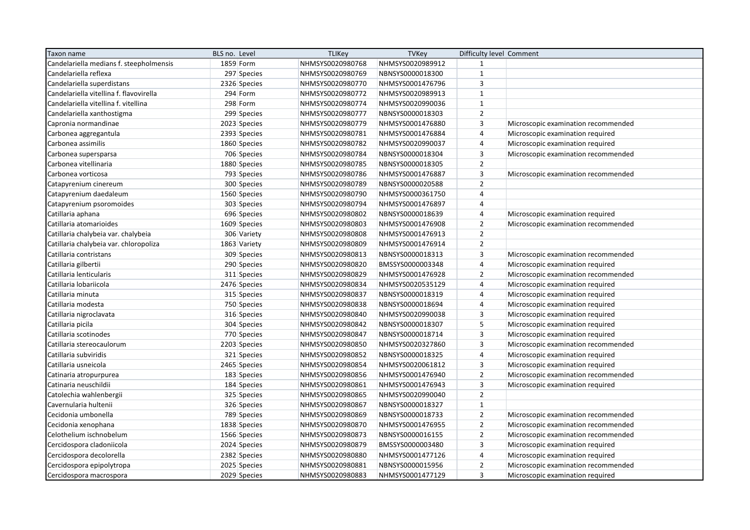| Taxon name | BLS no. | Level | TLIKey | TVKey | Difficulty level | Comment |
|---|---|---|---|---|---|---|
| Candelariella medians f. steepholmensis | 1859 | Form | NHMSYS0020980768 | NHMSYS0020989912 | 1 | |
| Candelariella reflexa | 297 | Species | NHMSYS0020980769 | NBNSYS0000018300 | 1 | |
| Candelariella superdistans | 2326 | Species | NHMSYS0020980770 | NHMSYS0001476796 | 3 | |
| Candelariella vitellina f. flavovirella | 294 | Form | NHMSYS0020980772 | NHMSYS0020989913 | 1 | |
| Candelariella vitellina f. vitellina | 298 | Form | NHMSYS0020980774 | NHMSYS0020990036 | 1 | |
| Candelariella xanthostigma | 299 | Species | NHMSYS0020980777 | NBNSYS0000018303 | 2 | |
| Capronia normandinae | 2023 | Species | NHMSYS0020980779 | NHMSYS0001476880 | 3 | Microscopic examination recommended |
| Carbonea aggregantula | 2393 | Species | NHMSYS0020980781 | NHMSYS0001476884 | 4 | Microscopic examination required |
| Carbonea assimilis | 1860 | Species | NHMSYS0020980782 | NHMSYS0020990037 | 4 | Microscopic examination required |
| Carbonea supersparsa | 706 | Species | NHMSYS0020980784 | NBNSYS0000018304 | 3 | Microscopic examination recommended |
| Carbonea vitellinaria | 1880 | Species | NHMSYS0020980785 | NBNSYS0000018305 | 2 | |
| Carbonea vorticosa | 793 | Species | NHMSYS0020980786 | NHMSYS0001476887 | 3 | Microscopic examination recommended |
| Catapyrenium cinereum | 300 | Species | NHMSYS0020980789 | NBNSYS0000020588 | 2 | |
| Catapyrenium daedaleum | 1560 | Species | NHMSYS0020980790 | NHMSYS0000361750 | 4 | |
| Catapyrenium psoromoides | 303 | Species | NHMSYS0020980794 | NHMSYS0001476897 | 4 | |
| Catillaria aphana | 696 | Species | NHMSYS0020980802 | NBNSYS0000018639 | 4 | Microscopic examination required |
| Catillaria atomarioides | 1609 | Species | NHMSYS0020980803 | NHMSYS0001476908 | 2 | Microscopic examination recommended |
| Catillaria chalybeia var. chalybeia | 306 | Variety | NHMSYS0020980808 | NHMSYS0001476913 | 2 | |
| Catillaria chalybeia var. chloropoliza | 1863 | Variety | NHMSYS0020980809 | NHMSYS0001476914 | 2 | |
| Catillaria contristans | 309 | Species | NHMSYS0020980813 | NBNSYS0000018313 | 3 | Microscopic examination recommended |
| Catillaria gilbertii | 290 | Species | NHMSYS0020980820 | BMSSYS0000003348 | 4 | Microscopic examination required |
| Catillaria lenticularis | 311 | Species | NHMSYS0020980829 | NHMSYS0001476928 | 2 | Microscopic examination recommended |
| Catillaria lobariicola | 2476 | Species | NHMSYS0020980834 | NHMSYS0020535129 | 4 | Microscopic examination required |
| Catillaria minuta | 315 | Species | NHMSYS0020980837 | NBNSYS0000018319 | 4 | Microscopic examination required |
| Catillaria modesta | 750 | Species | NHMSYS0020980838 | NBNSYS0000018694 | 4 | Microscopic examination required |
| Catillaria nigroclavata | 316 | Species | NHMSYS0020980840 | NHMSYS0020990038 | 3 | Microscopic examination required |
| Catillaria picila | 304 | Species | NHMSYS0020980842 | NBNSYS0000018307 | 5 | Microscopic examination required |
| Catillaria scotinodes | 770 | Species | NHMSYS0020980847 | NBNSYS0000018714 | 3 | Microscopic examination required |
| Catillaria stereocaulorum | 2203 | Species | NHMSYS0020980850 | NHMSYS0020327860 | 3 | Microscopic examination recommended |
| Catillaria subviridis | 321 | Species | NHMSYS0020980852 | NBNSYS0000018325 | 4 | Microscopic examination required |
| Catillaria usneicola | 2465 | Species | NHMSYS0020980854 | NHMSYS0020061812 | 3 | Microscopic examination required |
| Catinaria atropurpurea | 183 | Species | NHMSYS0020980856 | NHMSYS0001476940 | 2 | Microscopic examination recommended |
| Catinaria neuschildii | 184 | Species | NHMSYS0020980861 | NHMSYS0001476943 | 3 | Microscopic examination required |
| Catolechia wahlenbergii | 325 | Species | NHMSYS0020980865 | NHMSYS0020990040 | 2 | |
| Cavernularia hultenii | 326 | Species | NHMSYS0020980867 | NBNSYS0000018327 | 1 | |
| Cecidonia umbonella | 789 | Species | NHMSYS0020980869 | NBNSYS0000018733 | 2 | Microscopic examination recommended |
| Cecidonia xenophana | 1838 | Species | NHMSYS0020980870 | NHMSYS0001476955 | 2 | Microscopic examination recommended |
| Celothelium ischnobelum | 1566 | Species | NHMSYS0020980873 | NBNSYS0000016155 | 2 | Microscopic examination recommended |
| Cercidospora cladoniicola | 2024 | Species | NHMSYS0020980879 | BMSSYS0000003480 | 3 | Microscopic examination required |
| Cercidospora decolorella | 2382 | Species | NHMSYS0020980880 | NHMSYS0001477126 | 4 | Microscopic examination required |
| Cercidospora epipolytropa | 2025 | Species | NHMSYS0020980881 | NBNSYS0000015956 | 2 | Microscopic examination recommended |
| Cercidospora macrospora | 2029 | Species | NHMSYS0020980883 | NHMSYS0001477129 | 3 | Microscopic examination required |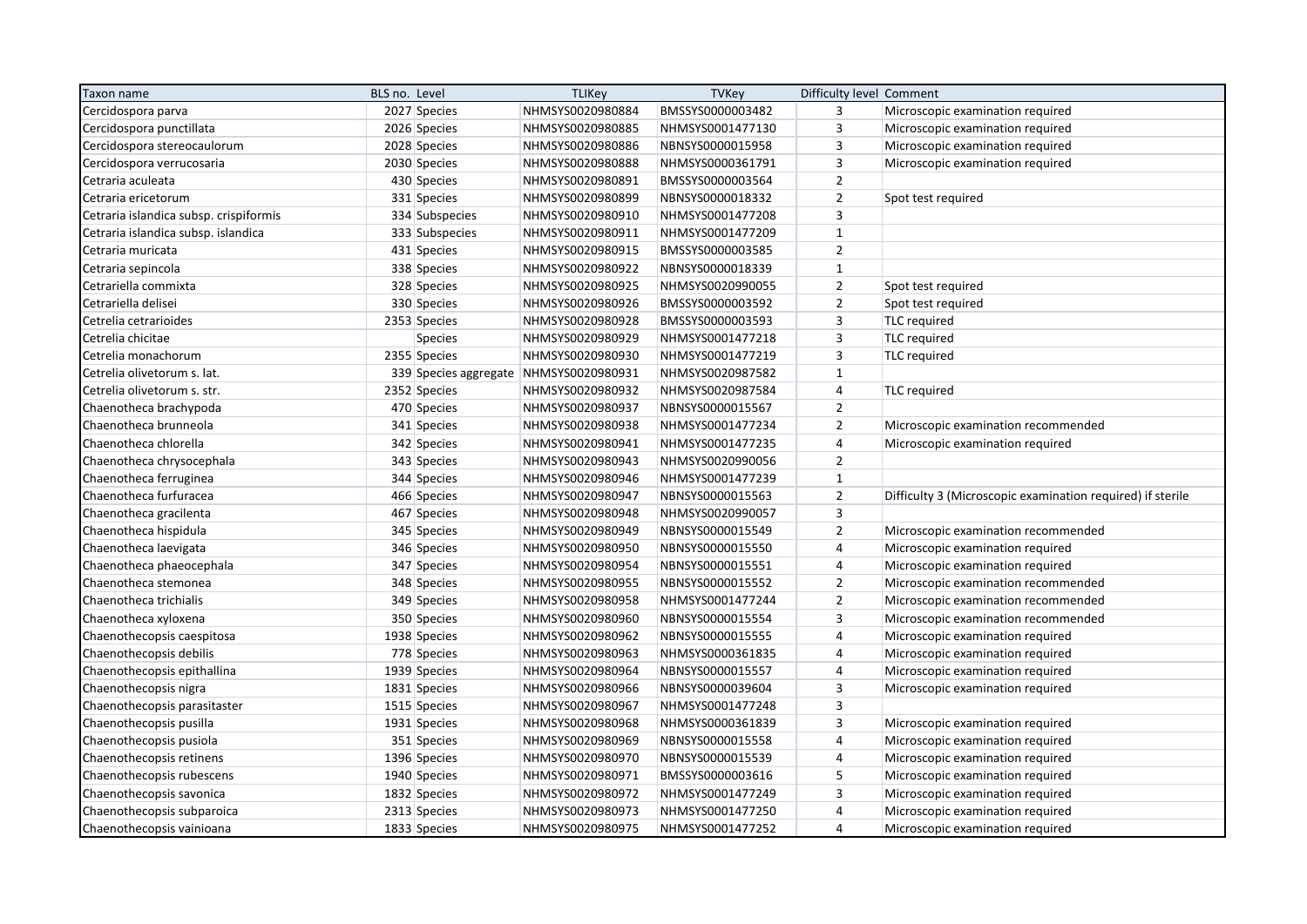| Taxon name | BLS no. | Level | TLIKey | TVKey | Difficulty level | Comment |
|---|---|---|---|---|---|---|
| Cercidospora parva | 2027 | Species | NHMSYS0020980884 | BMSSYS0000003482 | 3 | Microscopic examination required |
| Cercidospora punctillata | 2026 | Species | NHMSYS0020980885 | NHMSYS0001477130 | 3 | Microscopic examination required |
| Cercidospora stereocaulorum | 2028 | Species | NHMSYS0020980886 | NBNSYS0000015958 | 3 | Microscopic examination required |
| Cercidospora verrucosaria | 2030 | Species | NHMSYS0020980888 | NHMSYS0000361791 | 3 | Microscopic examination required |
| Cetraria aculeata | 430 | Species | NHMSYS0020980891 | BMSSYS0000003564 | 2 | |
| Cetraria ericetorum | 331 | Species | NHMSYS0020980899 | NBNSYS0000018332 | 2 | Spot test required |
| Cetraria islandica subsp. crispiformis | 334 | Subspecies | NHMSYS0020980910 | NHMSYS0001477208 | 3 | |
| Cetraria islandica subsp. islandica | 333 | Subspecies | NHMSYS0020980911 | NHMSYS0001477209 | 1 | |
| Cetraria muricata | 431 | Species | NHMSYS0020980915 | BMSSYS0000003585 | 2 | |
| Cetraria sepincola | 338 | Species | NHMSYS0020980922 | NBNSYS0000018339 | 1 | |
| Cetrariella commixta | 328 | Species | NHMSYS0020980925 | NHMSYS0020990055 | 2 | Spot test required |
| Cetrariella delisei | 330 | Species | NHMSYS0020980926 | BMSSYS0000003592 | 2 | Spot test required |
| Cetrelia cetrarioides | 2353 | Species | NHMSYS0020980928 | BMSSYS0000003593 | 3 | TLC required |
| Cetrelia chicitae | | Species | NHMSYS0020980929 | NHMSYS0001477218 | 3 | TLC required |
| Cetrelia monachorum | 2355 | Species | NHMSYS0020980930 | NHMSYS0001477219 | 3 | TLC required |
| Cetrelia olivetorum s. lat. | 339 | Species aggregate | NHMSYS0020980931 | NHMSYS0020987582 | 1 | |
| Cetrelia olivetorum s. str. | 2352 | Species | NHMSYS0020980932 | NHMSYS0020987584 | 4 | TLC required |
| Chaenotheca brachypoda | 470 | Species | NHMSYS0020980937 | NBNSYS0000015567 | 2 | |
| Chaenotheca brunneola | 341 | Species | NHMSYS0020980938 | NHMSYS0001477234 | 2 | Microscopic examination recommended |
| Chaenotheca chlorella | 342 | Species | NHMSYS0020980941 | NHMSYS0001477235 | 4 | Microscopic examination required |
| Chaenotheca chrysocephala | 343 | Species | NHMSYS0020980943 | NHMSYS0020990056 | 2 | |
| Chaenotheca ferruginea | 344 | Species | NHMSYS0020980946 | NHMSYS0001477239 | 1 | |
| Chaenotheca furfuracea | 466 | Species | NHMSYS0020980947 | NBNSYS0000015563 | 2 | Difficulty 3 (Microscopic examination required) if sterile |
| Chaenotheca gracilenta | 467 | Species | NHMSYS0020980948 | NHMSYS0020990057 | 3 | |
| Chaenotheca hispidula | 345 | Species | NHMSYS0020980949 | NBNSYS0000015549 | 2 | Microscopic examination recommended |
| Chaenotheca laevigata | 346 | Species | NHMSYS0020980950 | NBNSYS0000015550 | 4 | Microscopic examination required |
| Chaenotheca phaeocephala | 347 | Species | NHMSYS0020980954 | NBNSYS0000015551 | 4 | Microscopic examination required |
| Chaenotheca stemonea | 348 | Species | NHMSYS0020980955 | NBNSYS0000015552 | 2 | Microscopic examination recommended |
| Chaenotheca trichialis | 349 | Species | NHMSYS0020980958 | NHMSYS0001477244 | 2 | Microscopic examination recommended |
| Chaenotheca xyloxena | 350 | Species | NHMSYS0020980960 | NBNSYS0000015554 | 3 | Microscopic examination recommended |
| Chaenothecopsis caespitosa | 1938 | Species | NHMSYS0020980962 | NBNSYS0000015555 | 4 | Microscopic examination required |
| Chaenothecopsis debilis | 778 | Species | NHMSYS0020980963 | NHMSYS0000361835 | 4 | Microscopic examination required |
| Chaenothecopsis epithallina | 1939 | Species | NHMSYS0020980964 | NBNSYS0000015557 | 4 | Microscopic examination required |
| Chaenothecopsis nigra | 1831 | Species | NHMSYS0020980966 | NBNSYS0000039604 | 3 | Microscopic examination required |
| Chaenothecopsis parasitaster | 1515 | Species | NHMSYS0020980967 | NHMSYS0001477248 | 3 | |
| Chaenothecopsis pusilla | 1931 | Species | NHMSYS0020980968 | NHMSYS0000361839 | 3 | Microscopic examination required |
| Chaenothecopsis pusiola | 351 | Species | NHMSYS0020980969 | NBNSYS0000015558 | 4 | Microscopic examination required |
| Chaenothecopsis retinens | 1396 | Species | NHMSYS0020980970 | NBNSYS0000015539 | 4 | Microscopic examination required |
| Chaenothecopsis rubescens | 1940 | Species | NHMSYS0020980971 | BMSSYS0000003616 | 5 | Microscopic examination required |
| Chaenothecopsis savonica | 1832 | Species | NHMSYS0020980972 | NHMSYS0001477249 | 3 | Microscopic examination required |
| Chaenothecopsis subparoica | 2313 | Species | NHMSYS0020980973 | NHMSYS0001477250 | 4 | Microscopic examination required |
| Chaenothecopsis vainioana | 1833 | Species | NHMSYS0020980975 | NHMSYS0001477252 | 4 | Microscopic examination required |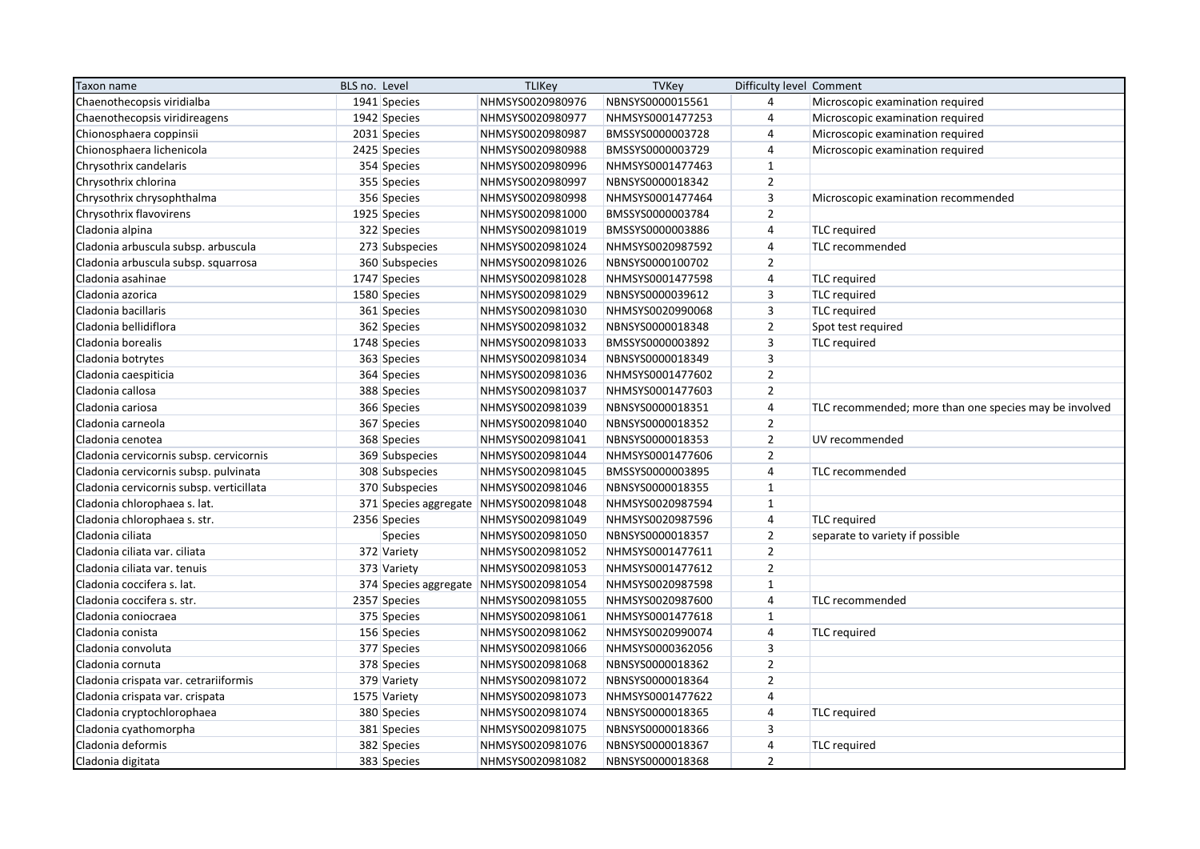| Taxon name | BLS no. | Level | TLIKey | TVKey | Difficulty level | Comment |
|---|---|---|---|---|---|---|
| Chaenothecopsis viridialba | 1941 | Species | NHMSYS0020980976 | NBNSYS0000015561 | 4 | Microscopic examination required |
| Chaenothecopsis viridireagens | 1942 | Species | NHMSYS0020980977 | NHMSYS0001477253 | 4 | Microscopic examination required |
| Chionosphaera coppinsii | 2031 | Species | NHMSYS0020980987 | BMSSYS0000003728 | 4 | Microscopic examination required |
| Chionosphaera lichenicola | 2425 | Species | NHMSYS0020980988 | BMSSYS0000003729 | 4 | Microscopic examination required |
| Chrysothrix candelaris | 354 | Species | NHMSYS0020980996 | NHMSYS0001477463 | 1 | |
| Chrysothrix chlorina | 355 | Species | NHMSYS0020980997 | NBNSYS0000018342 | 2 | |
| Chrysothrix chrysophthalma | 356 | Species | NHMSYS0020980998 | NHMSYS0001477464 | 3 | Microscopic examination recommended |
| Chrysothrix flavovirens | 1925 | Species | NHMSYS0020981000 | BMSSYS0000003784 | 2 | |
| Cladonia alpina | 322 | Species | NHMSYS0020981019 | BMSSYS0000003886 | 4 | TLC required |
| Cladonia arbuscula subsp. arbuscula | 273 | Subspecies | NHMSYS0020981024 | NHMSYS0020987592 | 4 | TLC recommended |
| Cladonia arbuscula subsp. squarrosa | 360 | Subspecies | NHMSYS0020981026 | NBNSYS0000100702 | 2 | |
| Cladonia asahinae | 1747 | Species | NHMSYS0020981028 | NHMSYS0001477598 | 4 | TLC required |
| Cladonia azorica | 1580 | Species | NHMSYS0020981029 | NBNSYS0000039612 | 3 | TLC required |
| Cladonia bacillaris | 361 | Species | NHMSYS0020981030 | NHMSYS0020990068 | 3 | TLC required |
| Cladonia bellidiflora | 362 | Species | NHMSYS0020981032 | NBNSYS0000018348 | 2 | Spot test required |
| Cladonia borealis | 1748 | Species | NHMSYS0020981033 | BMSSYS0000003892 | 3 | TLC required |
| Cladonia botrytes | 363 | Species | NHMSYS0020981034 | NBNSYS0000018349 | 3 | |
| Cladonia caespiticia | 364 | Species | NHMSYS0020981036 | NHMSYS0001477602 | 2 | |
| Cladonia callosa | 388 | Species | NHMSYS0020981037 | NHMSYS0001477603 | 2 | |
| Cladonia cariosa | 366 | Species | NHMSYS0020981039 | NBNSYS0000018351 | 4 | TLC recommended; more than one species may be involved |
| Cladonia carneola | 367 | Species | NHMSYS0020981040 | NBNSYS0000018352 | 2 | |
| Cladonia cenotea | 368 | Species | NHMSYS0020981041 | NBNSYS0000018353 | 2 | UV recommended |
| Cladonia cervicornis subsp. cervicornis | 369 | Subspecies | NHMSYS0020981044 | NHMSYS0001477606 | 2 | |
| Cladonia cervicornis subsp. pulvinata | 308 | Subspecies | NHMSYS0020981045 | BMSSYS0000003895 | 4 | TLC recommended |
| Cladonia cervicornis subsp. verticillata | 370 | Subspecies | NHMSYS0020981046 | NBNSYS0000018355 | 1 | |
| Cladonia chlorophaea s. lat. | 371 | Species aggregate | NHMSYS0020981048 | NHMSYS0020987594 | 1 | |
| Cladonia chlorophaea s. str. | 2356 | Species | NHMSYS0020981049 | NHMSYS0020987596 | 4 | TLC required |
| Cladonia ciliata | | Species | NHMSYS0020981050 | NBNSYS0000018357 | 2 | separate to variety if possible |
| Cladonia ciliata var. ciliata | 372 | Variety | NHMSYS0020981052 | NHMSYS0001477611 | 2 | |
| Cladonia ciliata var. tenuis | 373 | Variety | NHMSYS0020981053 | NHMSYS0001477612 | 2 | |
| Cladonia coccifera s. lat. | 374 | Species aggregate | NHMSYS0020981054 | NHMSYS0020987598 | 1 | |
| Cladonia coccifera s. str. | 2357 | Species | NHMSYS0020981055 | NHMSYS0020987600 | 4 | TLC recommended |
| Cladonia coniocraea | 375 | Species | NHMSYS0020981061 | NHMSYS0001477618 | 1 | |
| Cladonia conista | 156 | Species | NHMSYS0020981062 | NHMSYS0020990074 | 4 | TLC required |
| Cladonia convoluta | 377 | Species | NHMSYS0020981066 | NHMSYS0000362056 | 3 | |
| Cladonia cornuta | 378 | Species | NHMSYS0020981068 | NBNSYS0000018362 | 2 | |
| Cladonia crispata var. cetrariiformis | 379 | Variety | NHMSYS0020981072 | NBNSYS0000018364 | 2 | |
| Cladonia crispata var. crispata | 1575 | Variety | NHMSYS0020981073 | NHMSYS0001477622 | 4 | |
| Cladonia cryptochlorophaea | 380 | Species | NHMSYS0020981074 | NBNSYS0000018365 | 4 | TLC required |
| Cladonia cyathomorpha | 381 | Species | NHMSYS0020981075 | NBNSYS0000018366 | 3 | |
| Cladonia deformis | 382 | Species | NHMSYS0020981076 | NBNSYS0000018367 | 4 | TLC required |
| Cladonia digitata | 383 | Species | NHMSYS0020981082 | NBNSYS0000018368 | 2 | |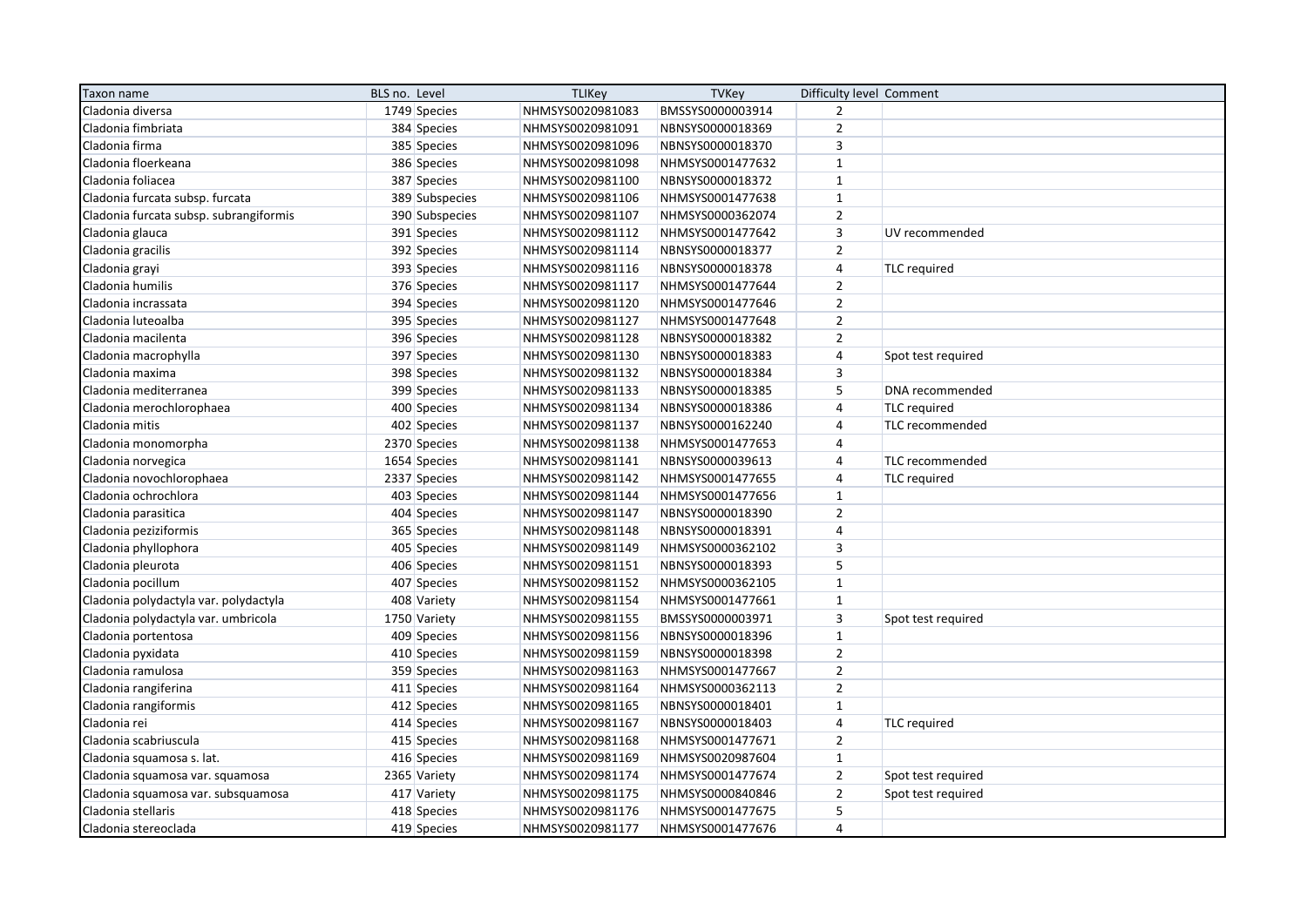| Taxon name | BLS no. | Level | TLIKey | TVKey | Difficulty level | Comment |
|---|---|---|---|---|---|---|
| Cladonia diversa | 1749 | Species | NHMSYS0020981083 | BMSSYS0000003914 | 2 | |
| Cladonia fimbriata | 384 | Species | NHMSYS0020981091 | NBNSYS0000018369 | 2 | |
| Cladonia firma | 385 | Species | NHMSYS0020981096 | NBNSYS0000018370 | 3 | |
| Cladonia floerkeana | 386 | Species | NHMSYS0020981098 | NHMSYS0001477632 | 1 | |
| Cladonia foliacea | 387 | Species | NHMSYS0020981100 | NBNSYS0000018372 | 1 | |
| Cladonia furcata subsp. furcata | 389 | Subspecies | NHMSYS0020981106 | NHMSYS0001477638 | 1 | |
| Cladonia furcata subsp. subrangiformis | 390 | Subspecies | NHMSYS0020981107 | NHMSYS0000362074 | 2 | |
| Cladonia glauca | 391 | Species | NHMSYS0020981112 | NHMSYS0001477642 | 3 | UV recommended |
| Cladonia gracilis | 392 | Species | NHMSYS0020981114 | NBNSYS0000018377 | 2 | |
| Cladonia grayi | 393 | Species | NHMSYS0020981116 | NBNSYS0000018378 | 4 | TLC required |
| Cladonia humilis | 376 | Species | NHMSYS0020981117 | NHMSYS0001477644 | 2 | |
| Cladonia incrassata | 394 | Species | NHMSYS0020981120 | NHMSYS0001477646 | 2 | |
| Cladonia luteoalba | 395 | Species | NHMSYS0020981127 | NHMSYS0001477648 | 2 | |
| Cladonia macilenta | 396 | Species | NHMSYS0020981128 | NBNSYS0000018382 | 2 | |
| Cladonia macrophylla | 397 | Species | NHMSYS0020981130 | NBNSYS0000018383 | 4 | Spot test required |
| Cladonia maxima | 398 | Species | NHMSYS0020981132 | NBNSYS0000018384 | 3 | |
| Cladonia mediterranea | 399 | Species | NHMSYS0020981133 | NBNSYS0000018385 | 5 | DNA recommended |
| Cladonia merochlorophaea | 400 | Species | NHMSYS0020981134 | NBNSYS0000018386 | 4 | TLC required |
| Cladonia mitis | 402 | Species | NHMSYS0020981137 | NBNSYS0000162240 | 4 | TLC recommended |
| Cladonia monomorpha | 2370 | Species | NHMSYS0020981138 | NHMSYS0001477653 | 4 | |
| Cladonia norvegica | 1654 | Species | NHMSYS0020981141 | NBNSYS0000039613 | 4 | TLC recommended |
| Cladonia novochlorophaea | 2337 | Species | NHMSYS0020981142 | NHMSYS0001477655 | 4 | TLC required |
| Cladonia ochrochlora | 403 | Species | NHMSYS0020981144 | NHMSYS0001477656 | 1 | |
| Cladonia parasitica | 404 | Species | NHMSYS0020981147 | NBNSYS0000018390 | 2 | |
| Cladonia peziziformis | 365 | Species | NHMSYS0020981148 | NBNSYS0000018391 | 4 | |
| Cladonia phyllophora | 405 | Species | NHMSYS0020981149 | NHMSYS0000362102 | 3 | |
| Cladonia pleurota | 406 | Species | NHMSYS0020981151 | NBNSYS0000018393 | 5 | |
| Cladonia pocillum | 407 | Species | NHMSYS0020981152 | NHMSYS0000362105 | 1 | |
| Cladonia polydactyla var. polydactyla | 408 | Variety | NHMSYS0020981154 | NHMSYS0001477661 | 1 | |
| Cladonia polydactyla var. umbricola | 1750 | Variety | NHMSYS0020981155 | BMSSYS0000003971 | 3 | Spot test required |
| Cladonia portentosa | 409 | Species | NHMSYS0020981156 | NBNSYS0000018396 | 1 | |
| Cladonia pyxidata | 410 | Species | NHMSYS0020981159 | NBNSYS0000018398 | 2 | |
| Cladonia ramulosa | 359 | Species | NHMSYS0020981163 | NHMSYS0001477667 | 2 | |
| Cladonia rangiferina | 411 | Species | NHMSYS0020981164 | NHMSYS0000362113 | 2 | |
| Cladonia rangiformis | 412 | Species | NHMSYS0020981165 | NBNSYS0000018401 | 1 | |
| Cladonia rei | 414 | Species | NHMSYS0020981167 | NBNSYS0000018403 | 4 | TLC required |
| Cladonia scabriuscula | 415 | Species | NHMSYS0020981168 | NHMSYS0001477671 | 2 | |
| Cladonia squamosa s. lat. | 416 | Species | NHMSYS0020981169 | NHMSYS0020987604 | 1 | |
| Cladonia squamosa var. squamosa | 2365 | Variety | NHMSYS0020981174 | NHMSYS0001477674 | 2 | Spot test required |
| Cladonia squamosa var. subsquamosa | 417 | Variety | NHMSYS0020981175 | NHMSYS0000840846 | 2 | Spot test required |
| Cladonia stellaris | 418 | Species | NHMSYS0020981176 | NHMSYS0001477675 | 5 | |
| Cladonia stereoclada | 419 | Species | NHMSYS0020981177 | NHMSYS0001477676 | 4 | |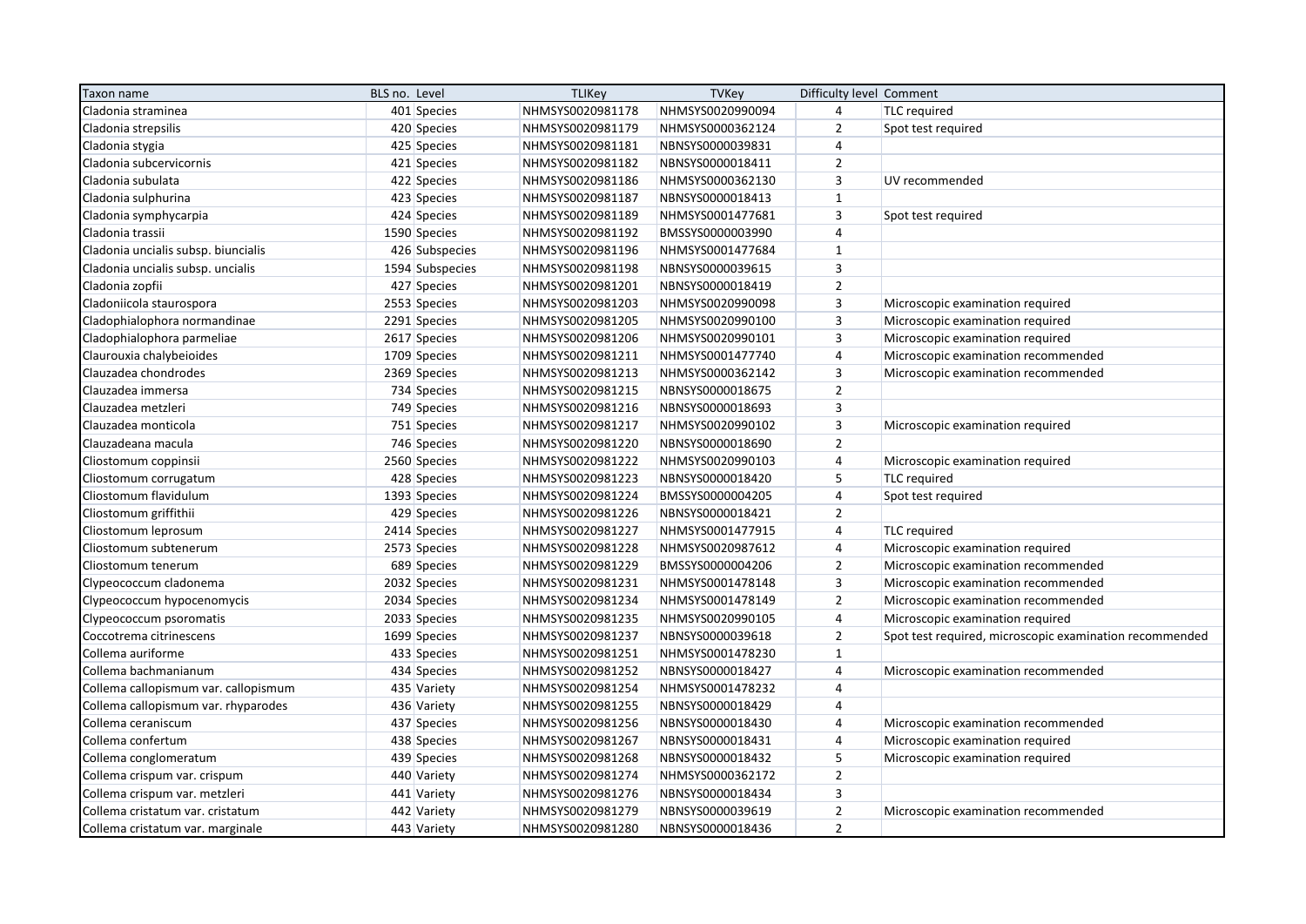| Taxon name | BLS no. | Level | TLIKey | TVKey | Difficulty level | Comment |
|---|---|---|---|---|---|---|
| Cladonia straminea | 401 | Species | NHMSYS0020981178 | NHMSYS0020990094 | 4 | TLC required |
| Cladonia strepsilis | 420 | Species | NHMSYS0020981179 | NHMSYS0000362124 | 2 | Spot test required |
| Cladonia stygia | 425 | Species | NHMSYS0020981181 | NBNSYS0000039831 | 4 | |
| Cladonia subcervicornis | 421 | Species | NHMSYS0020981182 | NBNSYS0000018411 | 2 | |
| Cladonia subulata | 422 | Species | NHMSYS0020981186 | NHMSYS0000362130 | 3 | UV recommended |
| Cladonia sulphurina | 423 | Species | NHMSYS0020981187 | NBNSYS0000018413 | 1 | |
| Cladonia symphycarpia | 424 | Species | NHMSYS0020981189 | NHMSYS0001477681 | 3 | Spot test required |
| Cladonia trassii | 1590 | Species | NHMSYS0020981192 | BMSSYS0000003990 | 4 | |
| Cladonia uncialis subsp. biuncialis | 426 | Subspecies | NHMSYS0020981196 | NHMSYS0001477684 | 1 | |
| Cladonia uncialis subsp. uncialis | 1594 | Subspecies | NHMSYS0020981198 | NBNSYS0000039615 | 3 | |
| Cladonia zopfii | 427 | Species | NHMSYS0020981201 | NBNSYS0000018419 | 2 | |
| Cladoniicola staurospora | 2553 | Species | NHMSYS0020981203 | NHMSYS0020990098 | 3 | Microscopic examination required |
| Cladophialophora normandinae | 2291 | Species | NHMSYS0020981205 | NHMSYS0020990100 | 3 | Microscopic examination required |
| Cladophialophora parmeliae | 2617 | Species | NHMSYS0020981206 | NHMSYS0020990101 | 3 | Microscopic examination required |
| Claurouxia chalybeioides | 1709 | Species | NHMSYS0020981211 | NHMSYS0001477740 | 4 | Microscopic examination recommended |
| Clauzadea chondrodes | 2369 | Species | NHMSYS0020981213 | NHMSYS0000362142 | 3 | Microscopic examination recommended |
| Clauzadea immersa | 734 | Species | NHMSYS0020981215 | NBNSYS0000018675 | 2 | |
| Clauzadea metzleri | 749 | Species | NHMSYS0020981216 | NBNSYS0000018693 | 3 | |
| Clauzadea monticola | 751 | Species | NHMSYS0020981217 | NHMSYS0020990102 | 3 | Microscopic examination required |
| Clauzadeana macula | 746 | Species | NHMSYS0020981220 | NBNSYS0000018690 | 2 | |
| Cliostomum coppinsii | 2560 | Species | NHMSYS0020981222 | NHMSYS0020990103 | 4 | Microscopic examination required |
| Cliostomum corrugatum | 428 | Species | NHMSYS0020981223 | NBNSYS0000018420 | 5 | TLC required |
| Cliostomum flavidulum | 1393 | Species | NHMSYS0020981224 | BMSSYS0000004205 | 4 | Spot test required |
| Cliostomum griffithii | 429 | Species | NHMSYS0020981226 | NBNSYS0000018421 | 2 | |
| Cliostomum leprosum | 2414 | Species | NHMSYS0020981227 | NHMSYS0001477915 | 4 | TLC required |
| Cliostomum subtenerum | 2573 | Species | NHMSYS0020981228 | NHMSYS0020987612 | 4 | Microscopic examination required |
| Cliostomum tenerum | 689 | Species | NHMSYS0020981229 | BMSSYS0000004206 | 2 | Microscopic examination recommended |
| Clypeococcum cladonema | 2032 | Species | NHMSYS0020981231 | NHMSYS0001478148 | 3 | Microscopic examination recommended |
| Clypeococcum hypocenomycis | 2034 | Species | NHMSYS0020981234 | NHMSYS0001478149 | 2 | Microscopic examination recommended |
| Clypeococcum psoromatis | 2033 | Species | NHMSYS0020981235 | NHMSYS0020990105 | 4 | Microscopic examination required |
| Coccotrema citrinescens | 1699 | Species | NHMSYS0020981237 | NBNSYS0000039618 | 2 | Spot test required, microscopic examination recommended |
| Collema auriforme | 433 | Species | NHMSYS0020981251 | NHMSYS0001478230 | 1 | |
| Collema bachmanianum | 434 | Species | NHMSYS0020981252 | NBNSYS0000018427 | 4 | Microscopic examination recommended |
| Collema callopismum var. callopismum | 435 | Variety | NHMSYS0020981254 | NHMSYS0001478232 | 4 | |
| Collema callopismum var. rhyparodes | 436 | Variety | NHMSYS0020981255 | NBNSYS0000018429 | 4 | |
| Collema ceraniscum | 437 | Species | NHMSYS0020981256 | NBNSYS0000018430 | 4 | Microscopic examination recommended |
| Collema confertum | 438 | Species | NHMSYS0020981267 | NBNSYS0000018431 | 4 | Microscopic examination required |
| Collema conglomeratum | 439 | Species | NHMSYS0020981268 | NBNSYS0000018432 | 5 | Microscopic examination required |
| Collema crispum var. crispum | 440 | Variety | NHMSYS0020981274 | NHMSYS0000362172 | 2 | |
| Collema crispum var. metzleri | 441 | Variety | NHMSYS0020981276 | NBNSYS0000018434 | 3 | |
| Collema cristatum var. cristatum | 442 | Variety | NHMSYS0020981279 | NBNSYS0000039619 | 2 | Microscopic examination recommended |
| Collema cristatum var. marginale | 443 | Variety | NHMSYS0020981280 | NBNSYS0000018436 | 2 | |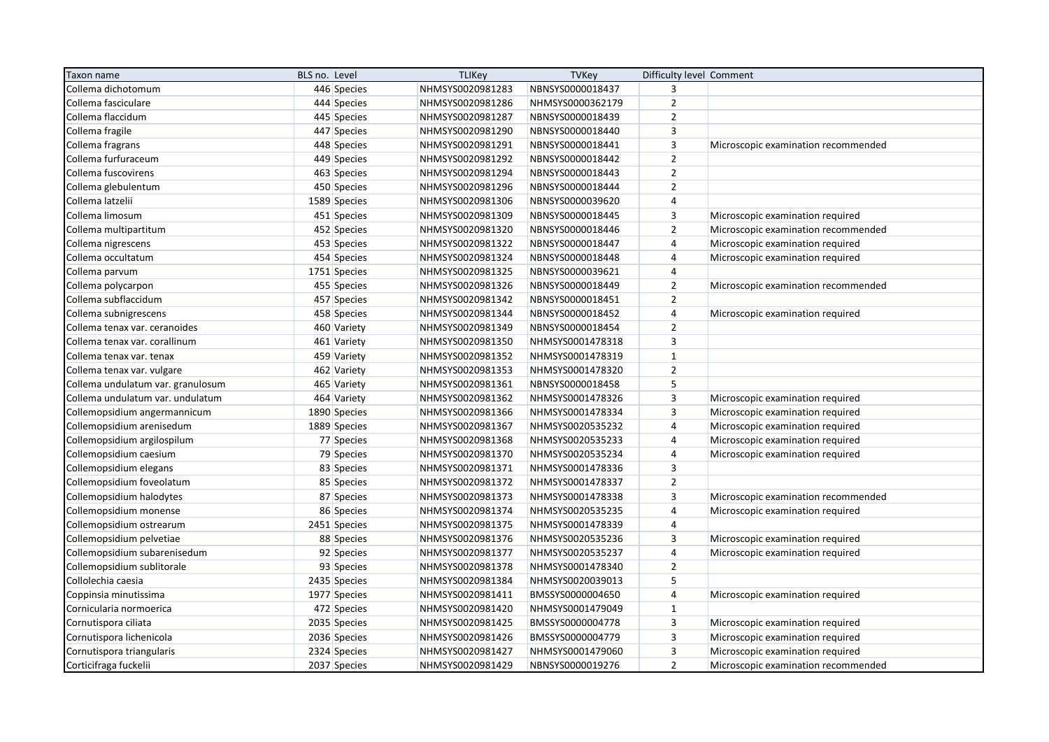| Taxon name | BLS no. | Level | TLIKey | TVKey | Difficulty level | Comment |
|---|---|---|---|---|---|---|
| Collema dichotomum | 446 | Species | NHMSYS0020981283 | NBNSYS0000018437 | 3 | |
| Collema fasciculare | 444 | Species | NHMSYS0020981286 | NHMSYS0000362179 | 2 | |
| Collema flaccidum | 445 | Species | NHMSYS0020981287 | NBNSYS0000018439 | 2 | |
| Collema fragile | 447 | Species | NHMSYS0020981290 | NBNSYS0000018440 | 3 | |
| Collema fragrans | 448 | Species | NHMSYS0020981291 | NBNSYS0000018441 | 3 | Microscopic examination recommended |
| Collema furfuraceum | 449 | Species | NHMSYS0020981292 | NBNSYS0000018442 | 2 | |
| Collema fuscovirens | 463 | Species | NHMSYS0020981294 | NBNSYS0000018443 | 2 | |
| Collema glebulentum | 450 | Species | NHMSYS0020981296 | NBNSYS0000018444 | 2 | |
| Collema latzelii | 1589 | Species | NHMSYS0020981306 | NBNSYS0000039620 | 4 | |
| Collema limosum | 451 | Species | NHMSYS0020981309 | NBNSYS0000018445 | 3 | Microscopic examination required |
| Collema multipartitum | 452 | Species | NHMSYS0020981320 | NBNSYS0000018446 | 2 | Microscopic examination recommended |
| Collema nigrescens | 453 | Species | NHMSYS0020981322 | NBNSYS0000018447 | 4 | Microscopic examination required |
| Collema occultatum | 454 | Species | NHMSYS0020981324 | NBNSYS0000018448 | 4 | Microscopic examination required |
| Collema parvum | 1751 | Species | NHMSYS0020981325 | NBNSYS0000039621 | 4 | |
| Collema polycarpon | 455 | Species | NHMSYS0020981326 | NBNSYS0000018449 | 2 | Microscopic examination recommended |
| Collema subflaccidum | 457 | Species | NHMSYS0020981342 | NBNSYS0000018451 | 2 | |
| Collema subnigrescens | 458 | Species | NHMSYS0020981344 | NBNSYS0000018452 | 4 | Microscopic examination required |
| Collema tenax var. ceranoides | 460 | Variety | NHMSYS0020981349 | NBNSYS0000018454 | 2 | |
| Collema tenax var. corallinum | 461 | Variety | NHMSYS0020981350 | NHMSYS0001478318 | 3 | |
| Collema tenax var. tenax | 459 | Variety | NHMSYS0020981352 | NHMSYS0001478319 | 1 | |
| Collema tenax var. vulgare | 462 | Variety | NHMSYS0020981353 | NHMSYS0001478320 | 2 | |
| Collema undulatum var. granulosum | 465 | Variety | NHMSYS0020981361 | NBNSYS0000018458 | 5 | |
| Collema undulatum var. undulatum | 464 | Variety | NHMSYS0020981362 | NHMSYS0001478326 | 3 | Microscopic examination required |
| Collemopsidium angermannicum | 1890 | Species | NHMSYS0020981366 | NHMSYS0001478334 | 3 | Microscopic examination required |
| Collemopsidium arenisedum | 1889 | Species | NHMSYS0020981367 | NHMSYS0020535232 | 4 | Microscopic examination required |
| Collemopsidium argilospilum | 77 | Species | NHMSYS0020981368 | NHMSYS0020535233 | 4 | Microscopic examination required |
| Collemopsidium caesium | 79 | Species | NHMSYS0020981370 | NHMSYS0020535234 | 4 | Microscopic examination required |
| Collemopsidium elegans | 83 | Species | NHMSYS0020981371 | NHMSYS0001478336 | 3 | |
| Collemopsidium foveolatum | 85 | Species | NHMSYS0020981372 | NHMSYS0001478337 | 2 | |
| Collemopsidium halodytes | 87 | Species | NHMSYS0020981373 | NHMSYS0001478338 | 3 | Microscopic examination recommended |
| Collemopsidium monense | 86 | Species | NHMSYS0020981374 | NHMSYS0020535235 | 4 | Microscopic examination required |
| Collemopsidium ostrearum | 2451 | Species | NHMSYS0020981375 | NHMSYS0001478339 | 4 | |
| Collemopsidium pelvetiae | 88 | Species | NHMSYS0020981376 | NHMSYS0020535236 | 3 | Microscopic examination required |
| Collemopsidium subarenisedum | 92 | Species | NHMSYS0020981377 | NHMSYS0020535237 | 4 | Microscopic examination required |
| Collemopsidium sublitorale | 93 | Species | NHMSYS0020981378 | NHMSYS0001478340 | 2 | |
| Collolechia caesia | 2435 | Species | NHMSYS0020981384 | NHMSYS0020039013 | 5 | |
| Coppinsia minutissima | 1977 | Species | NHMSYS0020981411 | BMSSYS0000004650 | 4 | Microscopic examination required |
| Cornicularia normoerica | 472 | Species | NHMSYS0020981420 | NHMSYS0001479049 | 1 | |
| Cornutispora ciliata | 2035 | Species | NHMSYS0020981425 | BMSSYS0000004778 | 3 | Microscopic examination required |
| Cornutispora lichenicola | 2036 | Species | NHMSYS0020981426 | BMSSYS0000004779 | 3 | Microscopic examination required |
| Cornutispora triangularis | 2324 | Species | NHMSYS0020981427 | NHMSYS0001479060 | 3 | Microscopic examination required |
| Corticifraga fuckelii | 2037 | Species | NHMSYS0020981429 | NBNSYS0000019276 | 2 | Microscopic examination recommended |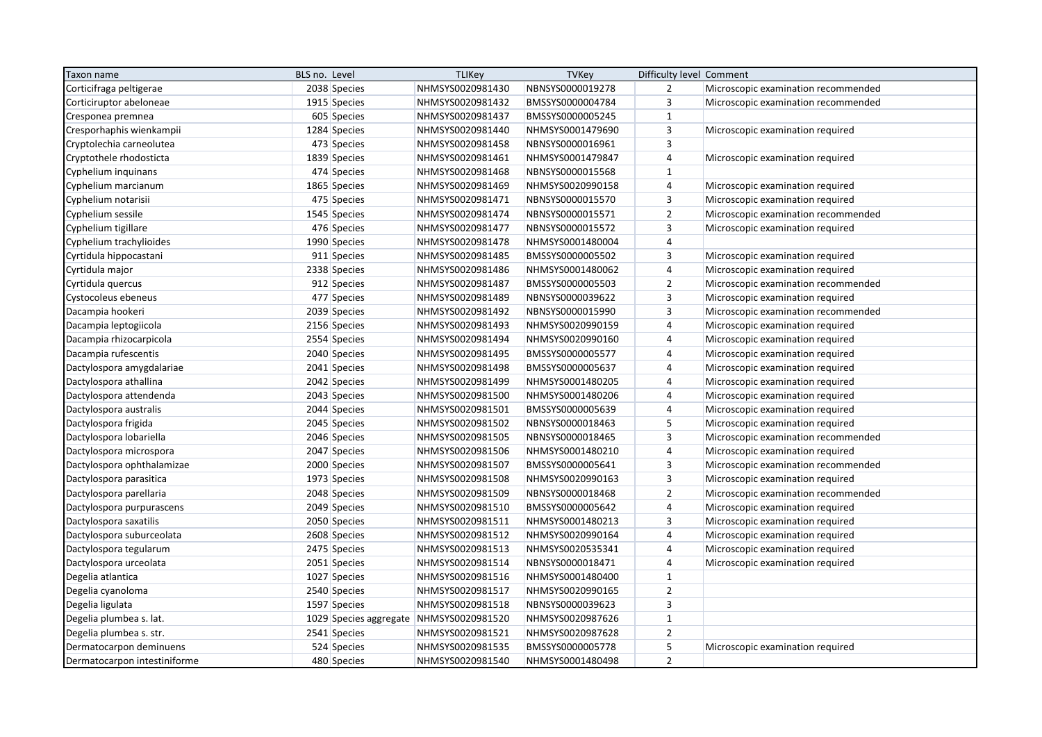| Taxon name | BLS no. | Level | TLIKey | TVKey | Difficulty level | Comment |
|---|---|---|---|---|---|---|
| Corticifraga peltigerae | 2038 | Species | NHMSYS0020981430 | NBNSYS0000019278 | 2 | Microscopic examination recommended |
| Corticiruptor abeloneae | 1915 | Species | NHMSYS0020981432 | BMSSYS0000004784 | 3 | Microscopic examination recommended |
| Cresponea premnea | 605 | Species | NHMSYS0020981437 | BMSSYS0000005245 | 1 | |
| Cresporhaphis wienkampii | 1284 | Species | NHMSYS0020981440 | NHMSYS0001479690 | 3 | Microscopic examination required |
| Cryptolechia carneolutea | 473 | Species | NHMSYS0020981458 | NBNSYS0000016961 | 3 | |
| Cryptothele rhodosticta | 1839 | Species | NHMSYS0020981461 | NHMSYS0001479847 | 4 | Microscopic examination required |
| Cyphelium inquinans | 474 | Species | NHMSYS0020981468 | NBNSYS0000015568 | 1 | |
| Cyphelium marcianum | 1865 | Species | NHMSYS0020981469 | NHMSYS0020990158 | 4 | Microscopic examination required |
| Cyphelium notarisii | 475 | Species | NHMSYS0020981471 | NBNSYS0000015570 | 3 | Microscopic examination required |
| Cyphelium sessile | 1545 | Species | NHMSYS0020981474 | NBNSYS0000015571 | 2 | Microscopic examination recommended |
| Cyphelium tigillare | 476 | Species | NHMSYS0020981477 | NBNSYS0000015572 | 3 | Microscopic examination required |
| Cyphelium trachylioides | 1990 | Species | NHMSYS0020981478 | NHMSYS0001480004 | 4 | |
| Cyrtidula hippocastani | 911 | Species | NHMSYS0020981485 | BMSSYS0000005502 | 3 | Microscopic examination required |
| Cyrtidula major | 2338 | Species | NHMSYS0020981486 | NHMSYS0001480062 | 4 | Microscopic examination required |
| Cyrtidula quercus | 912 | Species | NHMSYS0020981487 | BMSSYS0000005503 | 2 | Microscopic examination recommended |
| Cystocoleus ebeneus | 477 | Species | NHMSYS0020981489 | NBNSYS0000039622 | 3 | Microscopic examination required |
| Dacampia hookeri | 2039 | Species | NHMSYS0020981492 | NBNSYS0000015990 | 3 | Microscopic examination recommended |
| Dacampia leptogiicola | 2156 | Species | NHMSYS0020981493 | NHMSYS0020990159 | 4 | Microscopic examination required |
| Dacampia rhizocarpicola | 2554 | Species | NHMSYS0020981494 | NHMSYS0020990160 | 4 | Microscopic examination required |
| Dacampia rufescentis | 2040 | Species | NHMSYS0020981495 | BMSSYS0000005577 | 4 | Microscopic examination required |
| Dactylospora amygdalariae | 2041 | Species | NHMSYS0020981498 | BMSSYS0000005637 | 4 | Microscopic examination required |
| Dactylospora athallina | 2042 | Species | NHMSYS0020981499 | NHMSYS0001480205 | 4 | Microscopic examination required |
| Dactylospora attendenda | 2043 | Species | NHMSYS0020981500 | NHMSYS0001480206 | 4 | Microscopic examination required |
| Dactylospora australis | 2044 | Species | NHMSYS0020981501 | BMSSYS0000005639 | 4 | Microscopic examination required |
| Dactylospora frigida | 2045 | Species | NHMSYS0020981502 | NBNSYS0000018463 | 5 | Microscopic examination required |
| Dactylospora lobariella | 2046 | Species | NHMSYS0020981505 | NBNSYS0000018465 | 3 | Microscopic examination recommended |
| Dactylospora microspora | 2047 | Species | NHMSYS0020981506 | NHMSYS0001480210 | 4 | Microscopic examination required |
| Dactylospora ophthalamizae | 2000 | Species | NHMSYS0020981507 | BMSSYS0000005641 | 3 | Microscopic examination recommended |
| Dactylospora parasitica | 1973 | Species | NHMSYS0020981508 | NHMSYS0020990163 | 3 | Microscopic examination required |
| Dactylospora parellaria | 2048 | Species | NHMSYS0020981509 | NBNSYS0000018468 | 2 | Microscopic examination recommended |
| Dactylospora purpurascens | 2049 | Species | NHMSYS0020981510 | BMSSYS0000005642 | 4 | Microscopic examination required |
| Dactylospora saxatilis | 2050 | Species | NHMSYS0020981511 | NHMSYS0001480213 | 3 | Microscopic examination required |
| Dactylospora suburceolata | 2608 | Species | NHMSYS0020981512 | NHMSYS0020990164 | 4 | Microscopic examination required |
| Dactylospora tegularum | 2475 | Species | NHMSYS0020981513 | NHMSYS0020535341 | 4 | Microscopic examination required |
| Dactylospora urceolata | 2051 | Species | NHMSYS0020981514 | NBNSYS0000018471 | 4 | Microscopic examination required |
| Degelia atlantica | 1027 | Species | NHMSYS0020981516 | NHMSYS0001480400 | 1 | |
| Degelia cyanoloma | 2540 | Species | NHMSYS0020981517 | NHMSYS0020990165 | 2 | |
| Degelia ligulata | 1597 | Species | NHMSYS0020981518 | NBNSYS0000039623 | 3 | |
| Degelia plumbea s. lat. | 1029 | Species aggregate | NHMSYS0020981520 | NHMSYS0020987626 | 1 | |
| Degelia plumbea s. str. | 2541 | Species | NHMSYS0020981521 | NHMSYS0020987628 | 2 | |
| Dermatocarpon deminuens | 524 | Species | NHMSYS0020981535 | BMSSYS0000005778 | 5 | Microscopic examination required |
| Dermatocarpon intestiniforme | 480 | Species | NHMSYS0020981540 | NHMSYS0001480498 | 2 | |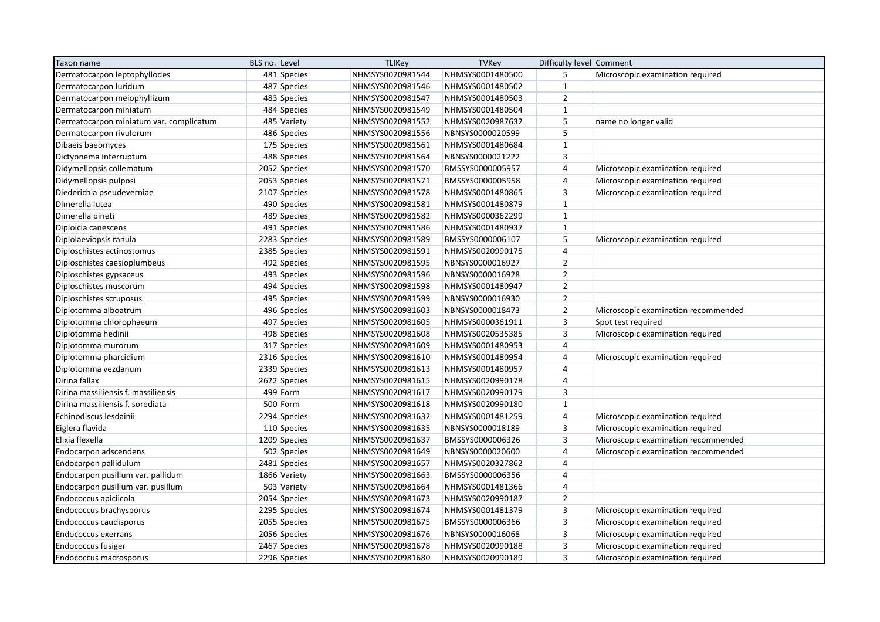| Taxon name | BLS no. | Level | TLIKey | TVKey | Difficulty level | Comment |
|---|---|---|---|---|---|---|
| Dermatocarpon leptophyllodes | 481 | Species | NHMSYS0020981544 | NHMSYS0001480500 | 5 | Microscopic examination required |
| Dermatocarpon luridum | 487 | Species | NHMSYS0020981546 | NHMSYS0001480502 | 1 | |
| Dermatocarpon meiophyllizum | 483 | Species | NHMSYS0020981547 | NHMSYS0001480503 | 2 | |
| Dermatocarpon miniatum | 484 | Species | NHMSYS0020981549 | NHMSYS0001480504 | 1 | |
| Dermatocarpon miniatum var. complicatum | 485 | Variety | NHMSYS0020981552 | NHMSYS0020987632 | 5 | name no longer valid |
| Dermatocarpon rivulorum | 486 | Species | NHMSYS0020981556 | NBNSYS0000020599 | 5 | |
| Dibaeis baeomyces | 175 | Species | NHMSYS0020981561 | NHMSYS0001480684 | 1 | |
| Dictyonema interruptum | 488 | Species | NHMSYS0020981564 | NBNSYS0000021222 | 3 | |
| Didymellopsis collematum | 2052 | Species | NHMSYS0020981570 | BMSSYS0000005957 | 4 | Microscopic examination required |
| Didymellopsis pulposi | 2053 | Species | NHMSYS0020981571 | BMSSYS0000005958 | 4 | Microscopic examination required |
| Diederichia pseudeverniae | 2107 | Species | NHMSYS0020981578 | NHMSYS0001480865 | 3 | Microscopic examination required |
| Dimerella lutea | 490 | Species | NHMSYS0020981581 | NHMSYS0001480879 | 1 | |
| Dimerella pineti | 489 | Species | NHMSYS0020981582 | NHMSYS0000362299 | 1 | |
| Diploicia canescens | 491 | Species | NHMSYS0020981586 | NHMSYS0001480937 | 1 | |
| Diplolaeviopsis ranula | 2283 | Species | NHMSYS0020981589 | BMSSYS0000006107 | 5 | Microscopic examination required |
| Diploschistes actinostomus | 2385 | Species | NHMSYS0020981591 | NHMSYS0020990175 | 4 | |
| Diploschistes caesioplumbeus | 492 | Species | NHMSYS0020981595 | NBNSYS0000016927 | 2 | |
| Diploschistes gypsaceus | 493 | Species | NHMSYS0020981596 | NBNSYS0000016928 | 2 | |
| Diploschistes muscorum | 494 | Species | NHMSYS0020981598 | NHMSYS0001480947 | 2 | |
| Diploschistes scruposus | 495 | Species | NHMSYS0020981599 | NBNSYS0000016930 | 2 | |
| Diplotomma alboatrum | 496 | Species | NHMSYS0020981603 | NBNSYS0000018473 | 2 | Microscopic examination recommended |
| Diplotomma chlorophaeum | 497 | Species | NHMSYS0020981605 | NHMSYS0000361911 | 3 | Spot test required |
| Diplotomma hedinii | 498 | Species | NHMSYS0020981608 | NHMSYS0020535385 | 3 | Microscopic examination required |
| Diplotomma murorum | 317 | Species | NHMSYS0020981609 | NHMSYS0001480953 | 4 | |
| Diplotomma pharcidium | 2316 | Species | NHMSYS0020981610 | NHMSYS0001480954 | 4 | Microscopic examination required |
| Diplotomma vezdanum | 2339 | Species | NHMSYS0020981613 | NHMSYS0001480957 | 4 | |
| Dirina fallax | 2622 | Species | NHMSYS0020981615 | NHMSYS0020990178 | 4 | |
| Dirina massiliensis f. massiliensis | 499 | Form | NHMSYS0020981617 | NHMSYS0020990179 | 3 | |
| Dirina massiliensis f. sorediata | 500 | Form | NHMSYS0020981618 | NHMSYS0020990180 | 1 | |
| Echinodiscus lesdainii | 2294 | Species | NHMSYS0020981632 | NHMSYS0001481259 | 4 | Microscopic examination required |
| Eiglera flavida | 110 | Species | NHMSYS0020981635 | NBNSYS0000018189 | 3 | Microscopic examination required |
| Elixia flexella | 1209 | Species | NHMSYS0020981637 | BMSSYS0000006326 | 3 | Microscopic examination recommended |
| Endocarpon adscendens | 502 | Species | NHMSYS0020981649 | NBNSYS0000020600 | 4 | Microscopic examination recommended |
| Endocarpon pallidulum | 2481 | Species | NHMSYS0020981657 | NHMSYS0020327862 | 4 | |
| Endocarpon pusillum var. pallidum | 1866 | Variety | NHMSYS0020981663 | BMSSYS0000006356 | 4 | |
| Endocarpon pusillum var. pusillum | 503 | Variety | NHMSYS0020981664 | NHMSYS0001481366 | 4 | |
| Endococcus apiciicola | 2054 | Species | NHMSYS0020981673 | NHMSYS0020990187 | 2 | |
| Endococcus brachysporus | 2295 | Species | NHMSYS0020981674 | NHMSYS0001481379 | 3 | Microscopic examination required |
| Endococcus caudisporus | 2055 | Species | NHMSYS0020981675 | BMSSYS0000006366 | 3 | Microscopic examination required |
| Endococcus exerrans | 2056 | Species | NHMSYS0020981676 | NBNSYS0000016068 | 3 | Microscopic examination required |
| Endococcus fusiger | 2467 | Species | NHMSYS0020981678 | NHMSYS0020990188 | 3 | Microscopic examination required |
| Endococcus macrosporus | 2296 | Species | NHMSYS0020981680 | NHMSYS0020990189 | 3 | Microscopic examination required |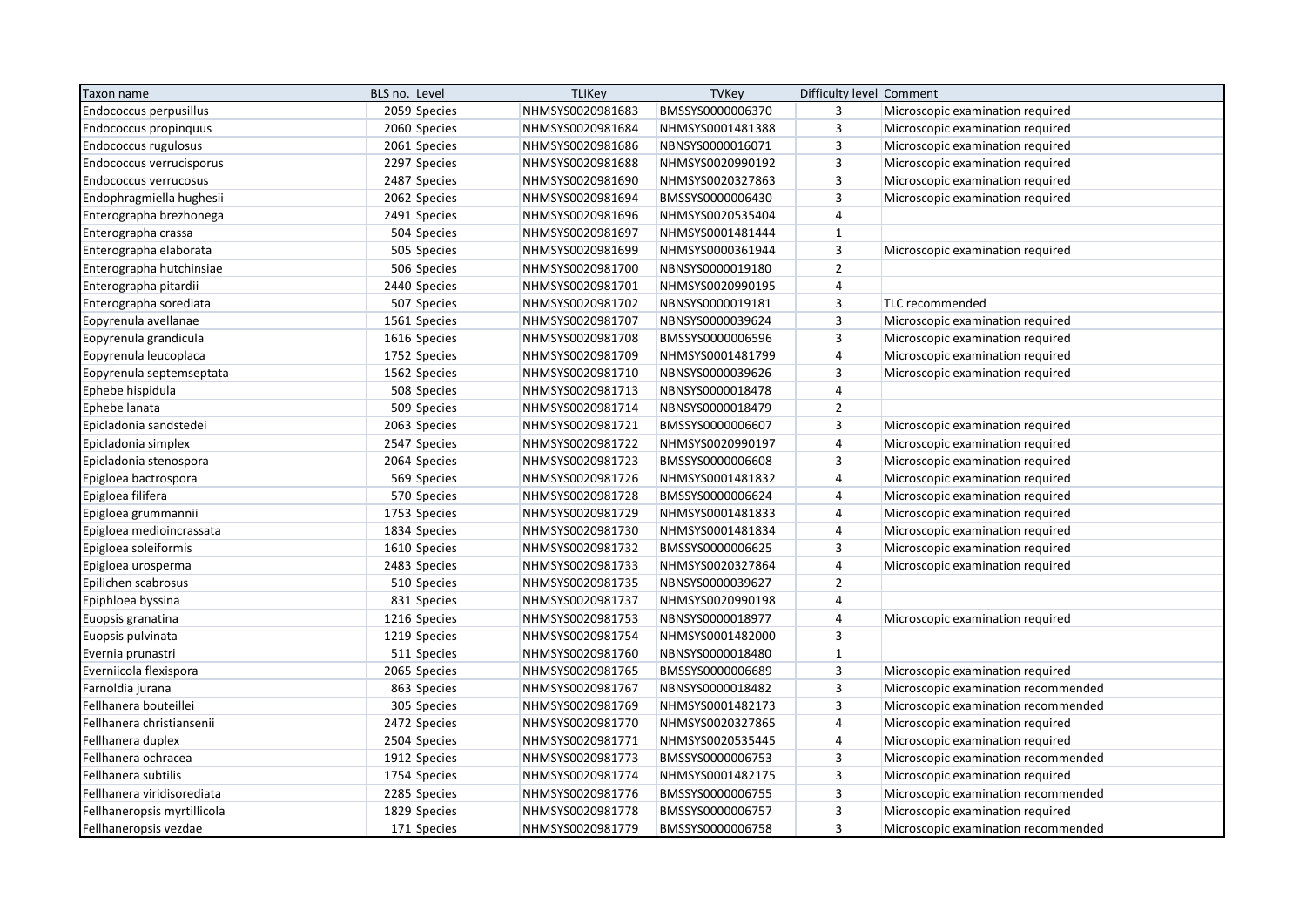| Taxon name | BLS no. | Level | TLIKey | TVKey | Difficulty level | Comment |
|---|---|---|---|---|---|---|
| Endococcus perpusillus | 2059 | Species | NHMSYS0020981683 | BMSSYS0000006370 | 3 | Microscopic examination required |
| Endococcus propinquus | 2060 | Species | NHMSYS0020981684 | NHMSYS0001481388 | 3 | Microscopic examination required |
| Endococcus rugulosus | 2061 | Species | NHMSYS0020981686 | NBNSYS0000016071 | 3 | Microscopic examination required |
| Endococcus verrucisporus | 2297 | Species | NHMSYS0020981688 | NHMSYS0020990192 | 3 | Microscopic examination required |
| Endococcus verrucosus | 2487 | Species | NHMSYS0020981690 | NHMSYS0020327863 | 3 | Microscopic examination required |
| Endophragmiella hughesii | 2062 | Species | NHMSYS0020981694 | BMSSYS0000006430 | 3 | Microscopic examination required |
| Enterographa brezhonega | 2491 | Species | NHMSYS0020981696 | NHMSYS0020535404 | 4 | |
| Enterographa crassa | 504 | Species | NHMSYS0020981697 | NHMSYS0001481444 | 1 | |
| Enterographa elaborata | 505 | Species | NHMSYS0020981699 | NHMSYS0000361944 | 3 | Microscopic examination required |
| Enterographa hutchinsiae | 506 | Species | NHMSYS0020981700 | NBNSYS0000019180 | 2 | |
| Enterographa pitardii | 2440 | Species | NHMSYS0020981701 | NHMSYS0020990195 | 4 | |
| Enterographa sorediata | 507 | Species | NHMSYS0020981702 | NBNSYS0000019181 | 3 | TLC recommended |
| Eopyrenula avellanae | 1561 | Species | NHMSYS0020981707 | NBNSYS0000039624 | 3 | Microscopic examination required |
| Eopyrenula grandicula | 1616 | Species | NHMSYS0020981708 | BMSSYS0000006596 | 3 | Microscopic examination required |
| Eopyrenula leucoplaca | 1752 | Species | NHMSYS0020981709 | NHMSYS0001481799 | 4 | Microscopic examination required |
| Eopyrenula septemseptata | 1562 | Species | NHMSYS0020981710 | NBNSYS0000039626 | 3 | Microscopic examination required |
| Ephebe hispidula | 508 | Species | NHMSYS0020981713 | NBNSYS0000018478 | 4 | |
| Ephebe lanata | 509 | Species | NHMSYS0020981714 | NBNSYS0000018479 | 2 | |
| Epicladonia sandstedei | 2063 | Species | NHMSYS0020981721 | BMSSYS0000006607 | 3 | Microscopic examination required |
| Epicladonia simplex | 2547 | Species | NHMSYS0020981722 | NHMSYS0020990197 | 4 | Microscopic examination required |
| Epicladonia stenospora | 2064 | Species | NHMSYS0020981723 | BMSSYS0000006608 | 3 | Microscopic examination required |
| Epigloea bactrospora | 569 | Species | NHMSYS0020981726 | NHMSYS0001481832 | 4 | Microscopic examination required |
| Epigloea filifera | 570 | Species | NHMSYS0020981728 | BMSSYS0000006624 | 4 | Microscopic examination required |
| Epigloea grummannii | 1753 | Species | NHMSYS0020981729 | NHMSYS0001481833 | 4 | Microscopic examination required |
| Epigloea medioincrassata | 1834 | Species | NHMSYS0020981730 | NHMSYS0001481834 | 4 | Microscopic examination required |
| Epigloea soleiformis | 1610 | Species | NHMSYS0020981732 | BMSSYS0000006625 | 3 | Microscopic examination required |
| Epigloea urosperma | 2483 | Species | NHMSYS0020981733 | NHMSYS0020327864 | 4 | Microscopic examination required |
| Epilichen scabrosus | 510 | Species | NHMSYS0020981735 | NBNSYS0000039627 | 2 | |
| Epiphloea byssina | 831 | Species | NHMSYS0020981737 | NHMSYS0020990198 | 4 | |
| Euopsis granatina | 1216 | Species | NHMSYS0020981753 | NBNSYS0000018977 | 4 | Microscopic examination required |
| Euopsis pulvinata | 1219 | Species | NHMSYS0020981754 | NHMSYS0001482000 | 3 | |
| Evernia prunastri | 511 | Species | NHMSYS0020981760 | NBNSYS0000018480 | 1 | |
| Everniicola flexispora | 2065 | Species | NHMSYS0020981765 | BMSSYS0000006689 | 3 | Microscopic examination required |
| Farnoldia jurana | 863 | Species | NHMSYS0020981767 | NBNSYS0000018482 | 3 | Microscopic examination recommended |
| Fellhanera bouteillei | 305 | Species | NHMSYS0020981769 | NHMSYS0001482173 | 3 | Microscopic examination recommended |
| Fellhanera christiansenii | 2472 | Species | NHMSYS0020981770 | NHMSYS0020327865 | 4 | Microscopic examination required |
| Fellhanera duplex | 2504 | Species | NHMSYS0020981771 | NHMSYS0020535445 | 4 | Microscopic examination required |
| Fellhanera ochracea | 1912 | Species | NHMSYS0020981773 | BMSSYS0000006753 | 3 | Microscopic examination recommended |
| Fellhanera subtilis | 1754 | Species | NHMSYS0020981774 | NHMSYS0001482175 | 3 | Microscopic examination required |
| Fellhanera viridisorediata | 2285 | Species | NHMSYS0020981776 | BMSSYS0000006755 | 3 | Microscopic examination recommended |
| Fellhaneropsis myrtillicola | 1829 | Species | NHMSYS0020981778 | BMSSYS0000006757 | 3 | Microscopic examination required |
| Fellhaneropsis vezdae | 171 | Species | NHMSYS0020981779 | BMSSYS0000006758 | 3 | Microscopic examination recommended |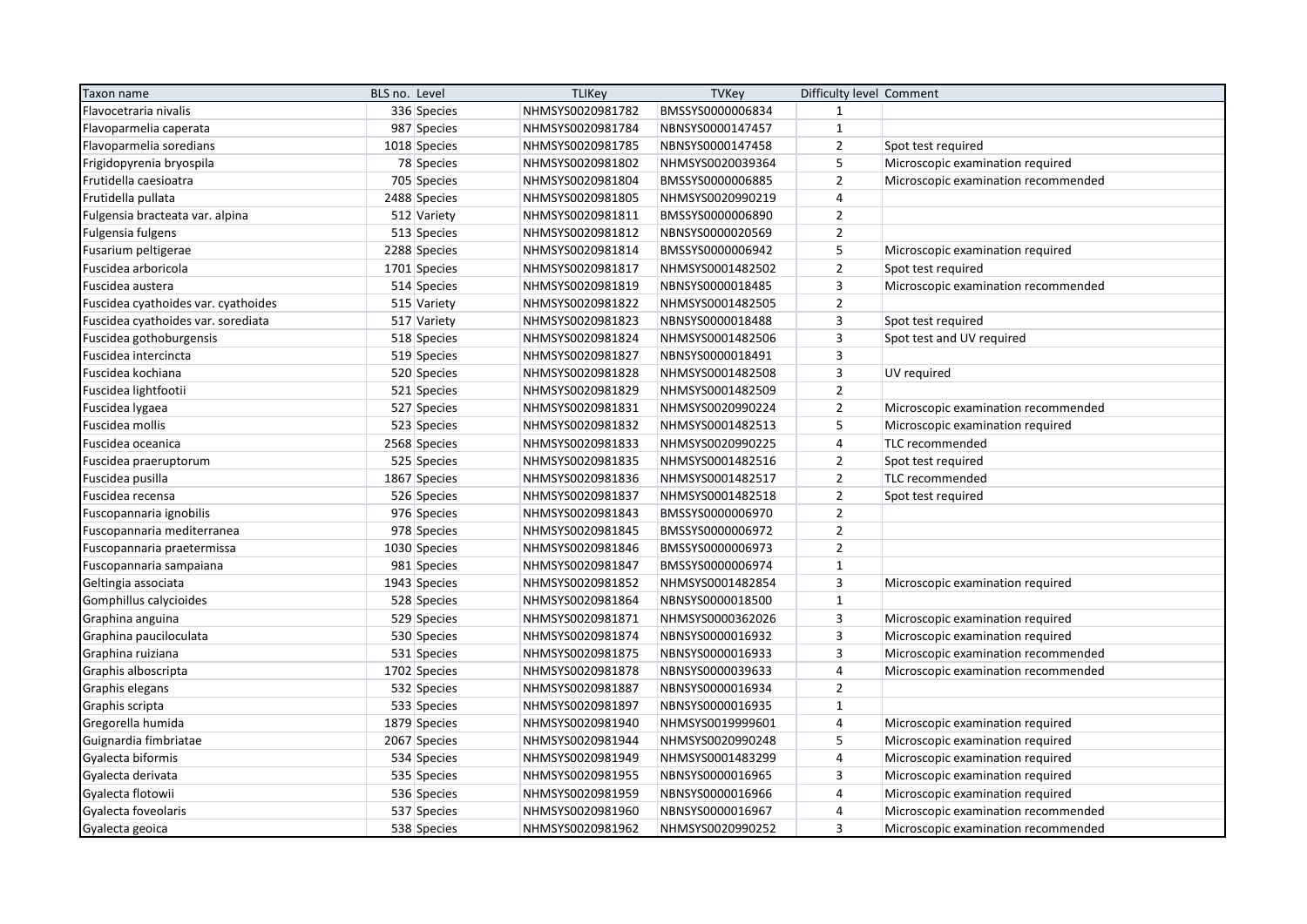| Taxon name | BLS no. | Level | TLIKey | TVKey | Difficulty level | Comment |
| --- | --- | --- | --- | --- | --- | --- |
| Flavocetraria nivalis | 336 | Species | NHMSYS0020981782 | BMSSYS0000006834 | 1 | |
| Flavoparmelia caperata | 987 | Species | NHMSYS0020981784 | NBNSYS0000147457 | 1 | |
| Flavoparmelia soredians | 1018 | Species | NHMSYS0020981785 | NBNSYS0000147458 | 2 | Spot test required |
| Frigidopyrenia bryospila | 78 | Species | NHMSYS0020981802 | NHMSYS0020039364 | 5 | Microscopic examination required |
| Frutidella caesioatra | 705 | Species | NHMSYS0020981804 | BMSSYS0000006885 | 2 | Microscopic examination recommended |
| Frutidella pullata | 2488 | Species | NHMSYS0020981805 | NHMSYS0020990219 | 4 | |
| Fulgensia bracteata var. alpina | 512 | Variety | NHMSYS0020981811 | BMSSYS0000006890 | 2 | |
| Fulgensia fulgens | 513 | Species | NHMSYS0020981812 | NBNSYS0000020569 | 2 | |
| Fusarium peltigerae | 2288 | Species | NHMSYS0020981814 | BMSSYS0000006942 | 5 | Microscopic examination required |
| Fuscidea arboricola | 1701 | Species | NHMSYS0020981817 | NHMSYS0001482502 | 2 | Spot test required |
| Fuscidea austera | 514 | Species | NHMSYS0020981819 | NBNSYS0000018485 | 3 | Microscopic examination recommended |
| Fuscidea cyathoides var. cyathoides | 515 | Variety | NHMSYS0020981822 | NHMSYS0001482505 | 2 | |
| Fuscidea cyathoides var. sorediata | 517 | Variety | NHMSYS0020981823 | NBNSYS0000018488 | 3 | Spot test required |
| Fuscidea gothoburgensis | 518 | Species | NHMSYS0020981824 | NHMSYS0001482506 | 3 | Spot test and UV required |
| Fuscidea intercincta | 519 | Species | NHMSYS0020981827 | NBNSYS0000018491 | 3 | |
| Fuscidea kochiana | 520 | Species | NHMSYS0020981828 | NHMSYS0001482508 | 3 | UV required |
| Fuscidea lightfootii | 521 | Species | NHMSYS0020981829 | NHMSYS0001482509 | 2 | |
| Fuscidea lygaea | 527 | Species | NHMSYS0020981831 | NHMSYS0020990224 | 2 | Microscopic examination recommended |
| Fuscidea mollis | 523 | Species | NHMSYS0020981832 | NHMSYS0001482513 | 5 | Microscopic examination required |
| Fuscidea oceanica | 2568 | Species | NHMSYS0020981833 | NHMSYS0020990225 | 4 | TLC recommended |
| Fuscidea praeruptorum | 525 | Species | NHMSYS0020981835 | NHMSYS0001482516 | 2 | Spot test required |
| Fuscidea pusilla | 1867 | Species | NHMSYS0020981836 | NHMSYS0001482517 | 2 | TLC recommended |
| Fuscidea recensa | 526 | Species | NHMSYS0020981837 | NHMSYS0001482518 | 2 | Spot test required |
| Fuscopannaria ignobilis | 976 | Species | NHMSYS0020981843 | BMSSYS0000006970 | 2 | |
| Fuscopannaria mediterranea | 978 | Species | NHMSYS0020981845 | BMSSYS0000006972 | 2 | |
| Fuscopannaria praetermissa | 1030 | Species | NHMSYS0020981846 | BMSSYS0000006973 | 2 | |
| Fuscopannaria sampaiana | 981 | Species | NHMSYS0020981847 | BMSSYS0000006974 | 1 | |
| Geltingia associata | 1943 | Species | NHMSYS0020981852 | NHMSYS0001482854 | 3 | Microscopic examination required |
| Gomphillus calycioides | 528 | Species | NHMSYS0020981864 | NBNSYS0000018500 | 1 | |
| Graphina anguina | 529 | Species | NHMSYS0020981871 | NHMSYS0000362026 | 3 | Microscopic examination required |
| Graphina pauciloculata | 530 | Species | NHMSYS0020981874 | NBNSYS0000016932 | 3 | Microscopic examination required |
| Graphina ruiziana | 531 | Species | NHMSYS0020981875 | NBNSYS0000016933 | 3 | Microscopic examination recommended |
| Graphis alboscripta | 1702 | Species | NHMSYS0020981878 | NBNSYS0000039633 | 4 | Microscopic examination recommended |
| Graphis elegans | 532 | Species | NHMSYS0020981887 | NBNSYS0000016934 | 2 | |
| Graphis scripta | 533 | Species | NHMSYS0020981897 | NBNSYS0000016935 | 1 | |
| Gregorella humida | 1879 | Species | NHMSYS0020981940 | NHMSYS0019999601 | 4 | Microscopic examination required |
| Guignardia fimbriatae | 2067 | Species | NHMSYS0020981944 | NHMSYS0020990248 | 5 | Microscopic examination required |
| Gyalecta biformis | 534 | Species | NHMSYS0020981949 | NHMSYS0001483299 | 4 | Microscopic examination required |
| Gyalecta derivata | 535 | Species | NHMSYS0020981955 | NBNSYS0000016965 | 3 | Microscopic examination required |
| Gyalecta flotowii | 536 | Species | NHMSYS0020981959 | NBNSYS0000016966 | 4 | Microscopic examination required |
| Gyalecta foveolaris | 537 | Species | NHMSYS0020981960 | NBNSYS0000016967 | 4 | Microscopic examination recommended |
| Gyalecta geoica | 538 | Species | NHMSYS0020981962 | NHMSYS0020990252 | 3 | Microscopic examination recommended |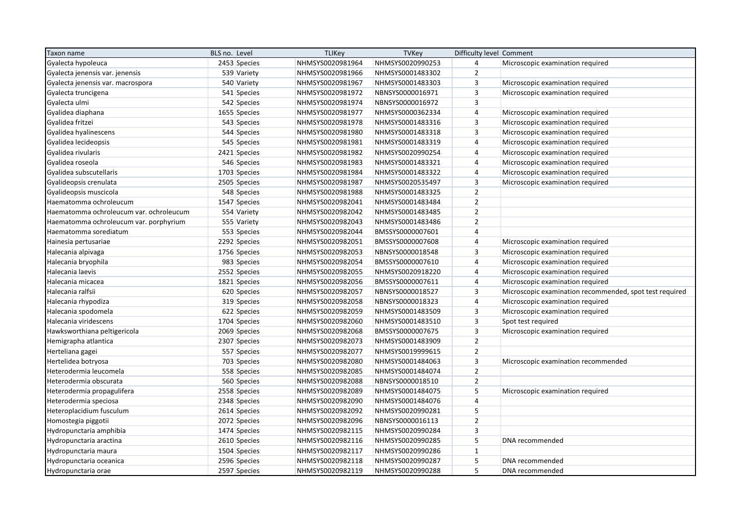| Taxon name | BLS no. | Level | TLIKey | TVKey | Difficulty level | Comment |
|---|---|---|---|---|---|---|
| Gyalecta hypoleuca | 2453 | Species | NHMSYS0020981964 | NHMSYS0020990253 | 4 | Microscopic examination required |
| Gyalecta jenensis var. jenensis | 539 | Variety | NHMSYS0020981966 | NHMSYS0001483302 | 2 | |
| Gyalecta jenensis var. macrospora | 540 | Variety | NHMSYS0020981967 | NHMSYS0001483303 | 3 | Microscopic examination required |
| Gyalecta truncigena | 541 | Species | NHMSYS0020981972 | NBNSYS0000016971 | 3 | Microscopic examination required |
| Gyalecta ulmi | 542 | Species | NHMSYS0020981974 | NBNSYS0000016972 | 3 | |
| Gyalidea diaphana | 1655 | Species | NHMSYS0020981977 | NHMSYS0000362334 | 4 | Microscopic examination required |
| Gyalidea fritzei | 543 | Species | NHMSYS0020981978 | NHMSYS0001483316 | 3 | Microscopic examination required |
| Gyalidea hyalinescens | 544 | Species | NHMSYS0020981980 | NHMSYS0001483318 | 3 | Microscopic examination required |
| Gyalidea lecideopsis | 545 | Species | NHMSYS0020981981 | NHMSYS0001483319 | 4 | Microscopic examination required |
| Gyalidea rivularis | 2421 | Species | NHMSYS0020981982 | NHMSYS0020990254 | 4 | Microscopic examination required |
| Gyalidea roseola | 546 | Species | NHMSYS0020981983 | NHMSYS0001483321 | 4 | Microscopic examination required |
| Gyalidea subscutellaris | 1703 | Species | NHMSYS0020981984 | NHMSYS0001483322 | 4 | Microscopic examination required |
| Gyalideopsis crenulata | 2505 | Species | NHMSYS0020981987 | NHMSYS0020535497 | 3 | Microscopic examination required |
| Gyalideopsis muscicola | 548 | Species | NHMSYS0020981988 | NHMSYS0001483325 | 2 | |
| Haematomma ochroleucum | 1547 | Species | NHMSYS0020982041 | NHMSYS0001483484 | 2 | |
| Haematomma ochroleucum var. ochroleucum | 554 | Variety | NHMSYS0020982042 | NHMSYS0001483485 | 2 | |
| Haematomma ochroleucum var. porphyrium | 555 | Variety | NHMSYS0020982043 | NHMSYS0001483486 | 2 | |
| Haematomma sorediatum | 553 | Species | NHMSYS0020982044 | BMSSYS0000007601 | 4 | |
| Hainesia pertusariae | 2292 | Species | NHMSYS0020982051 | BMSSYS0000007608 | 4 | Microscopic examination required |
| Halecania alpivaga | 1756 | Species | NHMSYS0020982053 | NBNSYS0000018548 | 3 | Microscopic examination required |
| Halecania bryophila | 983 | Species | NHMSYS0020982054 | BMSSYS0000007610 | 4 | Microscopic examination required |
| Halecania laevis | 2552 | Species | NHMSYS0020982055 | NHMSYS0020918220 | 4 | Microscopic examination required |
| Halecania micacea | 1821 | Species | NHMSYS0020982056 | BMSSYS0000007611 | 4 | Microscopic examination required |
| Halecania ralfsii | 620 | Species | NHMSYS0020982057 | NBNSYS0000018527 | 3 | Microscopic examination recommended, spot test required |
| Halecania rhypodiza | 319 | Species | NHMSYS0020982058 | NBNSYS0000018323 | 4 | Microscopic examination required |
| Halecania spodomela | 622 | Species | NHMSYS0020982059 | NHMSYS0001483509 | 3 | Microscopic examination required |
| Halecania viridescens | 1704 | Species | NHMSYS0020982060 | NHMSYS0001483510 | 3 | Spot test required |
| Hawksworthiana peltigericola | 2069 | Species | NHMSYS0020982068 | BMSSYS0000007675 | 3 | Microscopic examination required |
| Hemigrapha atlantica | 2307 | Species | NHMSYS0020982073 | NHMSYS0001483909 | 2 | |
| Herteliana gagei | 557 | Species | NHMSYS0020982077 | NHMSYS0019999615 | 2 | |
| Hertelidea botryosa | 703 | Species | NHMSYS0020982080 | NHMSYS0001484063 | 3 | Microscopic examination recommended |
| Heterodermia leucomela | 558 | Species | NHMSYS0020982085 | NHMSYS0001484074 | 2 | |
| Heterodermia obscurata | 560 | Species | NHMSYS0020982088 | NBNSYS0000018510 | 2 | |
| Heterodermia propagulifera | 2558 | Species | NHMSYS0020982089 | NHMSYS0001484075 | 5 | Microscopic examination required |
| Heterodermia speciosa | 2348 | Species | NHMSYS0020982090 | NHMSYS0001484076 | 4 | |
| Heteroplacidium fusculum | 2614 | Species | NHMSYS0020982092 | NHMSYS0020990281 | 5 | |
| Homostegia piggotii | 2072 | Species | NHMSYS0020982096 | NBNSYS0000016113 | 2 | |
| Hydropunctaria amphibia | 1474 | Species | NHMSYS0020982115 | NHMSYS0020990284 | 3 | |
| Hydropunctaria aractina | 2610 | Species | NHMSYS0020982116 | NHMSYS0020990285 | 5 | DNA recommended |
| Hydropunctaria maura | 1504 | Species | NHMSYS0020982117 | NHMSYS0020990286 | 1 | |
| Hydropunctaria oceanica | 2596 | Species | NHMSYS0020982118 | NHMSYS0020990287 | 5 | DNA recommended |
| Hydropunctaria orae | 2597 | Species | NHMSYS0020982119 | NHMSYS0020990288 | 5 | DNA recommended |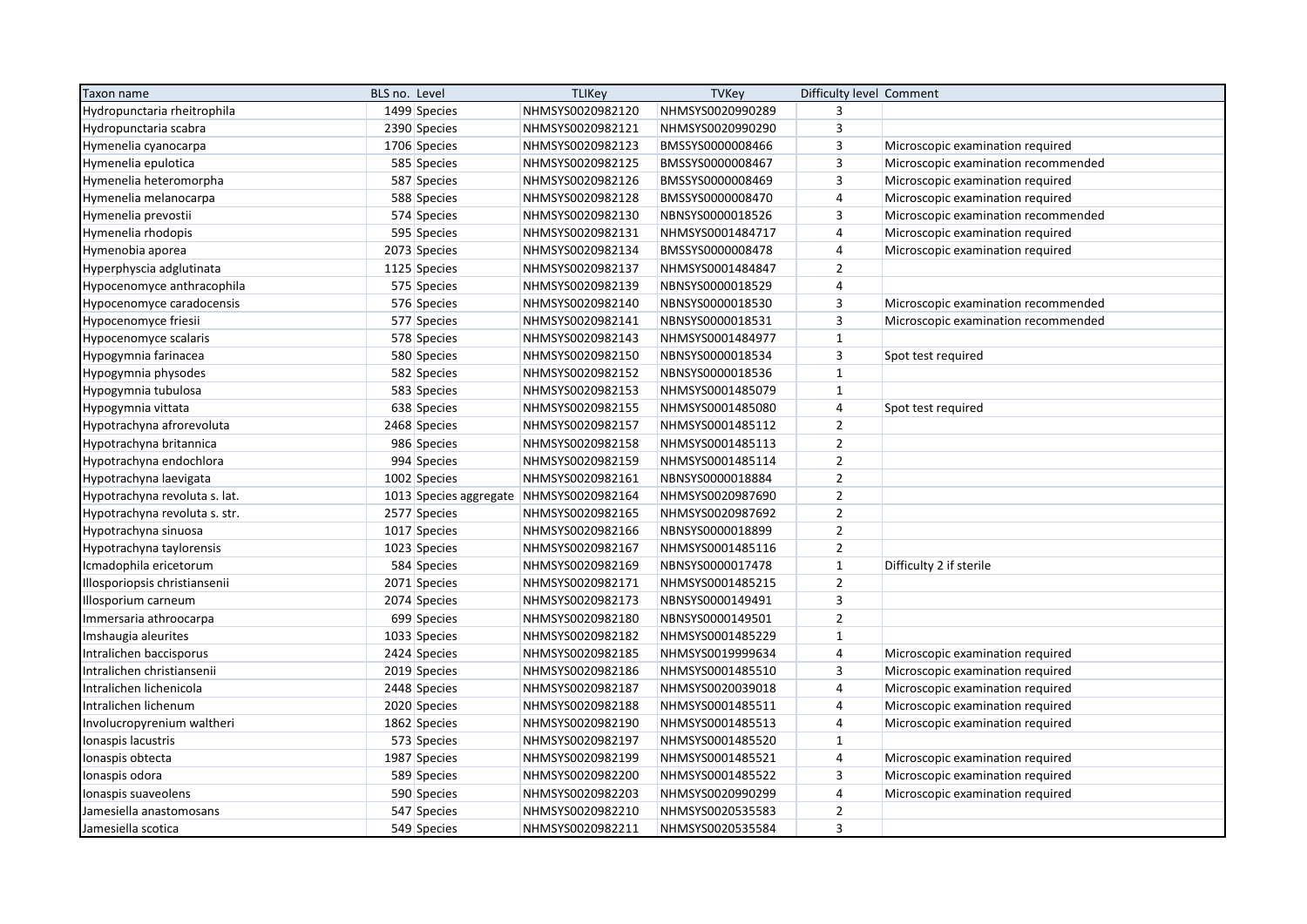| Taxon name | BLS no. | Level | TLIKey | TVKey | Difficulty level | Comment |
|---|---|---|---|---|---|---|
| Hydropunctaria rheitrophila | 1499 | Species | NHMSYS0020982120 | NHMSYS0020990289 | 3 | |
| Hydropunctaria scabra | 2390 | Species | NHMSYS0020982121 | NHMSYS0020990290 | 3 | |
| Hymenelia cyanocarpa | 1706 | Species | NHMSYS0020982123 | BMSSYS0000008466 | 3 | Microscopic examination required |
| Hymenelia epulotica | 585 | Species | NHMSYS0020982125 | BMSSYS0000008467 | 3 | Microscopic examination recommended |
| Hymenelia heteromorpha | 587 | Species | NHMSYS0020982126 | BMSSYS0000008469 | 3 | Microscopic examination required |
| Hymenelia melanocarpa | 588 | Species | NHMSYS0020982128 | BMSSYS0000008470 | 4 | Microscopic examination required |
| Hymenelia prevostii | 574 | Species | NHMSYS0020982130 | NBNSYS0000018526 | 3 | Microscopic examination recommended |
| Hymenelia rhodopis | 595 | Species | NHMSYS0020982131 | NHMSYS0001484717 | 4 | Microscopic examination required |
| Hymenobia aporea | 2073 | Species | NHMSYS0020982134 | BMSSYS0000008478 | 4 | Microscopic examination required |
| Hyperphyscia adglutinata | 1125 | Species | NHMSYS0020982137 | NHMSYS0001484847 | 2 | |
| Hypocenomyce anthracophila | 575 | Species | NHMSYS0020982139 | NBNSYS0000018529 | 4 | |
| Hypocenomyce caradocensis | 576 | Species | NHMSYS0020982140 | NBNSYS0000018530 | 3 | Microscopic examination recommended |
| Hypocenomyce friesii | 577 | Species | NHMSYS0020982141 | NBNSYS0000018531 | 3 | Microscopic examination recommended |
| Hypocenomyce scalaris | 578 | Species | NHMSYS0020982143 | NHMSYS0001484977 | 1 | |
| Hypogymnia farinacea | 580 | Species | NHMSYS0020982150 | NBNSYS0000018534 | 3 | Spot test required |
| Hypogymnia physodes | 582 | Species | NHMSYS0020982152 | NBNSYS0000018536 | 1 | |
| Hypogymnia tubulosa | 583 | Species | NHMSYS0020982153 | NHMSYS0001485079 | 1 | |
| Hypogymnia vittata | 638 | Species | NHMSYS0020982155 | NHMSYS0001485080 | 4 | Spot test required |
| Hypotrachyna afrorevoluta | 2468 | Species | NHMSYS0020982157 | NHMSYS0001485112 | 2 | |
| Hypotrachyna britannica | 986 | Species | NHMSYS0020982158 | NHMSYS0001485113 | 2 | |
| Hypotrachyna endochlora | 994 | Species | NHMSYS0020982159 | NHMSYS0001485114 | 2 | |
| Hypotrachyna laevigata | 1002 | Species | NHMSYS0020982161 | NBNSYS0000018884 | 2 | |
| Hypotrachyna revoluta s. lat. | 1013 | Species aggregate | NHMSYS0020982164 | NHMSYS0020987690 | 2 | |
| Hypotrachyna revoluta s. str. | 2577 | Species | NHMSYS0020982165 | NHMSYS0020987692 | 2 | |
| Hypotrachyna sinuosa | 1017 | Species | NHMSYS0020982166 | NBNSYS0000018899 | 2 | |
| Hypotrachyna taylorensis | 1023 | Species | NHMSYS0020982167 | NHMSYS0001485116 | 2 | |
| Icmadophila ericetorum | 584 | Species | NHMSYS0020982169 | NBNSYS0000017478 | 1 | Difficulty 2 if sterile |
| Illosporiopsis christiansenii | 2071 | Species | NHMSYS0020982171 | NHMSYS0001485215 | 2 | |
| Illosporium carneum | 2074 | Species | NHMSYS0020982173 | NBNSYS0000149491 | 3 | |
| Immersaria athroocarpa | 699 | Species | NHMSYS0020982180 | NBNSYS0000149501 | 2 | |
| Imshaugia aleurites | 1033 | Species | NHMSYS0020982182 | NHMSYS0001485229 | 1 | |
| Intralichen baccisporus | 2424 | Species | NHMSYS0020982185 | NHMSYS0019999634 | 4 | Microscopic examination required |
| Intralichen christiansenii | 2019 | Species | NHMSYS0020982186 | NHMSYS0001485510 | 3 | Microscopic examination required |
| Intralichen lichenicola | 2448 | Species | NHMSYS0020982187 | NHMSYS0020039018 | 4 | Microscopic examination required |
| Intralichen lichenum | 2020 | Species | NHMSYS0020982188 | NHMSYS0001485511 | 4 | Microscopic examination required |
| Involucropyrenium waltheri | 1862 | Species | NHMSYS0020982190 | NHMSYS0001485513 | 4 | Microscopic examination required |
| Ionaspis lacustris | 573 | Species | NHMSYS0020982197 | NHMSYS0001485520 | 1 | |
| Ionaspis obtecta | 1987 | Species | NHMSYS0020982199 | NHMSYS0001485521 | 4 | Microscopic examination required |
| Ionaspis odora | 589 | Species | NHMSYS0020982200 | NHMSYS0001485522 | 3 | Microscopic examination required |
| Ionaspis suaveolens | 590 | Species | NHMSYS0020982203 | NHMSYS0020990299 | 4 | Microscopic examination required |
| Jamesiella anastomosans | 547 | Species | NHMSYS0020982210 | NHMSYS0020535583 | 2 | |
| Jamesiella scotica | 549 | Species | NHMSYS0020982211 | NHMSYS0020535584 | 3 | |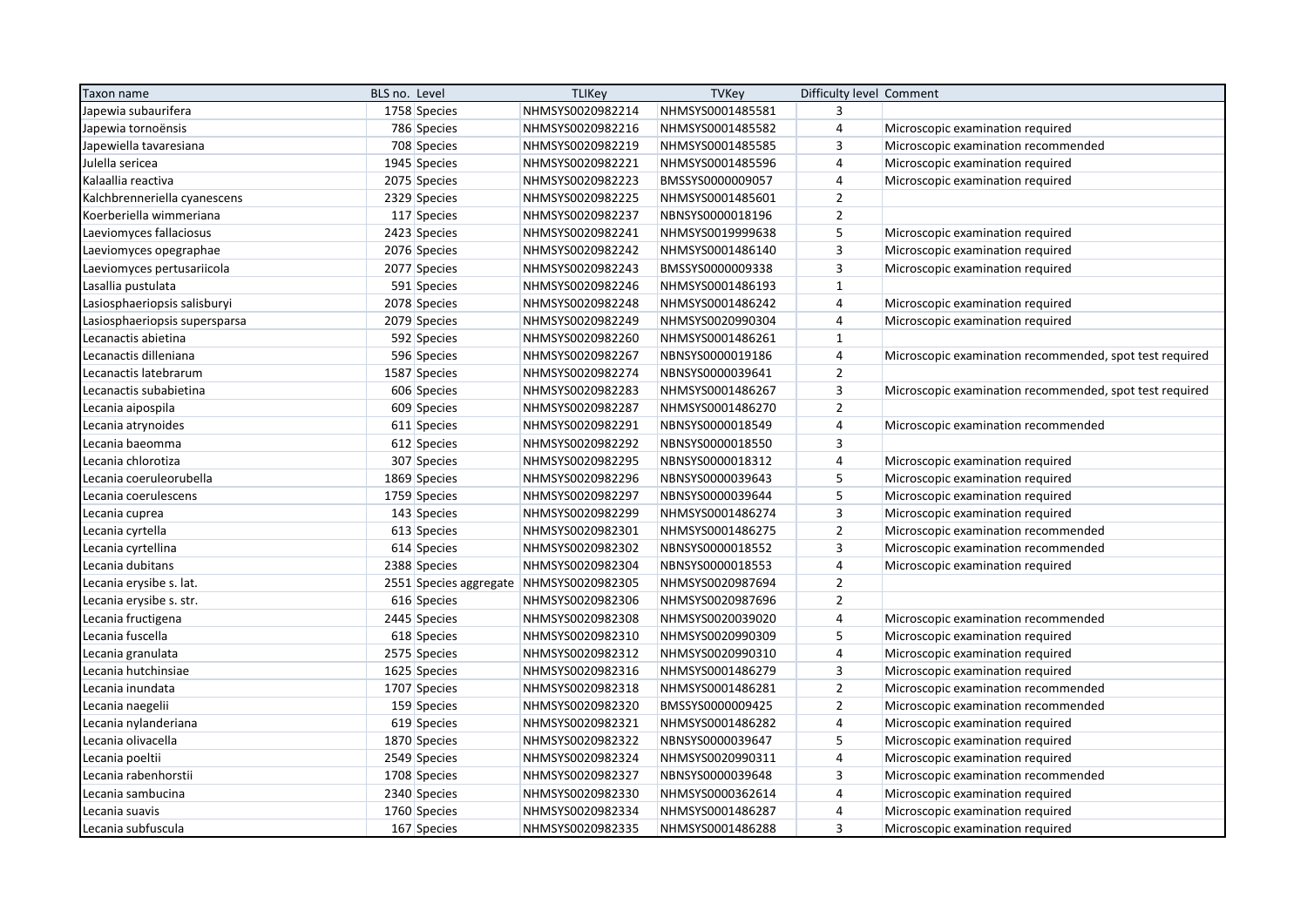| Taxon name | BLS no. | Level | TLIKey | TVKey | Difficulty level | Comment |
|---|---|---|---|---|---|---|
| Japewia subaurifera | 1758 | Species | NHMSYS0020982214 | NHMSYS0001485581 | 3 | |
| Japewia tornoënsis | 786 | Species | NHMSYS0020982216 | NHMSYS0001485582 | 4 | Microscopic examination required |
| Japewiella tavaresiana | 708 | Species | NHMSYS0020982219 | NHMSYS0001485585 | 3 | Microscopic examination recommended |
| Julella sericea | 1945 | Species | NHMSYS0020982221 | NHMSYS0001485596 | 4 | Microscopic examination required |
| Kalaallia reactiva | 2075 | Species | NHMSYS0020982223 | BMSSYS0000009057 | 4 | Microscopic examination required |
| Kalchbrenneriella cyanescens | 2329 | Species | NHMSYS0020982225 | NHMSYS0001485601 | 2 | |
| Koerberiella wimmeriana | 117 | Species | NHMSYS0020982237 | NBNSYS0000018196 | 2 | |
| Laeviomyces fallaciosus | 2423 | Species | NHMSYS0020982241 | NHMSYS0019999638 | 5 | Microscopic examination required |
| Laeviomyces opegraphae | 2076 | Species | NHMSYS0020982242 | NHMSYS0001486140 | 3 | Microscopic examination required |
| Laeviomyces pertusariicola | 2077 | Species | NHMSYS0020982243 | BMSSYS0000009338 | 3 | Microscopic examination required |
| Lasallia pustulata | 591 | Species | NHMSYS0020982246 | NHMSYS0001486193 | 1 | |
| Lasiosphaeriopsis salisburyi | 2078 | Species | NHMSYS0020982248 | NHMSYS0001486242 | 4 | Microscopic examination required |
| Lasiosphaeriopsis supersparsa | 2079 | Species | NHMSYS0020982249 | NHMSYS0020990304 | 4 | Microscopic examination required |
| Lecanactis abietina | 592 | Species | NHMSYS0020982260 | NHMSYS0001486261 | 1 | |
| Lecanactis dilleniana | 596 | Species | NHMSYS0020982267 | NBNSYS0000019186 | 4 | Microscopic examination recommended, spot test required |
| Lecanactis latebrarum | 1587 | Species | NHMSYS0020982274 | NBNSYS0000039641 | 2 | |
| Lecanactis subabietina | 606 | Species | NHMSYS0020982283 | NHMSYS0001486267 | 3 | Microscopic examination recommended, spot test required |
| Lecania aipospila | 609 | Species | NHMSYS0020982287 | NHMSYS0001486270 | 2 | |
| Lecania atrynoides | 611 | Species | NHMSYS0020982291 | NBNSYS0000018549 | 4 | Microscopic examination recommended |
| Lecania baeomma | 612 | Species | NHMSYS0020982292 | NBNSYS0000018550 | 3 | |
| Lecania chlorotiza | 307 | Species | NHMSYS0020982295 | NBNSYS0000018312 | 4 | Microscopic examination required |
| Lecania coeruleorubella | 1869 | Species | NHMSYS0020982296 | NBNSYS0000039643 | 5 | Microscopic examination required |
| Lecania coerulescens | 1759 | Species | NHMSYS0020982297 | NBNSYS0000039644 | 5 | Microscopic examination required |
| Lecania cuprea | 143 | Species | NHMSYS0020982299 | NHMSYS0001486274 | 3 | Microscopic examination required |
| Lecania cyrtella | 613 | Species | NHMSYS0020982301 | NHMSYS0001486275 | 2 | Microscopic examination recommended |
| Lecania cyrtellina | 614 | Species | NHMSYS0020982302 | NBNSYS0000018552 | 3 | Microscopic examination recommended |
| Lecania dubitans | 2388 | Species | NHMSYS0020982304 | NBNSYS0000018553 | 4 | Microscopic examination required |
| Lecania erysibe s. lat. | 2551 | Species aggregate | NHMSYS0020982305 | NHMSYS0020987694 | 2 | |
| Lecania erysibe s. str. | 616 | Species | NHMSYS0020982306 | NHMSYS0020987696 | 2 | |
| Lecania fructigena | 2445 | Species | NHMSYS0020982308 | NHMSYS0020039020 | 4 | Microscopic examination recommended |
| Lecania fuscella | 618 | Species | NHMSYS0020982310 | NHMSYS0020990309 | 5 | Microscopic examination required |
| Lecania granulata | 2575 | Species | NHMSYS0020982312 | NHMSYS0020990310 | 4 | Microscopic examination required |
| Lecania hutchinsiae | 1625 | Species | NHMSYS0020982316 | NHMSYS0001486279 | 3 | Microscopic examination required |
| Lecania inundata | 1707 | Species | NHMSYS0020982318 | NHMSYS0001486281 | 2 | Microscopic examination recommended |
| Lecania naegelii | 159 | Species | NHMSYS0020982320 | BMSSYS0000009425 | 2 | Microscopic examination recommended |
| Lecania nylanderiana | 619 | Species | NHMSYS0020982321 | NHMSYS0001486282 | 4 | Microscopic examination required |
| Lecania olivacella | 1870 | Species | NHMSYS0020982322 | NBNSYS0000039647 | 5 | Microscopic examination required |
| Lecania poeltii | 2549 | Species | NHMSYS0020982324 | NHMSYS0020990311 | 4 | Microscopic examination required |
| Lecania rabenhorstii | 1708 | Species | NHMSYS0020982327 | NBNSYS0000039648 | 3 | Microscopic examination recommended |
| Lecania sambucina | 2340 | Species | NHMSYS0020982330 | NHMSYS0000362614 | 4 | Microscopic examination required |
| Lecania suavis | 1760 | Species | NHMSYS0020982334 | NHMSYS0001486287 | 4 | Microscopic examination required |
| Lecania subfuscula | 167 | Species | NHMSYS0020982335 | NHMSYS0001486288 | 3 | Microscopic examination required |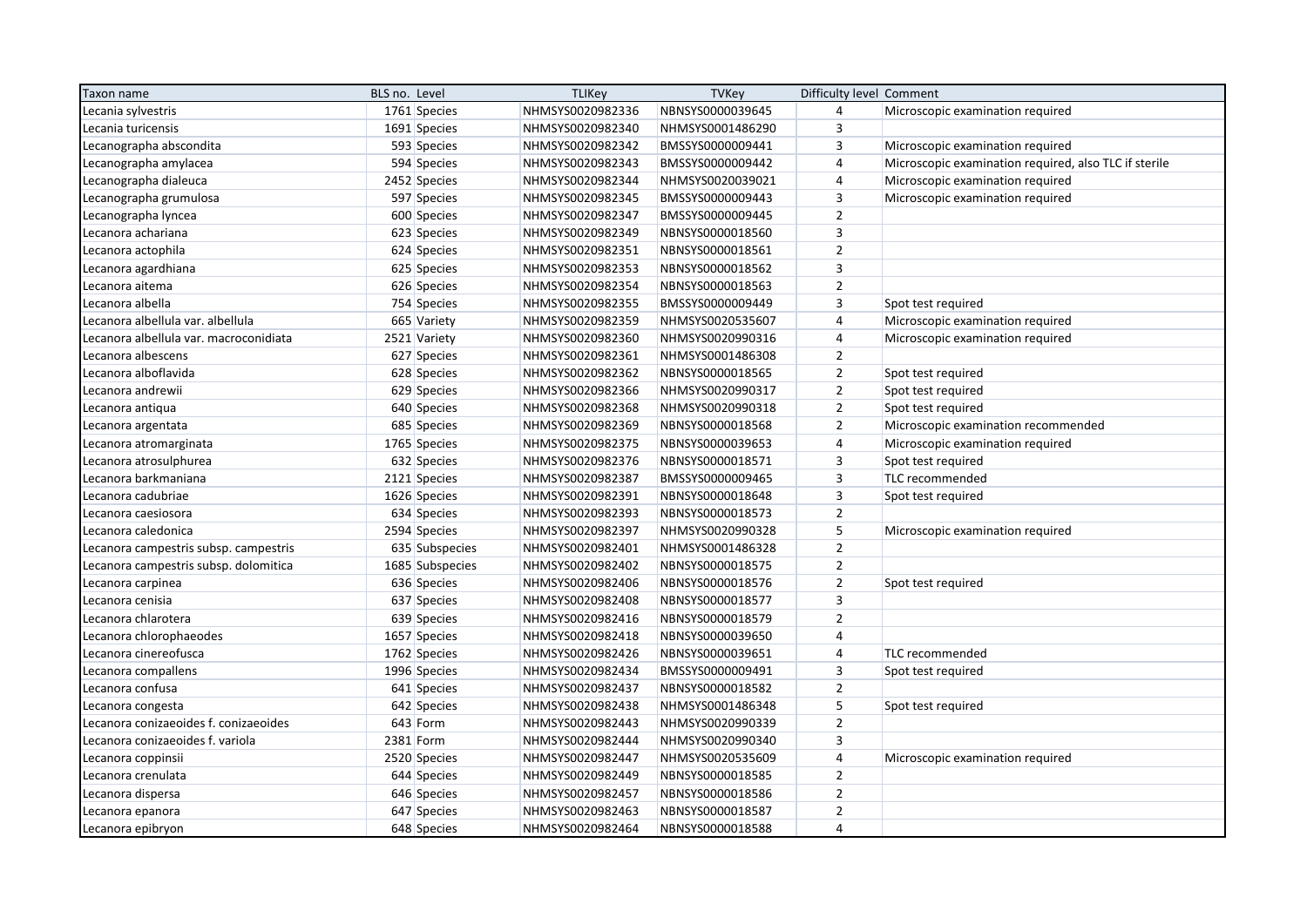| Taxon name | BLS no. | Level | TLIKey | TVKey | Difficulty level | Comment |
|---|---|---|---|---|---|---|
| Lecania sylvestris | 1761 | Species | NHMSYS0020982336 | NBNSYS0000039645 | 4 | Microscopic examination required |
| Lecania turicensis | 1691 | Species | NHMSYS0020982340 | NHMSYS0001486290 | 3 | |
| Lecanographa abscondita | 593 | Species | NHMSYS0020982342 | BMSSYS0000009441 | 3 | Microscopic examination required |
| Lecanographa amylacea | 594 | Species | NHMSYS0020982343 | BMSSYS0000009442 | 4 | Microscopic examination required, also TLC if sterile |
| Lecanographa dialeuca | 2452 | Species | NHMSYS0020982344 | NHMSYS0020039021 | 4 | Microscopic examination required |
| Lecanographa grumulosa | 597 | Species | NHMSYS0020982345 | BMSSYS0000009443 | 3 | Microscopic examination required |
| Lecanographa lyncea | 600 | Species | NHMSYS0020982347 | BMSSYS0000009445 | 2 | |
| Lecanora achariana | 623 | Species | NHMSYS0020982349 | NBNSYS0000018560 | 3 | |
| Lecanora actophila | 624 | Species | NHMSYS0020982351 | NBNSYS0000018561 | 2 | |
| Lecanora agardhiana | 625 | Species | NHMSYS0020982353 | NBNSYS0000018562 | 3 | |
| Lecanora aitema | 626 | Species | NHMSYS0020982354 | NBNSYS0000018563 | 2 | |
| Lecanora albella | 754 | Species | NHMSYS0020982355 | BMSSYS0000009449 | 3 | Spot test required |
| Lecanora albellula var. albellula | 665 | Variety | NHMSYS0020982359 | NHMSYS0020535607 | 4 | Microscopic examination required |
| Lecanora albellula var. macroconidiata | 2521 | Variety | NHMSYS0020982360 | NHMSYS0020990316 | 4 | Microscopic examination required |
| Lecanora albescens | 627 | Species | NHMSYS0020982361 | NHMSYS0001486308 | 2 | |
| Lecanora alboflavida | 628 | Species | NHMSYS0020982362 | NBNSYS0000018565 | 2 | Spot test required |
| Lecanora andrewii | 629 | Species | NHMSYS0020982366 | NHMSYS0020990317 | 2 | Spot test required |
| Lecanora antiqua | 640 | Species | NHMSYS0020982368 | NHMSYS0020990318 | 2 | Spot test required |
| Lecanora argentata | 685 | Species | NHMSYS0020982369 | NBNSYS0000018568 | 2 | Microscopic examination recommended |
| Lecanora atromarginata | 1765 | Species | NHMSYS0020982375 | NBNSYS0000039653 | 4 | Microscopic examination required |
| Lecanora atrosulphurea | 632 | Species | NHMSYS0020982376 | NBNSYS0000018571 | 3 | Spot test required |
| Lecanora barkmaniana | 2121 | Species | NHMSYS0020982387 | BMSSYS0000009465 | 3 | TLC recommended |
| Lecanora cadubriae | 1626 | Species | NHMSYS0020982391 | NBNSYS0000018648 | 3 | Spot test required |
| Lecanora caesiosora | 634 | Species | NHMSYS0020982393 | NBNSYS0000018573 | 2 | |
| Lecanora caledonica | 2594 | Species | NHMSYS0020982397 | NHMSYS0020990328 | 5 | Microscopic examination required |
| Lecanora campestris subsp. campestris | 635 | Subspecies | NHMSYS0020982401 | NHMSYS0001486328 | 2 | |
| Lecanora campestris subsp. dolomitica | 1685 | Subspecies | NHMSYS0020982402 | NBNSYS0000018575 | 2 | |
| Lecanora carpinea | 636 | Species | NHMSYS0020982406 | NBNSYS0000018576 | 2 | Spot test required |
| Lecanora cenisia | 637 | Species | NHMSYS0020982408 | NBNSYS0000018577 | 3 | |
| Lecanora chlarotera | 639 | Species | NHMSYS0020982416 | NBNSYS0000018579 | 2 | |
| Lecanora chlorophaeodes | 1657 | Species | NHMSYS0020982418 | NBNSYS0000039650 | 4 | |
| Lecanora cinereofusca | 1762 | Species | NHMSYS0020982426 | NBNSYS0000039651 | 4 | TLC recommended |
| Lecanora compallens | 1996 | Species | NHMSYS0020982434 | BMSSYS0000009491 | 3 | Spot test required |
| Lecanora confusa | 641 | Species | NHMSYS0020982437 | NBNSYS0000018582 | 2 | |
| Lecanora congesta | 642 | Species | NHMSYS0020982438 | NHMSYS0001486348 | 5 | Spot test required |
| Lecanora conizaeoides f. conizaeoides | 643 | Form | NHMSYS0020982443 | NHMSYS0020990339 | 2 | |
| Lecanora conizaeoides f. variola | 2381 | Form | NHMSYS0020982444 | NHMSYS0020990340 | 3 | |
| Lecanora coppinsii | 2520 | Species | NHMSYS0020982447 | NHMSYS0020535609 | 4 | Microscopic examination required |
| Lecanora crenulata | 644 | Species | NHMSYS0020982449 | NBNSYS0000018585 | 2 | |
| Lecanora dispersa | 646 | Species | NHMSYS0020982457 | NBNSYS0000018586 | 2 | |
| Lecanora epanora | 647 | Species | NHMSYS0020982463 | NBNSYS0000018587 | 2 | |
| Lecanora epibryon | 648 | Species | NHMSYS0020982464 | NBNSYS0000018588 | 4 | |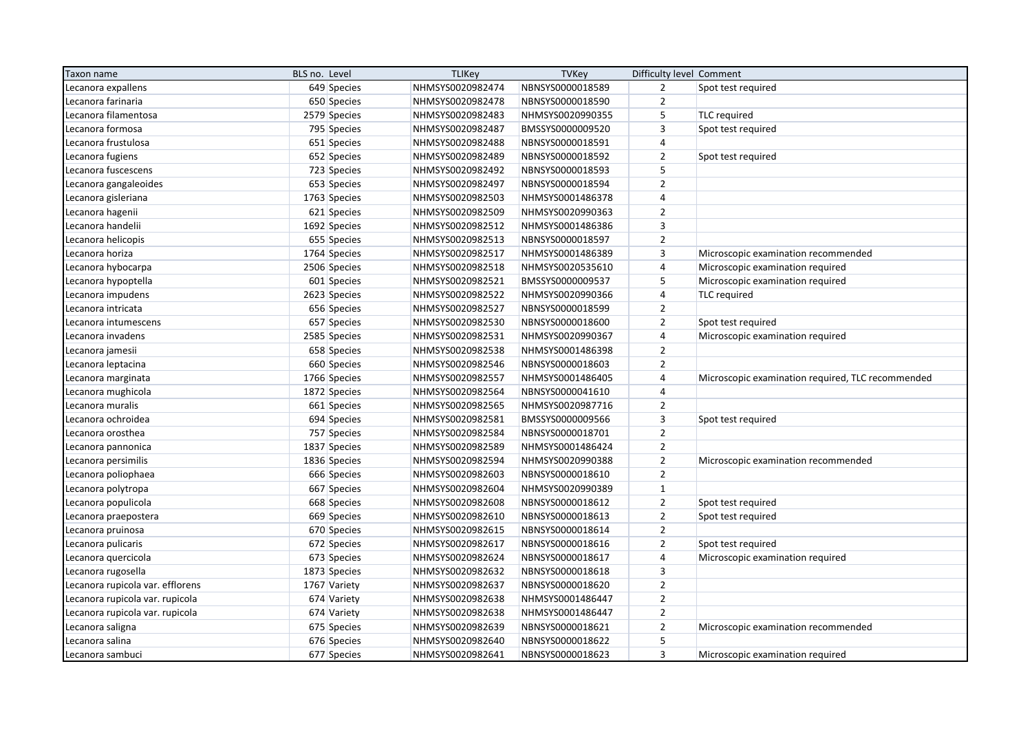| Taxon name | BLS no. | Level | TLIKey | TVKey | Difficulty level | Comment |
|---|---|---|---|---|---|---|
| Lecanora expallens | 649 | Species | NHMSYS0020982474 | NBNSYS0000018589 | 2 | Spot test required |
| Lecanora farinaria | 650 | Species | NHMSYS0020982478 | NBNSYS0000018590 | 2 | |
| Lecanora filamentosa | 2579 | Species | NHMSYS0020982483 | NHMSYS0020990355 | 5 | TLC required |
| Lecanora formosa | 795 | Species | NHMSYS0020982487 | BMSSYS0000009520 | 3 | Spot test required |
| Lecanora frustulosa | 651 | Species | NHMSYS0020982488 | NBNSYS0000018591 | 4 | |
| Lecanora fugiens | 652 | Species | NHMSYS0020982489 | NBNSYS0000018592 | 2 | Spot test required |
| Lecanora fuscescens | 723 | Species | NHMSYS0020982492 | NBNSYS0000018593 | 5 | |
| Lecanora gangaleoides | 653 | Species | NHMSYS0020982497 | NBNSYS0000018594 | 2 | |
| Lecanora gisleriana | 1763 | Species | NHMSYS0020982503 | NHMSYS0001486378 | 4 | |
| Lecanora hagenii | 621 | Species | NHMSYS0020982509 | NHMSYS0020990363 | 2 | |
| Lecanora handelii | 1692 | Species | NHMSYS0020982512 | NHMSYS0001486386 | 3 | |
| Lecanora helicopis | 655 | Species | NHMSYS0020982513 | NBNSYS0000018597 | 2 | |
| Lecanora horiza | 1764 | Species | NHMSYS0020982517 | NHMSYS0001486389 | 3 | Microscopic examination recommended |
| Lecanora hybocarpa | 2506 | Species | NHMSYS0020982518 | NHMSYS0020535610 | 4 | Microscopic examination required |
| Lecanora hypoptella | 601 | Species | NHMSYS0020982521 | BMSSYS0000009537 | 5 | Microscopic examination required |
| Lecanora impudens | 2623 | Species | NHMSYS0020982522 | NHMSYS0020990366 | 4 | TLC required |
| Lecanora intricata | 656 | Species | NHMSYS0020982527 | NBNSYS0000018599 | 2 | |
| Lecanora intumescens | 657 | Species | NHMSYS0020982530 | NBNSYS0000018600 | 2 | Spot test required |
| Lecanora invadens | 2585 | Species | NHMSYS0020982531 | NHMSYS0020990367 | 4 | Microscopic examination required |
| Lecanora jamesii | 658 | Species | NHMSYS0020982538 | NHMSYS0001486398 | 2 | |
| Lecanora leptacina | 660 | Species | NHMSYS0020982546 | NBNSYS0000018603 | 2 | |
| Lecanora marginata | 1766 | Species | NHMSYS0020982557 | NHMSYS0001486405 | 4 | Microscopic examination required, TLC recommended |
| Lecanora mughicola | 1872 | Species | NHMSYS0020982564 | NBNSYS0000041610 | 4 | |
| Lecanora muralis | 661 | Species | NHMSYS0020982565 | NHMSYS0020987716 | 2 | |
| Lecanora ochroidea | 694 | Species | NHMSYS0020982581 | BMSSYS0000009566 | 3 | Spot test required |
| Lecanora orosthea | 757 | Species | NHMSYS0020982584 | NBNSYS0000018701 | 2 | |
| Lecanora pannonica | 1837 | Species | NHMSYS0020982589 | NHMSYS0001486424 | 2 | |
| Lecanora persimilis | 1836 | Species | NHMSYS0020982594 | NHMSYS0020990388 | 2 | Microscopic examination recommended |
| Lecanora poliophaea | 666 | Species | NHMSYS0020982603 | NBNSYS0000018610 | 2 | |
| Lecanora polytropa | 667 | Species | NHMSYS0020982604 | NHMSYS0020990389 | 1 | |
| Lecanora populicola | 668 | Species | NHMSYS0020982608 | NBNSYS0000018612 | 2 | Spot test required |
| Lecanora praepostera | 669 | Species | NHMSYS0020982610 | NBNSYS0000018613 | 2 | Spot test required |
| Lecanora pruinosa | 670 | Species | NHMSYS0020982615 | NBNSYS0000018614 | 2 | |
| Lecanora pulicaris | 672 | Species | NHMSYS0020982617 | NBNSYS0000018616 | 2 | Spot test required |
| Lecanora quercicola | 673 | Species | NHMSYS0020982624 | NBNSYS0000018617 | 4 | Microscopic examination required |
| Lecanora rugosella | 1873 | Species | NHMSYS0020982632 | NBNSYS0000018618 | 3 | |
| Lecanora rupicola var. efflorens | 1767 | Variety | NHMSYS0020982637 | NBNSYS0000018620 | 2 | |
| Lecanora rupicola var. rupicola | 674 | Variety | NHMSYS0020982638 | NHMSYS0001486447 | 2 | |
| Lecanora rupicola var. rupicola | 674 | Variety | NHMSYS0020982638 | NHMSYS0001486447 | 2 | |
| Lecanora saligna | 675 | Species | NHMSYS0020982639 | NBNSYS0000018621 | 2 | Microscopic examination recommended |
| Lecanora salina | 676 | Species | NHMSYS0020982640 | NBNSYS0000018622 | 5 | |
| Lecanora sambuci | 677 | Species | NHMSYS0020982641 | NBNSYS0000018623 | 3 | Microscopic examination required |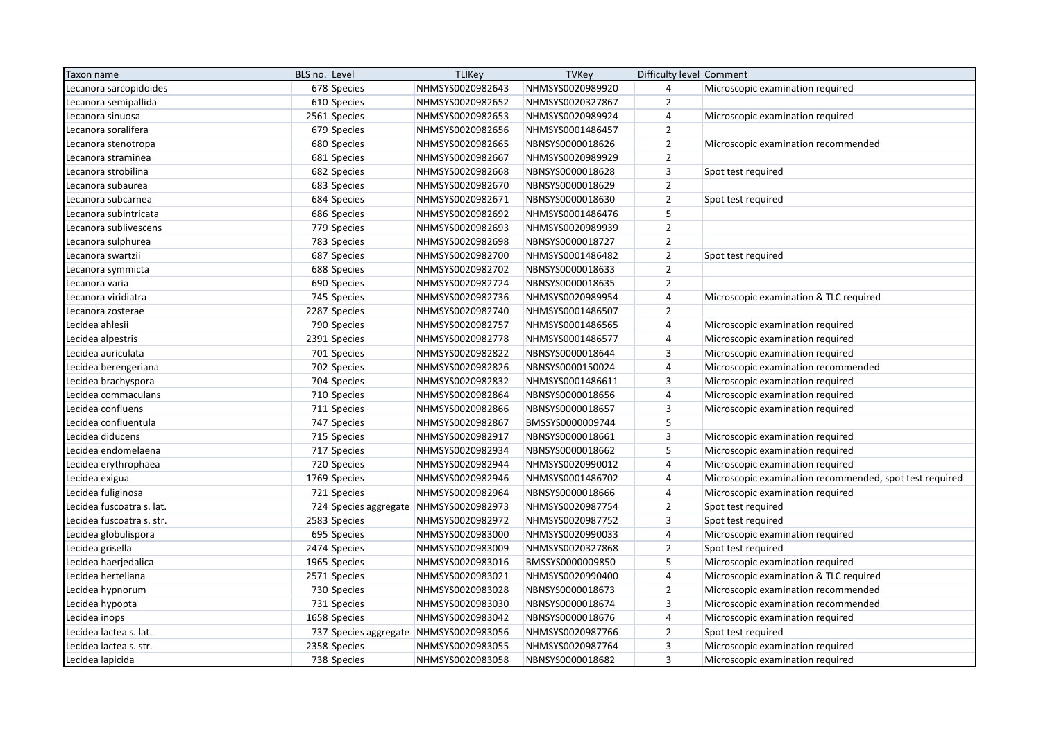| Taxon name | BLS no. | Level | TLIKey | TVKey | Difficulty level | Comment |
|---|---|---|---|---|---|---|
| Lecanora sarcopidoides | 678 | Species | NHMSYS0020982643 | NHMSYS0020989920 | 4 | Microscopic examination required |
| Lecanora semipallida | 610 | Species | NHMSYS0020982652 | NHMSYS0020327867 | 2 | |
| Lecanora sinuosa | 2561 | Species | NHMSYS0020982653 | NHMSYS0020989924 | 4 | Microscopic examination required |
| Lecanora soralifera | 679 | Species | NHMSYS0020982656 | NHMSYS0001486457 | 2 | |
| Lecanora stenotropa | 680 | Species | NHMSYS0020982665 | NBNSYS0000018626 | 2 | Microscopic examination recommended |
| Lecanora straminea | 681 | Species | NHMSYS0020982667 | NHMSYS0020989929 | 2 | |
| Lecanora strobilina | 682 | Species | NHMSYS0020982668 | NBNSYS0000018628 | 3 | Spot test required |
| Lecanora subaurea | 683 | Species | NHMSYS0020982670 | NBNSYS0000018629 | 2 | |
| Lecanora subcarnea | 684 | Species | NHMSYS0020982671 | NBNSYS0000018630 | 2 | Spot test required |
| Lecanora subintricata | 686 | Species | NHMSYS0020982692 | NHMSYS0001486476 | 5 | |
| Lecanora sublivescens | 779 | Species | NHMSYS0020982693 | NHMSYS0020989939 | 2 | |
| Lecanora sulphurea | 783 | Species | NHMSYS0020982698 | NBNSYS0000018727 | 2 | |
| Lecanora swartzii | 687 | Species | NHMSYS0020982700 | NHMSYS0001486482 | 2 | Spot test required |
| Lecanora symmicta | 688 | Species | NHMSYS0020982702 | NBNSYS0000018633 | 2 | |
| Lecanora varia | 690 | Species | NHMSYS0020982724 | NBNSYS0000018635 | 2 | |
| Lecanora viridiatra | 745 | Species | NHMSYS0020982736 | NHMSYS0020989954 | 4 | Microscopic examination & TLC required |
| Lecanora zosterae | 2287 | Species | NHMSYS0020982740 | NHMSYS0001486507 | 2 | |
| Lecidea ahlesii | 790 | Species | NHMSYS0020982757 | NHMSYS0001486565 | 4 | Microscopic examination required |
| Lecidea alpestris | 2391 | Species | NHMSYS0020982778 | NHMSYS0001486577 | 4 | Microscopic examination required |
| Lecidea auriculata | 701 | Species | NHMSYS0020982822 | NBNSYS0000018644 | 3 | Microscopic examination required |
| Lecidea berengeriana | 702 | Species | NHMSYS0020982826 | NBNSYS0000150024 | 4 | Microscopic examination recommended |
| Lecidea brachyspora | 704 | Species | NHMSYS0020982832 | NHMSYS0001486611 | 3 | Microscopic examination required |
| Lecidea commaculans | 710 | Species | NHMSYS0020982864 | NBNSYS0000018656 | 4 | Microscopic examination required |
| Lecidea confluens | 711 | Species | NHMSYS0020982866 | NBNSYS0000018657 | 3 | Microscopic examination required |
| Lecidea confluentula | 747 | Species | NHMSYS0020982867 | BMSSYS0000009744 | 5 | |
| Lecidea diducens | 715 | Species | NHMSYS0020982917 | NBNSYS0000018661 | 3 | Microscopic examination required |
| Lecidea endomelaena | 717 | Species | NHMSYS0020982934 | NBNSYS0000018662 | 5 | Microscopic examination required |
| Lecidea erythrophaea | 720 | Species | NHMSYS0020982944 | NHMSYS0020990012 | 4 | Microscopic examination required |
| Lecidea exigua | 1769 | Species | NHMSYS0020982946 | NHMSYS0001486702 | 4 | Microscopic examination recommended, spot test required |
| Lecidea fuliginosa | 721 | Species | NHMSYS0020982964 | NBNSYS0000018666 | 4 | Microscopic examination required |
| Lecidea fuscoatra s. lat. | 724 | Species aggregate | NHMSYS0020982973 | NHMSYS0020987754 | 2 | Spot test required |
| Lecidea fuscoatra s. str. | 2583 | Species | NHMSYS0020982972 | NHMSYS0020987752 | 3 | Spot test required |
| Lecidea globulispora | 695 | Species | NHMSYS0020983000 | NHMSYS0020990033 | 4 | Microscopic examination required |
| Lecidea grisella | 2474 | Species | NHMSYS0020983009 | NHMSYS0020327868 | 2 | Spot test required |
| Lecidea haerjedalica | 1965 | Species | NHMSYS0020983016 | BMSSYS0000009850 | 5 | Microscopic examination required |
| Lecidea herteliana | 2571 | Species | NHMSYS0020983021 | NHMSYS0020990400 | 4 | Microscopic examination & TLC required |
| Lecidea hypnorum | 730 | Species | NHMSYS0020983028 | NBNSYS0000018673 | 2 | Microscopic examination recommended |
| Lecidea hypopta | 731 | Species | NHMSYS0020983030 | NBNSYS0000018674 | 3 | Microscopic examination recommended |
| Lecidea inops | 1658 | Species | NHMSYS0020983042 | NBNSYS0000018676 | 4 | Microscopic examination required |
| Lecidea lactea s. lat. | 737 | Species aggregate | NHMSYS0020983056 | NHMSYS0020987766 | 2 | Spot test required |
| Lecidea lactea s. str. | 2358 | Species | NHMSYS0020983055 | NHMSYS0020987764 | 3 | Microscopic examination required |
| Lecidea lapicida | 738 | Species | NHMSYS0020983058 | NBNSYS0000018682 | 3 | Microscopic examination required |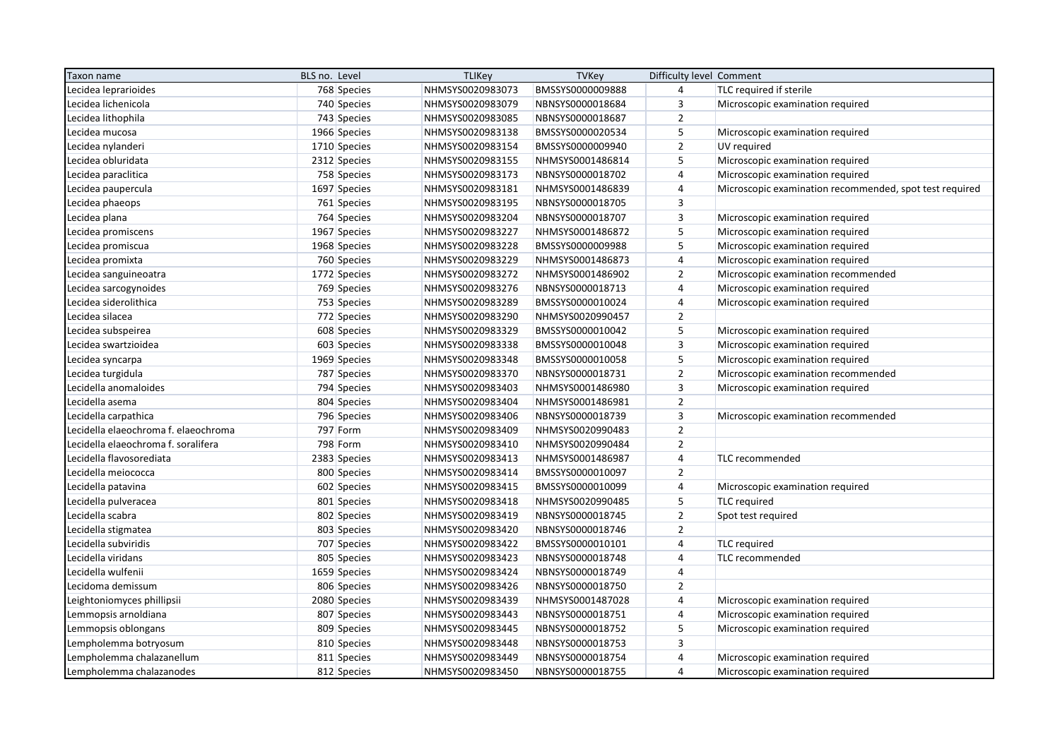| Taxon name | BLS no. | Level | TLIKey | TVKey | Difficulty level | Comment |
|---|---|---|---|---|---|---|
| Lecidea leprarioides | 768 | Species | NHMSYS0020983073 | BMSSYS0000009888 | 4 | TLC required if sterile |
| Lecidea lichenicola | 740 | Species | NHMSYS0020983079 | NBNSYS0000018684 | 3 | Microscopic examination required |
| Lecidea lithophila | 743 | Species | NHMSYS0020983085 | NBNSYS0000018687 | 2 | |
| Lecidea mucosa | 1966 | Species | NHMSYS0020983138 | BMSSYS0000020534 | 5 | Microscopic examination required |
| Lecidea nylanderi | 1710 | Species | NHMSYS0020983154 | BMSSYS0000009940 | 2 | UV required |
| Lecidea obluridata | 2312 | Species | NHMSYS0020983155 | NHMSYS0001486814 | 5 | Microscopic examination required |
| Lecidea paraclitica | 758 | Species | NHMSYS0020983173 | NBNSYS0000018702 | 4 | Microscopic examination required |
| Lecidea paupercula | 1697 | Species | NHMSYS0020983181 | NHMSYS0001486839 | 4 | Microscopic examination recommended, spot test required |
| Lecidea phaeops | 761 | Species | NHMSYS0020983195 | NBNSYS0000018705 | 3 | |
| Lecidea plana | 764 | Species | NHMSYS0020983204 | NBNSYS0000018707 | 3 | Microscopic examination required |
| Lecidea promiscens | 1967 | Species | NHMSYS0020983227 | NHMSYS0001486872 | 5 | Microscopic examination required |
| Lecidea promiscua | 1968 | Species | NHMSYS0020983228 | BMSSYS0000009988 | 5 | Microscopic examination required |
| Lecidea promixta | 760 | Species | NHMSYS0020983229 | NHMSYS0001486873 | 4 | Microscopic examination required |
| Lecidea sanguineoatra | 1772 | Species | NHMSYS0020983272 | NHMSYS0001486902 | 2 | Microscopic examination recommended |
| Lecidea sarcogynoides | 769 | Species | NHMSYS0020983276 | NBNSYS0000018713 | 4 | Microscopic examination required |
| Lecidea siderolithica | 753 | Species | NHMSYS0020983289 | BMSSYS0000010024 | 4 | Microscopic examination required |
| Lecidea silacea | 772 | Species | NHMSYS0020983290 | NHMSYS0020990457 | 2 | |
| Lecidea subspeirea | 608 | Species | NHMSYS0020983329 | BMSSYS0000010042 | 5 | Microscopic examination required |
| Lecidea swartzioidea | 603 | Species | NHMSYS0020983338 | BMSSYS0000010048 | 3 | Microscopic examination required |
| Lecidea syncarpa | 1969 | Species | NHMSYS0020983348 | BMSSYS0000010058 | 5 | Microscopic examination required |
| Lecidea turgidula | 787 | Species | NHMSYS0020983370 | NBNSYS0000018731 | 2 | Microscopic examination recommended |
| Lecidella anomaloides | 794 | Species | NHMSYS0020983403 | NHMSYS0001486980 | 3 | Microscopic examination required |
| Lecidella asema | 804 | Species | NHMSYS0020983404 | NHMSYS0001486981 | 2 | |
| Lecidella carpathica | 796 | Species | NHMSYS0020983406 | NBNSYS0000018739 | 3 | Microscopic examination recommended |
| Lecidella elaeochroma f. elaeochroma | 797 | Form | NHMSYS0020983409 | NHMSYS0020990483 | 2 | |
| Lecidella elaeochroma f. soralifera | 798 | Form | NHMSYS0020983410 | NHMSYS0020990484 | 2 | |
| Lecidella flavosorediata | 2383 | Species | NHMSYS0020983413 | NHMSYS0001486987 | 4 | TLC recommended |
| Lecidella meiococca | 800 | Species | NHMSYS0020983414 | BMSSYS0000010097 | 2 | |
| Lecidella patavina | 602 | Species | NHMSYS0020983415 | BMSSYS0000010099 | 4 | Microscopic examination required |
| Lecidella pulveracea | 801 | Species | NHMSYS0020983418 | NHMSYS0020990485 | 5 | TLC required |
| Lecidella scabra | 802 | Species | NHMSYS0020983419 | NBNSYS0000018745 | 2 | Spot test required |
| Lecidella stigmatea | 803 | Species | NHMSYS0020983420 | NBNSYS0000018746 | 2 | |
| Lecidella subviridis | 707 | Species | NHMSYS0020983422 | BMSSYS0000010101 | 4 | TLC required |
| Lecidella viridans | 805 | Species | NHMSYS0020983423 | NBNSYS0000018748 | 4 | TLC recommended |
| Lecidella wulfenii | 1659 | Species | NHMSYS0020983424 | NBNSYS0000018749 | 4 | |
| Lecidoma demissum | 806 | Species | NHMSYS0020983426 | NBNSYS0000018750 | 2 | |
| Leightoniomyces phillipsii | 2080 | Species | NHMSYS0020983439 | NHMSYS0001487028 | 4 | Microscopic examination required |
| Lemmopsis arnoldiana | 807 | Species | NHMSYS0020983443 | NBNSYS0000018751 | 4 | Microscopic examination required |
| Lemmopsis oblongans | 809 | Species | NHMSYS0020983445 | NBNSYS0000018752 | 5 | Microscopic examination required |
| Lempholemma botryosum | 810 | Species | NHMSYS0020983448 | NBNSYS0000018753 | 3 | |
| Lempholemma chalazanellum | 811 | Species | NHMSYS0020983449 | NBNSYS0000018754 | 4 | Microscopic examination required |
| Lempholemma chalazanodes | 812 | Species | NHMSYS0020983450 | NBNSYS0000018755 | 4 | Microscopic examination required |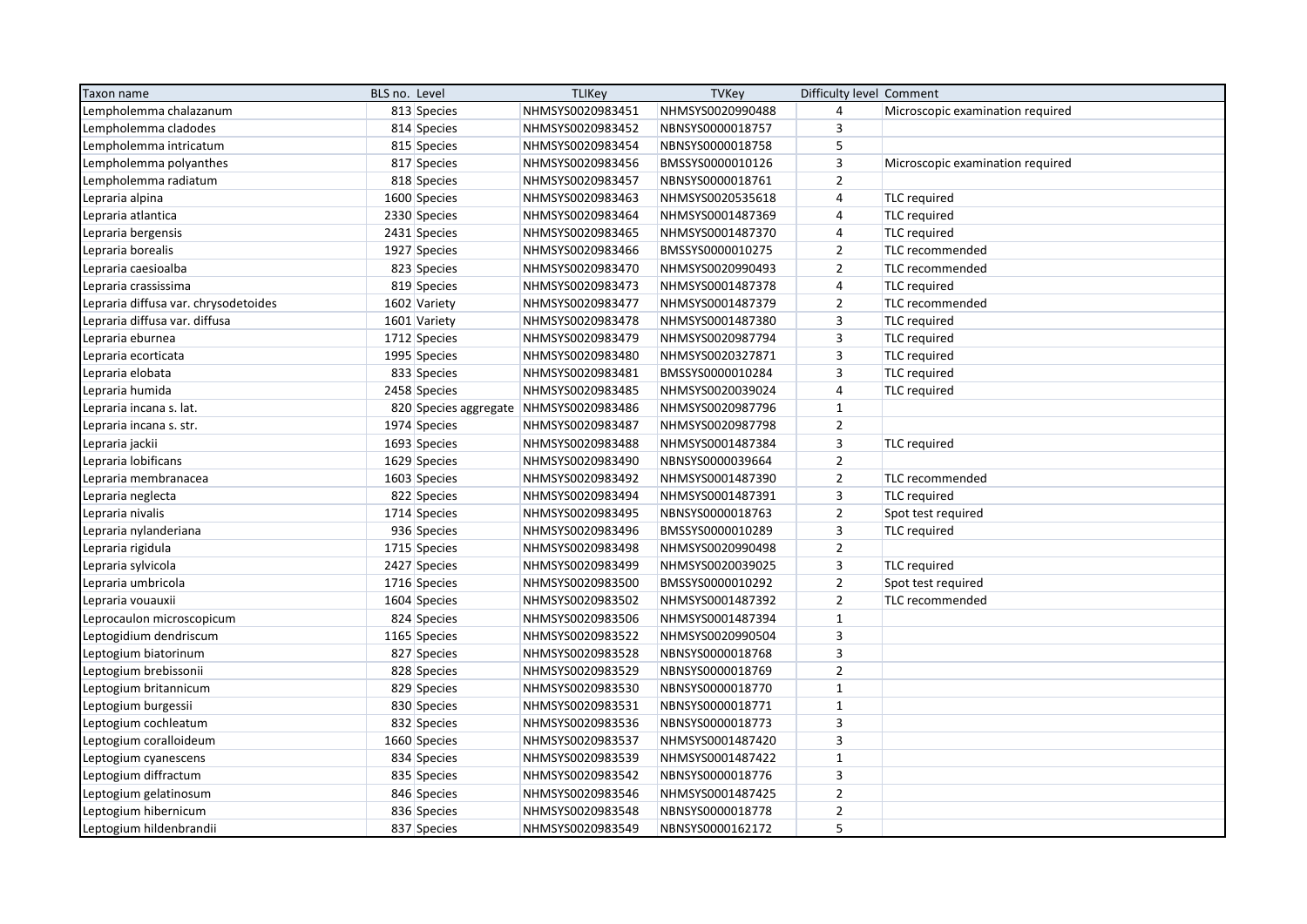| Taxon name | BLS no. | Level | TLIKey | TVKey | Difficulty level | Comment |
|---|---|---|---|---|---|---|
| Lempholemma chalazanum | 813 | Species | NHMSYS0020983451 | NHMSYS0020990488 | 4 | Microscopic examination required |
| Lempholemma cladodes | 814 | Species | NHMSYS0020983452 | NBNSYS0000018757 | 3 | |
| Lempholemma intricatum | 815 | Species | NHMSYS0020983454 | NBNSYS0000018758 | 5 | |
| Lempholemma polyanthes | 817 | Species | NHMSYS0020983456 | BMSSYS0000010126 | 3 | Microscopic examination required |
| Lempholemma radiatum | 818 | Species | NHMSYS0020983457 | NBNSYS0000018761 | 2 | |
| Lepraria alpina | 1600 | Species | NHMSYS0020983463 | NHMSYS0020535618 | 4 | TLC required |
| Lepraria atlantica | 2330 | Species | NHMSYS0020983464 | NHMSYS0001487369 | 4 | TLC required |
| Lepraria bergensis | 2431 | Species | NHMSYS0020983465 | NHMSYS0001487370 | 4 | TLC required |
| Lepraria borealis | 1927 | Species | NHMSYS0020983466 | BMSSYS0000010275 | 2 | TLC recommended |
| Lepraria caesioalba | 823 | Species | NHMSYS0020983470 | NHMSYS0020990493 | 2 | TLC recommended |
| Lepraria crassissima | 819 | Species | NHMSYS0020983473 | NHMSYS0001487378 | 4 | TLC required |
| Lepraria diffusa var. chrysodetoides | 1602 | Variety | NHMSYS0020983477 | NHMSYS0001487379 | 2 | TLC recommended |
| Lepraria diffusa var. diffusa | 1601 | Variety | NHMSYS0020983478 | NHMSYS0001487380 | 3 | TLC required |
| Lepraria eburnea | 1712 | Species | NHMSYS0020983479 | NHMSYS0020987794 | 3 | TLC required |
| Lepraria ecorticata | 1995 | Species | NHMSYS0020983480 | NHMSYS0020327871 | 3 | TLC required |
| Lepraria elobata | 833 | Species | NHMSYS0020983481 | BMSSYS0000010284 | 3 | TLC required |
| Lepraria humida | 2458 | Species | NHMSYS0020983485 | NHMSYS0020039024 | 4 | TLC required |
| Lepraria incana s. lat. | 820 | Species aggregate | NHMSYS0020983486 | NHMSYS0020987796 | 1 | |
| Lepraria incana s. str. | 1974 | Species | NHMSYS0020983487 | NHMSYS0020987798 | 2 | |
| Lepraria jackii | 1693 | Species | NHMSYS0020983488 | NHMSYS0001487384 | 3 | TLC required |
| Lepraria lobificans | 1629 | Species | NHMSYS0020983490 | NBNSYS0000039664 | 2 | |
| Lepraria membranacea | 1603 | Species | NHMSYS0020983492 | NHMSYS0001487390 | 2 | TLC recommended |
| Lepraria neglecta | 822 | Species | NHMSYS0020983494 | NHMSYS0001487391 | 3 | TLC required |
| Lepraria nivalis | 1714 | Species | NHMSYS0020983495 | NBNSYS0000018763 | 2 | Spot test required |
| Lepraria nylanderiana | 936 | Species | NHMSYS0020983496 | BMSSYS0000010289 | 3 | TLC required |
| Lepraria rigidula | 1715 | Species | NHMSYS0020983498 | NHMSYS0020990498 | 2 | |
| Lepraria sylvicola | 2427 | Species | NHMSYS0020983499 | NHMSYS0020039025 | 3 | TLC required |
| Lepraria umbricola | 1716 | Species | NHMSYS0020983500 | BMSSYS0000010292 | 2 | Spot test required |
| Lepraria vouauxii | 1604 | Species | NHMSYS0020983502 | NHMSYS0001487392 | 2 | TLC recommended |
| Leprocaulon microscopicum | 824 | Species | NHMSYS0020983506 | NHMSYS0001487394 | 1 | |
| Leptogidium dendriscum | 1165 | Species | NHMSYS0020983522 | NHMSYS0020990504 | 3 | |
| Leptogium biatorinum | 827 | Species | NHMSYS0020983528 | NBNSYS0000018768 | 3 | |
| Leptogium brebissonii | 828 | Species | NHMSYS0020983529 | NBNSYS0000018769 | 2 | |
| Leptogium britannicum | 829 | Species | NHMSYS0020983530 | NBNSYS0000018770 | 1 | |
| Leptogium burgessii | 830 | Species | NHMSYS0020983531 | NBNSYS0000018771 | 1 | |
| Leptogium cochleatum | 832 | Species | NHMSYS0020983536 | NBNSYS0000018773 | 3 | |
| Leptogium coralloideum | 1660 | Species | NHMSYS0020983537 | NHMSYS0001487420 | 3 | |
| Leptogium cyanescens | 834 | Species | NHMSYS0020983539 | NHMSYS0001487422 | 1 | |
| Leptogium diffractum | 835 | Species | NHMSYS0020983542 | NBNSYS0000018776 | 3 | |
| Leptogium gelatinosum | 846 | Species | NHMSYS0020983546 | NHMSYS0001487425 | 2 | |
| Leptogium hibernicum | 836 | Species | NHMSYS0020983548 | NBNSYS0000018778 | 2 | |
| Leptogium hildenbrandii | 837 | Species | NHMSYS0020983549 | NBNSYS0000162172 | 5 | |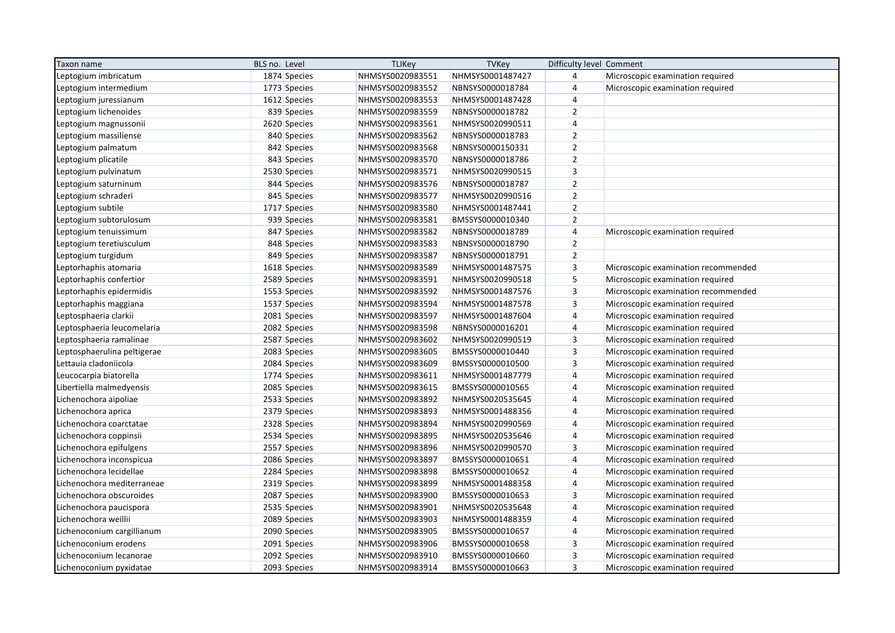| Taxon name | BLS no. | Level | TLIKey | TVKey | Difficulty level | Comment |
|---|---|---|---|---|---|---|
| Leptogium imbricatum | 1874 | Species | NHMSYS0020983551 | NHMSYS0001487427 | 4 | Microscopic examination required |
| Leptogium intermedium | 1773 | Species | NHMSYS0020983552 | NBNSYS0000018784 | 4 | Microscopic examination required |
| Leptogium juressianum | 1612 | Species | NHMSYS0020983553 | NHMSYS0001487428 | 4 | |
| Leptogium lichenoides | 839 | Species | NHMSYS0020983559 | NBNSYS0000018782 | 2 | |
| Leptogium magnussonii | 2620 | Species | NHMSYS0020983561 | NHMSYS0020990511 | 4 | |
| Leptogium massiliense | 840 | Species | NHMSYS0020983562 | NBNSYS0000018783 | 2 | |
| Leptogium palmatum | 842 | Species | NHMSYS0020983568 | NBNSYS0000150331 | 2 | |
| Leptogium plicatile | 843 | Species | NHMSYS0020983570 | NBNSYS0000018786 | 2 | |
| Leptogium pulvinatum | 2530 | Species | NHMSYS0020983571 | NHMSYS0020990515 | 3 | |
| Leptogium saturninum | 844 | Species | NHMSYS0020983576 | NBNSYS0000018787 | 2 | |
| Leptogium schraderi | 845 | Species | NHMSYS0020983577 | NHMSYS0020990516 | 2 | |
| Leptogium subtile | 1717 | Species | NHMSYS0020983580 | NHMSYS0001487441 | 2 | |
| Leptogium subtorulosum | 939 | Species | NHMSYS0020983581 | BMSSYS0000010340 | 2 | |
| Leptogium tenuissimum | 847 | Species | NHMSYS0020983582 | NBNSYS0000018789 | 4 | Microscopic examination required |
| Leptogium teretiusculum | 848 | Species | NHMSYS0020983583 | NBNSYS0000018790 | 2 | |
| Leptogium turgidum | 849 | Species | NHMSYS0020983587 | NBNSYS0000018791 | 2 | |
| Leptorhaphis atomaria | 1618 | Species | NHMSYS0020983589 | NHMSYS0001487575 | 3 | Microscopic examination recommended |
| Leptorhaphis confertior | 2589 | Species | NHMSYS0020983591 | NHMSYS0020990518 | 5 | Microscopic examination required |
| Leptorhaphis epidermidis | 1553 | Species | NHMSYS0020983592 | NHMSYS0001487576 | 3 | Microscopic examination recommended |
| Leptorhaphis maggiana | 1537 | Species | NHMSYS0020983594 | NHMSYS0001487578 | 3 | Microscopic examination required |
| Leptosphaeria clarkii | 2081 | Species | NHMSYS0020983597 | NHMSYS0001487604 | 4 | Microscopic examination required |
| Leptosphaeria leucomelaria | 2082 | Species | NHMSYS0020983598 | NBNSYS0000016201 | 4 | Microscopic examination required |
| Leptosphaeria ramalinae | 2587 | Species | NHMSYS0020983602 | NHMSYS0020990519 | 3 | Microscopic examination required |
| Leptosphaerulina peltigerae | 2083 | Species | NHMSYS0020983605 | BMSSYS0000010440 | 3 | Microscopic examination required |
| Lettauia cladoniicola | 2084 | Species | NHMSYS0020983609 | BMSSYS0000010500 | 3 | Microscopic examination required |
| Leucocarpia biatorella | 1774 | Species | NHMSYS0020983611 | NHMSYS0001487779 | 4 | Microscopic examination required |
| Libertiella malmedyensis | 2085 | Species | NHMSYS0020983615 | BMSSYS0000010565 | 4 | Microscopic examination required |
| Lichenochora aipoliae | 2533 | Species | NHMSYS0020983892 | NHMSYS0020535645 | 4 | Microscopic examination required |
| Lichenochora aprica | 2379 | Species | NHMSYS0020983893 | NHMSYS0001488356 | 4 | Microscopic examination required |
| Lichenochora coarctatae | 2328 | Species | NHMSYS0020983894 | NHMSYS0020990569 | 4 | Microscopic examination required |
| Lichenochora coppinsii | 2534 | Species | NHMSYS0020983895 | NHMSYS0020535646 | 4 | Microscopic examination required |
| Lichenochora epifulgens | 2557 | Species | NHMSYS0020983896 | NHMSYS0020990570 | 3 | Microscopic examination required |
| Lichenochora inconspicua | 2086 | Species | NHMSYS0020983897 | BMSSYS0000010651 | 4 | Microscopic examination required |
| Lichenochora lecidellae | 2284 | Species | NHMSYS0020983898 | BMSSYS0000010652 | 4 | Microscopic examination required |
| Lichenochora mediterraneae | 2319 | Species | NHMSYS0020983899 | NHMSYS0001488358 | 4 | Microscopic examination required |
| Lichenochora obscuroides | 2087 | Species | NHMSYS0020983900 | BMSSYS0000010653 | 3 | Microscopic examination required |
| Lichenochora paucispora | 2535 | Species | NHMSYS0020983901 | NHMSYS0020535648 | 4 | Microscopic examination required |
| Lichenochora weillii | 2089 | Species | NHMSYS0020983903 | NHMSYS0001488359 | 4 | Microscopic examination required |
| Lichenoconium cargillianum | 2090 | Species | NHMSYS0020983905 | BMSSYS0000010657 | 4 | Microscopic examination required |
| Lichenoconium erodens | 2091 | Species | NHMSYS0020983906 | BMSSYS0000010658 | 3 | Microscopic examination required |
| Lichenoconium lecanorae | 2092 | Species | NHMSYS0020983910 | BMSSYS0000010660 | 3 | Microscopic examination required |
| Lichenoconium pyxidatae | 2093 | Species | NHMSYS0020983914 | BMSSYS0000010663 | 3 | Microscopic examination required |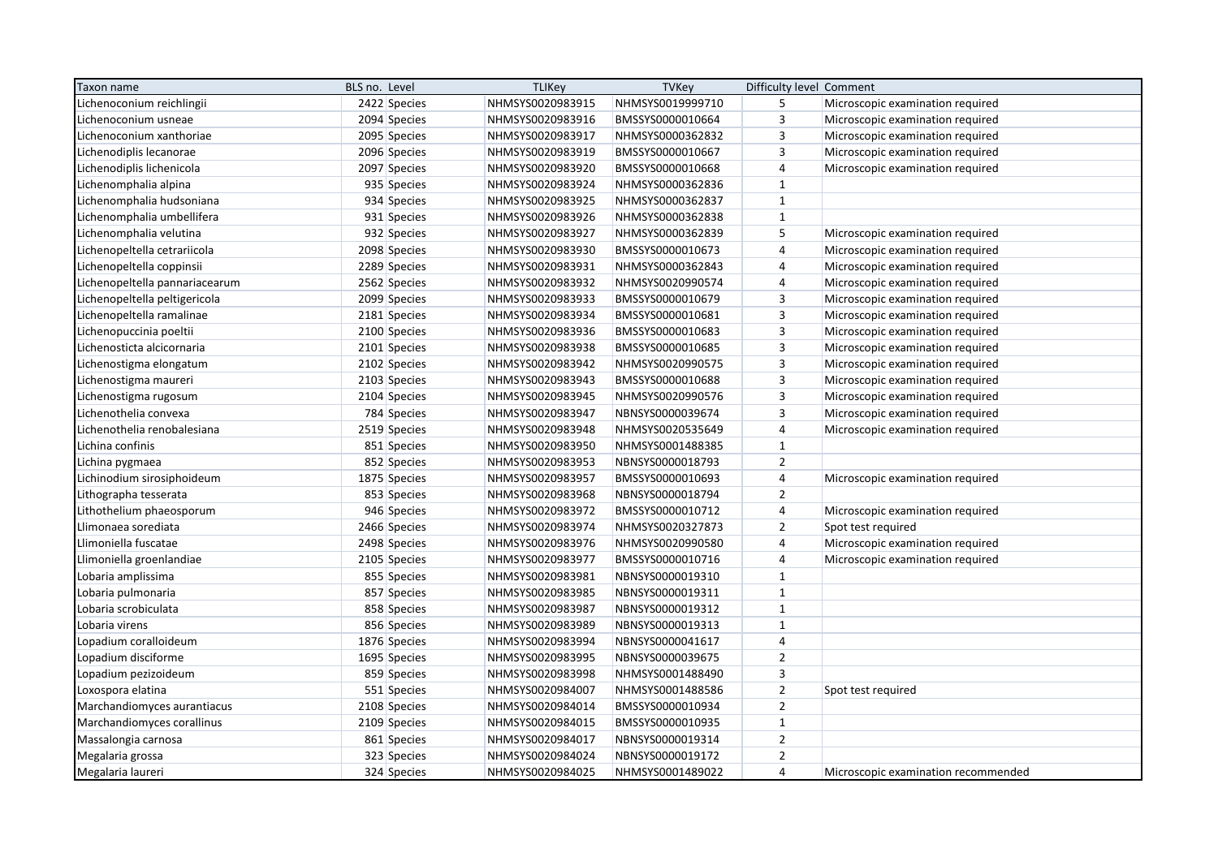| Taxon name | BLS no. | Level | TLIKey | TVKey | Difficulty level | Comment |
|---|---|---|---|---|---|---|
| Lichenoconium reichlingii | 2422 | Species | NHMSYS0020983915 | NHMSYS0019999710 | 5 | Microscopic examination required |
| Lichenoconium usneae | 2094 | Species | NHMSYS0020983916 | BMSSYS0000010664 | 3 | Microscopic examination required |
| Lichenoconium xanthoriae | 2095 | Species | NHMSYS0020983917 | NHMSYS0000362832 | 3 | Microscopic examination required |
| Lichenodiplis lecanorae | 2096 | Species | NHMSYS0020983919 | BMSSYS0000010667 | 3 | Microscopic examination required |
| Lichenodiplis lichenicola | 2097 | Species | NHMSYS0020983920 | BMSSYS0000010668 | 4 | Microscopic examination required |
| Lichenomphalia alpina | 935 | Species | NHMSYS0020983924 | NHMSYS0000362836 | 1 | |
| Lichenomphalia hudsoniana | 934 | Species | NHMSYS0020983925 | NHMSYS0000362837 | 1 | |
| Lichenomphalia umbellifera | 931 | Species | NHMSYS0020983926 | NHMSYS0000362838 | 1 | |
| Lichenomphalia velutina | 932 | Species | NHMSYS0020983927 | NHMSYS0000362839 | 5 | Microscopic examination required |
| Lichenopeltella cetrariicola | 2098 | Species | NHMSYS0020983930 | BMSSYS0000010673 | 4 | Microscopic examination required |
| Lichenopeltella coppinsii | 2289 | Species | NHMSYS0020983931 | NHMSYS0000362843 | 4 | Microscopic examination required |
| Lichenopeltella pannariacearum | 2562 | Species | NHMSYS0020983932 | NHMSYS0020990574 | 4 | Microscopic examination required |
| Lichenopeltella peltigericola | 2099 | Species | NHMSYS0020983933 | BMSSYS0000010679 | 3 | Microscopic examination required |
| Lichenopeltella ramalinae | 2181 | Species | NHMSYS0020983934 | BMSSYS0000010681 | 3 | Microscopic examination required |
| Lichenopuccinia poeltii | 2100 | Species | NHMSYS0020983936 | BMSSYS0000010683 | 3 | Microscopic examination required |
| Lichenosticta alcicornaria | 2101 | Species | NHMSYS0020983938 | BMSSYS0000010685 | 3 | Microscopic examination required |
| Lichenostigma elongatum | 2102 | Species | NHMSYS0020983942 | NHMSYS0020990575 | 3 | Microscopic examination required |
| Lichenostigma maureri | 2103 | Species | NHMSYS0020983943 | BMSSYS0000010688 | 3 | Microscopic examination required |
| Lichenostigma rugosum | 2104 | Species | NHMSYS0020983945 | NHMSYS0020990576 | 3 | Microscopic examination required |
| Lichenothelia convexa | 784 | Species | NHMSYS0020983947 | NBNSYS0000039674 | 3 | Microscopic examination required |
| Lichenothelia renobalesiana | 2519 | Species | NHMSYS0020983948 | NHMSYS0020535649 | 4 | Microscopic examination required |
| Lichina confinis | 851 | Species | NHMSYS0020983950 | NHMSYS0001488385 | 1 | |
| Lichina pygmaea | 852 | Species | NHMSYS0020983953 | NBNSYS0000018793 | 2 | |
| Lichinodium sirosiphoideum | 1875 | Species | NHMSYS0020983957 | BMSSYS0000010693 | 4 | Microscopic examination required |
| Lithographa tesserata | 853 | Species | NHMSYS0020983968 | NBNSYS0000018794 | 2 | |
| Lithothelium phaeosporum | 946 | Species | NHMSYS0020983972 | BMSSYS0000010712 | 4 | Microscopic examination required |
| Llimonaea sorediata | 2466 | Species | NHMSYS0020983974 | NHMSYS0020327873 | 2 | Spot test required |
| Llimoniella fuscatae | 2498 | Species | NHMSYS0020983976 | NHMSYS0020990580 | 4 | Microscopic examination required |
| Llimoniella groenlandiae | 2105 | Species | NHMSYS0020983977 | BMSSYS0000010716 | 4 | Microscopic examination required |
| Lobaria amplissima | 855 | Species | NHMSYS0020983981 | NBNSYS0000019310 | 1 | |
| Lobaria pulmonaria | 857 | Species | NHMSYS0020983985 | NBNSYS0000019311 | 1 | |
| Lobaria scrobiculata | 858 | Species | NHMSYS0020983987 | NBNSYS0000019312 | 1 | |
| Lobaria virens | 856 | Species | NHMSYS0020983989 | NBNSYS0000019313 | 1 | |
| Lopadium coralloideum | 1876 | Species | NHMSYS0020983994 | NBNSYS0000041617 | 4 | |
| Lopadium disciforme | 1695 | Species | NHMSYS0020983995 | NBNSYS0000039675 | 2 | |
| Lopadium pezizoideum | 859 | Species | NHMSYS0020983998 | NHMSYS0001488490 | 3 | |
| Loxospora elatina | 551 | Species | NHMSYS0020984007 | NHMSYS0001488586 | 2 | Spot test required |
| Marchandiomyces aurantiacus | 2108 | Species | NHMSYS0020984014 | BMSSYS0000010934 | 2 | |
| Marchandiomyces corallinus | 2109 | Species | NHMSYS0020984015 | BMSSYS0000010935 | 1 | |
| Massalongia carnosa | 861 | Species | NHMSYS0020984017 | NBNSYS0000019314 | 2 | |
| Megalaria grossa | 323 | Species | NHMSYS0020984024 | NBNSYS0000019172 | 2 | |
| Megalaria laureri | 324 | Species | NHMSYS0020984025 | NHMSYS0001489022 | 4 | Microscopic examination recommended |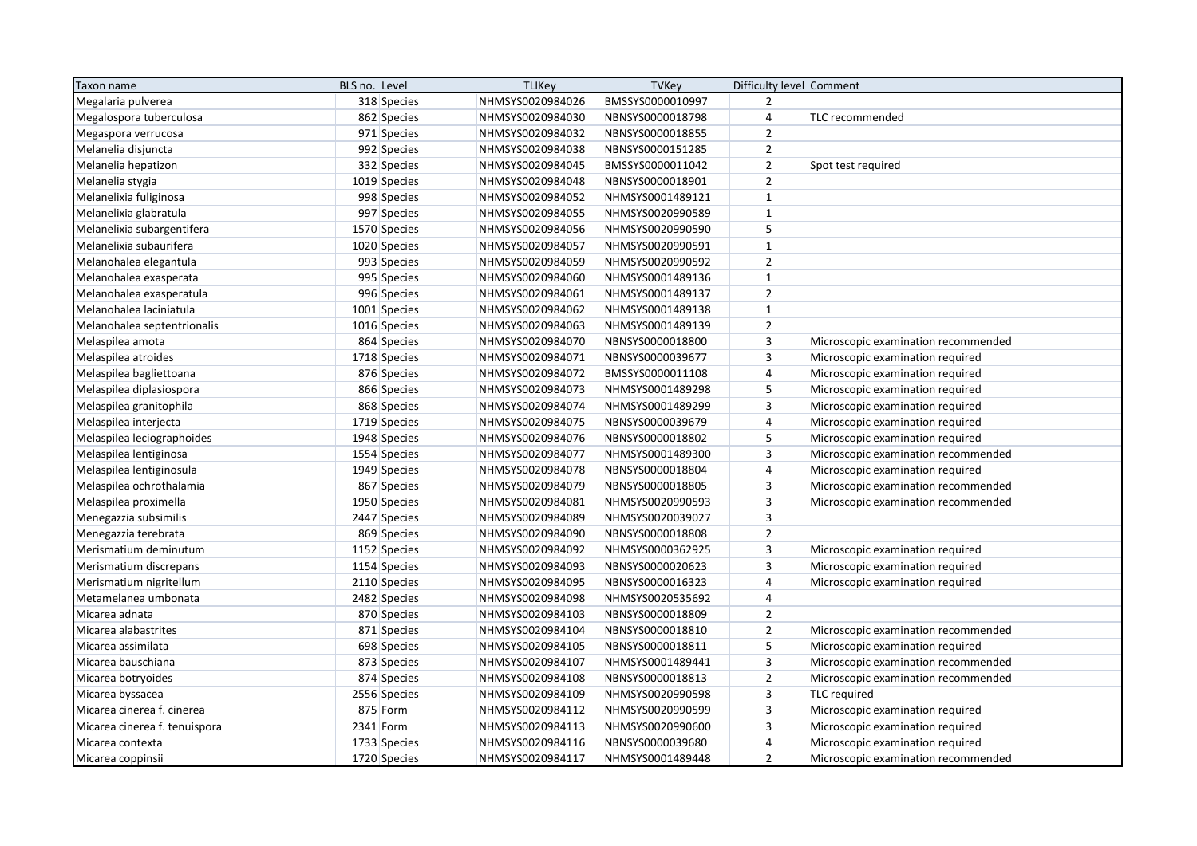| Taxon name | BLS no. | Level | TLIKey | TVKey | Difficulty level | Comment |
|---|---|---|---|---|---|---|
| Megalaria pulverea | 318 | Species | NHMSYS0020984026 | BMSSYS0000010997 | 2 | |
| Megalospora tuberculosa | 862 | Species | NHMSYS0020984030 | NBNSYS0000018798 | 4 | TLC recommended |
| Megaspora verrucosa | 971 | Species | NHMSYS0020984032 | NBNSYS0000018855 | 2 | |
| Melanelia disjuncta | 992 | Species | NHMSYS0020984038 | NBNSYS0000151285 | 2 | |
| Melanelia hepatizon | 332 | Species | NHMSYS0020984045 | BMSSYS0000011042 | 2 | Spot test required |
| Melanelia stygia | 1019 | Species | NHMSYS0020984048 | NBNSYS0000018901 | 2 | |
| Melanelixia fuliginosa | 998 | Species | NHMSYS0020984052 | NHMSYS0001489121 | 1 | |
| Melanelixia glabratula | 997 | Species | NHMSYS0020984055 | NHMSYS0020990589 | 1 | |
| Melanelixia subargentifera | 1570 | Species | NHMSYS0020984056 | NHMSYS0020990590 | 5 | |
| Melanelixia subaurifera | 1020 | Species | NHMSYS0020984057 | NHMSYS0020990591 | 1 | |
| Melanohalea elegantula | 993 | Species | NHMSYS0020984059 | NHMSYS0020990592 | 2 | |
| Melanohalea exasperata | 995 | Species | NHMSYS0020984060 | NHMSYS0001489136 | 1 | |
| Melanohalea exasperatula | 996 | Species | NHMSYS0020984061 | NHMSYS0001489137 | 2 | |
| Melanohalea laciniatula | 1001 | Species | NHMSYS0020984062 | NHMSYS0001489138 | 1 | |
| Melanohalea septentrionalis | 1016 | Species | NHMSYS0020984063 | NHMSYS0001489139 | 2 | |
| Melaspilea amota | 864 | Species | NHMSYS0020984070 | NBNSYS0000018800 | 3 | Microscopic examination recommended |
| Melaspilea atroides | 1718 | Species | NHMSYS0020984071 | NBNSYS0000039677 | 3 | Microscopic examination required |
| Melaspilea bagliettoana | 876 | Species | NHMSYS0020984072 | BMSSYS0000011108 | 4 | Microscopic examination required |
| Melaspilea diplasiospora | 866 | Species | NHMSYS0020984073 | NHMSYS0001489298 | 5 | Microscopic examination required |
| Melaspilea granitophila | 868 | Species | NHMSYS0020984074 | NHMSYS0001489299 | 3 | Microscopic examination required |
| Melaspilea interjecta | 1719 | Species | NHMSYS0020984075 | NBNSYS0000039679 | 4 | Microscopic examination required |
| Melaspilea leciographoides | 1948 | Species | NHMSYS0020984076 | NBNSYS0000018802 | 5 | Microscopic examination required |
| Melaspilea lentiginosa | 1554 | Species | NHMSYS0020984077 | NHMSYS0001489300 | 3 | Microscopic examination recommended |
| Melaspilea lentiginosula | 1949 | Species | NHMSYS0020984078 | NBNSYS0000018804 | 4 | Microscopic examination required |
| Melaspilea ochrothalamia | 867 | Species | NHMSYS0020984079 | NBNSYS0000018805 | 3 | Microscopic examination recommended |
| Melaspilea proximella | 1950 | Species | NHMSYS0020984081 | NHMSYS0020990593 | 3 | Microscopic examination recommended |
| Menegazzia subsimilis | 2447 | Species | NHMSYS0020984089 | NHMSYS0020039027 | 3 | |
| Menegazzia terebrata | 869 | Species | NHMSYS0020984090 | NBNSYS0000018808 | 2 | |
| Merismatium deminutum | 1152 | Species | NHMSYS0020984092 | NHMSYS0000362925 | 3 | Microscopic examination required |
| Merismatium discrepans | 1154 | Species | NHMSYS0020984093 | NBNSYS0000020623 | 3 | Microscopic examination required |
| Merismatium nigritellum | 2110 | Species | NHMSYS0020984095 | NBNSYS0000016323 | 4 | Microscopic examination required |
| Metamelanea umbonata | 2482 | Species | NHMSYS0020984098 | NHMSYS0020535692 | 4 | |
| Micarea adnata | 870 | Species | NHMSYS0020984103 | NBNSYS0000018809 | 2 | |
| Micarea alabastrites | 871 | Species | NHMSYS0020984104 | NBNSYS0000018810 | 2 | Microscopic examination recommended |
| Micarea assimilata | 698 | Species | NHMSYS0020984105 | NBNSYS0000018811 | 5 | Microscopic examination required |
| Micarea bauschiana | 873 | Species | NHMSYS0020984107 | NHMSYS0001489441 | 3 | Microscopic examination recommended |
| Micarea botryoides | 874 | Species | NHMSYS0020984108 | NBNSYS0000018813 | 2 | Microscopic examination recommended |
| Micarea byssacea | 2556 | Species | NHMSYS0020984109 | NHMSYS0020990598 | 3 | TLC required |
| Micarea cinerea f. cinerea | 875 | Form | NHMSYS0020984112 | NHMSYS0020990599 | 3 | Microscopic examination required |
| Micarea cinerea f. tenuispora | 2341 | Form | NHMSYS0020984113 | NHMSYS0020990600 | 3 | Microscopic examination required |
| Micarea contexta | 1733 | Species | NHMSYS0020984116 | NBNSYS0000039680 | 4 | Microscopic examination required |
| Micarea coppinsii | 1720 | Species | NHMSYS0020984117 | NHMSYS0001489448 | 2 | Microscopic examination recommended |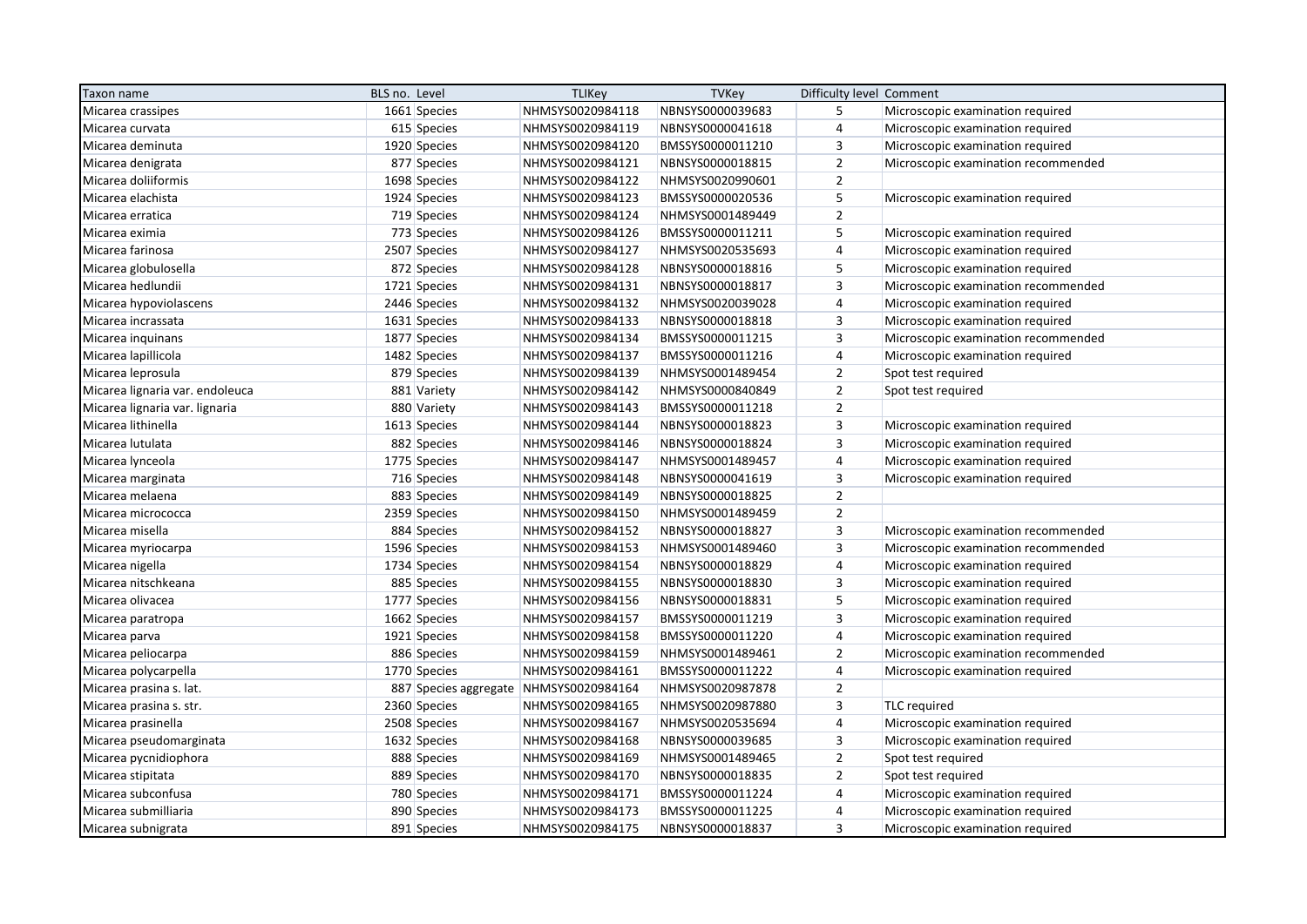| Taxon name | BLS no. | Level | TLIKey | TVKey | Difficulty level | Comment |
|---|---|---|---|---|---|---|
| Micarea crassipes | 1661 | Species | NHMSYS0020984118 | NBNSYS0000039683 | 5 | Microscopic examination required |
| Micarea curvata | 615 | Species | NHMSYS0020984119 | NBNSYS0000041618 | 4 | Microscopic examination required |
| Micarea deminuta | 1920 | Species | NHMSYS0020984120 | BMSSYS0000011210 | 3 | Microscopic examination required |
| Micarea denigrata | 877 | Species | NHMSYS0020984121 | NBNSYS0000018815 | 2 | Microscopic examination recommended |
| Micarea doliiformis | 1698 | Species | NHMSYS0020984122 | NHMSYS0020990601 | 2 | |
| Micarea elachista | 1924 | Species | NHMSYS0020984123 | BMSSYS0000020536 | 5 | Microscopic examination required |
| Micarea erratica | 719 | Species | NHMSYS0020984124 | NHMSYS0001489449 | 2 | |
| Micarea eximia | 773 | Species | NHMSYS0020984126 | BMSSYS0000011211 | 5 | Microscopic examination required |
| Micarea farinosa | 2507 | Species | NHMSYS0020984127 | NHMSYS0020535693 | 4 | Microscopic examination required |
| Micarea globulosella | 872 | Species | NHMSYS0020984128 | NBNSYS0000018816 | 5 | Microscopic examination required |
| Micarea hedlundii | 1721 | Species | NHMSYS0020984131 | NBNSYS0000018817 | 3 | Microscopic examination recommended |
| Micarea hypoviolascens | 2446 | Species | NHMSYS0020984132 | NHMSYS0020039028 | 4 | Microscopic examination required |
| Micarea incrassata | 1631 | Species | NHMSYS0020984133 | NBNSYS0000018818 | 3 | Microscopic examination required |
| Micarea inquinans | 1877 | Species | NHMSYS0020984134 | BMSSYS0000011215 | 3 | Microscopic examination recommended |
| Micarea lapillicola | 1482 | Species | NHMSYS0020984137 | BMSSYS0000011216 | 4 | Microscopic examination required |
| Micarea leprosula | 879 | Species | NHMSYS0020984139 | NHMSYS0001489454 | 2 | Spot test required |
| Micarea lignaria var. endoleuca | 881 | Variety | NHMSYS0020984142 | NHMSYS0000840849 | 2 | Spot test required |
| Micarea lignaria var. lignaria | 880 | Variety | NHMSYS0020984143 | BMSSYS0000011218 | 2 | |
| Micarea lithinella | 1613 | Species | NHMSYS0020984144 | NBNSYS0000018823 | 3 | Microscopic examination required |
| Micarea lutulata | 882 | Species | NHMSYS0020984146 | NBNSYS0000018824 | 3 | Microscopic examination required |
| Micarea lynceola | 1775 | Species | NHMSYS0020984147 | NHMSYS0001489457 | 4 | Microscopic examination required |
| Micarea marginata | 716 | Species | NHMSYS0020984148 | NBNSYS0000041619 | 3 | Microscopic examination required |
| Micarea melaena | 883 | Species | NHMSYS0020984149 | NBNSYS0000018825 | 2 | |
| Micarea micrococca | 2359 | Species | NHMSYS0020984150 | NHMSYS0001489459 | 2 | |
| Micarea misella | 884 | Species | NHMSYS0020984152 | NBNSYS0000018827 | 3 | Microscopic examination recommended |
| Micarea myriocarpa | 1596 | Species | NHMSYS0020984153 | NHMSYS0001489460 | 3 | Microscopic examination recommended |
| Micarea nigella | 1734 | Species | NHMSYS0020984154 | NBNSYS0000018829 | 4 | Microscopic examination required |
| Micarea nitschkeana | 885 | Species | NHMSYS0020984155 | NBNSYS0000018830 | 3 | Microscopic examination required |
| Micarea olivacea | 1777 | Species | NHMSYS0020984156 | NBNSYS0000018831 | 5 | Microscopic examination required |
| Micarea paratropa | 1662 | Species | NHMSYS0020984157 | BMSSYS0000011219 | 3 | Microscopic examination required |
| Micarea parva | 1921 | Species | NHMSYS0020984158 | BMSSYS0000011220 | 4 | Microscopic examination required |
| Micarea peliocarpa | 886 | Species | NHMSYS0020984159 | NHMSYS0001489461 | 2 | Microscopic examination recommended |
| Micarea polycarpella | 1770 | Species | NHMSYS0020984161 | BMSSYS0000011222 | 4 | Microscopic examination required |
| Micarea prasina s. lat. | 887 | Species aggregate | NHMSYS0020984164 | NHMSYS0020987878 | 2 | |
| Micarea prasina s. str. | 2360 | Species | NHMSYS0020984165 | NHMSYS0020987880 | 3 | TLC required |
| Micarea prasinella | 2508 | Species | NHMSYS0020984167 | NHMSYS0020535694 | 4 | Microscopic examination required |
| Micarea pseudomarginata | 1632 | Species | NHMSYS0020984168 | NBNSYS0000039685 | 3 | Microscopic examination required |
| Micarea pycnidiophora | 888 | Species | NHMSYS0020984169 | NHMSYS0001489465 | 2 | Spot test required |
| Micarea stipitata | 889 | Species | NHMSYS0020984170 | NBNSYS0000018835 | 2 | Spot test required |
| Micarea subconfusa | 780 | Species | NHMSYS0020984171 | BMSSYS0000011224 | 4 | Microscopic examination required |
| Micarea submilliaria | 890 | Species | NHMSYS0020984173 | BMSSYS0000011225 | 4 | Microscopic examination required |
| Micarea subnigrata | 891 | Species | NHMSYS0020984175 | NBNSYS0000018837 | 3 | Microscopic examination required |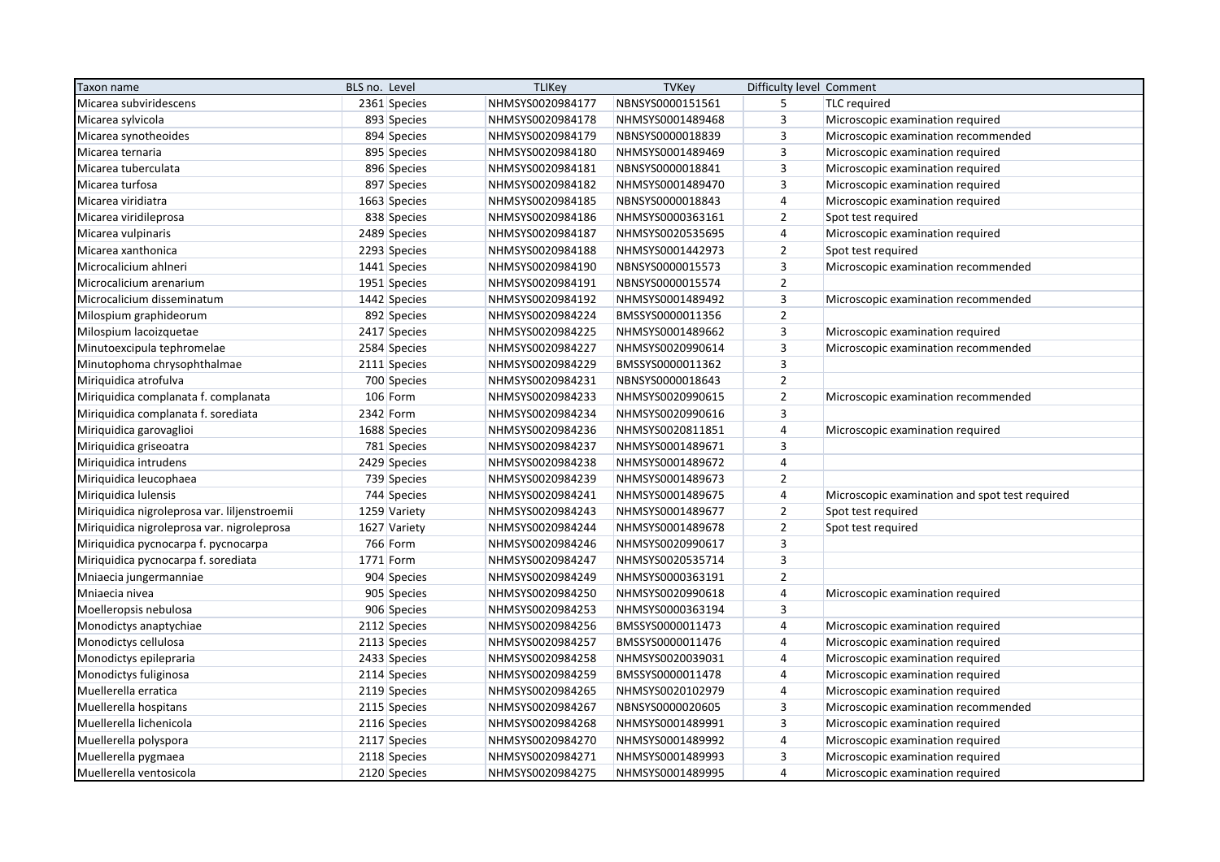| Taxon name | BLS no. | Level | TLIKey | TVKey | Difficulty level | Comment |
|---|---|---|---|---|---|---|
| Micarea subviridescens | 2361 | Species | NHMSYS0020984177 | NBNSYS0000151561 | 5 | TLC required |
| Micarea sylvicola | 893 | Species | NHMSYS0020984178 | NHMSYS0001489468 | 3 | Microscopic examination required |
| Micarea synotheoides | 894 | Species | NHMSYS0020984179 | NBNSYS0000018839 | 3 | Microscopic examination recommended |
| Micarea ternaria | 895 | Species | NHMSYS0020984180 | NHMSYS0001489469 | 3 | Microscopic examination required |
| Micarea tuberculata | 896 | Species | NHMSYS0020984181 | NBNSYS0000018841 | 3 | Microscopic examination required |
| Micarea turfosa | 897 | Species | NHMSYS0020984182 | NHMSYS0001489470 | 3 | Microscopic examination required |
| Micarea viridiatra | 1663 | Species | NHMSYS0020984185 | NBNSYS0000018843 | 4 | Microscopic examination required |
| Micarea viridileprosa | 838 | Species | NHMSYS0020984186 | NHMSYS0000363161 | 2 | Spot test required |
| Micarea vulpinaris | 2489 | Species | NHMSYS0020984187 | NHMSYS0020535695 | 4 | Microscopic examination required |
| Micarea xanthonica | 2293 | Species | NHMSYS0020984188 | NHMSYS0001442973 | 2 | Spot test required |
| Microcalicium ahlneri | 1441 | Species | NHMSYS0020984190 | NBNSYS0000015573 | 3 | Microscopic examination recommended |
| Microcalicium arenarium | 1951 | Species | NHMSYS0020984191 | NBNSYS0000015574 | 2 | |
| Microcalicium disseminatum | 1442 | Species | NHMSYS0020984192 | NHMSYS0001489492 | 3 | Microscopic examination recommended |
| Milospium graphideorum | 892 | Species | NHMSYS0020984224 | BMSSYS0000011356 | 2 | |
| Milospium lacoizquetae | 2417 | Species | NHMSYS0020984225 | NHMSYS0001489662 | 3 | Microscopic examination required |
| Minutoexcipula tephromelae | 2584 | Species | NHMSYS0020984227 | NHMSYS0020990614 | 3 | Microscopic examination recommended |
| Minutophoma chrysophthalmae | 2111 | Species | NHMSYS0020984229 | BMSSYS0000011362 | 3 | |
| Miriquidica atrofulva | 700 | Species | NHMSYS0020984231 | NBNSYS0000018643 | 2 | |
| Miriquidica complanata f. complanata | 106 | Form | NHMSYS0020984233 | NHMSYS0020990615 | 2 | Microscopic examination recommended |
| Miriquidica complanata f. sorediata | 2342 | Form | NHMSYS0020984234 | NHMSYS0020990616 | 3 | |
| Miriquidica garovaglioi | 1688 | Species | NHMSYS0020984236 | NHMSYS0020811851 | 4 | Microscopic examination required |
| Miriquidica griseoatra | 781 | Species | NHMSYS0020984237 | NHMSYS0001489671 | 3 | |
| Miriquidica intrudens | 2429 | Species | NHMSYS0020984238 | NHMSYS0001489672 | 4 | |
| Miriquidica leucophaea | 739 | Species | NHMSYS0020984239 | NHMSYS0001489673 | 2 | |
| Miriquidica lulensis | 744 | Species | NHMSYS0020984241 | NHMSYS0001489675 | 4 | Microscopic examination and spot test required |
| Miriquidica nigroleprosa var. liljenstroemii | 1259 | Variety | NHMSYS0020984243 | NHMSYS0001489677 | 2 | Spot test required |
| Miriquidica nigroleprosa var. nigroleprosa | 1627 | Variety | NHMSYS0020984244 | NHMSYS0001489678 | 2 | Spot test required |
| Miriquidica pycnocarpa f. pycnocarpa | 766 | Form | NHMSYS0020984246 | NHMSYS0020990617 | 3 | |
| Miriquidica pycnocarpa f. sorediata | 1771 | Form | NHMSYS0020984247 | NHMSYS0020535714 | 3 | |
| Mniaecia jungermanniae | 904 | Species | NHMSYS0020984249 | NHMSYS0000363191 | 2 | |
| Mniaecia nivea | 905 | Species | NHMSYS0020984250 | NHMSYS0020990618 | 4 | Microscopic examination required |
| Moelleropsis nebulosa | 906 | Species | NHMSYS0020984253 | NHMSYS0000363194 | 3 | |
| Monodictys anaptychiae | 2112 | Species | NHMSYS0020984256 | BMSSYS0000011473 | 4 | Microscopic examination required |
| Monodictys cellulosa | 2113 | Species | NHMSYS0020984257 | BMSSYS0000011476 | 4 | Microscopic examination required |
| Monodictys epilepraria | 2433 | Species | NHMSYS0020984258 | NHMSYS0020039031 | 4 | Microscopic examination required |
| Monodictys fuliginosa | 2114 | Species | NHMSYS0020984259 | BMSSYS0000011478 | 4 | Microscopic examination required |
| Muellerella erratica | 2119 | Species | NHMSYS0020984265 | NHMSYS0020102979 | 4 | Microscopic examination required |
| Muellerella hospitans | 2115 | Species | NHMSYS0020984267 | NBNSYS0000020605 | 3 | Microscopic examination recommended |
| Muellerella lichenicola | 2116 | Species | NHMSYS0020984268 | NHMSYS0001489991 | 3 | Microscopic examination required |
| Muellerella polyspora | 2117 | Species | NHMSYS0020984270 | NHMSYS0001489992 | 4 | Microscopic examination required |
| Muellerella pygmaea | 2118 | Species | NHMSYS0020984271 | NHMSYS0001489993 | 3 | Microscopic examination required |
| Muellerella ventosicola | 2120 | Species | NHMSYS0020984275 | NHMSYS0001489995 | 4 | Microscopic examination required |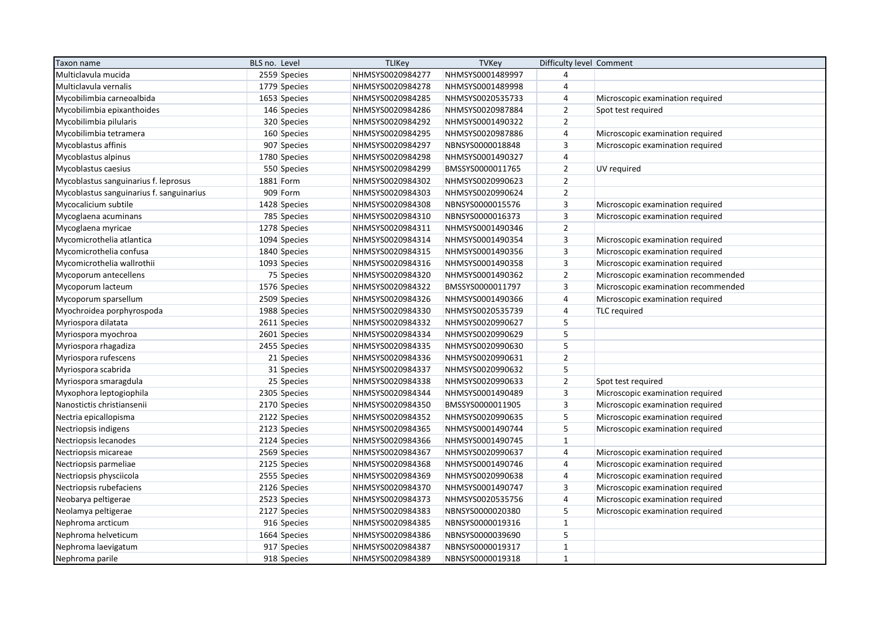| Taxon name | BLS no. | Level | TLIKey | TVKey | Difficulty level | Comment |
|---|---|---|---|---|---|---|
| Multiclavula mucida | 2559 | Species | NHMSYS0020984277 | NHMSYS0001489997 | 4 | |
| Multiclavula vernalis | 1779 | Species | NHMSYS0020984278 | NHMSYS0001489998 | 4 | |
| Mycobilimbia carneoalbida | 1653 | Species | NHMSYS0020984285 | NHMSYS0020535733 | 4 | Microscopic examination required |
| Mycobilimbia epixanthoides | 146 | Species | NHMSYS0020984286 | NHMSYS0020987884 | 2 | Spot test required |
| Mycobilimbia pilularis | 320 | Species | NHMSYS0020984292 | NHMSYS0001490322 | 2 | |
| Mycobilimbia tetramera | 160 | Species | NHMSYS0020984295 | NHMSYS0020987886 | 4 | Microscopic examination required |
| Mycoblastus affinis | 907 | Species | NHMSYS0020984297 | NBNSYS0000018848 | 3 | Microscopic examination required |
| Mycoblastus alpinus | 1780 | Species | NHMSYS0020984298 | NHMSYS0001490327 | 4 | |
| Mycoblastus caesius | 550 | Species | NHMSYS0020984299 | BMSSYS0000011765 | 2 | UV required |
| Mycoblastus sanguinarius f. leprosus | 1881 | Form | NHMSYS0020984302 | NHMSYS0020990623 | 2 | |
| Mycoblastus sanguinarius f. sanguinarius | 909 | Form | NHMSYS0020984303 | NHMSYS0020990624 | 2 | |
| Mycocalicium subtile | 1428 | Species | NHMSYS0020984308 | NBNSYS0000015576 | 3 | Microscopic examination required |
| Mycoglaena acuminans | 785 | Species | NHMSYS0020984310 | NBNSYS0000016373 | 3 | Microscopic examination required |
| Mycoglaena myricae | 1278 | Species | NHMSYS0020984311 | NHMSYS0001490346 | 2 | |
| Mycomicrothelia atlantica | 1094 | Species | NHMSYS0020984314 | NHMSYS0001490354 | 3 | Microscopic examination required |
| Mycomicrothelia confusa | 1840 | Species | NHMSYS0020984315 | NHMSYS0001490356 | 3 | Microscopic examination required |
| Mycomicrothelia wallrothii | 1093 | Species | NHMSYS0020984316 | NHMSYS0001490358 | 3 | Microscopic examination required |
| Mycoporum antecellens | 75 | Species | NHMSYS0020984320 | NHMSYS0001490362 | 2 | Microscopic examination recommended |
| Mycoporum lacteum | 1576 | Species | NHMSYS0020984322 | BMSSYS0000011797 | 3 | Microscopic examination recommended |
| Mycoporum sparsellum | 2509 | Species | NHMSYS0020984326 | NHMSYS0001490366 | 4 | Microscopic examination required |
| Myochroidea porphyrospoda | 1988 | Species | NHMSYS0020984330 | NHMSYS0020535739 | 4 | TLC required |
| Myriospora dilatata | 2611 | Species | NHMSYS0020984332 | NHMSYS0020990627 | 5 | |
| Myriospora myochroa | 2601 | Species | NHMSYS0020984334 | NHMSYS0020990629 | 5 | |
| Myriospora rhagadiza | 2455 | Species | NHMSYS0020984335 | NHMSYS0020990630 | 5 | |
| Myriospora rufescens | 21 | Species | NHMSYS0020984336 | NHMSYS0020990631 | 2 | |
| Myriospora scabrida | 31 | Species | NHMSYS0020984337 | NHMSYS0020990632 | 5 | |
| Myriospora smaragdula | 25 | Species | NHMSYS0020984338 | NHMSYS0020990633 | 2 | Spot test required |
| Myxophora leptogiophila | 2305 | Species | NHMSYS0020984344 | NHMSYS0001490489 | 3 | Microscopic examination required |
| Nanostictis christiansenii | 2170 | Species | NHMSYS0020984350 | BMSSYS0000011905 | 3 | Microscopic examination required |
| Nectria epicallopisma | 2122 | Species | NHMSYS0020984352 | NHMSYS0020990635 | 5 | Microscopic examination required |
| Nectriopsis indigens | 2123 | Species | NHMSYS0020984365 | NHMSYS0001490744 | 5 | Microscopic examination required |
| Nectriopsis lecanodes | 2124 | Species | NHMSYS0020984366 | NHMSYS0001490745 | 1 | |
| Nectriopsis micareae | 2569 | Species | NHMSYS0020984367 | NHMSYS0020990637 | 4 | Microscopic examination required |
| Nectriopsis parmeliae | 2125 | Species | NHMSYS0020984368 | NHMSYS0001490746 | 4 | Microscopic examination required |
| Nectriopsis physciicola | 2555 | Species | NHMSYS0020984369 | NHMSYS0020990638 | 4 | Microscopic examination required |
| Nectriopsis rubefaciens | 2126 | Species | NHMSYS0020984370 | NHMSYS0001490747 | 3 | Microscopic examination required |
| Neobarya peltigerae | 2523 | Species | NHMSYS0020984373 | NHMSYS0020535756 | 4 | Microscopic examination required |
| Neolamya peltigerae | 2127 | Species | NHMSYS0020984383 | NBNSYS0000020380 | 5 | Microscopic examination required |
| Nephroma arcticum | 916 | Species | NHMSYS0020984385 | NBNSYS0000019316 | 1 | |
| Nephroma helveticum | 1664 | Species | NHMSYS0020984386 | NBNSYS0000039690 | 5 | |
| Nephroma laevigatum | 917 | Species | NHMSYS0020984387 | NBNSYS0000019317 | 1 | |
| Nephroma parile | 918 | Species | NHMSYS0020984389 | NBNSYS0000019318 | 1 | |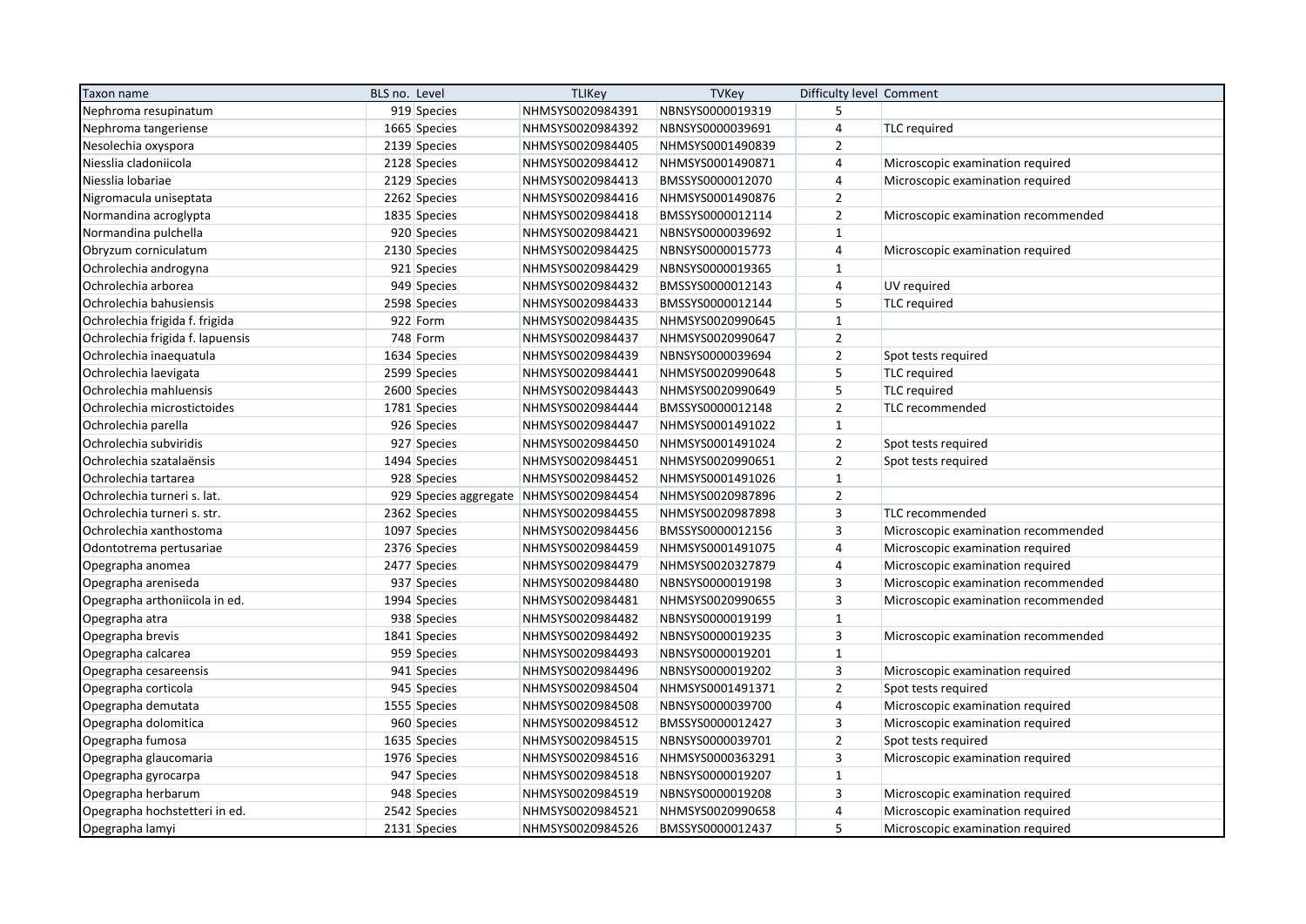| Taxon name | BLS no. | Level | TLIKey | TVKey | Difficulty level | Comment |
|---|---|---|---|---|---|---|
| Nephroma resupinatum | 919 | Species | NHMSYS0020984391 | NBNSYS0000019319 | 5 | |
| Nephroma tangeriense | 1665 | Species | NHMSYS0020984392 | NBNSYS0000039691 | 4 | TLC required |
| Nesolechia oxyspora | 2139 | Species | NHMSYS0020984405 | NHMSYS0001490839 | 2 | |
| Niesslia cladoniicola | 2128 | Species | NHMSYS0020984412 | NHMSYS0001490871 | 4 | Microscopic examination required |
| Niesslia lobariae | 2129 | Species | NHMSYS0020984413 | BMSSYS0000012070 | 4 | Microscopic examination required |
| Nigromacula uniseptata | 2262 | Species | NHMSYS0020984416 | NHMSYS0001490876 | 2 | |
| Normandina acroglypta | 1835 | Species | NHMSYS0020984418 | BMSSYS0000012114 | 2 | Microscopic examination recommended |
| Normandina pulchella | 920 | Species | NHMSYS0020984421 | NBNSYS0000039692 | 1 | |
| Obryzum corniculatum | 2130 | Species | NHMSYS0020984425 | NBNSYS0000015773 | 4 | Microscopic examination required |
| Ochrolechia androgyna | 921 | Species | NHMSYS0020984429 | NBNSYS0000019365 | 1 | |
| Ochrolechia arborea | 949 | Species | NHMSYS0020984432 | BMSSYS0000012143 | 4 | UV required |
| Ochrolechia bahusiensis | 2598 | Species | NHMSYS0020984433 | BMSSYS0000012144 | 5 | TLC required |
| Ochrolechia frigida f. frigida | 922 | Form | NHMSYS0020984435 | NHMSYS0020990645 | 1 | |
| Ochrolechia frigida f. lapuensis | 748 | Form | NHMSYS0020984437 | NHMSYS0020990647 | 2 | |
| Ochrolechia inaequatula | 1634 | Species | NHMSYS0020984439 | NBNSYS0000039694 | 2 | Spot tests required |
| Ochrolechia laevigata | 2599 | Species | NHMSYS0020984441 | NHMSYS0020990648 | 5 | TLC required |
| Ochrolechia mahluensis | 2600 | Species | NHMSYS0020984443 | NHMSYS0020990649 | 5 | TLC required |
| Ochrolechia microstictoides | 1781 | Species | NHMSYS0020984444 | BMSSYS0000012148 | 2 | TLC recommended |
| Ochrolechia parella | 926 | Species | NHMSYS0020984447 | NHMSYS0001491022 | 1 | |
| Ochrolechia subviridis | 927 | Species | NHMSYS0020984450 | NHMSYS0001491024 | 2 | Spot tests required |
| Ochrolechia szatalaënsis | 1494 | Species | NHMSYS0020984451 | NHMSYS0020990651 | 2 | Spot tests required |
| Ochrolechia tartarea | 928 | Species | NHMSYS0020984452 | NHMSYS0001491026 | 1 | |
| Ochrolechia turneri s. lat. | 929 | Species aggregate | NHMSYS0020984454 | NHMSYS0020987896 | 2 | |
| Ochrolechia turneri s. str. | 2362 | Species | NHMSYS0020984455 | NHMSYS0020987898 | 3 | TLC recommended |
| Ochrolechia xanthostoma | 1097 | Species | NHMSYS0020984456 | BMSSYS0000012156 | 3 | Microscopic examination recommended |
| Odontotrema pertusariae | 2376 | Species | NHMSYS0020984459 | NHMSYS0001491075 | 4 | Microscopic examination required |
| Opegrapha anomea | 2477 | Species | NHMSYS0020984479 | NHMSYS0020327879 | 4 | Microscopic examination required |
| Opegrapha areniseda | 937 | Species | NHMSYS0020984480 | NBNSYS0000019198 | 3 | Microscopic examination recommended |
| Opegrapha arthoniicola in ed. | 1994 | Species | NHMSYS0020984481 | NHMSYS0020990655 | 3 | Microscopic examination recommended |
| Opegrapha atra | 938 | Species | NHMSYS0020984482 | NBNSYS0000019199 | 1 | |
| Opegrapha brevis | 1841 | Species | NHMSYS0020984492 | NBNSYS0000019235 | 3 | Microscopic examination recommended |
| Opegrapha calcarea | 959 | Species | NHMSYS0020984493 | NBNSYS0000019201 | 1 | |
| Opegrapha cesareensis | 941 | Species | NHMSYS0020984496 | NBNSYS0000019202 | 3 | Microscopic examination required |
| Opegrapha corticola | 945 | Species | NHMSYS0020984504 | NHMSYS0001491371 | 2 | Spot tests required |
| Opegrapha demutata | 1555 | Species | NHMSYS0020984508 | NBNSYS0000039700 | 4 | Microscopic examination required |
| Opegrapha dolomitica | 960 | Species | NHMSYS0020984512 | BMSSYS0000012427 | 3 | Microscopic examination required |
| Opegrapha fumosa | 1635 | Species | NHMSYS0020984515 | NBNSYS0000039701 | 2 | Spot tests required |
| Opegrapha glaucomaria | 1976 | Species | NHMSYS0020984516 | NHMSYS0000363291 | 3 | Microscopic examination required |
| Opegrapha gyrocarpa | 947 | Species | NHMSYS0020984518 | NBNSYS0000019207 | 1 | |
| Opegrapha herbarum | 948 | Species | NHMSYS0020984519 | NBNSYS0000019208 | 3 | Microscopic examination required |
| Opegrapha hochstetteri in ed. | 2542 | Species | NHMSYS0020984521 | NHMSYS0020990658 | 4 | Microscopic examination required |
| Opegrapha lamyi | 2131 | Species | NHMSYS0020984526 | BMSSYS0000012437 | 5 | Microscopic examination required |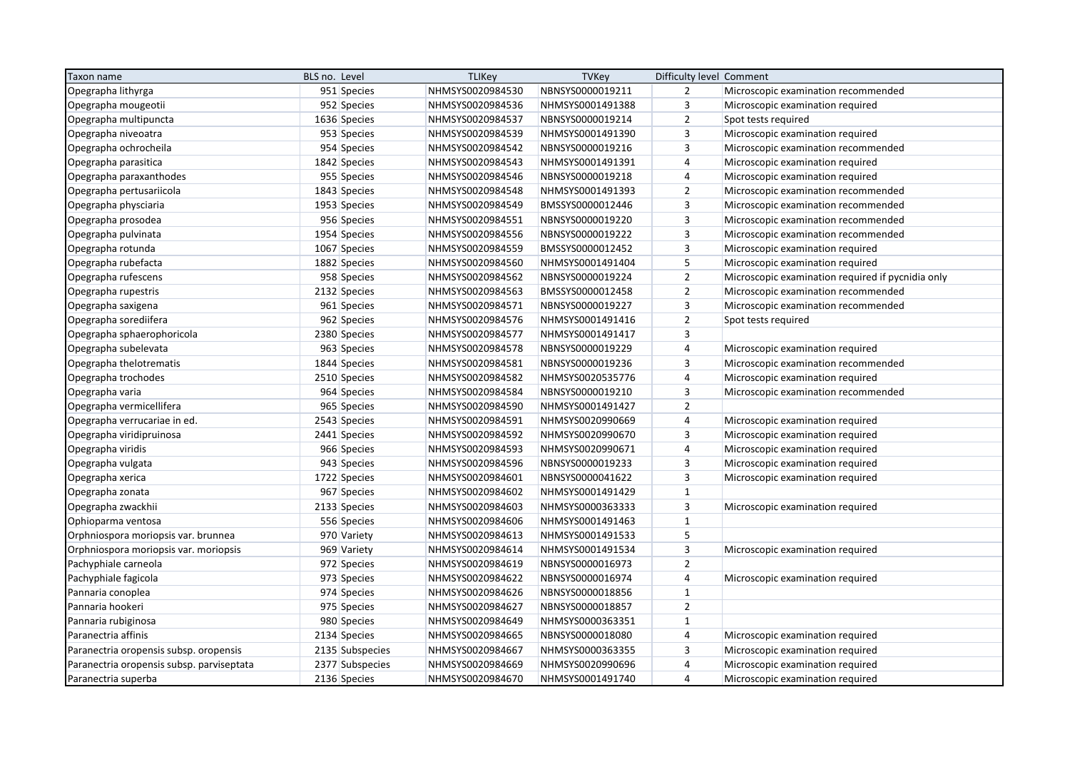| Taxon name | BLS no. | Level | TLIKey | TVKey | Difficulty level | Comment |
|---|---|---|---|---|---|---|
| Opegrapha lithyrga | 951 | Species | NHMSYS0020984530 | NBNSYS0000019211 | 2 | Microscopic examination recommended |
| Opegrapha mougeotii | 952 | Species | NHMSYS0020984536 | NHMSYS0001491388 | 3 | Microscopic examination required |
| Opegrapha multipuncta | 1636 | Species | NHMSYS0020984537 | NBNSYS0000019214 | 2 | Spot tests required |
| Opegrapha niveoatra | 953 | Species | NHMSYS0020984539 | NHMSYS0001491390 | 3 | Microscopic examination required |
| Opegrapha ochrocheila | 954 | Species | NHMSYS0020984542 | NBNSYS0000019216 | 3 | Microscopic examination recommended |
| Opegrapha parasitica | 1842 | Species | NHMSYS0020984543 | NHMSYS0001491391 | 4 | Microscopic examination required |
| Opegrapha paraxanthodes | 955 | Species | NHMSYS0020984546 | NBNSYS0000019218 | 4 | Microscopic examination required |
| Opegrapha pertusariicola | 1843 | Species | NHMSYS0020984548 | NHMSYS0001491393 | 2 | Microscopic examination recommended |
| Opegrapha physciaria | 1953 | Species | NHMSYS0020984549 | BMSSYS0000012446 | 3 | Microscopic examination recommended |
| Opegrapha prosodea | 956 | Species | NHMSYS0020984551 | NBNSYS0000019220 | 3 | Microscopic examination recommended |
| Opegrapha pulvinata | 1954 | Species | NHMSYS0020984556 | NBNSYS0000019222 | 3 | Microscopic examination recommended |
| Opegrapha rotunda | 1067 | Species | NHMSYS0020984559 | BMSSYS0000012452 | 3 | Microscopic examination required |
| Opegrapha rubefacta | 1882 | Species | NHMSYS0020984560 | NHMSYS0001491404 | 5 | Microscopic examination required |
| Opegrapha rufescens | 958 | Species | NHMSYS0020984562 | NBNSYS0000019224 | 2 | Microscopic examination required if pycnidia only |
| Opegrapha rupestris | 2132 | Species | NHMSYS0020984563 | BMSSYS0000012458 | 2 | Microscopic examination recommended |
| Opegrapha saxigena | 961 | Species | NHMSYS0020984571 | NBNSYS0000019227 | 3 | Microscopic examination recommended |
| Opegrapha sorediifera | 962 | Species | NHMSYS0020984576 | NHMSYS0001491416 | 2 | Spot tests required |
| Opegrapha sphaerophoricola | 2380 | Species | NHMSYS0020984577 | NHMSYS0001491417 | 3 | |
| Opegrapha subelevata | 963 | Species | NHMSYS0020984578 | NBNSYS0000019229 | 4 | Microscopic examination required |
| Opegrapha thelotrematis | 1844 | Species | NHMSYS0020984581 | NBNSYS0000019236 | 3 | Microscopic examination recommended |
| Opegrapha trochodes | 2510 | Species | NHMSYS0020984582 | NHMSYS0020535776 | 4 | Microscopic examination required |
| Opegrapha varia | 964 | Species | NHMSYS0020984584 | NBNSYS0000019210 | 3 | Microscopic examination recommended |
| Opegrapha vermicellifera | 965 | Species | NHMSYS0020984590 | NHMSYS0001491427 | 2 | |
| Opegrapha verrucariae in ed. | 2543 | Species | NHMSYS0020984591 | NHMSYS0020990669 | 4 | Microscopic examination required |
| Opegrapha viridipruinosa | 2441 | Species | NHMSYS0020984592 | NHMSYS0020990670 | 3 | Microscopic examination required |
| Opegrapha viridis | 966 | Species | NHMSYS0020984593 | NHMSYS0020990671 | 4 | Microscopic examination required |
| Opegrapha vulgata | 943 | Species | NHMSYS0020984596 | NBNSYS0000019233 | 3 | Microscopic examination required |
| Opegrapha xerica | 1722 | Species | NHMSYS0020984601 | NBNSYS0000041622 | 3 | Microscopic examination required |
| Opegrapha zonata | 967 | Species | NHMSYS0020984602 | NHMSYS0001491429 | 1 | |
| Opegrapha zwackhii | 2133 | Species | NHMSYS0020984603 | NHMSYS0000363333 | 3 | Microscopic examination required |
| Ophioparma ventosa | 556 | Species | NHMSYS0020984606 | NHMSYS0001491463 | 1 | |
| Orphniospora moriopsis var. brunnea | 970 | Variety | NHMSYS0020984613 | NHMSYS0001491533 | 5 | |
| Orphniospora moriopsis var. moriopsis | 969 | Variety | NHMSYS0020984614 | NHMSYS0001491534 | 3 | Microscopic examination required |
| Pachyphiale carneola | 972 | Species | NHMSYS0020984619 | NBNSYS0000016973 | 2 | |
| Pachyphiale fagicola | 973 | Species | NHMSYS0020984622 | NBNSYS0000016974 | 4 | Microscopic examination required |
| Pannaria conoplea | 974 | Species | NHMSYS0020984626 | NBNSYS0000018856 | 1 | |
| Pannaria hookeri | 975 | Species | NHMSYS0020984627 | NBNSYS0000018857 | 2 | |
| Pannaria rubiginosa | 980 | Species | NHMSYS0020984649 | NHMSYS0000363351 | 1 | |
| Paranectria affinis | 2134 | Species | NHMSYS0020984665 | NBNSYS0000018080 | 4 | Microscopic examination required |
| Paranectria oropensis subsp. oropensis | 2135 | Subspecies | NHMSYS0020984667 | NHMSYS0000363355 | 3 | Microscopic examination required |
| Paranectria oropensis subsp. parviseptata | 2377 | Subspecies | NHMSYS0020984669 | NHMSYS0020990696 | 4 | Microscopic examination required |
| Paranectria superba | 2136 | Species | NHMSYS0020984670 | NHMSYS0001491740 | 4 | Microscopic examination required |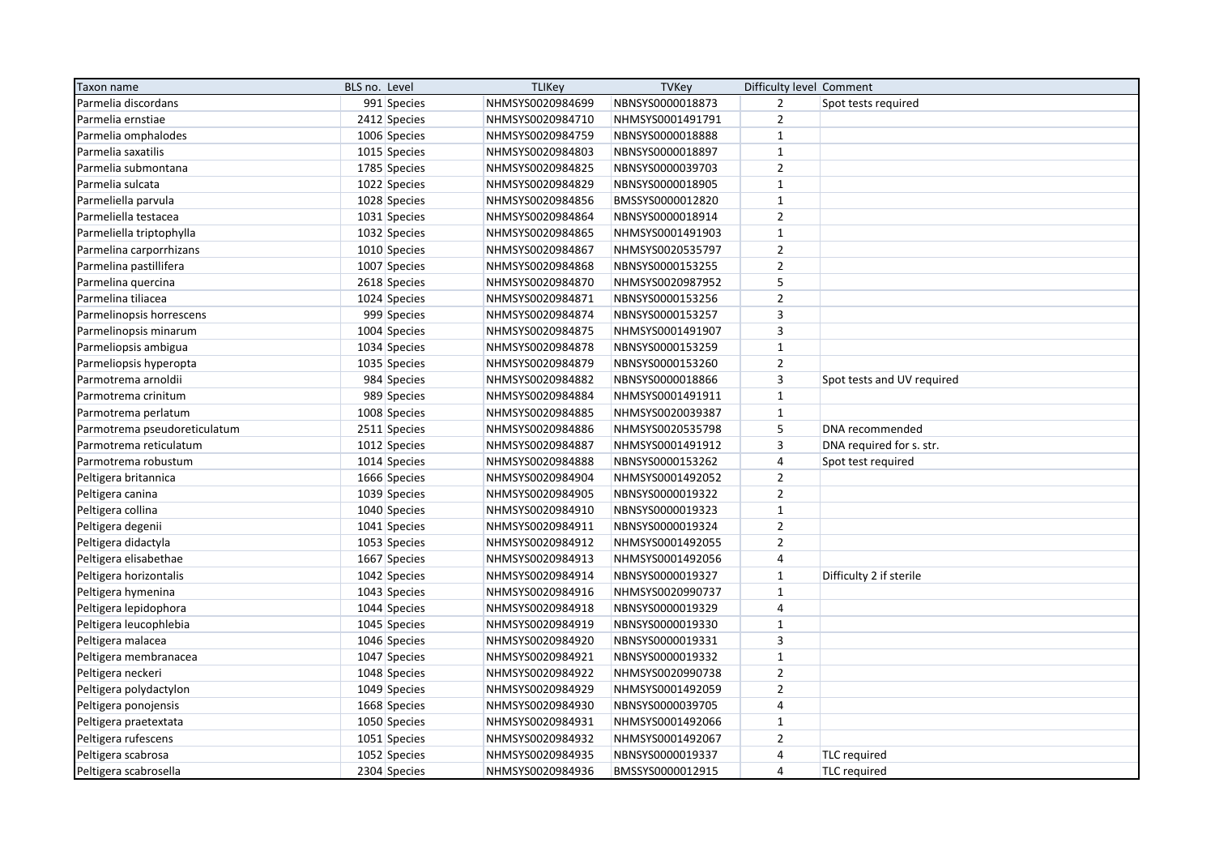| Taxon name | BLS no. | Level | TLIKey | TVKey | Difficulty level | Comment |
|---|---|---|---|---|---|---|
| Parmelia discordans | 991 | Species | NHMSYS0020984699 | NBNSYS0000018873 | 2 | Spot tests required |
| Parmelia ernstiae | 2412 | Species | NHMSYS0020984710 | NHMSYS0001491791 | 2 | |
| Parmelia omphalodes | 1006 | Species | NHMSYS0020984759 | NBNSYS0000018888 | 1 | |
| Parmelia saxatilis | 1015 | Species | NHMSYS0020984803 | NBNSYS0000018897 | 1 | |
| Parmelia submontana | 1785 | Species | NHMSYS0020984825 | NBNSYS0000039703 | 2 | |
| Parmelia sulcata | 1022 | Species | NHMSYS0020984829 | NBNSYS0000018905 | 1 | |
| Parmeliella parvula | 1028 | Species | NHMSYS0020984856 | BMSSYS0000012820 | 1 | |
| Parmeliella testacea | 1031 | Species | NHMSYS0020984864 | NBNSYS0000018914 | 2 | |
| Parmeliella triptophylla | 1032 | Species | NHMSYS0020984865 | NHMSYS0001491903 | 1 | |
| Parmelina carporrhizans | 1010 | Species | NHMSYS0020984867 | NHMSYS0020535797 | 2 | |
| Parmelina pastillifera | 1007 | Species | NHMSYS0020984868 | NBNSYS0000153255 | 2 | |
| Parmelina quercina | 2618 | Species | NHMSYS0020984870 | NHMSYS0020987952 | 5 | |
| Parmelina tiliacea | 1024 | Species | NHMSYS0020984871 | NBNSYS0000153256 | 2 | |
| Parmelinopsis horrescens | 999 | Species | NHMSYS0020984874 | NBNSYS0000153257 | 3 | |
| Parmelinopsis minarum | 1004 | Species | NHMSYS0020984875 | NHMSYS0001491907 | 3 | |
| Parmeliopsis ambigua | 1034 | Species | NHMSYS0020984878 | NBNSYS0000153259 | 1 | |
| Parmeliopsis hyperopta | 1035 | Species | NHMSYS0020984879 | NBNSYS0000153260 | 2 | |
| Parmotrema arnoldii | 984 | Species | NHMSYS0020984882 | NBNSYS0000018866 | 3 | Spot tests and UV required |
| Parmotrema crinitum | 989 | Species | NHMSYS0020984884 | NHMSYS0001491911 | 1 | |
| Parmotrema perlatum | 1008 | Species | NHMSYS0020984885 | NHMSYS0020039387 | 1 | |
| Parmotrema pseudoreticulatum | 2511 | Species | NHMSYS0020984886 | NHMSYS0020535798 | 5 | DNA recommended |
| Parmotrema reticulatum | 1012 | Species | NHMSYS0020984887 | NHMSYS0001491912 | 3 | DNA required for s. str. |
| Parmotrema robustum | 1014 | Species | NHMSYS0020984888 | NBNSYS0000153262 | 4 | Spot test required |
| Peltigera britannica | 1666 | Species | NHMSYS0020984904 | NHMSYS0001492052 | 2 | |
| Peltigera canina | 1039 | Species | NHMSYS0020984905 | NBNSYS0000019322 | 2 | |
| Peltigera collina | 1040 | Species | NHMSYS0020984910 | NBNSYS0000019323 | 1 | |
| Peltigera degenii | 1041 | Species | NHMSYS0020984911 | NBNSYS0000019324 | 2 | |
| Peltigera didactyla | 1053 | Species | NHMSYS0020984912 | NHMSYS0001492055 | 2 | |
| Peltigera elisabethae | 1667 | Species | NHMSYS0020984913 | NHMSYS0001492056 | 4 | |
| Peltigera horizontalis | 1042 | Species | NHMSYS0020984914 | NBNSYS0000019327 | 1 | Difficulty 2 if sterile |
| Peltigera hymenina | 1043 | Species | NHMSYS0020984916 | NHMSYS0020990737 | 1 | |
| Peltigera lepidophora | 1044 | Species | NHMSYS0020984918 | NBNSYS0000019329 | 4 | |
| Peltigera leucophlebia | 1045 | Species | NHMSYS0020984919 | NBNSYS0000019330 | 1 | |
| Peltigera malacea | 1046 | Species | NHMSYS0020984920 | NBNSYS0000019331 | 3 | |
| Peltigera membranacea | 1047 | Species | NHMSYS0020984921 | NBNSYS0000019332 | 1 | |
| Peltigera neckeri | 1048 | Species | NHMSYS0020984922 | NHMSYS0020990738 | 2 | |
| Peltigera polydactylon | 1049 | Species | NHMSYS0020984929 | NHMSYS0001492059 | 2 | |
| Peltigera ponojensis | 1668 | Species | NHMSYS0020984930 | NBNSYS0000039705 | 4 | |
| Peltigera praetextata | 1050 | Species | NHMSYS0020984931 | NHMSYS0001492066 | 1 | |
| Peltigera rufescens | 1051 | Species | NHMSYS0020984932 | NHMSYS0001492067 | 2 | |
| Peltigera scabrosa | 1052 | Species | NHMSYS0020984935 | NBNSYS0000019337 | 4 | TLC required |
| Peltigera scabrosella | 2304 | Species | NHMSYS0020984936 | BMSSYS0000012915 | 4 | TLC required |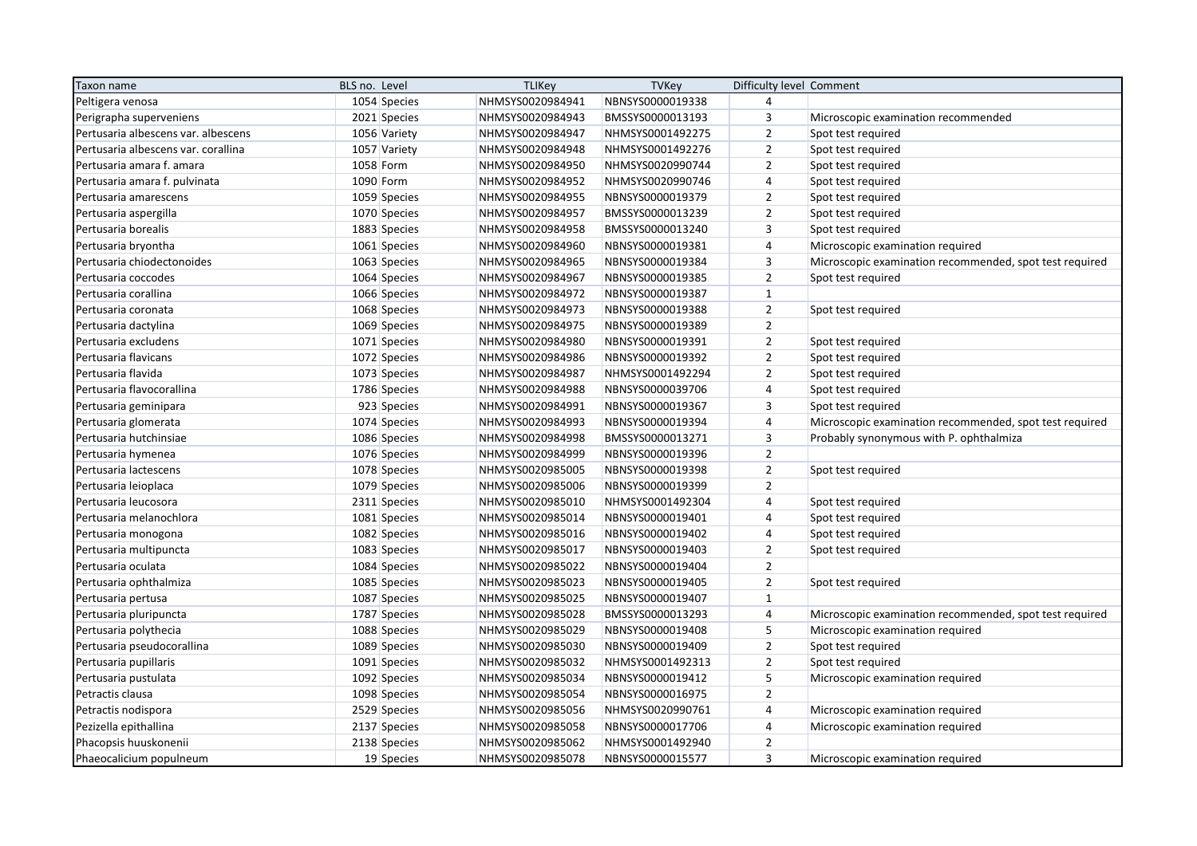| Taxon name | BLS no. | Level | TLIKey | TVKey | Difficulty level | Comment |
|---|---|---|---|---|---|---|
| Peltigera venosa | 1054 | Species | NHMSYS0020984941 | NBNSYS0000019338 | 4 | |
| Perigrapha superveniens | 2021 | Species | NHMSYS0020984943 | BMSSYS0000013193 | 3 | Microscopic examination recommended |
| Pertusaria albescens var. albescens | 1056 | Variety | NHMSYS0020984947 | NHMSYS0001492275 | 2 | Spot test required |
| Pertusaria albescens var. corallina | 1057 | Variety | NHMSYS0020984948 | NHMSYS0001492276 | 2 | Spot test required |
| Pertusaria amara f. amara | 1058 | Form | NHMSYS0020984950 | NHMSYS0020990744 | 2 | Spot test required |
| Pertusaria amara f. pulvinata | 1090 | Form | NHMSYS0020984952 | NHMSYS0020990746 | 4 | Spot test required |
| Pertusaria amarescens | 1059 | Species | NHMSYS0020984955 | NBNSYS0000019379 | 2 | Spot test required |
| Pertusaria aspergilla | 1070 | Species | NHMSYS0020984957 | BMSSYS0000013239 | 2 | Spot test required |
| Pertusaria borealis | 1883 | Species | NHMSYS0020984958 | BMSSYS0000013240 | 3 | Spot test required |
| Pertusaria bryontha | 1061 | Species | NHMSYS0020984960 | NBNSYS0000019381 | 4 | Microscopic examination required |
| Pertusaria chiodectonoides | 1063 | Species | NHMSYS0020984965 | NBNSYS0000019384 | 3 | Microscopic examination recommended, spot test required |
| Pertusaria coccodes | 1064 | Species | NHMSYS0020984967 | NBNSYS0000019385 | 2 | Spot test required |
| Pertusaria corallina | 1066 | Species | NHMSYS0020984972 | NBNSYS0000019387 | 1 | |
| Pertusaria coronata | 1068 | Species | NHMSYS0020984973 | NBNSYS0000019388 | 2 | Spot test required |
| Pertusaria dactylina | 1069 | Species | NHMSYS0020984975 | NBNSYS0000019389 | 2 | |
| Pertusaria excludens | 1071 | Species | NHMSYS0020984980 | NBNSYS0000019391 | 2 | Spot test required |
| Pertusaria flavicans | 1072 | Species | NHMSYS0020984986 | NBNSYS0000019392 | 2 | Spot test required |
| Pertusaria flavida | 1073 | Species | NHMSYS0020984987 | NHMSYS0001492294 | 2 | Spot test required |
| Pertusaria flavocorallina | 1786 | Species | NHMSYS0020984988 | NBNSYS0000039706 | 4 | Spot test required |
| Pertusaria geminipara | 923 | Species | NHMSYS0020984991 | NBNSYS0000019367 | 3 | Spot test required |
| Pertusaria glomerata | 1074 | Species | NHMSYS0020984993 | NBNSYS0000019394 | 4 | Microscopic examination recommended, spot test required |
| Pertusaria hutchinsiae | 1086 | Species | NHMSYS0020984998 | BMSSYS0000013271 | 3 | Probably synonymous with P. ophthalmiza |
| Pertusaria hymenea | 1076 | Species | NHMSYS0020984999 | NBNSYS0000019396 | 2 | |
| Pertusaria lactescens | 1078 | Species | NHMSYS0020985005 | NBNSYS0000019398 | 2 | Spot test required |
| Pertusaria leioplaca | 1079 | Species | NHMSYS0020985006 | NBNSYS0000019399 | 2 | |
| Pertusaria leucosora | 2311 | Species | NHMSYS0020985010 | NHMSYS0001492304 | 4 | Spot test required |
| Pertusaria melanochlora | 1081 | Species | NHMSYS0020985014 | NBNSYS0000019401 | 4 | Spot test required |
| Pertusaria monogona | 1082 | Species | NHMSYS0020985016 | NBNSYS0000019402 | 4 | Spot test required |
| Pertusaria multipuncta | 1083 | Species | NHMSYS0020985017 | NBNSYS0000019403 | 2 | Spot test required |
| Pertusaria oculata | 1084 | Species | NHMSYS0020985022 | NBNSYS0000019404 | 2 | |
| Pertusaria ophthalmiza | 1085 | Species | NHMSYS0020985023 | NBNSYS0000019405 | 2 | Spot test required |
| Pertusaria pertusa | 1087 | Species | NHMSYS0020985025 | NBNSYS0000019407 | 1 | |
| Pertusaria pluripuncta | 1787 | Species | NHMSYS0020985028 | BMSSYS0000013293 | 4 | Microscopic examination recommended, spot test required |
| Pertusaria polythecia | 1088 | Species | NHMSYS0020985029 | NBNSYS0000019408 | 5 | Microscopic examination required |
| Pertusaria pseudocorallina | 1089 | Species | NHMSYS0020985030 | NBNSYS0000019409 | 2 | Spot test required |
| Pertusaria pupillaris | 1091 | Species | NHMSYS0020985032 | NHMSYS0001492313 | 2 | Spot test required |
| Pertusaria pustulata | 1092 | Species | NHMSYS0020985034 | NBNSYS0000019412 | 5 | Microscopic examination required |
| Petractis clausa | 1098 | Species | NHMSYS0020985054 | NBNSYS0000016975 | 2 | |
| Petractis nodispora | 2529 | Species | NHMSYS0020985056 | NHMSYS0020990761 | 4 | Microscopic examination required |
| Pezizella epithallina | 2137 | Species | NHMSYS0020985058 | NBNSYS0000017706 | 4 | Microscopic examination required |
| Phacopsis huuskonenii | 2138 | Species | NHMSYS0020985062 | NHMSYS0001492940 | 2 | |
| Phaeocalicium populneum | 19 | Species | NHMSYS0020985078 | NBNSYS0000015577 | 3 | Microscopic examination required |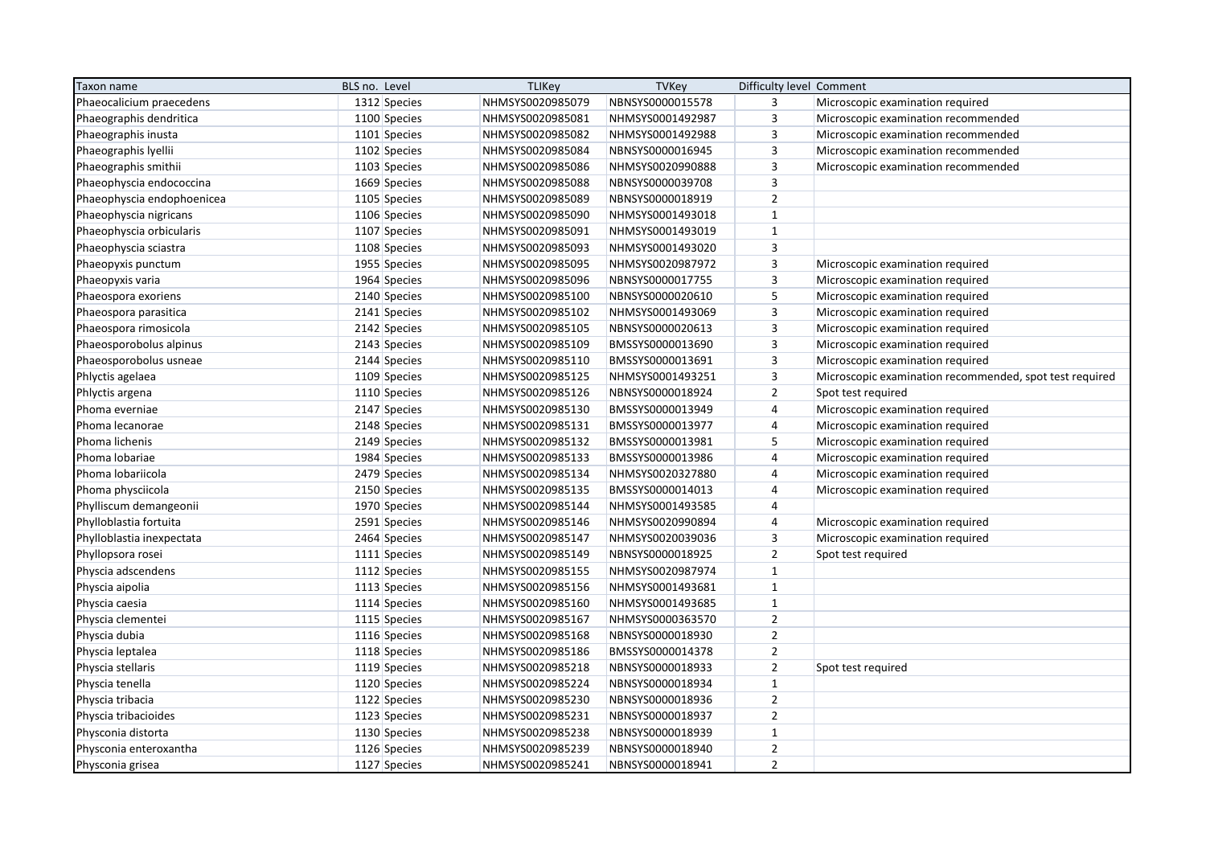| Taxon name | BLS no. | Level | TLIKey | TVKey | Difficulty level | Comment |
|---|---|---|---|---|---|---|
| Phaeocalicium praecedens | 1312 | Species | NHMSYS0020985079 | NBNSYS0000015578 | 3 | Microscopic examination required |
| Phaeographis dendritica | 1100 | Species | NHMSYS0020985081 | NHMSYS0001492987 | 3 | Microscopic examination recommended |
| Phaeographis inusta | 1101 | Species | NHMSYS0020985082 | NHMSYS0001492988 | 3 | Microscopic examination recommended |
| Phaeographis lyellii | 1102 | Species | NHMSYS0020985084 | NBNSYS0000016945 | 3 | Microscopic examination recommended |
| Phaeographis smithii | 1103 | Species | NHMSYS0020985086 | NHMSYS0020990888 | 3 | Microscopic examination recommended |
| Phaeophyscia endococcina | 1669 | Species | NHMSYS0020985088 | NBNSYS0000039708 | 3 | |
| Phaeophyscia endophoenicea | 1105 | Species | NHMSYS0020985089 | NBNSYS0000018919 | 2 | |
| Phaeophyscia nigricans | 1106 | Species | NHMSYS0020985090 | NHMSYS0001493018 | 1 | |
| Phaeophyscia orbicularis | 1107 | Species | NHMSYS0020985091 | NHMSYS0001493019 | 1 | |
| Phaeophyscia sciastra | 1108 | Species | NHMSYS0020985093 | NHMSYS0001493020 | 3 | |
| Phaeopyxis punctum | 1955 | Species | NHMSYS0020985095 | NHMSYS0020987972 | 3 | Microscopic examination required |
| Phaeopyxis varia | 1964 | Species | NHMSYS0020985096 | NBNSYS0000017755 | 3 | Microscopic examination required |
| Phaeospora exoriens | 2140 | Species | NHMSYS0020985100 | NBNSYS0000020610 | 5 | Microscopic examination required |
| Phaeospora parasitica | 2141 | Species | NHMSYS0020985102 | NHMSYS0001493069 | 3 | Microscopic examination required |
| Phaeospora rimosicola | 2142 | Species | NHMSYS0020985105 | NBNSYS0000020613 | 3 | Microscopic examination required |
| Phaeosporobolus alpinus | 2143 | Species | NHMSYS0020985109 | BMSSYS0000013690 | 3 | Microscopic examination required |
| Phaeosporobolus usneae | 2144 | Species | NHMSYS0020985110 | BMSSYS0000013691 | 3 | Microscopic examination required |
| Phlyctis agelaea | 1109 | Species | NHMSYS0020985125 | NHMSYS0001493251 | 3 | Microscopic examination recommended, spot test required |
| Phlyctis argena | 1110 | Species | NHMSYS0020985126 | NBNSYS0000018924 | 2 | Spot test required |
| Phoma everniae | 2147 | Species | NHMSYS0020985130 | BMSSYS0000013949 | 4 | Microscopic examination required |
| Phoma lecanorae | 2148 | Species | NHMSYS0020985131 | BMSSYS0000013977 | 4 | Microscopic examination required |
| Phoma lichenis | 2149 | Species | NHMSYS0020985132 | BMSSYS0000013981 | 5 | Microscopic examination required |
| Phoma lobariae | 1984 | Species | NHMSYS0020985133 | BMSSYS0000013986 | 4 | Microscopic examination required |
| Phoma lobariicola | 2479 | Species | NHMSYS0020985134 | NHMSYS0020327880 | 4 | Microscopic examination required |
| Phoma physciicola | 2150 | Species | NHMSYS0020985135 | BMSSYS0000014013 | 4 | Microscopic examination required |
| Phylliscum demangeonii | 1970 | Species | NHMSYS0020985144 | NHMSYS0001493585 | 4 | |
| Phylloblastia fortuita | 2591 | Species | NHMSYS0020985146 | NHMSYS0020990894 | 4 | Microscopic examination required |
| Phylloblastia inexpectata | 2464 | Species | NHMSYS0020985147 | NHMSYS0020039036 | 3 | Microscopic examination required |
| Phyllopsora rosei | 1111 | Species | NHMSYS0020985149 | NBNSYS0000018925 | 2 | Spot test required |
| Physcia adscendens | 1112 | Species | NHMSYS0020985155 | NHMSYS0020987974 | 1 | |
| Physcia aipolia | 1113 | Species | NHMSYS0020985156 | NHMSYS0001493681 | 1 | |
| Physcia caesia | 1114 | Species | NHMSYS0020985160 | NHMSYS0001493685 | 1 | |
| Physcia clementei | 1115 | Species | NHMSYS0020985167 | NHMSYS0000363570 | 2 | |
| Physcia dubia | 1116 | Species | NHMSYS0020985168 | NBNSYS0000018930 | 2 | |
| Physcia leptalea | 1118 | Species | NHMSYS0020985186 | BMSSYS0000014378 | 2 | |
| Physcia stellaris | 1119 | Species | NHMSYS0020985218 | NBNSYS0000018933 | 2 | Spot test required |
| Physcia tenella | 1120 | Species | NHMSYS0020985224 | NBNSYS0000018934 | 1 | |
| Physcia tribacia | 1122 | Species | NHMSYS0020985230 | NBNSYS0000018936 | 2 | |
| Physcia tribacioides | 1123 | Species | NHMSYS0020985231 | NBNSYS0000018937 | 2 | |
| Physconia distorta | 1130 | Species | NHMSYS0020985238 | NBNSYS0000018939 | 1 | |
| Physconia enteroxantha | 1126 | Species | NHMSYS0020985239 | NBNSYS0000018940 | 2 | |
| Physconia grisea | 1127 | Species | NHMSYS0020985241 | NBNSYS0000018941 | 2 | |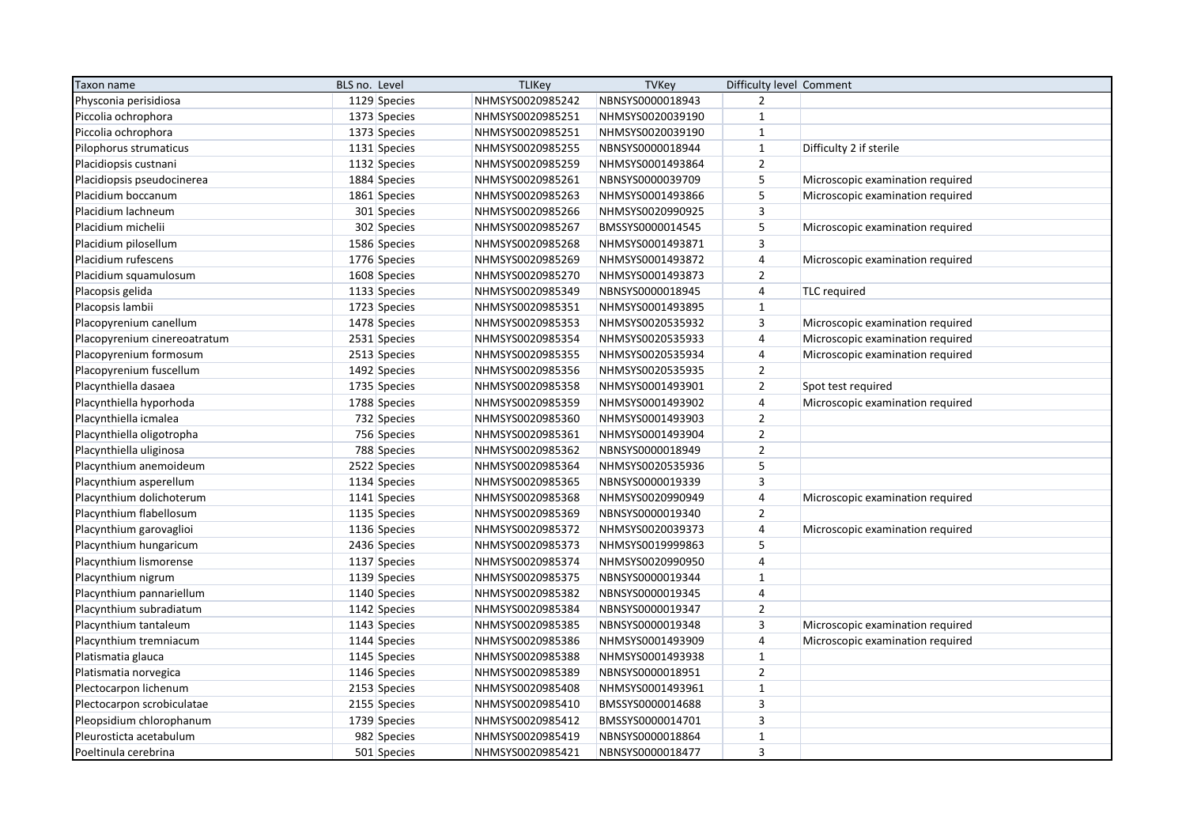| Taxon name | BLS no. | Level | TLIKey | TVKey | Difficulty level | Comment |
|---|---|---|---|---|---|---|
| Physconia perisidiosa | 1129 | Species | NHMSYS0020985242 | NBNSYS0000018943 | 2 | |
| Piccolia ochrophora | 1373 | Species | NHMSYS0020985251 | NHMSYS0020039190 | 1 | |
| Piccolia ochrophora | 1373 | Species | NHMSYS0020985251 | NHMSYS0020039190 | 1 | |
| Pilophorus strumaticus | 1131 | Species | NHMSYS0020985255 | NBNSYS0000018944 | 1 | Difficulty 2 if sterile |
| Placidiopsis custnani | 1132 | Species | NHMSYS0020985259 | NHMSYS0001493864 | 2 | |
| Placidiopsis pseudocinerea | 1884 | Species | NHMSYS0020985261 | NBNSYS0000039709 | 5 | Microscopic examination required |
| Placidium boccanum | 1861 | Species | NHMSYS0020985263 | NHMSYS0001493866 | 5 | Microscopic examination required |
| Placidium lachneum | 301 | Species | NHMSYS0020985266 | NHMSYS0020990925 | 3 | |
| Placidium michelii | 302 | Species | NHMSYS0020985267 | BMSSYS0000014545 | 5 | Microscopic examination required |
| Placidium pilosellum | 1586 | Species | NHMSYS0020985268 | NHMSYS0001493871 | 3 | |
| Placidium rufescens | 1776 | Species | NHMSYS0020985269 | NHMSYS0001493872 | 4 | Microscopic examination required |
| Placidium squamulosum | 1608 | Species | NHMSYS0020985270 | NHMSYS0001493873 | 2 | |
| Placopsis gelida | 1133 | Species | NHMSYS0020985349 | NBNSYS0000018945 | 4 | TLC required |
| Placopsis lambii | 1723 | Species | NHMSYS0020985351 | NHMSYS0001493895 | 1 | |
| Placopyrenium canellum | 1478 | Species | NHMSYS0020985353 | NHMSYS0020535932 | 3 | Microscopic examination required |
| Placopyrenium cinereoatratum | 2531 | Species | NHMSYS0020985354 | NHMSYS0020535933 | 4 | Microscopic examination required |
| Placopyrenium formosum | 2513 | Species | NHMSYS0020985355 | NHMSYS0020535934 | 4 | Microscopic examination required |
| Placopyrenium fuscellum | 1492 | Species | NHMSYS0020985356 | NHMSYS0020535935 | 2 | |
| Placynthiella dasaea | 1735 | Species | NHMSYS0020985358 | NHMSYS0001493901 | 2 | Spot test required |
| Placynthiella hyporhoda | 1788 | Species | NHMSYS0020985359 | NHMSYS0001493902 | 4 | Microscopic examination required |
| Placynthiella icmalea | 732 | Species | NHMSYS0020985360 | NHMSYS0001493903 | 2 | |
| Placynthiella oligotropha | 756 | Species | NHMSYS0020985361 | NHMSYS0001493904 | 2 | |
| Placynthiella uliginosa | 788 | Species | NHMSYS0020985362 | NBNSYS0000018949 | 2 | |
| Placynthium anemoideum | 2522 | Species | NHMSYS0020985364 | NHMSYS0020535936 | 5 | |
| Placynthium asperellum | 1134 | Species | NHMSYS0020985365 | NBNSYS0000019339 | 3 | |
| Placynthium dolichoterum | 1141 | Species | NHMSYS0020985368 | NHMSYS0020990949 | 4 | Microscopic examination required |
| Placynthium flabellosum | 1135 | Species | NHMSYS0020985369 | NBNSYS0000019340 | 2 | |
| Placynthium garovaglioi | 1136 | Species | NHMSYS0020985372 | NHMSYS0020039373 | 4 | Microscopic examination required |
| Placynthium hungaricum | 2436 | Species | NHMSYS0020985373 | NHMSYS0019999863 | 5 | |
| Placynthium lismorense | 1137 | Species | NHMSYS0020985374 | NHMSYS0020990950 | 4 | |
| Placynthium nigrum | 1139 | Species | NHMSYS0020985375 | NBNSYS0000019344 | 1 | |
| Placynthium pannariellum | 1140 | Species | NHMSYS0020985382 | NBNSYS0000019345 | 4 | |
| Placynthium subradiatum | 1142 | Species | NHMSYS0020985384 | NBNSYS0000019347 | 2 | |
| Placynthium tantaleum | 1143 | Species | NHMSYS0020985385 | NBNSYS0000019348 | 3 | Microscopic examination required |
| Placynthium tremniacum | 1144 | Species | NHMSYS0020985386 | NHMSYS0001493909 | 4 | Microscopic examination required |
| Platismatia glauca | 1145 | Species | NHMSYS0020985388 | NHMSYS0001493938 | 1 | |
| Platismatia norvegica | 1146 | Species | NHMSYS0020985389 | NBNSYS0000018951 | 2 | |
| Plectocarpon lichenum | 2153 | Species | NHMSYS0020985408 | NHMSYS0001493961 | 1 | |
| Plectocarpon scrobiculatae | 2155 | Species | NHMSYS0020985410 | BMSSYS0000014688 | 3 | |
| Pleopsidium chlorophanum | 1739 | Species | NHMSYS0020985412 | BMSSYS0000014701 | 3 | |
| Pleurosticta acetabulum | 982 | Species | NHMSYS0020985419 | NBNSYS0000018864 | 1 | |
| Poeltinula cerebrina | 501 | Species | NHMSYS0020985421 | NBNSYS0000018477 | 3 | |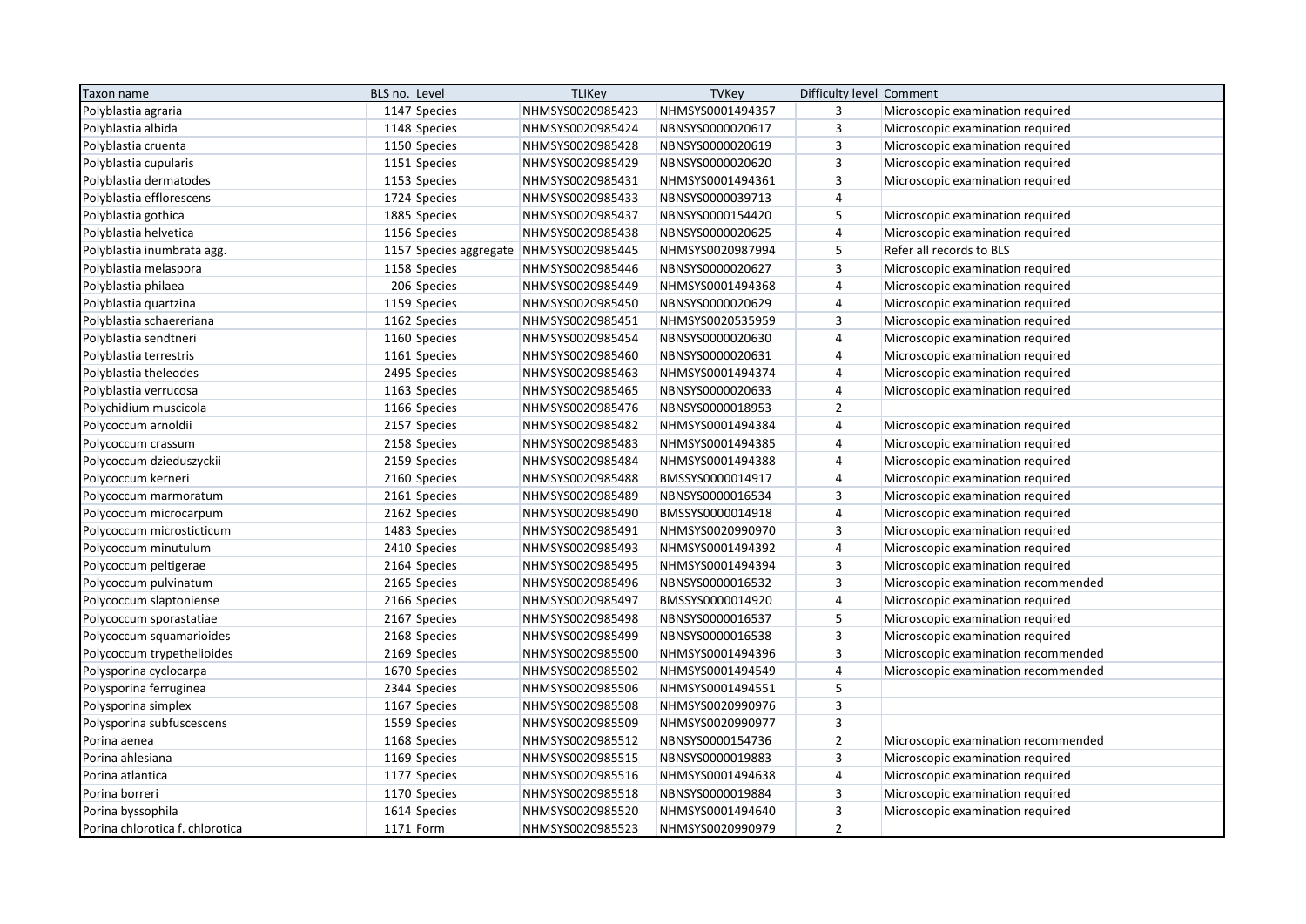| Taxon name | BLS no. | Level | TLIKey | TVKey | Difficulty level | Comment |
|---|---|---|---|---|---|---|
| Polyblastia agraria | 1147 | Species | NHMSYS0020985423 | NHMSYS0001494357 | 3 | Microscopic examination required |
| Polyblastia albida | 1148 | Species | NHMSYS0020985424 | NBNSYS0000020617 | 3 | Microscopic examination required |
| Polyblastia cruenta | 1150 | Species | NHMSYS0020985428 | NBNSYS0000020619 | 3 | Microscopic examination required |
| Polyblastia cupularis | 1151 | Species | NHMSYS0020985429 | NBNSYS0000020620 | 3 | Microscopic examination required |
| Polyblastia dermatodes | 1153 | Species | NHMSYS0020985431 | NHMSYS0001494361 | 3 | Microscopic examination required |
| Polyblastia efflorescens | 1724 | Species | NHMSYS0020985433 | NBNSYS0000039713 | 4 | |
| Polyblastia gothica | 1885 | Species | NHMSYS0020985437 | NBNSYS0000154420 | 5 | Microscopic examination required |
| Polyblastia helvetica | 1156 | Species | NHMSYS0020985438 | NBNSYS0000020625 | 4 | Microscopic examination required |
| Polyblastia inumbrata agg. | 1157 | Species aggregate | NHMSYS0020985445 | NHMSYS0020987994 | 5 | Refer all records to BLS |
| Polyblastia melaspora | 1158 | Species | NHMSYS0020985446 | NBNSYS0000020627 | 3 | Microscopic examination required |
| Polyblastia philaea | 206 | Species | NHMSYS0020985449 | NHMSYS0001494368 | 4 | Microscopic examination required |
| Polyblastia quartzina | 1159 | Species | NHMSYS0020985450 | NBNSYS0000020629 | 4 | Microscopic examination required |
| Polyblastia schaereriana | 1162 | Species | NHMSYS0020985451 | NHMSYS0020535959 | 3 | Microscopic examination required |
| Polyblastia sendtneri | 1160 | Species | NHMSYS0020985454 | NBNSYS0000020630 | 4 | Microscopic examination required |
| Polyblastia terrestris | 1161 | Species | NHMSYS0020985460 | NBNSYS0000020631 | 4 | Microscopic examination required |
| Polyblastia theleodes | 2495 | Species | NHMSYS0020985463 | NHMSYS0001494374 | 4 | Microscopic examination required |
| Polyblastia verrucosa | 1163 | Species | NHMSYS0020985465 | NBNSYS0000020633 | 4 | Microscopic examination required |
| Polychidium muscicola | 1166 | Species | NHMSYS0020985476 | NBNSYS0000018953 | 2 | |
| Polycoccum arnoldii | 2157 | Species | NHMSYS0020985482 | NHMSYS0001494384 | 4 | Microscopic examination required |
| Polycoccum crassum | 2158 | Species | NHMSYS0020985483 | NHMSYS0001494385 | 4 | Microscopic examination required |
| Polycoccum dzieduszyckii | 2159 | Species | NHMSYS0020985484 | NHMSYS0001494388 | 4 | Microscopic examination required |
| Polycoccum kerneri | 2160 | Species | NHMSYS0020985488 | BMSSYS0000014917 | 4 | Microscopic examination required |
| Polycoccum marmoratum | 2161 | Species | NHMSYS0020985489 | NBNSYS0000016534 | 3 | Microscopic examination required |
| Polycoccum microcarpum | 2162 | Species | NHMSYS0020985490 | BMSSYS0000014918 | 4 | Microscopic examination required |
| Polycoccum microsticticum | 1483 | Species | NHMSYS0020985491 | NHMSYS0020990970 | 3 | Microscopic examination required |
| Polycoccum minutulum | 2410 | Species | NHMSYS0020985493 | NHMSYS0001494392 | 4 | Microscopic examination required |
| Polycoccum peltigerae | 2164 | Species | NHMSYS0020985495 | NHMSYS0001494394 | 3 | Microscopic examination required |
| Polycoccum pulvinatum | 2165 | Species | NHMSYS0020985496 | NBNSYS0000016532 | 3 | Microscopic examination recommended |
| Polycoccum slaptoniense | 2166 | Species | NHMSYS0020985497 | BMSSYS0000014920 | 4 | Microscopic examination required |
| Polycoccum sporastatiae | 2167 | Species | NHMSYS0020985498 | NBNSYS0000016537 | 5 | Microscopic examination required |
| Polycoccum squamarioides | 2168 | Species | NHMSYS0020985499 | NBNSYS0000016538 | 3 | Microscopic examination required |
| Polycoccum trypethelioides | 2169 | Species | NHMSYS0020985500 | NHMSYS0001494396 | 3 | Microscopic examination recommended |
| Polysporina cyclocarpa | 1670 | Species | NHMSYS0020985502 | NHMSYS0001494549 | 4 | Microscopic examination recommended |
| Polysporina ferruginea | 2344 | Species | NHMSYS0020985506 | NHMSYS0001494551 | 5 | |
| Polysporina simplex | 1167 | Species | NHMSYS0020985508 | NHMSYS0020990976 | 3 | |
| Polysporina subfuscescens | 1559 | Species | NHMSYS0020985509 | NHMSYS0020990977 | 3 | |
| Porina aenea | 1168 | Species | NHMSYS0020985512 | NBNSYS0000154736 | 2 | Microscopic examination recommended |
| Porina ahlesiana | 1169 | Species | NHMSYS0020985515 | NBNSYS0000019883 | 3 | Microscopic examination required |
| Porina atlantica | 1177 | Species | NHMSYS0020985516 | NHMSYS0001494638 | 4 | Microscopic examination required |
| Porina borreri | 1170 | Species | NHMSYS0020985518 | NBNSYS0000019884 | 3 | Microscopic examination required |
| Porina byssophila | 1614 | Species | NHMSYS0020985520 | NHMSYS0001494640 | 3 | Microscopic examination required |
| Porina chlorotica f. chlorotica | 1171 | Form | NHMSYS0020985523 | NHMSYS0020990979 | 2 | |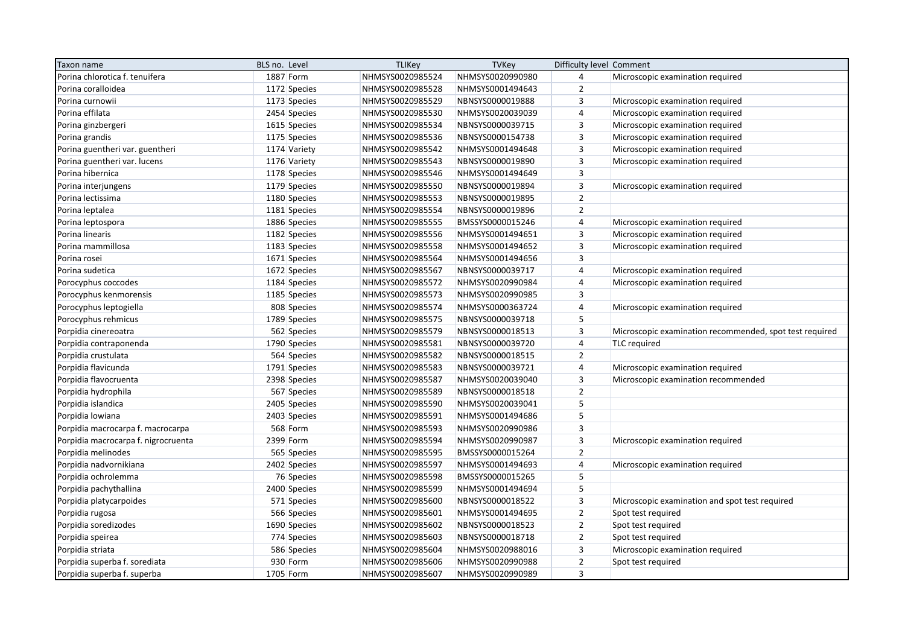| Taxon name | BLS no. | Level | TLIKey | TVKey | Difficulty level | Comment |
|---|---|---|---|---|---|---|
| Porina chlorotica f. tenuifera | 1887 | Form | NHMSYS0020985524 | NHMSYS0020990980 | 4 | Microscopic examination required |
| Porina coralloidea | 1172 | Species | NHMSYS0020985528 | NHMSYS0001494643 | 2 | |
| Porina curnowii | 1173 | Species | NHMSYS0020985529 | NBNSYS0000019888 | 3 | Microscopic examination required |
| Porina effilata | 2454 | Species | NHMSYS0020985530 | NHMSYS0020039039 | 4 | Microscopic examination required |
| Porina ginzbergeri | 1615 | Species | NHMSYS0020985534 | NBNSYS0000039715 | 3 | Microscopic examination required |
| Porina grandis | 1175 | Species | NHMSYS0020985536 | NBNSYS0000154738 | 3 | Microscopic examination required |
| Porina guentheri var. guentheri | 1174 | Variety | NHMSYS0020985542 | NHMSYS0001494648 | 3 | Microscopic examination required |
| Porina guentheri var. lucens | 1176 | Variety | NHMSYS0020985543 | NBNSYS0000019890 | 3 | Microscopic examination required |
| Porina hibernica | 1178 | Species | NHMSYS0020985546 | NHMSYS0001494649 | 3 | |
| Porina interjungens | 1179 | Species | NHMSYS0020985550 | NBNSYS0000019894 | 3 | Microscopic examination required |
| Porina lectissima | 1180 | Species | NHMSYS0020985553 | NBNSYS0000019895 | 2 | |
| Porina leptalea | 1181 | Species | NHMSYS0020985554 | NBNSYS0000019896 | 2 | |
| Porina leptospora | 1886 | Species | NHMSYS0020985555 | BMSSYS0000015246 | 4 | Microscopic examination required |
| Porina linearis | 1182 | Species | NHMSYS0020985556 | NHMSYS0001494651 | 3 | Microscopic examination required |
| Porina mammillosa | 1183 | Species | NHMSYS0020985558 | NHMSYS0001494652 | 3 | Microscopic examination required |
| Porina rosei | 1671 | Species | NHMSYS0020985564 | NHMSYS0001494656 | 3 | |
| Porina sudetica | 1672 | Species | NHMSYS0020985567 | NBNSYS0000039717 | 4 | Microscopic examination required |
| Porocyphus coccodes | 1184 | Species | NHMSYS0020985572 | NHMSYS0020990984 | 4 | Microscopic examination required |
| Porocyphus kenmorensis | 1185 | Species | NHMSYS0020985573 | NHMSYS0020990985 | 3 | |
| Porocyphus leptogiella | 808 | Species | NHMSYS0020985574 | NHMSYS0000363724 | 4 | Microscopic examination required |
| Porocyphus rehmicus | 1789 | Species | NHMSYS0020985575 | NBNSYS0000039718 | 5 | |
| Porpidia cinereoatra | 562 | Species | NHMSYS0020985579 | NBNSYS0000018513 | 3 | Microscopic examination recommended, spot test required |
| Porpidia contraponenda | 1790 | Species | NHMSYS0020985581 | NBNSYS0000039720 | 4 | TLC required |
| Porpidia crustulata | 564 | Species | NHMSYS0020985582 | NBNSYS0000018515 | 2 | |
| Porpidia flavicunda | 1791 | Species | NHMSYS0020985583 | NBNSYS0000039721 | 4 | Microscopic examination required |
| Porpidia flavocruenta | 2398 | Species | NHMSYS0020985587 | NHMSYS0020039040 | 3 | Microscopic examination recommended |
| Porpidia hydrophila | 567 | Species | NHMSYS0020985589 | NBNSYS0000018518 | 2 | |
| Porpidia islandica | 2405 | Species | NHMSYS0020985590 | NHMSYS0020039041 | 5 | |
| Porpidia lowiana | 2403 | Species | NHMSYS0020985591 | NHMSYS0001494686 | 5 | |
| Porpidia macrocarpa f. macrocarpa | 568 | Form | NHMSYS0020985593 | NHMSYS0020990986 | 3 | |
| Porpidia macrocarpa f. nigrocruenta | 2399 | Form | NHMSYS0020985594 | NHMSYS0020990987 | 3 | Microscopic examination required |
| Porpidia melinodes | 565 | Species | NHMSYS0020985595 | BMSSYS0000015264 | 2 | |
| Porpidia nadvornikiana | 2402 | Species | NHMSYS0020985597 | NHMSYS0001494693 | 4 | Microscopic examination required |
| Porpidia ochrolemma | 76 | Species | NHMSYS0020985598 | BMSSYS0000015265 | 5 | |
| Porpidia pachythallina | 2400 | Species | NHMSYS0020985599 | NHMSYS0001494694 | 5 | |
| Porpidia platycarpoides | 571 | Species | NHMSYS0020985600 | NBNSYS0000018522 | 3 | Microscopic examination and spot test required |
| Porpidia rugosa | 566 | Species | NHMSYS0020985601 | NHMSYS0001494695 | 2 | Spot test required |
| Porpidia soredizodes | 1690 | Species | NHMSYS0020985602 | NBNSYS0000018523 | 2 | Spot test required |
| Porpidia speirea | 774 | Species | NHMSYS0020985603 | NBNSYS0000018718 | 2 | Spot test required |
| Porpidia striata | 586 | Species | NHMSYS0020985604 | NHMSYS0020988016 | 3 | Microscopic examination required |
| Porpidia superba f. sorediata | 930 | Form | NHMSYS0020985606 | NHMSYS0020990988 | 2 | Spot test required |
| Porpidia superba f. superba | 1705 | Form | NHMSYS0020985607 | NHMSYS0020990989 | 3 | |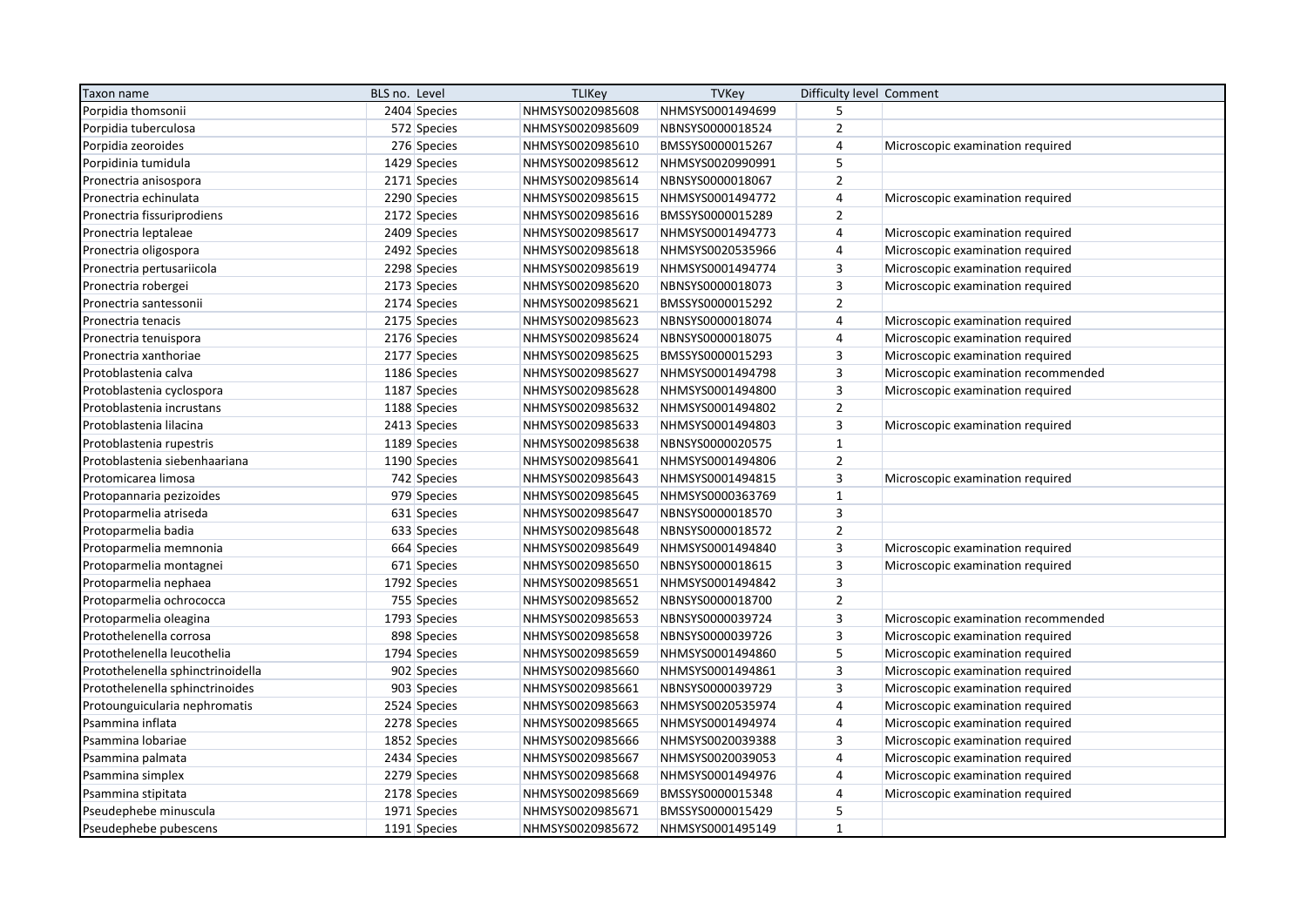| Taxon name | BLS no. | Level | TLIKey | TVKey | Difficulty level | Comment |
|---|---|---|---|---|---|---|
| Porpidia thomsonii | 2404 | Species | NHMSYS0020985608 | NHMSYS0001494699 | 5 | |
| Porpidia tuberculosa | 572 | Species | NHMSYS0020985609 | NBNSYS0000018524 | 2 | |
| Porpidia zeoroides | 276 | Species | NHMSYS0020985610 | BMSSYS0000015267 | 4 | Microscopic examination required |
| Porpidinia tumidula | 1429 | Species | NHMSYS0020985612 | NHMSYS0020990991 | 5 | |
| Pronectria anisospora | 2171 | Species | NHMSYS0020985614 | NBNSYS0000018067 | 2 | |
| Pronectria echinulata | 2290 | Species | NHMSYS0020985615 | NHMSYS0001494772 | 4 | Microscopic examination required |
| Pronectria fissuriprodiens | 2172 | Species | NHMSYS0020985616 | BMSSYS0000015289 | 2 | |
| Pronectria leptaleae | 2409 | Species | NHMSYS0020985617 | NHMSYS0001494773 | 4 | Microscopic examination required |
| Pronectria oligospora | 2492 | Species | NHMSYS0020985618 | NHMSYS0020535966 | 4 | Microscopic examination required |
| Pronectria pertusariicola | 2298 | Species | NHMSYS0020985619 | NHMSYS0001494774 | 3 | Microscopic examination required |
| Pronectria robergei | 2173 | Species | NHMSYS0020985620 | NBNSYS0000018073 | 3 | Microscopic examination required |
| Pronectria santessonii | 2174 | Species | NHMSYS0020985621 | BMSSYS0000015292 | 2 | |
| Pronectria tenacis | 2175 | Species | NHMSYS0020985623 | NBNSYS0000018074 | 4 | Microscopic examination required |
| Pronectria tenuispora | 2176 | Species | NHMSYS0020985624 | NBNSYS0000018075 | 4 | Microscopic examination required |
| Pronectria xanthoriae | 2177 | Species | NHMSYS0020985625 | BMSSYS0000015293 | 3 | Microscopic examination required |
| Protoblastenia calva | 1186 | Species | NHMSYS0020985627 | NHMSYS0001494798 | 3 | Microscopic examination recommended |
| Protoblastenia cyclospora | 1187 | Species | NHMSYS0020985628 | NHMSYS0001494800 | 3 | Microscopic examination required |
| Protoblastenia incrustans | 1188 | Species | NHMSYS0020985632 | NHMSYS0001494802 | 2 | |
| Protoblastenia lilacina | 2413 | Species | NHMSYS0020985633 | NHMSYS0001494803 | 3 | Microscopic examination required |
| Protoblastenia rupestris | 1189 | Species | NHMSYS0020985638 | NBNSYS0000020575 | 1 | |
| Protoblastenia siebenhaariana | 1190 | Species | NHMSYS0020985641 | NHMSYS0001494806 | 2 | |
| Protomicarea limosa | 742 | Species | NHMSYS0020985643 | NHMSYS0001494815 | 3 | Microscopic examination required |
| Protopannaria pezizoides | 979 | Species | NHMSYS0020985645 | NHMSYS0000363769 | 1 | |
| Protoparmelia atriseda | 631 | Species | NHMSYS0020985647 | NBNSYS0000018570 | 3 | |
| Protoparmelia badia | 633 | Species | NHMSYS0020985648 | NBNSYS0000018572 | 2 | |
| Protoparmelia memnonia | 664 | Species | NHMSYS0020985649 | NHMSYS0001494840 | 3 | Microscopic examination required |
| Protoparmelia montagnei | 671 | Species | NHMSYS0020985650 | NBNSYS0000018615 | 3 | Microscopic examination required |
| Protoparmelia nephaea | 1792 | Species | NHMSYS0020985651 | NHMSYS0001494842 | 3 | |
| Protoparmelia ochrococca | 755 | Species | NHMSYS0020985652 | NBNSYS0000018700 | 2 | |
| Protoparmelia oleagina | 1793 | Species | NHMSYS0020985653 | NBNSYS0000039724 | 3 | Microscopic examination recommended |
| Protothelenella corrosa | 898 | Species | NHMSYS0020985658 | NBNSYS0000039726 | 3 | Microscopic examination required |
| Protothelenella leucothelia | 1794 | Species | NHMSYS0020985659 | NHMSYS0001494860 | 5 | Microscopic examination required |
| Protothelenella sphinctrinoidella | 902 | Species | NHMSYS0020985660 | NHMSYS0001494861 | 3 | Microscopic examination required |
| Protothelenella sphinctrinoides | 903 | Species | NHMSYS0020985661 | NBNSYS0000039729 | 3 | Microscopic examination required |
| Protounguicularia nephromatis | 2524 | Species | NHMSYS0020985663 | NHMSYS0020535974 | 4 | Microscopic examination required |
| Psammina inflata | 2278 | Species | NHMSYS0020985665 | NHMSYS0001494974 | 4 | Microscopic examination required |
| Psammina lobariae | 1852 | Species | NHMSYS0020985666 | NHMSYS0020039388 | 3 | Microscopic examination required |
| Psammina palmata | 2434 | Species | NHMSYS0020985667 | NHMSYS0020039053 | 4 | Microscopic examination required |
| Psammina simplex | 2279 | Species | NHMSYS0020985668 | NHMSYS0001494976 | 4 | Microscopic examination required |
| Psammina stipitata | 2178 | Species | NHMSYS0020985669 | BMSSYS0000015348 | 4 | Microscopic examination required |
| Pseudephebe minuscula | 1971 | Species | NHMSYS0020985671 | BMSSYS0000015429 | 5 | |
| Pseudephebe pubescens | 1191 | Species | NHMSYS0020985672 | NHMSYS0001495149 | 1 | |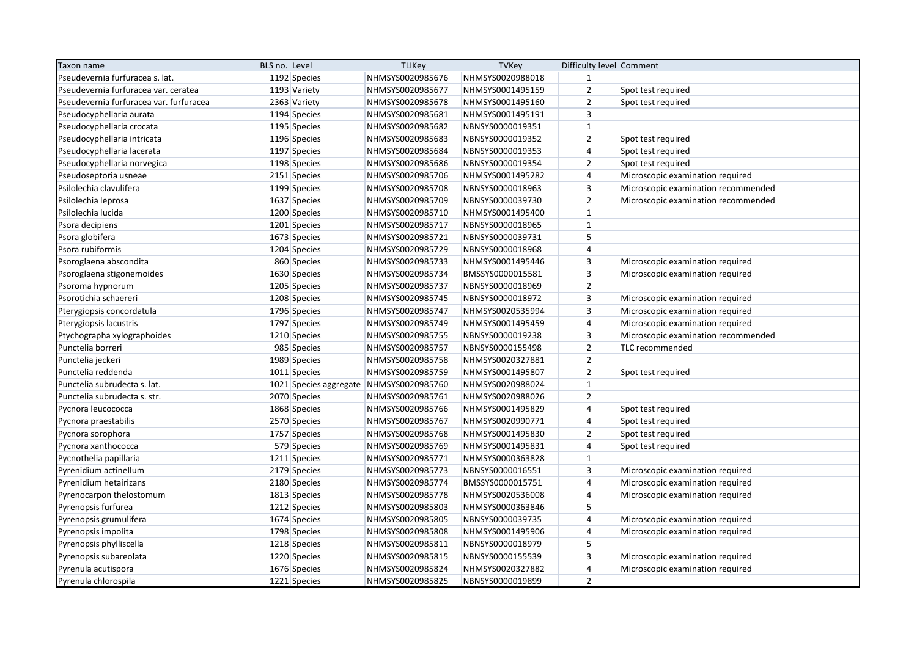| Taxon name | BLS no. | Level | TLIKey | TVKey | Difficulty level | Comment |
|---|---|---|---|---|---|---|
| Pseudevernia furfuracea s. lat. | 1192 | Species | NHMSYS0020985676 | NHMSYS0020988018 | 1 | |
| Pseudevernia furfuracea var. ceratea | 1193 | Variety | NHMSYS0020985677 | NHMSYS0001495159 | 2 | Spot test required |
| Pseudevernia furfuracea var. furfuracea | 2363 | Variety | NHMSYS0020985678 | NHMSYS0001495160 | 2 | Spot test required |
| Pseudocyphellaria aurata | 1194 | Species | NHMSYS0020985681 | NHMSYS0001495191 | 3 | |
| Pseudocyphellaria crocata | 1195 | Species | NHMSYS0020985682 | NBNSYS0000019351 | 1 | |
| Pseudocyphellaria intricata | 1196 | Species | NHMSYS0020985683 | NBNSYS0000019352 | 2 | Spot test required |
| Pseudocyphellaria lacerata | 1197 | Species | NHMSYS0020985684 | NBNSYS0000019353 | 4 | Spot test required |
| Pseudocyphellaria norvegica | 1198 | Species | NHMSYS0020985686 | NBNSYS0000019354 | 2 | Spot test required |
| Pseudoseptoria usneae | 2151 | Species | NHMSYS0020985706 | NHMSYS0001495282 | 4 | Microscopic examination required |
| Psilolechia clavulifera | 1199 | Species | NHMSYS0020985708 | NBNSYS0000018963 | 3 | Microscopic examination recommended |
| Psilolechia leprosa | 1637 | Species | NHMSYS0020985709 | NBNSYS0000039730 | 2 | Microscopic examination recommended |
| Psilolechia lucida | 1200 | Species | NHMSYS0020985710 | NHMSYS0001495400 | 1 | |
| Psora decipiens | 1201 | Species | NHMSYS0020985717 | NBNSYS0000018965 | 1 | |
| Psora globifera | 1673 | Species | NHMSYS0020985721 | NBNSYS0000039731 | 5 | |
| Psora rubiformis | 1204 | Species | NHMSYS0020985729 | NBNSYS0000018968 | 4 | |
| Psoroglaena abscondita | 860 | Species | NHMSYS0020985733 | NHMSYS0001495446 | 3 | Microscopic examination required |
| Psoroglaena stigonemoides | 1630 | Species | NHMSYS0020985734 | BMSSYS0000015581 | 3 | Microscopic examination required |
| Psoroma hypnorum | 1205 | Species | NHMSYS0020985737 | NBNSYS0000018969 | 2 | |
| Psorotichia schaereri | 1208 | Species | NHMSYS0020985745 | NBNSYS0000018972 | 3 | Microscopic examination required |
| Pterygiopsis concordatula | 1796 | Species | NHMSYS0020985747 | NHMSYS0020535994 | 3 | Microscopic examination required |
| Pterygiopsis lacustris | 1797 | Species | NHMSYS0020985749 | NHMSYS0001495459 | 4 | Microscopic examination required |
| Ptychographa xylographoides | 1210 | Species | NHMSYS0020985755 | NBNSYS0000019238 | 3 | Microscopic examination recommended |
| Punctelia borreri | 985 | Species | NHMSYS0020985757 | NBNSYS0000155498 | 2 | TLC recommended |
| Punctelia jeckeri | 1989 | Species | NHMSYS0020985758 | NHMSYS0020327881 | 2 | |
| Punctelia reddenda | 1011 | Species | NHMSYS0020985759 | NHMSYS0001495807 | 2 | Spot test required |
| Punctelia subrudecta s. lat. | 1021 | Species aggregate | NHMSYS0020985760 | NHMSYS0020988024 | 1 | |
| Punctelia subrudecta s. str. | 2070 | Species | NHMSYS0020985761 | NHMSYS0020988026 | 2 | |
| Pycnora leucococca | 1868 | Species | NHMSYS0020985766 | NHMSYS0001495829 | 4 | Spot test required |
| Pycnora praestabilis | 2570 | Species | NHMSYS0020985767 | NHMSYS0020990771 | 4 | Spot test required |
| Pycnora sorophora | 1757 | Species | NHMSYS0020985768 | NHMSYS0001495830 | 2 | Spot test required |
| Pycnora xanthococca | 579 | Species | NHMSYS0020985769 | NHMSYS0001495831 | 4 | Spot test required |
| Pycnothelia papillaria | 1211 | Species | NHMSYS0020985771 | NHMSYS0000363828 | 1 | |
| Pyrenidium actinellum | 2179 | Species | NHMSYS0020985773 | NBNSYS0000016551 | 3 | Microscopic examination required |
| Pyrenidium hetairizans | 2180 | Species | NHMSYS0020985774 | BMSSYS0000015751 | 4 | Microscopic examination required |
| Pyrenocarpon thelostomum | 1813 | Species | NHMSYS0020985778 | NHMSYS0020536008 | 4 | Microscopic examination required |
| Pyrenopsis furfurea | 1212 | Species | NHMSYS0020985803 | NHMSYS0000363846 | 5 | |
| Pyrenopsis grumulifera | 1674 | Species | NHMSYS0020985805 | NBNSYS0000039735 | 4 | Microscopic examination required |
| Pyrenopsis impolita | 1798 | Species | NHMSYS0020985808 | NHMSYS0001495906 | 4 | Microscopic examination required |
| Pyrenopsis phylliscella | 1218 | Species | NHMSYS0020985811 | NBNSYS0000018979 | 5 | |
| Pyrenopsis subareolata | 1220 | Species | NHMSYS0020985815 | NBNSYS0000155539 | 3 | Microscopic examination required |
| Pyrenula acutispora | 1676 | Species | NHMSYS0020985824 | NHMSYS0020327882 | 4 | Microscopic examination required |
| Pyrenula chlorospila | 1221 | Species | NHMSYS0020985825 | NBNSYS0000019899 | 2 | |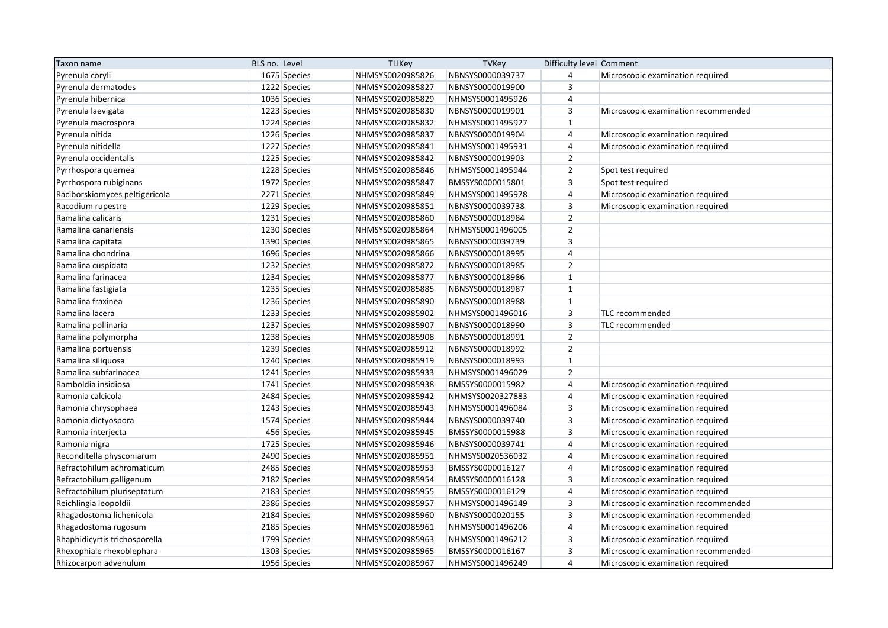| Taxon name | BLS no. | Level | TLIKey | TVKey | Difficulty level | Comment |
|---|---|---|---|---|---|---|
| Pyrenula coryli | 1675 | Species | NHMSYS0020985826 | NBNSYS0000039737 | 4 | Microscopic examination required |
| Pyrenula dermatodes | 1222 | Species | NHMSYS0020985827 | NBNSYS0000019900 | 3 | |
| Pyrenula hibernica | 1036 | Species | NHMSYS0020985829 | NHMSYS0001495926 | 4 | |
| Pyrenula laevigata | 1223 | Species | NHMSYS0020985830 | NBNSYS0000019901 | 3 | Microscopic examination recommended |
| Pyrenula macrospora | 1224 | Species | NHMSYS0020985832 | NHMSYS0001495927 | 1 | |
| Pyrenula nitida | 1226 | Species | NHMSYS0020985837 | NBNSYS0000019904 | 4 | Microscopic examination required |
| Pyrenula nitidella | 1227 | Species | NHMSYS0020985841 | NHMSYS0001495931 | 4 | Microscopic examination required |
| Pyrenula occidentalis | 1225 | Species | NHMSYS0020985842 | NBNSYS0000019903 | 2 | |
| Pyrrhospora quernea | 1228 | Species | NHMSYS0020985846 | NHMSYS0001495944 | 2 | Spot test required |
| Pyrrhospora rubiginans | 1972 | Species | NHMSYS0020985847 | BMSSYS0000015801 | 3 | Spot test required |
| Raciborskiomyces peltigericola | 2271 | Species | NHMSYS0020985849 | NHMSYS0001495978 | 4 | Microscopic examination required |
| Racodium rupestre | 1229 | Species | NHMSYS0020985851 | NBNSYS0000039738 | 3 | Microscopic examination required |
| Ramalina calicaris | 1231 | Species | NHMSYS0020985860 | NBNSYS0000018984 | 2 | |
| Ramalina canariensis | 1230 | Species | NHMSYS0020985864 | NHMSYS0001496005 | 2 | |
| Ramalina capitata | 1390 | Species | NHMSYS0020985865 | NBNSYS0000039739 | 3 | |
| Ramalina chondrina | 1696 | Species | NHMSYS0020985866 | NBNSYS0000018995 | 4 | |
| Ramalina cuspidata | 1232 | Species | NHMSYS0020985872 | NBNSYS0000018985 | 2 | |
| Ramalina farinacea | 1234 | Species | NHMSYS0020985877 | NBNSYS0000018986 | 1 | |
| Ramalina fastigiata | 1235 | Species | NHMSYS0020985885 | NBNSYS0000018987 | 1 | |
| Ramalina fraxinea | 1236 | Species | NHMSYS0020985890 | NBNSYS0000018988 | 1 | |
| Ramalina lacera | 1233 | Species | NHMSYS0020985902 | NHMSYS0001496016 | 3 | TLC recommended |
| Ramalina pollinaria | 1237 | Species | NHMSYS0020985907 | NBNSYS0000018990 | 3 | TLC recommended |
| Ramalina polymorpha | 1238 | Species | NHMSYS0020985908 | NBNSYS0000018991 | 2 | |
| Ramalina portuensis | 1239 | Species | NHMSYS0020985912 | NBNSYS0000018992 | 2 | |
| Ramalina siliquosa | 1240 | Species | NHMSYS0020985919 | NBNSYS0000018993 | 1 | |
| Ramalina subfarinacea | 1241 | Species | NHMSYS0020985933 | NHMSYS0001496029 | 2 | |
| Ramboldia insidiosa | 1741 | Species | NHMSYS0020985938 | BMSSYS0000015982 | 4 | Microscopic examination required |
| Ramonia calcicola | 2484 | Species | NHMSYS0020985942 | NHMSYS0020327883 | 4 | Microscopic examination required |
| Ramonia chrysophaea | 1243 | Species | NHMSYS0020985943 | NHMSYS0001496084 | 3 | Microscopic examination required |
| Ramonia dictyospora | 1574 | Species | NHMSYS0020985944 | NBNSYS0000039740 | 3 | Microscopic examination required |
| Ramonia interjecta | 456 | Species | NHMSYS0020985945 | BMSSYS0000015988 | 3 | Microscopic examination required |
| Ramonia nigra | 1725 | Species | NHMSYS0020985946 | NBNSYS0000039741 | 4 | Microscopic examination required |
| Reconditella physconiarum | 2490 | Species | NHMSYS0020985951 | NHMSYS0020536032 | 4 | Microscopic examination required |
| Refractohilum achromaticum | 2485 | Species | NHMSYS0020985953 | BMSSYS0000016127 | 4 | Microscopic examination required |
| Refractohilum galligenum | 2182 | Species | NHMSYS0020985954 | BMSSYS0000016128 | 3 | Microscopic examination required |
| Refractohilum pluriseptatum | 2183 | Species | NHMSYS0020985955 | BMSSYS0000016129 | 4 | Microscopic examination required |
| Reichlingia leopoldii | 2386 | Species | NHMSYS0020985957 | NHMSYS0001496149 | 3 | Microscopic examination recommended |
| Rhagadostoma lichenicola | 2184 | Species | NHMSYS0020985960 | NBNSYS0000020155 | 3 | Microscopic examination recommended |
| Rhagadostoma rugosum | 2185 | Species | NHMSYS0020985961 | NHMSYS0001496206 | 4 | Microscopic examination required |
| Rhaphidicyrtis trichosporella | 1799 | Species | NHMSYS0020985963 | NHMSYS0001496212 | 3 | Microscopic examination required |
| Rhexophiale rhexoblephara | 1303 | Species | NHMSYS0020985965 | BMSSYS0000016167 | 3 | Microscopic examination recommended |
| Rhizocarpon advenulum | 1956 | Species | NHMSYS0020985967 | NHMSYS0001496249 | 4 | Microscopic examination required |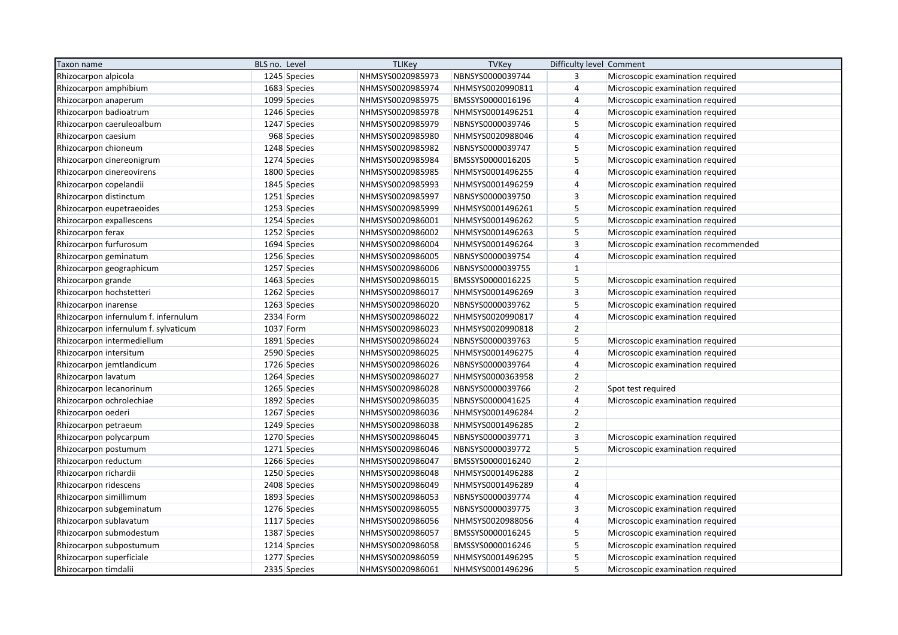| Taxon name | BLS no. | Level | TLIKey | TVKey | Difficulty level | Comment |
|---|---|---|---|---|---|---|
| Rhizocarpon alpicola | 1245 | Species | NHMSYS0020985973 | NBNSYS0000039744 | 3 | Microscopic examination required |
| Rhizocarpon amphibium | 1683 | Species | NHMSYS0020985974 | NHMSYS0020990811 | 4 | Microscopic examination required |
| Rhizocarpon anaperum | 1099 | Species | NHMSYS0020985975 | BMSSYS0000016196 | 4 | Microscopic examination required |
| Rhizocarpon badioatrum | 1246 | Species | NHMSYS0020985978 | NHMSYS0001496251 | 4 | Microscopic examination required |
| Rhizocarpon caeruleoalbum | 1247 | Species | NHMSYS0020985979 | NBNSYS0000039746 | 5 | Microscopic examination required |
| Rhizocarpon caesium | 968 | Species | NHMSYS0020985980 | NHMSYS0020988046 | 4 | Microscopic examination required |
| Rhizocarpon chioneum | 1248 | Species | NHMSYS0020985982 | NBNSYS0000039747 | 5 | Microscopic examination required |
| Rhizocarpon cinereonigrum | 1274 | Species | NHMSYS0020985984 | BMSSYS0000016205 | 5 | Microscopic examination required |
| Rhizocarpon cinereovirens | 1800 | Species | NHMSYS0020985985 | NHMSYS0001496255 | 4 | Microscopic examination required |
| Rhizocarpon copelandii | 1845 | Species | NHMSYS0020985993 | NHMSYS0001496259 | 4 | Microscopic examination required |
| Rhizocarpon distinctum | 1251 | Species | NHMSYS0020985997 | NBNSYS0000039750 | 3 | Microscopic examination required |
| Rhizocarpon eupetraeoides | 1253 | Species | NHMSYS0020985999 | NHMSYS0001496261 | 5 | Microscopic examination required |
| Rhizocarpon expallescens | 1254 | Species | NHMSYS0020986001 | NHMSYS0001496262 | 5 | Microscopic examination required |
| Rhizocarpon ferax | 1252 | Species | NHMSYS0020986002 | NHMSYS0001496263 | 5 | Microscopic examination required |
| Rhizocarpon furfurosum | 1694 | Species | NHMSYS0020986004 | NHMSYS0001496264 | 3 | Microscopic examination recommended |
| Rhizocarpon geminatum | 1256 | Species | NHMSYS0020986005 | NBNSYS0000039754 | 4 | Microscopic examination required |
| Rhizocarpon geographicum | 1257 | Species | NHMSYS0020986006 | NBNSYS0000039755 | 1 | |
| Rhizocarpon grande | 1463 | Species | NHMSYS0020986015 | BMSSYS0000016225 | 5 | Microscopic examination required |
| Rhizocarpon hochstetteri | 1262 | Species | NHMSYS0020986017 | NHMSYS0001496269 | 3 | Microscopic examination required |
| Rhizocarpon inarense | 1263 | Species | NHMSYS0020986020 | NBNSYS0000039762 | 5 | Microscopic examination required |
| Rhizocarpon infernulum f. infernulum | 2334 | Form | NHMSYS0020986022 | NHMSYS0020990817 | 4 | Microscopic examination required |
| Rhizocarpon infernulum f. sylvaticum | 1037 | Form | NHMSYS0020986023 | NHMSYS0020990818 | 2 | |
| Rhizocarpon intermediellum | 1891 | Species | NHMSYS0020986024 | NBNSYS0000039763 | 5 | Microscopic examination required |
| Rhizocarpon intersitum | 2590 | Species | NHMSYS0020986025 | NHMSYS0001496275 | 4 | Microscopic examination required |
| Rhizocarpon jemtlandicum | 1726 | Species | NHMSYS0020986026 | NBNSYS0000039764 | 4 | Microscopic examination required |
| Rhizocarpon lavatum | 1264 | Species | NHMSYS0020986027 | NHMSYS0000363958 | 2 | |
| Rhizocarpon lecanorinum | 1265 | Species | NHMSYS0020986028 | NBNSYS0000039766 | 2 | Spot test required |
| Rhizocarpon ochrolechiae | 1892 | Species | NHMSYS0020986035 | NBNSYS0000041625 | 4 | Microscopic examination required |
| Rhizocarpon oederi | 1267 | Species | NHMSYS0020986036 | NHMSYS0001496284 | 2 | |
| Rhizocarpon petraeum | 1249 | Species | NHMSYS0020986038 | NHMSYS0001496285 | 2 | |
| Rhizocarpon polycarpum | 1270 | Species | NHMSYS0020986045 | NBNSYS0000039771 | 3 | Microscopic examination required |
| Rhizocarpon postumum | 1271 | Species | NHMSYS0020986046 | NBNSYS0000039772 | 5 | Microscopic examination required |
| Rhizocarpon reductum | 1266 | Species | NHMSYS0020986047 | BMSSYS0000016240 | 2 | |
| Rhizocarpon richardii | 1250 | Species | NHMSYS0020986048 | NHMSYS0001496288 | 2 | |
| Rhizocarpon ridescens | 2408 | Species | NHMSYS0020986049 | NHMSYS0001496289 | 4 | |
| Rhizocarpon simillimum | 1893 | Species | NHMSYS0020986053 | NBNSYS0000039774 | 4 | Microscopic examination required |
| Rhizocarpon subgeminatum | 1276 | Species | NHMSYS0020986055 | NBNSYS0000039775 | 3 | Microscopic examination required |
| Rhizocarpon sublavatum | 1117 | Species | NHMSYS0020986056 | NHMSYS0020988056 | 4 | Microscopic examination required |
| Rhizocarpon submodestum | 1387 | Species | NHMSYS0020986057 | BMSSYS0000016245 | 5 | Microscopic examination required |
| Rhizocarpon subpostumum | 1214 | Species | NHMSYS0020986058 | BMSSYS0000016246 | 5 | Microscopic examination required |
| Rhizocarpon superficiale | 1277 | Species | NHMSYS0020986059 | NHMSYS0001496295 | 5 | Microscopic examination required |
| Rhizocarpon timdalii | 2335 | Species | NHMSYS0020986061 | NHMSYS0001496296 | 5 | Microscopic examination required |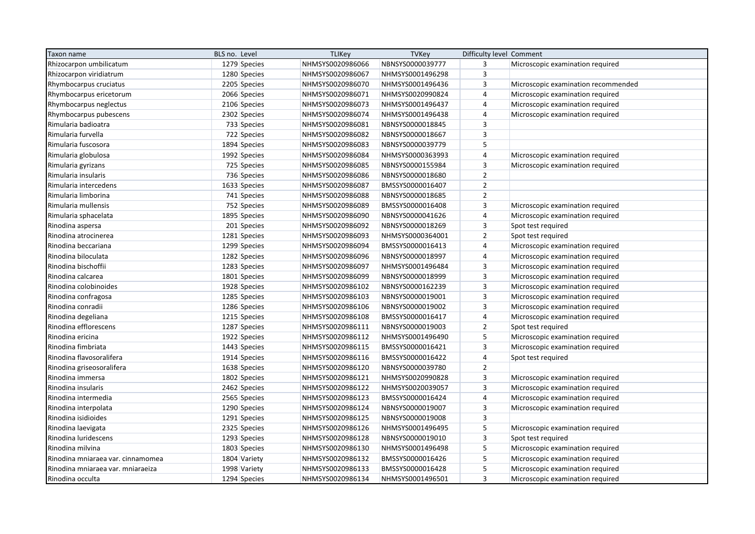| Taxon name | BLS no. | Level | TLIKey | TVKey | Difficulty level | Comment |
|---|---|---|---|---|---|---|
| Rhizocarpon umbilicatum | 1279 | Species | NHMSYS0020986066 | NBNSYS0000039777 | 3 | Microscopic examination required |
| Rhizocarpon viridiatrum | 1280 | Species | NHMSYS0020986067 | NHMSYS0001496298 | 3 | |
| Rhymbocarpus cruciatus | 2205 | Species | NHMSYS0020986070 | NHMSYS0001496436 | 3 | Microscopic examination recommended |
| Rhymbocarpus ericetorum | 2066 | Species | NHMSYS0020986071 | NHMSYS0020990824 | 4 | Microscopic examination required |
| Rhymbocarpus neglectus | 2106 | Species | NHMSYS0020986073 | NHMSYS0001496437 | 4 | Microscopic examination required |
| Rhymbocarpus pubescens | 2302 | Species | NHMSYS0020986074 | NHMSYS0001496438 | 4 | Microscopic examination required |
| Rimularia badioatra | 733 | Species | NHMSYS0020986081 | NBNSYS0000018845 | 3 | |
| Rimularia furvella | 722 | Species | NHMSYS0020986082 | NBNSYS0000018667 | 3 | |
| Rimularia fuscosora | 1894 | Species | NHMSYS0020986083 | NBNSYS0000039779 | 5 | |
| Rimularia globulosa | 1992 | Species | NHMSYS0020986084 | NHMSYS0000363993 | 4 | Microscopic examination required |
| Rimularia gyrizans | 725 | Species | NHMSYS0020986085 | NBNSYS0000155984 | 3 | Microscopic examination required |
| Rimularia insularis | 736 | Species | NHMSYS0020986086 | NBNSYS0000018680 | 2 | |
| Rimularia intercedens | 1633 | Species | NHMSYS0020986087 | BMSSYS0000016407 | 2 | |
| Rimularia limborina | 741 | Species | NHMSYS0020986088 | NBNSYS0000018685 | 2 | |
| Rimularia mullensis | 752 | Species | NHMSYS0020986089 | BMSSYS0000016408 | 3 | Microscopic examination required |
| Rimularia sphacelata | 1895 | Species | NHMSYS0020986090 | NBNSYS0000041626 | 4 | Microscopic examination required |
| Rinodina aspersa | 201 | Species | NHMSYS0020986092 | NBNSYS0000018269 | 3 | Spot test required |
| Rinodina atrocinerea | 1281 | Species | NHMSYS0020986093 | NHMSYS0000364001 | 2 | Spot test required |
| Rinodina beccariana | 1299 | Species | NHMSYS0020986094 | BMSSYS0000016413 | 4 | Microscopic examination required |
| Rinodina biloculata | 1282 | Species | NHMSYS0020986096 | NBNSYS0000018997 | 4 | Microscopic examination required |
| Rinodina bischoffii | 1283 | Species | NHMSYS0020986097 | NHMSYS0001496484 | 3 | Microscopic examination required |
| Rinodina calcarea | 1801 | Species | NHMSYS0020986099 | NBNSYS0000018999 | 3 | Microscopic examination required |
| Rinodina colobinoides | 1928 | Species | NHMSYS0020986102 | NBNSYS0000162239 | 3 | Microscopic examination required |
| Rinodina confragosa | 1285 | Species | NHMSYS0020986103 | NBNSYS0000019001 | 3 | Microscopic examination required |
| Rinodina conradii | 1286 | Species | NHMSYS0020986106 | NBNSYS0000019002 | 3 | Microscopic examination required |
| Rinodina degeliana | 1215 | Species | NHMSYS0020986108 | BMSSYS0000016417 | 4 | Microscopic examination required |
| Rinodina efflorescens | 1287 | Species | NHMSYS0020986111 | NBNSYS0000019003 | 2 | Spot test required |
| Rinodina ericina | 1922 | Species | NHMSYS0020986112 | NHMSYS0001496490 | 5 | Microscopic examination required |
| Rinodina fimbriata | 1443 | Species | NHMSYS0020986115 | BMSSYS0000016421 | 3 | Microscopic examination required |
| Rinodina flavosoralifera | 1914 | Species | NHMSYS0020986116 | BMSSYS0000016422 | 4 | Spot test required |
| Rinodina griseosoralifera | 1638 | Species | NHMSYS0020986120 | NBNSYS0000039780 | 2 | |
| Rinodina immersa | 1802 | Species | NHMSYS0020986121 | NHMSYS0020990828 | 3 | Microscopic examination required |
| Rinodina insularis | 2462 | Species | NHMSYS0020986122 | NHMSYS0020039057 | 3 | Microscopic examination required |
| Rinodina intermedia | 2565 | Species | NHMSYS0020986123 | BMSSYS0000016424 | 4 | Microscopic examination required |
| Rinodina interpolata | 1290 | Species | NHMSYS0020986124 | NBNSYS0000019007 | 3 | Microscopic examination required |
| Rinodina isidioides | 1291 | Species | NHMSYS0020986125 | NBNSYS0000019008 | 3 | |
| Rinodina laevigata | 2325 | Species | NHMSYS0020986126 | NHMSYS0001496495 | 5 | Microscopic examination required |
| Rinodina luridescens | 1293 | Species | NHMSYS0020986128 | NBNSYS0000019010 | 3 | Spot test required |
| Rinodina milvina | 1803 | Species | NHMSYS0020986130 | NHMSYS0001496498 | 5 | Microscopic examination required |
| Rinodina mniaraea var. cinnamomea | 1804 | Variety | NHMSYS0020986132 | BMSSYS0000016426 | 5 | Microscopic examination required |
| Rinodina mniaraea var. mniaraeiza | 1998 | Variety | NHMSYS0020986133 | BMSSYS0000016428 | 5 | Microscopic examination required |
| Rinodina occulta | 1294 | Species | NHMSYS0020986134 | NHMSYS0001496501 | 3 | Microscopic examination required |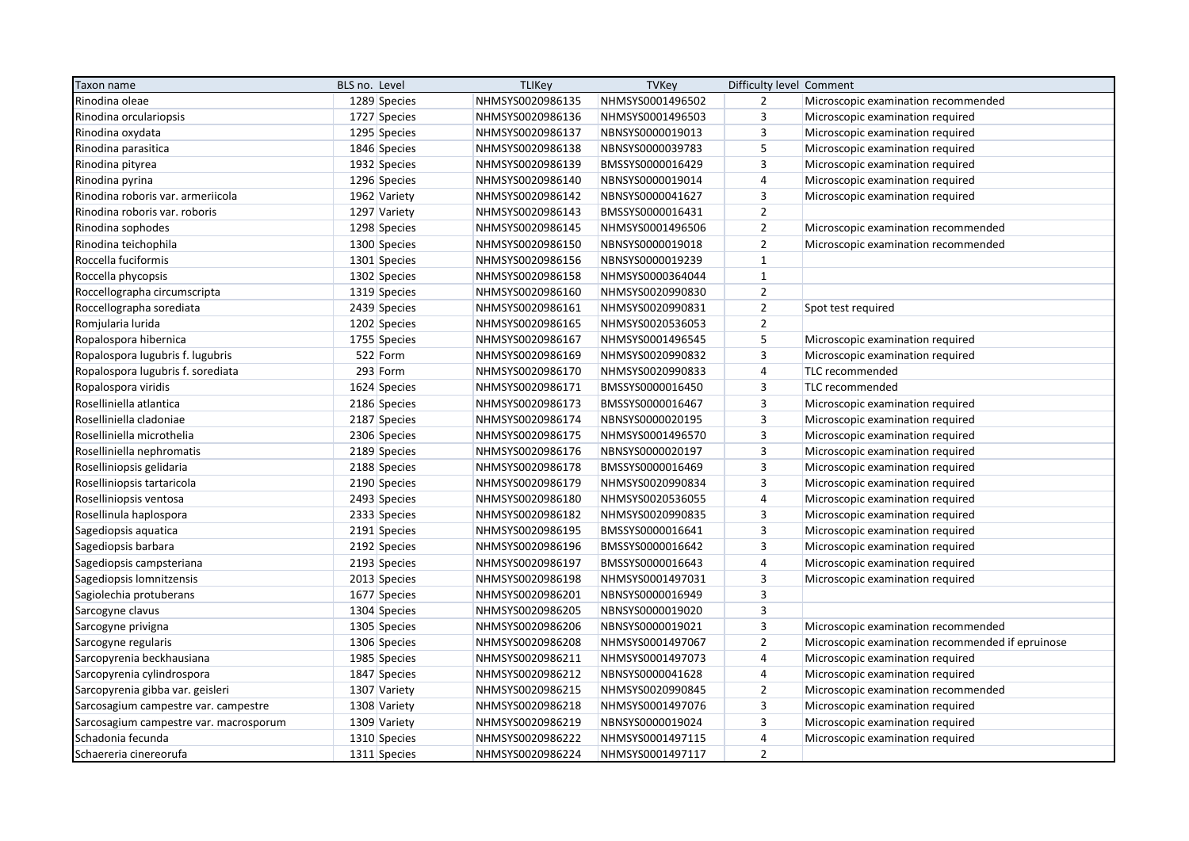| Taxon name | BLS no. | Level | TLIKey | TVKey | Difficulty level | Comment |
|---|---|---|---|---|---|---|
| Rinodina oleae | 1289 | Species | NHMSYS0020986135 | NHMSYS0001496502 | 2 | Microscopic examination recommended |
| Rinodina ocularioptsis | 1727 | Species | NHMSYS0020986136 | NHMSYS0001496503 | 3 | Microscopic examination required |
| Rinodina oxydata | 1295 | Species | NHMSYS0020986137 | NBNSYS0000019013 | 3 | Microscopic examination required |
| Rinodina parasitica | 1846 | Species | NHMSYS0020986138 | NBNSYS0000039783 | 5 | Microscopic examination required |
| Rinodina pityrea | 1932 | Species | NHMSYS0020986139 | BMSSYS0000016429 | 3 | Microscopic examination required |
| Rinodina pyrina | 1296 | Species | NHMSYS0020986140 | NBNSYS0000019014 | 4 | Microscopic examination required |
| Rinodina roboris var. armeriicola | 1962 | Variety | NHMSYS0020986142 | NBNSYS0000041627 | 3 | Microscopic examination required |
| Rinodina roboris var. roboris | 1297 | Variety | NHMSYS0020986143 | BMSSYS0000016431 | 2 | |
| Rinodina sophodes | 1298 | Species | NHMSYS0020986145 | NHMSYS0001496506 | 2 | Microscopic examination recommended |
| Rinodina teichophila | 1300 | Species | NHMSYS0020986150 | NBNSYS0000019018 | 2 | Microscopic examination recommended |
| Roccella fuciformis | 1301 | Species | NHMSYS0020986156 | NBNSYS0000019239 | 1 | |
| Roccella phycopsis | 1302 | Species | NHMSYS0020986158 | NHMSYS0000364044 | 1 | |
| Roccellographa circumscripta | 1319 | Species | NHMSYS0020986160 | NHMSYS0020990830 | 2 | |
| Roccellographa sorediata | 2439 | Species | NHMSYS0020986161 | NHMSYS0020990831 | 2 | Spot test required |
| Romjularia lurida | 1202 | Species | NHMSYS0020986165 | NHMSYS0020536053 | 2 | |
| Ropalospora hibernica | 1755 | Species | NHMSYS0020986167 | NHMSYS0001496545 | 5 | Microscopic examination required |
| Ropalospora lugubris f. lugubris | 522 | Form | NHMSYS0020986169 | NHMSYS0020990832 | 3 | Microscopic examination required |
| Ropalospora lugubris f. sorediata | 293 | Form | NHMSYS0020986170 | NHMSYS0020990833 | 4 | TLC recommended |
| Ropalospora viridis | 1624 | Species | NHMSYS0020986171 | BMSSYS0000016450 | 3 | TLC recommended |
| Roselliniella atlantica | 2186 | Species | NHMSYS0020986173 | BMSSYS0000016467 | 3 | Microscopic examination required |
| Roselliniella cladoniae | 2187 | Species | NHMSYS0020986174 | NBNSYS0000020195 | 3 | Microscopic examination required |
| Roselliniella microthelia | 2306 | Species | NHMSYS0020986175 | NHMSYS0001496570 | 3 | Microscopic examination required |
| Roselliniella nephromatis | 2189 | Species | NHMSYS0020986176 | NBNSYS0000020197 | 3 | Microscopic examination required |
| Roselliniopsis gelidaria | 2188 | Species | NHMSYS0020986178 | BMSSYS0000016469 | 3 | Microscopic examination required |
| Roselliniopsis tartaricola | 2190 | Species | NHMSYS0020986179 | NHMSYS0020990834 | 3 | Microscopic examination required |
| Roselliniopsis ventosa | 2493 | Species | NHMSYS0020986180 | NHMSYS0020536055 | 4 | Microscopic examination required |
| Rosellinula haplospora | 2333 | Species | NHMSYS0020986182 | NHMSYS0020990835 | 3 | Microscopic examination required |
| Sagediopsis aquatica | 2191 | Species | NHMSYS0020986195 | BMSSYS0000016641 | 3 | Microscopic examination required |
| Sagediopsis barbara | 2192 | Species | NHMSYS0020986196 | BMSSYS0000016642 | 3 | Microscopic examination required |
| Sagediopsis campsteriana | 2193 | Species | NHMSYS0020986197 | BMSSYS0000016643 | 4 | Microscopic examination required |
| Sagediopsis lomnitzensis | 2013 | Species | NHMSYS0020986198 | NHMSYS0001497031 | 3 | Microscopic examination required |
| Sagiolechia protuberans | 1677 | Species | NHMSYS0020986201 | NBNSYS0000016949 | 3 | |
| Sarcogyne clavus | 1304 | Species | NHMSYS0020986205 | NBNSYS0000019020 | 3 | |
| Sarcogyne privigna | 1305 | Species | NHMSYS0020986206 | NBNSYS0000019021 | 3 | Microscopic examination recommended |
| Sarcogyne regularis | 1306 | Species | NHMSYS0020986208 | NHMSYS0001497067 | 2 | Microscopic examination recommended if epruinose |
| Sarcopyrenia beckhausiana | 1985 | Species | NHMSYS0020986211 | NHMSYS0001497073 | 4 | Microscopic examination required |
| Sarcopyrenia cylindrospora | 1847 | Species | NHMSYS0020986212 | NBNSYS0000041628 | 4 | Microscopic examination required |
| Sarcopyrenia gibba var. geisleri | 1307 | Variety | NHMSYS0020986215 | NHMSYS0020990845 | 2 | Microscopic examination recommended |
| Sarcosagium campestre var. campestre | 1308 | Variety | NHMSYS0020986218 | NHMSYS0001497076 | 3 | Microscopic examination required |
| Sarcosagium campestre var. macrosporum | 1309 | Variety | NHMSYS0020986219 | NBNSYS0000019024 | 3 | Microscopic examination required |
| Schadonia fecunda | 1310 | Species | NHMSYS0020986222 | NHMSYS0001497115 | 4 | Microscopic examination required |
| Schaereria cinereorufa | 1311 | Species | NHMSYS0020986224 | NHMSYS0001497117 | 2 | |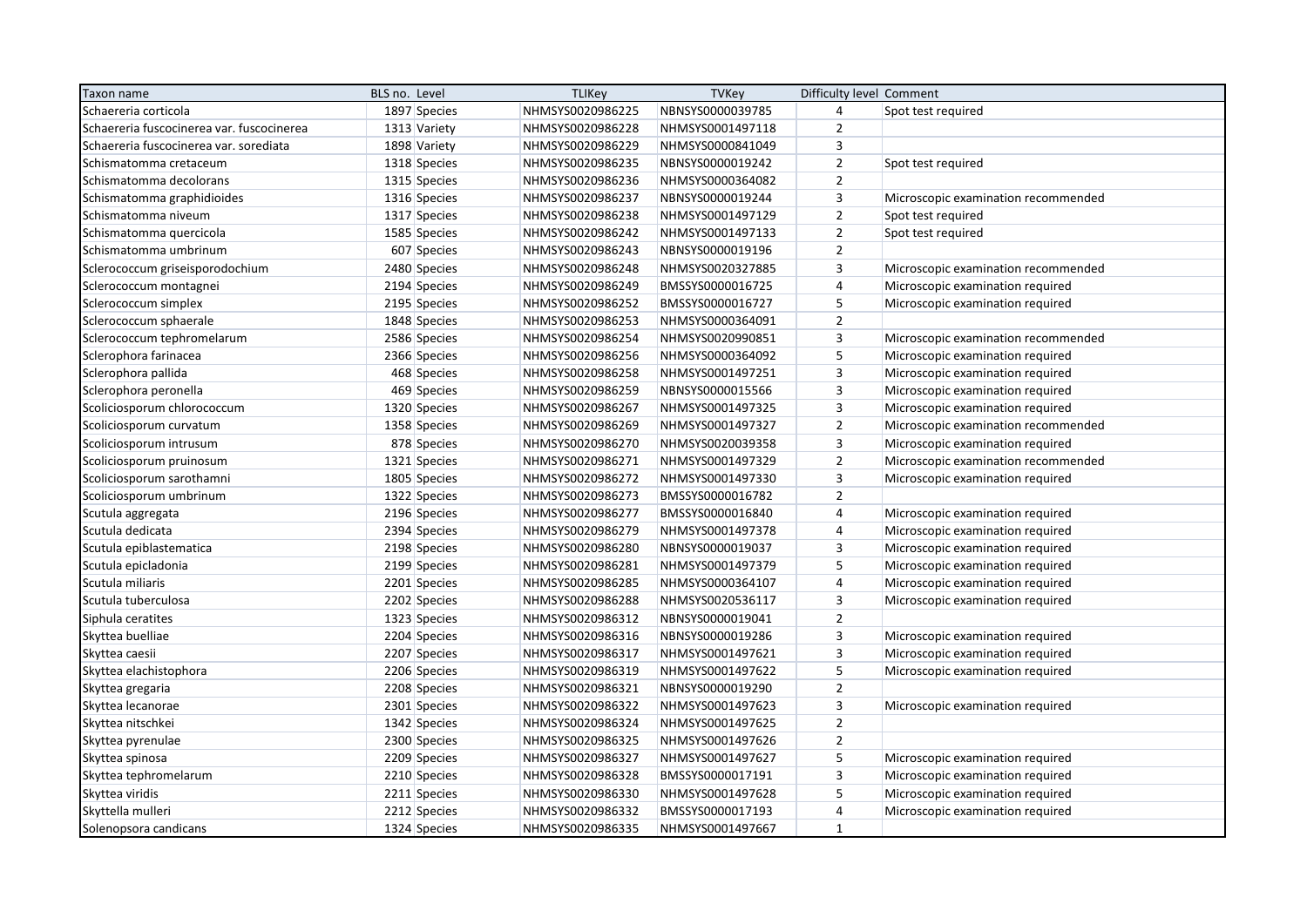| Taxon name | BLS no. | Level | TLIKey | TVKey | Difficulty level | Comment |
|---|---|---|---|---|---|---|
| Schaereria corticola | 1897 | Species | NHMSYS0020986225 | NBNSYS0000039785 | 4 | Spot test required |
| Schaereria fuscocinerea var. fuscocinerea | 1313 | Variety | NHMSYS0020986228 | NHMSYS0001497118 | 2 | |
| Schaereria fuscocinerea var. sorediata | 1898 | Variety | NHMSYS0020986229 | NHMSYS0000841049 | 3 | |
| Schismatomma cretaceum | 1318 | Species | NHMSYS0020986235 | NBNSYS0000019242 | 2 | Spot test required |
| Schismatomma decolorans | 1315 | Species | NHMSYS0020986236 | NHMSYS0000364082 | 2 | |
| Schismatomma graphidioides | 1316 | Species | NHMSYS0020986237 | NBNSYS0000019244 | 3 | Microscopic examination recommended |
| Schismatomma niveum | 1317 | Species | NHMSYS0020986238 | NHMSYS0001497129 | 2 | Spot test required |
| Schismatomma quercicola | 1585 | Species | NHMSYS0020986242 | NHMSYS0001497133 | 2 | Spot test required |
| Schismatomma umbrinum | 607 | Species | NHMSYS0020986243 | NBNSYS0000019196 | 2 | |
| Sclerococcum griseisporodochium | 2480 | Species | NHMSYS0020986248 | NHMSYS0020327885 | 3 | Microscopic examination recommended |
| Sclerococcum montagnei | 2194 | Species | NHMSYS0020986249 | BMSSYS0000016725 | 4 | Microscopic examination required |
| Sclerococcum simplex | 2195 | Species | NHMSYS0020986252 | BMSSYS0000016727 | 5 | Microscopic examination required |
| Sclerococcum sphaerale | 1848 | Species | NHMSYS0020986253 | NHMSYS0000364091 | 2 | |
| Sclerococcum tephromelarum | 2586 | Species | NHMSYS0020986254 | NHMSYS0020990851 | 3 | Microscopic examination recommended |
| Sclerophora farinacea | 2366 | Species | NHMSYS0020986256 | NHMSYS0000364092 | 5 | Microscopic examination required |
| Sclerophora pallida | 468 | Species | NHMSYS0020986258 | NHMSYS0001497251 | 3 | Microscopic examination required |
| Sclerophora peronella | 469 | Species | NHMSYS0020986259 | NBNSYS0000015566 | 3 | Microscopic examination required |
| Scoliciosporum chlorococcum | 1320 | Species | NHMSYS0020986267 | NHMSYS0001497325 | 3 | Microscopic examination required |
| Scoliciosporum curvatum | 1358 | Species | NHMSYS0020986269 | NHMSYS0001497327 | 2 | Microscopic examination recommended |
| Scoliciosporum intrusum | 878 | Species | NHMSYS0020986270 | NHMSYS0020039358 | 3 | Microscopic examination required |
| Scoliciosporum pruinosum | 1321 | Species | NHMSYS0020986271 | NHMSYS0001497329 | 2 | Microscopic examination recommended |
| Scoliciosporum sarothamni | 1805 | Species | NHMSYS0020986272 | NHMSYS0001497330 | 3 | Microscopic examination required |
| Scoliciosporum umbrinum | 1322 | Species | NHMSYS0020986273 | BMSSYS0000016782 | 2 | |
| Scutula aggregata | 2196 | Species | NHMSYS0020986277 | BMSSYS0000016840 | 4 | Microscopic examination required |
| Scutula dedicata | 2394 | Species | NHMSYS0020986279 | NHMSYS0001497378 | 4 | Microscopic examination required |
| Scutula epiblastematica | 2198 | Species | NHMSYS0020986280 | NBNSYS0000019037 | 3 | Microscopic examination required |
| Scutula epicladonia | 2199 | Species | NHMSYS0020986281 | NHMSYS0001497379 | 5 | Microscopic examination required |
| Scutula miliaris | 2201 | Species | NHMSYS0020986285 | NHMSYS0000364107 | 4 | Microscopic examination required |
| Scutula tuberculosa | 2202 | Species | NHMSYS0020986288 | NHMSYS0020536117 | 3 | Microscopic examination required |
| Siphula ceratites | 1323 | Species | NHMSYS0020986312 | NBNSYS0000019041 | 2 | |
| Skyttea buelliae | 2204 | Species | NHMSYS0020986316 | NBNSYS0000019286 | 3 | Microscopic examination required |
| Skyttea caesii | 2207 | Species | NHMSYS0020986317 | NHMSYS0001497621 | 3 | Microscopic examination required |
| Skyttea elachistophora | 2206 | Species | NHMSYS0020986319 | NHMSYS0001497622 | 5 | Microscopic examination required |
| Skyttea gregaria | 2208 | Species | NHMSYS0020986321 | NBNSYS0000019290 | 2 | |
| Skyttea lecanorae | 2301 | Species | NHMSYS0020986322 | NHMSYS0001497623 | 3 | Microscopic examination required |
| Skyttea nitschkei | 1342 | Species | NHMSYS0020986324 | NHMSYS0001497625 | 2 | |
| Skyttea pyrenulae | 2300 | Species | NHMSYS0020986325 | NHMSYS0001497626 | 2 | |
| Skyttea spinosa | 2209 | Species | NHMSYS0020986327 | NHMSYS0001497627 | 5 | Microscopic examination required |
| Skyttea tephromelarum | 2210 | Species | NHMSYS0020986328 | BMSSYS0000017191 | 3 | Microscopic examination required |
| Skyttea viridis | 2211 | Species | NHMSYS0020986330 | NHMSYS0001497628 | 5 | Microscopic examination required |
| Skyttella mulleri | 2212 | Species | NHMSYS0020986332 | BMSSYS0000017193 | 4 | Microscopic examination required |
| Solenopsora candicans | 1324 | Species | NHMSYS0020986335 | NHMSYS0001497667 | 1 | |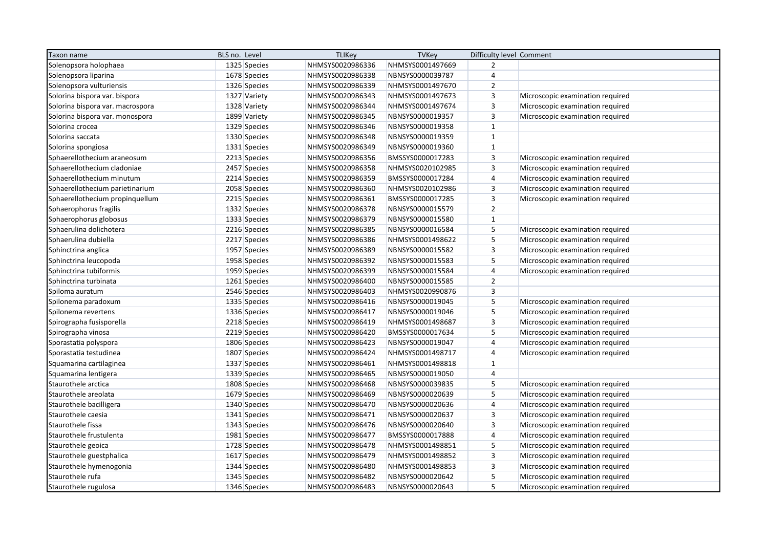| Taxon name | BLS no. | Level | TLIKey | TVKey | Difficulty level | Comment |
|---|---|---|---|---|---|---|
| Solenopsora holophaea | 1325 | Species | NHMSYS0020986336 | NHMSYS0001497669 | 2 | |
| Solenopsora liparina | 1678 | Species | NHMSYS0020986338 | NBNSYS0000039787 | 4 | |
| Solenopsora vulturiensis | 1326 | Species | NHMSYS0020986339 | NHMSYS0001497670 | 2 | |
| Solorina bispora var. bispora | 1327 | Variety | NHMSYS0020986343 | NHMSYS0001497673 | 3 | Microscopic examination required |
| Solorina bispora var. macrospora | 1328 | Variety | NHMSYS0020986344 | NHMSYS0001497674 | 3 | Microscopic examination required |
| Solorina bispora var. monospora | 1899 | Variety | NHMSYS0020986345 | NBNSYS0000019357 | 3 | Microscopic examination required |
| Solorina crocea | 1329 | Species | NHMSYS0020986346 | NBNSYS0000019358 | 1 | |
| Solorina saccata | 1330 | Species | NHMSYS0020986348 | NBNSYS0000019359 | 1 | |
| Solorina spongiosa | 1331 | Species | NHMSYS0020986349 | NBNSYS0000019360 | 1 | |
| Sphaerellothecium araneosum | 2213 | Species | NHMSYS0020986356 | BMSSYS0000017283 | 3 | Microscopic examination required |
| Sphaerellothecium cladoniae | 2457 | Species | NHMSYS0020986358 | NHMSYS0020102985 | 3 | Microscopic examination required |
| Sphaerellothecium minutum | 2214 | Species | NHMSYS0020986359 | BMSSYS0000017284 | 4 | Microscopic examination required |
| Sphaerellothecium parietinarium | 2058 | Species | NHMSYS0020986360 | NHMSYS0020102986 | 3 | Microscopic examination required |
| Sphaerellothecium propinquellum | 2215 | Species | NHMSYS0020986361 | BMSSYS0000017285 | 3 | Microscopic examination required |
| Sphaerophorus fragilis | 1332 | Species | NHMSYS0020986378 | NBNSYS0000015579 | 2 | |
| Sphaerophorus globosus | 1333 | Species | NHMSYS0020986379 | NBNSYS0000015580 | 1 | |
| Sphaerulina dolichotera | 2216 | Species | NHMSYS0020986385 | NBNSYS0000016584 | 5 | Microscopic examination required |
| Sphaerulina dubiella | 2217 | Species | NHMSYS0020986386 | NHMSYS0001498622 | 5 | Microscopic examination required |
| Sphinctrina anglica | 1957 | Species | NHMSYS0020986389 | NBNSYS0000015582 | 3 | Microscopic examination required |
| Sphinctrina leucopoda | 1958 | Species | NHMSYS0020986392 | NBNSYS0000015583 | 5 | Microscopic examination required |
| Sphinctrina tubiformis | 1959 | Species | NHMSYS0020986399 | NBNSYS0000015584 | 4 | Microscopic examination required |
| Sphinctrina turbinata | 1261 | Species | NHMSYS0020986400 | NBNSYS0000015585 | 2 | |
| Spiloma auratum | 2546 | Species | NHMSYS0020986403 | NHMSYS0020990876 | 3 | |
| Spilonema paradoxum | 1335 | Species | NHMSYS0020986416 | NBNSYS0000019045 | 5 | Microscopic examination required |
| Spilonema revertens | 1336 | Species | NHMSYS0020986417 | NBNSYS0000019046 | 5 | Microscopic examination required |
| Spirographa fusisporella | 2218 | Species | NHMSYS0020986419 | NHMSYS0001498687 | 3 | Microscopic examination required |
| Spirographa vinosa | 2219 | Species | NHMSYS0020986420 | BMSSYS0000017634 | 5 | Microscopic examination required |
| Sporastatia polyspora | 1806 | Species | NHMSYS0020986423 | NBNSYS0000019047 | 4 | Microscopic examination required |
| Sporastatia testudinea | 1807 | Species | NHMSYS0020986424 | NHMSYS0001498717 | 4 | Microscopic examination required |
| Squamarina cartilaginea | 1337 | Species | NHMSYS0020986461 | NHMSYS0001498818 | 1 | |
| Squamarina lentigera | 1339 | Species | NHMSYS0020986465 | NBNSYS0000019050 | 4 | |
| Staurothele arctica | 1808 | Species | NHMSYS0020986468 | NBNSYS0000039835 | 5 | Microscopic examination required |
| Staurothele areolata | 1679 | Species | NHMSYS0020986469 | NBNSYS0000020639 | 5 | Microscopic examination required |
| Staurothele bacilligera | 1340 | Species | NHMSYS0020986470 | NBNSYS0000020636 | 4 | Microscopic examination required |
| Staurothele caesia | 1341 | Species | NHMSYS0020986471 | NBNSYS0000020637 | 3 | Microscopic examination required |
| Staurothele fissa | 1343 | Species | NHMSYS0020986476 | NBNSYS0000020640 | 3 | Microscopic examination required |
| Staurothele frustulenta | 1981 | Species | NHMSYS0020986477 | BMSSYS0000017888 | 4 | Microscopic examination required |
| Staurothele geoica | 1728 | Species | NHMSYS0020986478 | NHMSYS0001498851 | 5 | Microscopic examination required |
| Staurothele guestphalica | 1617 | Species | NHMSYS0020986479 | NHMSYS0001498852 | 3 | Microscopic examination required |
| Staurothele hymenogonia | 1344 | Species | NHMSYS0020986480 | NHMSYS0001498853 | 3 | Microscopic examination required |
| Staurothele rufa | 1345 | Species | NHMSYS0020986482 | NBNSYS0000020642 | 5 | Microscopic examination required |
| Staurothele rugulosa | 1346 | Species | NHMSYS0020986483 | NBNSYS0000020643 | 5 | Microscopic examination required |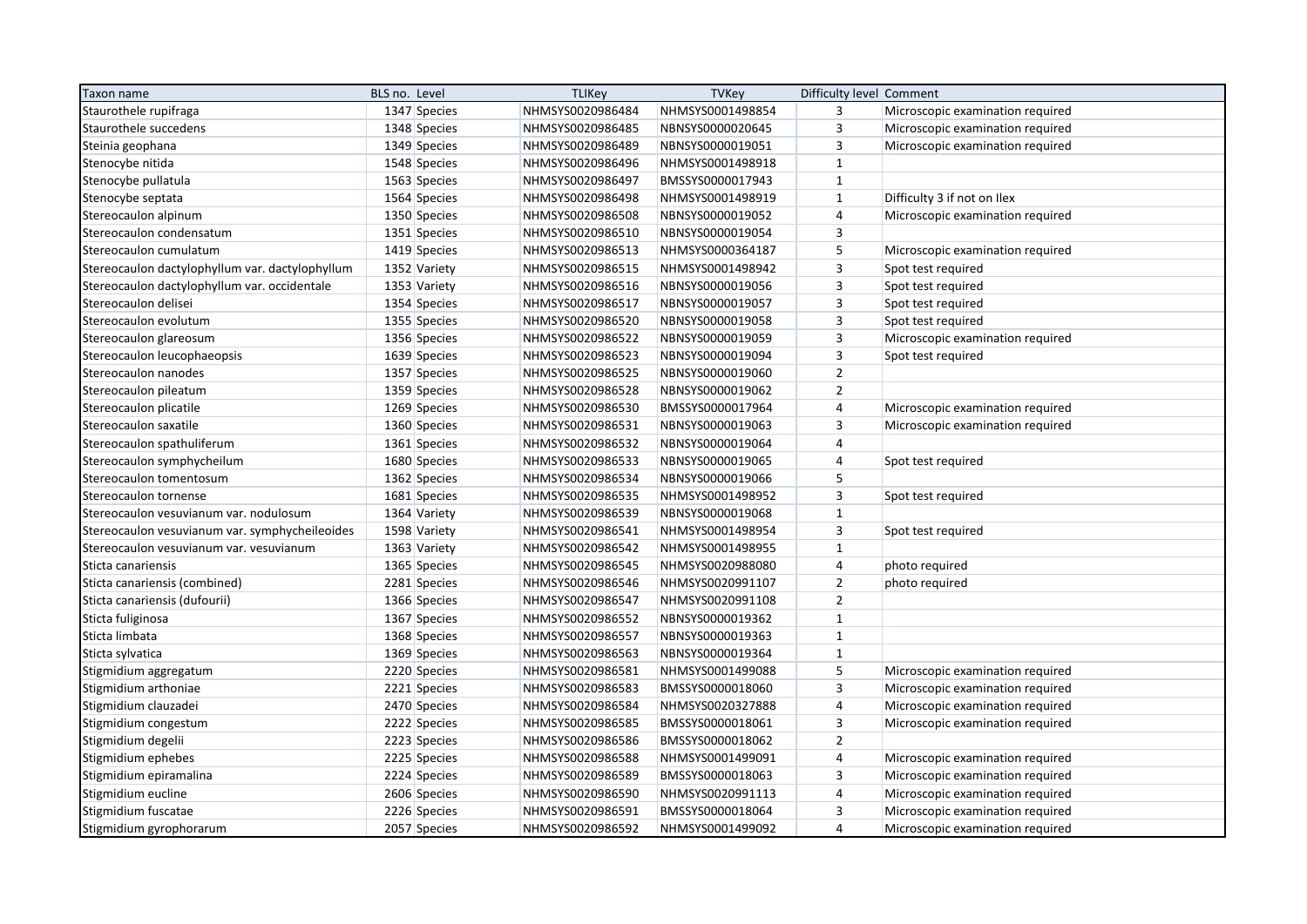| Taxon name | BLS no. | Level | TLIKey | TVKey | Difficulty level | Comment |
|---|---|---|---|---|---|---|
| Staurothele rupifraga | 1347 | Species | NHMSYS0020986484 | NHMSYS0001498854 | 3 | Microscopic examination required |
| Staurothele succedens | 1348 | Species | NHMSYS0020986485 | NBNSYS0000020645 | 3 | Microscopic examination required |
| Steinia geophana | 1349 | Species | NHMSYS0020986489 | NBNSYS0000019051 | 3 | Microscopic examination required |
| Stenocybe nitida | 1548 | Species | NHMSYS0020986496 | NHMSYS0001498918 | 1 | |
| Stenocybe pullatula | 1563 | Species | NHMSYS0020986497 | BMSSYS0000017943 | 1 | |
| Stenocybe septata | 1564 | Species | NHMSYS0020986498 | NHMSYS0001498919 | 1 | Difficulty 3 if not on Ilex |
| Stereocaulon alpinum | 1350 | Species | NHMSYS0020986508 | NBNSYS0000019052 | 4 | Microscopic examination required |
| Stereocaulon condensatum | 1351 | Species | NHMSYS0020986510 | NBNSYS0000019054 | 3 | |
| Stereocaulon cumulatum | 1419 | Species | NHMSYS0020986513 | NHMSYS0000364187 | 5 | Microscopic examination required |
| Stereocaulon dactylophyllum var. dactylophyllum | 1352 | Variety | NHMSYS0020986515 | NHMSYS0001498942 | 3 | Spot test required |
| Stereocaulon dactylophyllum var. occidentale | 1353 | Variety | NHMSYS0020986516 | NBNSYS0000019056 | 3 | Spot test required |
| Stereocaulon delisei | 1354 | Species | NHMSYS0020986517 | NBNSYS0000019057 | 3 | Spot test required |
| Stereocaulon evolutum | 1355 | Species | NHMSYS0020986520 | NBNSYS0000019058 | 3 | Spot test required |
| Stereocaulon glareosum | 1356 | Species | NHMSYS0020986522 | NBNSYS0000019059 | 3 | Microscopic examination required |
| Stereocaulon leucophaeopsis | 1639 | Species | NHMSYS0020986523 | NBNSYS0000019094 | 3 | Spot test required |
| Stereocaulon nanodes | 1357 | Species | NHMSYS0020986525 | NBNSYS0000019060 | 2 | |
| Stereocaulon pileatum | 1359 | Species | NHMSYS0020986528 | NBNSYS0000019062 | 2 | |
| Stereocaulon plicatile | 1269 | Species | NHMSYS0020986530 | BMSSYS0000017964 | 4 | Microscopic examination required |
| Stereocaulon saxatile | 1360 | Species | NHMSYS0020986531 | NBNSYS0000019063 | 3 | Microscopic examination required |
| Stereocaulon spathuliferum | 1361 | Species | NHMSYS0020986532 | NBNSYS0000019064 | 4 | |
| Stereocaulon symphycheilum | 1680 | Species | NHMSYS0020986533 | NBNSYS0000019065 | 4 | Spot test required |
| Stereocaulon tomentosum | 1362 | Species | NHMSYS0020986534 | NBNSYS0000019066 | 5 | |
| Stereocaulon tornense | 1681 | Species | NHMSYS0020986535 | NHMSYS0001498952 | 3 | Spot test required |
| Stereocaulon vesuvianum var. nodulosum | 1364 | Variety | NHMSYS0020986539 | NBNSYS0000019068 | 1 | |
| Stereocaulon vesuvianum var. symphycheileoides | 1598 | Variety | NHMSYS0020986541 | NHMSYS0001498954 | 3 | Spot test required |
| Stereocaulon vesuvianum var. vesuvianum | 1363 | Variety | NHMSYS0020986542 | NHMSYS0001498955 | 1 | |
| Sticta canariensis | 1365 | Species | NHMSYS0020986545 | NHMSYS0020988080 | 4 | photo required |
| Sticta canariensis (combined) | 2281 | Species | NHMSYS0020986546 | NHMSYS0020991107 | 2 | photo required |
| Sticta canariensis (dufourii) | 1366 | Species | NHMSYS0020986547 | NHMSYS0020991108 | 2 | |
| Sticta fuliginosa | 1367 | Species | NHMSYS0020986552 | NBNSYS0000019362 | 1 | |
| Sticta limbata | 1368 | Species | NHMSYS0020986557 | NBNSYS0000019363 | 1 | |
| Sticta sylvatica | 1369 | Species | NHMSYS0020986563 | NBNSYS0000019364 | 1 | |
| Stigmidium aggregatum | 2220 | Species | NHMSYS0020986581 | NHMSYS0001499088 | 5 | Microscopic examination required |
| Stigmidium arthoniae | 2221 | Species | NHMSYS0020986583 | BMSSYS0000018060 | 3 | Microscopic examination required |
| Stigmidium clauzadei | 2470 | Species | NHMSYS0020986584 | NHMSYS0020327888 | 4 | Microscopic examination required |
| Stigmidium congestum | 2222 | Species | NHMSYS0020986585 | BMSSYS0000018061 | 3 | Microscopic examination required |
| Stigmidium degelii | 2223 | Species | NHMSYS0020986586 | BMSSYS0000018062 | 2 | |
| Stigmidium ephebes | 2225 | Species | NHMSYS0020986588 | NHMSYS0001499091 | 4 | Microscopic examination required |
| Stigmidium epiramalina | 2224 | Species | NHMSYS0020986589 | BMSSYS0000018063 | 3 | Microscopic examination required |
| Stigmidium eucline | 2606 | Species | NHMSYS0020986590 | NHMSYS0020991113 | 4 | Microscopic examination required |
| Stigmidium fuscatae | 2226 | Species | NHMSYS0020986591 | BMSSYS0000018064 | 3 | Microscopic examination required |
| Stigmidium gyrophorarum | 2057 | Species | NHMSYS0020986592 | NHMSYS0001499092 | 4 | Microscopic examination required |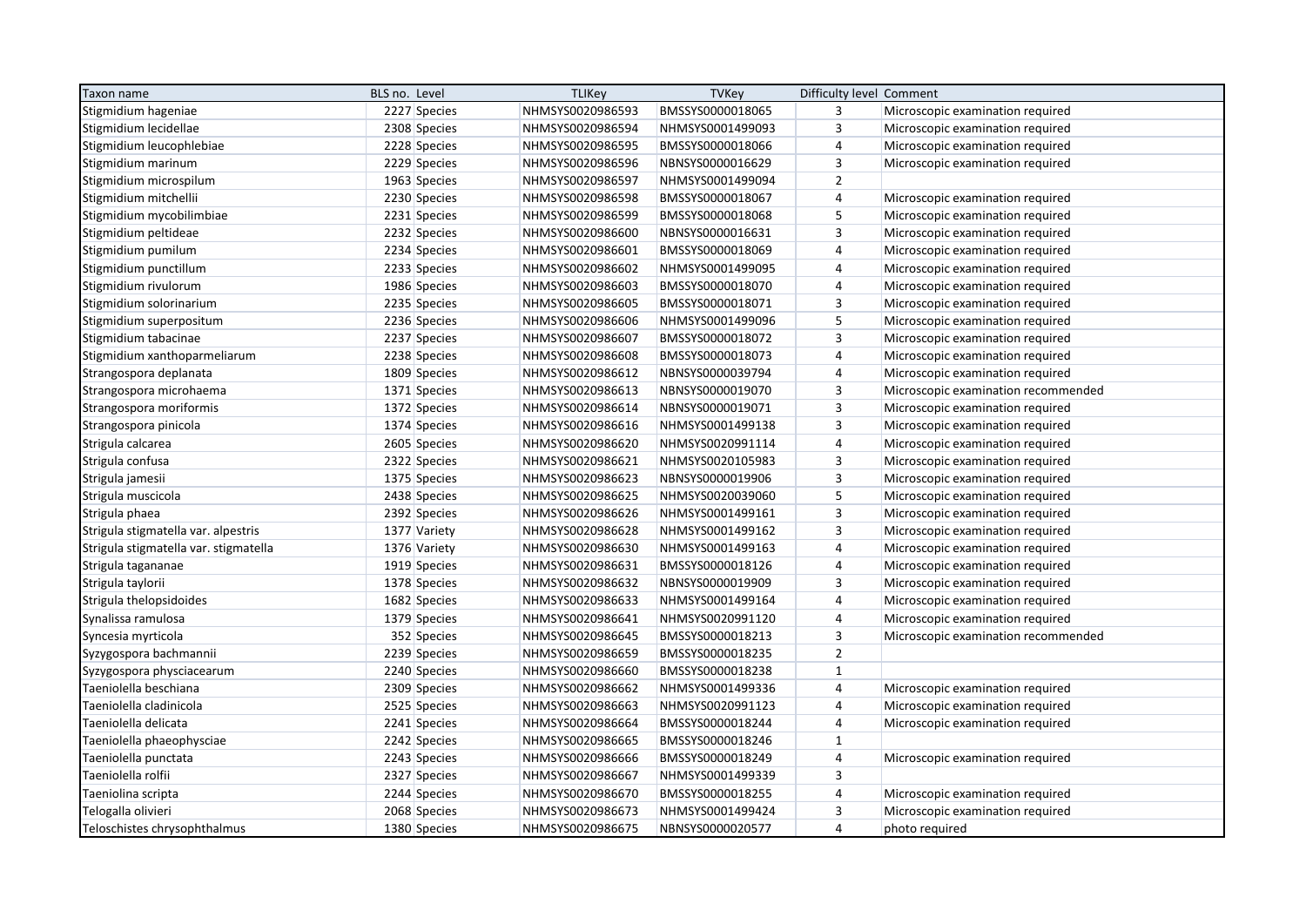| Taxon name | BLS no. | Level | TLIKey | TVKey | Difficulty level | Comment |
|---|---|---|---|---|---|---|
| Stigmidium hageniae | 2227 | Species | NHMSYS0020986593 | BMSSYS0000018065 | 3 | Microscopic examination required |
| Stigmidium lecidellae | 2308 | Species | NHMSYS0020986594 | NHMSYS0001499093 | 3 | Microscopic examination required |
| Stigmidium leucophlebiae | 2228 | Species | NHMSYS0020986595 | BMSSYS0000018066 | 4 | Microscopic examination required |
| Stigmidium marinum | 2229 | Species | NHMSYS0020986596 | NBNSYS0000016629 | 3 | Microscopic examination required |
| Stigmidium microspilum | 1963 | Species | NHMSYS0020986597 | NHMSYS0001499094 | 2 | |
| Stigmidium mitchellii | 2230 | Species | NHMSYS0020986598 | BMSSYS0000018067 | 4 | Microscopic examination required |
| Stigmidium mycobilimbiae | 2231 | Species | NHMSYS0020986599 | BMSSYS0000018068 | 5 | Microscopic examination required |
| Stigmidium peltideae | 2232 | Species | NHMSYS0020986600 | NBNSYS0000016631 | 3 | Microscopic examination required |
| Stigmidium pumilum | 2234 | Species | NHMSYS0020986601 | BMSSYS0000018069 | 4 | Microscopic examination required |
| Stigmidium punctillum | 2233 | Species | NHMSYS0020986602 | NHMSYS0001499095 | 4 | Microscopic examination required |
| Stigmidium rivulorum | 1986 | Species | NHMSYS0020986603 | BMSSYS0000018070 | 4 | Microscopic examination required |
| Stigmidium solorinarium | 2235 | Species | NHMSYS0020986605 | BMSSYS0000018071 | 3 | Microscopic examination required |
| Stigmidium superpositum | 2236 | Species | NHMSYS0020986606 | NHMSYS0001499096 | 5 | Microscopic examination required |
| Stigmidium tabacinae | 2237 | Species | NHMSYS0020986607 | BMSSYS0000018072 | 3 | Microscopic examination required |
| Stigmidium xanthoparmeliarum | 2238 | Species | NHMSYS0020986608 | BMSSYS0000018073 | 4 | Microscopic examination required |
| Strangospora deplanata | 1809 | Species | NHMSYS0020986612 | NBNSYS0000039794 | 4 | Microscopic examination required |
| Strangospora microhaema | 1371 | Species | NHMSYS0020986613 | NBNSYS0000019070 | 3 | Microscopic examination recommended |
| Strangospora moriformis | 1372 | Species | NHMSYS0020986614 | NBNSYS0000019071 | 3 | Microscopic examination required |
| Strangospora pinicola | 1374 | Species | NHMSYS0020986616 | NHMSYS0001499138 | 3 | Microscopic examination required |
| Strigula calcarea | 2605 | Species | NHMSYS0020986620 | NHMSYS0020991114 | 4 | Microscopic examination required |
| Strigula confusa | 2322 | Species | NHMSYS0020986621 | NHMSYS0020105983 | 3 | Microscopic examination required |
| Strigula jamesii | 1375 | Species | NHMSYS0020986623 | NBNSYS0000019906 | 3 | Microscopic examination required |
| Strigula muscicola | 2438 | Species | NHMSYS0020986625 | NHMSYS0020039060 | 5 | Microscopic examination required |
| Strigula phaea | 2392 | Species | NHMSYS0020986626 | NHMSYS0001499161 | 3 | Microscopic examination required |
| Strigula stigmatella var. alpestris | 1377 | Variety | NHMSYS0020986628 | NHMSYS0001499162 | 3 | Microscopic examination required |
| Strigula stigmatella var. stigmatella | 1376 | Variety | NHMSYS0020986630 | NHMSYS0001499163 | 4 | Microscopic examination required |
| Strigula tagananae | 1919 | Species | NHMSYS0020986631 | BMSSYS0000018126 | 4 | Microscopic examination required |
| Strigula taylorii | 1378 | Species | NHMSYS0020986632 | NBNSYS0000019909 | 3 | Microscopic examination required |
| Strigula thelopsidoides | 1682 | Species | NHMSYS0020986633 | NHMSYS0001499164 | 4 | Microscopic examination required |
| Synalissa ramulosa | 1379 | Species | NHMSYS0020986641 | NHMSYS0020991120 | 4 | Microscopic examination required |
| Syncesia myrticola | 352 | Species | NHMSYS0020986645 | BMSSYS0000018213 | 3 | Microscopic examination recommended |
| Syzygospora bachmannii | 2239 | Species | NHMSYS0020986659 | BMSSYS0000018235 | 2 | |
| Syzygospora physciacearum | 2240 | Species | NHMSYS0020986660 | BMSSYS0000018238 | 1 | |
| Taeniolella beschiana | 2309 | Species | NHMSYS0020986662 | NHMSYS0001499336 | 4 | Microscopic examination required |
| Taeniolella cladinicola | 2525 | Species | NHMSYS0020986663 | NHMSYS0020991123 | 4 | Microscopic examination required |
| Taeniolella delicata | 2241 | Species | NHMSYS0020986664 | BMSSYS0000018244 | 4 | Microscopic examination required |
| Taeniolella phaeophysciae | 2242 | Species | NHMSYS0020986665 | BMSSYS0000018246 | 1 | |
| Taeniolella punctata | 2243 | Species | NHMSYS0020986666 | BMSSYS0000018249 | 4 | Microscopic examination required |
| Taeniolella rolfii | 2327 | Species | NHMSYS0020986667 | NHMSYS0001499339 | 3 | |
| Taeniolina scripta | 2244 | Species | NHMSYS0020986670 | BMSSYS0000018255 | 4 | Microscopic examination required |
| Telogalla olivieri | 2068 | Species | NHMSYS0020986673 | NHMSYS0001499424 | 3 | Microscopic examination required |
| Teloschistes chrysophthalmus | 1380 | Species | NHMSYS0020986675 | NBNSYS0000020577 | 4 | photo required |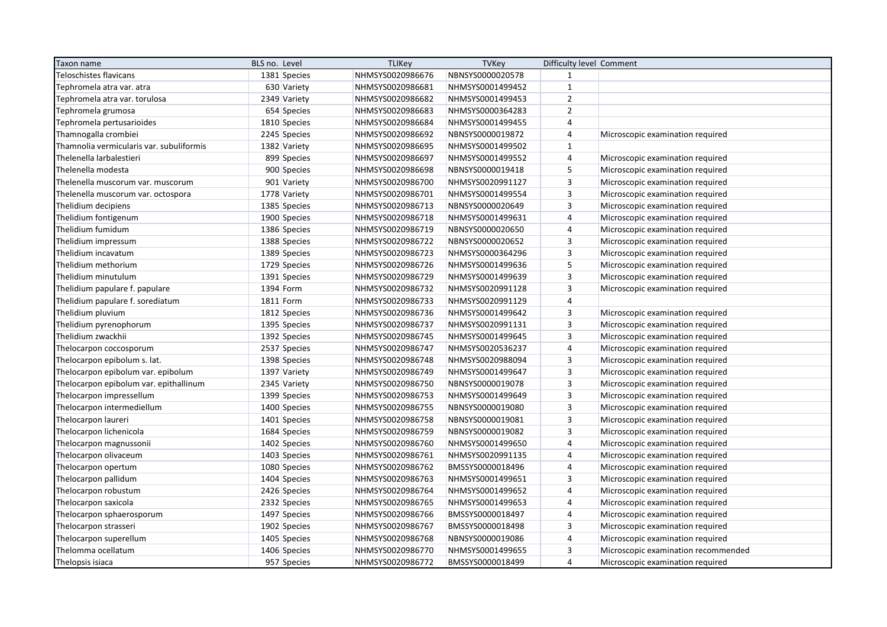| Taxon name | BLS no. | Level | TLIKey | TVKey | Difficulty level | Comment |
|---|---|---|---|---|---|---|
| Teloschistes flavicans | 1381 | Species | NHMSYS0020986676 | NBNSYS0000020578 | 1 | |
| Tephromela atra var. atra | 630 | Variety | NHMSYS0020986681 | NHMSYS0001499452 | 1 | |
| Tephromela atra var. torulosa | 2349 | Variety | NHMSYS0020986682 | NHMSYS0001499453 | 2 | |
| Tephromela grumosa | 654 | Species | NHMSYS0020986683 | NHMSYS0000364283 | 2 | |
| Tephromela pertusarioides | 1810 | Species | NHMSYS0020986684 | NHMSYS0001499455 | 4 | |
| Thamnogalla crombiei | 2245 | Species | NHMSYS0020986692 | NBNSYS0000019872 | 4 | Microscopic examination required |
| Thamnolia vermicularis var. subuliformis | 1382 | Variety | NHMSYS0020986695 | NHMSYS0001499502 | 1 | |
| Thelenella larbalestieri | 899 | Species | NHMSYS0020986697 | NHMSYS0001499552 | 4 | Microscopic examination required |
| Thelenella modesta | 900 | Species | NHMSYS0020986698 | NBNSYS0000019418 | 5 | Microscopic examination required |
| Thelenella muscorum var. muscorum | 901 | Variety | NHMSYS0020986700 | NHMSYS0020991127 | 3 | Microscopic examination required |
| Thelenella muscorum var. octospora | 1778 | Variety | NHMSYS0020986701 | NHMSYS0001499554 | 3 | Microscopic examination required |
| Thelidium decipiens | 1385 | Species | NHMSYS0020986713 | NBNSYS0000020649 | 3 | Microscopic examination required |
| Thelidium fontigenum | 1900 | Species | NHMSYS0020986718 | NHMSYS0001499631 | 4 | Microscopic examination required |
| Thelidium fumidum | 1386 | Species | NHMSYS0020986719 | NBNSYS0000020650 | 4 | Microscopic examination required |
| Thelidium impressum | 1388 | Species | NHMSYS0020986722 | NBNSYS0000020652 | 3 | Microscopic examination required |
| Thelidium incavatum | 1389 | Species | NHMSYS0020986723 | NHMSYS0000364296 | 3 | Microscopic examination required |
| Thelidium methorium | 1729 | Species | NHMSYS0020986726 | NHMSYS0001499636 | 5 | Microscopic examination required |
| Thelidium minutulum | 1391 | Species | NHMSYS0020986729 | NHMSYS0001499639 | 3 | Microscopic examination required |
| Thelidium papulare f. papulare | 1394 | Form | NHMSYS0020986732 | NHMSYS0020991128 | 3 | Microscopic examination required |
| Thelidium papulare f. sorediatum | 1811 | Form | NHMSYS0020986733 | NHMSYS0020991129 | 4 | |
| Thelidium pluvium | 1812 | Species | NHMSYS0020986736 | NHMSYS0001499642 | 3 | Microscopic examination required |
| Thelidium pyrenophorum | 1395 | Species | NHMSYS0020986737 | NHMSYS0020991131 | 3 | Microscopic examination required |
| Thelidium zwackhii | 1392 | Species | NHMSYS0020986745 | NHMSYS0001499645 | 3 | Microscopic examination required |
| Thelocarpon coccosporum | 2537 | Species | NHMSYS0020986747 | NHMSYS0020536237 | 4 | Microscopic examination required |
| Thelocarpon epibolum s. lat. | 1398 | Species | NHMSYS0020986748 | NHMSYS0020988094 | 3 | Microscopic examination required |
| Thelocarpon epibolum var. epibolum | 1397 | Variety | NHMSYS0020986749 | NHMSYS0001499647 | 3 | Microscopic examination required |
| Thelocarpon epibolum var. epithallinum | 2345 | Variety | NHMSYS0020986750 | NBNSYS0000019078 | 3 | Microscopic examination required |
| Thelocarpon impressellum | 1399 | Species | NHMSYS0020986753 | NHMSYS0001499649 | 3 | Microscopic examination required |
| Thelocarpon intermediellum | 1400 | Species | NHMSYS0020986755 | NBNSYS0000019080 | 3 | Microscopic examination required |
| Thelocarpon laureri | 1401 | Species | NHMSYS0020986758 | NBNSYS0000019081 | 3 | Microscopic examination required |
| Thelocarpon lichenicola | 1684 | Species | NHMSYS0020986759 | NBNSYS0000019082 | 3 | Microscopic examination required |
| Thelocarpon magnussonii | 1402 | Species | NHMSYS0020986760 | NHMSYS0001499650 | 4 | Microscopic examination required |
| Thelocarpon olivaceum | 1403 | Species | NHMSYS0020986761 | NHMSYS0020991135 | 4 | Microscopic examination required |
| Thelocarpon opertum | 1080 | Species | NHMSYS0020986762 | BMSSYS0000018496 | 4 | Microscopic examination required |
| Thelocarpon pallidum | 1404 | Species | NHMSYS0020986763 | NHMSYS0001499651 | 3 | Microscopic examination required |
| Thelocarpon robustum | 2426 | Species | NHMSYS0020986764 | NHMSYS0001499652 | 4 | Microscopic examination required |
| Thelocarpon saxicola | 2332 | Species | NHMSYS0020986765 | NHMSYS0001499653 | 4 | Microscopic examination required |
| Thelocarpon sphaerosporum | 1497 | Species | NHMSYS0020986766 | BMSSYS0000018497 | 4 | Microscopic examination required |
| Thelocarpon strasseri | 1902 | Species | NHMSYS0020986767 | BMSSYS0000018498 | 3 | Microscopic examination required |
| Thelocarpon superellum | 1405 | Species | NHMSYS0020986768 | NBNSYS0000019086 | 4 | Microscopic examination required |
| Thelomma ocellatum | 1406 | Species | NHMSYS0020986770 | NHMSYS0001499655 | 3 | Microscopic examination recommended |
| Thelopsis isiaca | 957 | Species | NHMSYS0020986772 | BMSSYS0000018499 | 4 | Microscopic examination required |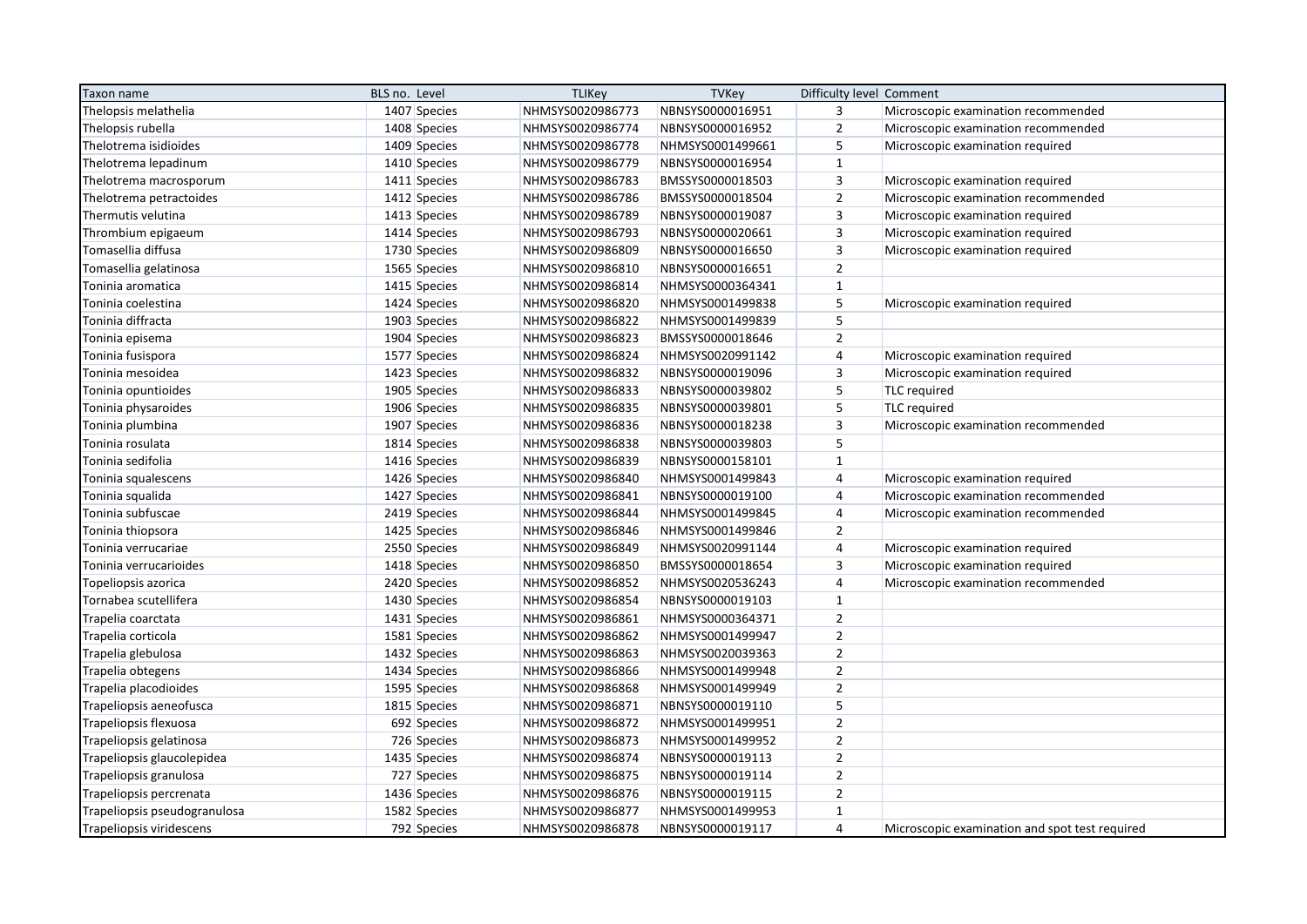| Taxon name | BLS no. | Level | TLIKey | TVKey | Difficulty level | Comment |
|---|---|---|---|---|---|---|
| Thelopsis melathelia | 1407 | Species | NHMSYS0020986773 | NBNSYS0000016951 | 3 | Microscopic examination recommended |
| Thelopsis rubella | 1408 | Species | NHMSYS0020986774 | NBNSYS0000016952 | 2 | Microscopic examination recommended |
| Thelotrema isidioides | 1409 | Species | NHMSYS0020986778 | NHMSYS0001499661 | 5 | Microscopic examination required |
| Thelotrema lepadinum | 1410 | Species | NHMSYS0020986779 | NBNSYS0000016954 | 1 | |
| Thelotrema macrosporum | 1411 | Species | NHMSYS0020986783 | BMSSYS0000018503 | 3 | Microscopic examination required |
| Thelotrema petractoides | 1412 | Species | NHMSYS0020986786 | BMSSYS0000018504 | 2 | Microscopic examination recommended |
| Thermutis velutina | 1413 | Species | NHMSYS0020986789 | NBNSYS0000019087 | 3 | Microscopic examination required |
| Thrombium epigaeum | 1414 | Species | NHMSYS0020986793 | NBNSYS0000020661 | 3 | Microscopic examination required |
| Tomasellia diffusa | 1730 | Species | NHMSYS0020986809 | NBNSYS0000016650 | 3 | Microscopic examination required |
| Tomasellia gelatinosa | 1565 | Species | NHMSYS0020986810 | NBNSYS0000016651 | 2 | |
| Toninia aromatica | 1415 | Species | NHMSYS0020986814 | NHMSYS0000364341 | 1 | |
| Toninia coelestina | 1424 | Species | NHMSYS0020986820 | NHMSYS0001499838 | 5 | Microscopic examination required |
| Toninia diffracta | 1903 | Species | NHMSYS0020986822 | NHMSYS0001499839 | 5 | |
| Toninia episema | 1904 | Species | NHMSYS0020986823 | BMSSYS0000018646 | 2 | |
| Toninia fusispora | 1577 | Species | NHMSYS0020986824 | NHMSYS0020991142 | 4 | Microscopic examination required |
| Toninia mesoidea | 1423 | Species | NHMSYS0020986832 | NBNSYS0000019096 | 3 | Microscopic examination required |
| Toninia opuntioides | 1905 | Species | NHMSYS0020986833 | NBNSYS0000039802 | 5 | TLC required |
| Toninia physaroides | 1906 | Species | NHMSYS0020986835 | NBNSYS0000039801 | 5 | TLC required |
| Toninia plumbina | 1907 | Species | NHMSYS0020986836 | NBNSYS0000018238 | 3 | Microscopic examination recommended |
| Toninia rosulata | 1814 | Species | NHMSYS0020986838 | NBNSYS0000039803 | 5 | |
| Toninia sedifolia | 1416 | Species | NHMSYS0020986839 | NBNSYS0000158101 | 1 | |
| Toninia squalescens | 1426 | Species | NHMSYS0020986840 | NHMSYS0001499843 | 4 | Microscopic examination required |
| Toninia squalida | 1427 | Species | NHMSYS0020986841 | NBNSYS0000019100 | 4 | Microscopic examination recommended |
| Toninia subfuscae | 2419 | Species | NHMSYS0020986844 | NHMSYS0001499845 | 4 | Microscopic examination recommended |
| Toninia thiopsora | 1425 | Species | NHMSYS0020986846 | NHMSYS0001499846 | 2 | |
| Toninia verrucariae | 2550 | Species | NHMSYS0020986849 | NHMSYS0020991144 | 4 | Microscopic examination required |
| Toninia verrucarioides | 1418 | Species | NHMSYS0020986850 | BMSSYS0000018654 | 3 | Microscopic examination required |
| Topeliopsis azorica | 2420 | Species | NHMSYS0020986852 | NHMSYS0020536243 | 4 | Microscopic examination recommended |
| Tornabea scutellifera | 1430 | Species | NHMSYS0020986854 | NBNSYS0000019103 | 1 | |
| Trapelia coarctata | 1431 | Species | NHMSYS0020986861 | NHMSYS0000364371 | 2 | |
| Trapelia corticola | 1581 | Species | NHMSYS0020986862 | NHMSYS0001499947 | 2 | |
| Trapelia glebulosa | 1432 | Species | NHMSYS0020986863 | NHMSYS0020039363 | 2 | |
| Trapelia obtegens | 1434 | Species | NHMSYS0020986866 | NHMSYS0001499948 | 2 | |
| Trapelia placodioides | 1595 | Species | NHMSYS0020986868 | NHMSYS0001499949 | 2 | |
| Trapeliopsis aeneofusca | 1815 | Species | NHMSYS0020986871 | NBNSYS0000019110 | 5 | |
| Trapeliopsis flexuosa | 692 | Species | NHMSYS0020986872 | NHMSYS0001499951 | 2 | |
| Trapeliopsis gelatinosa | 726 | Species | NHMSYS0020986873 | NHMSYS0001499952 | 2 | |
| Trapeliopsis glaucolepidea | 1435 | Species | NHMSYS0020986874 | NBNSYS0000019113 | 2 | |
| Trapeliopsis granulosa | 727 | Species | NHMSYS0020986875 | NBNSYS0000019114 | 2 | |
| Trapeliopsis percrenata | 1436 | Species | NHMSYS0020986876 | NBNSYS0000019115 | 2 | |
| Trapeliopsis pseudogranulosa | 1582 | Species | NHMSYS0020986877 | NHMSYS0001499953 | 1 | |
| Trapeliopsis viridescens | 792 | Species | NHMSYS0020986878 | NBNSYS0000019117 | 4 | Microscopic examination and spot test required |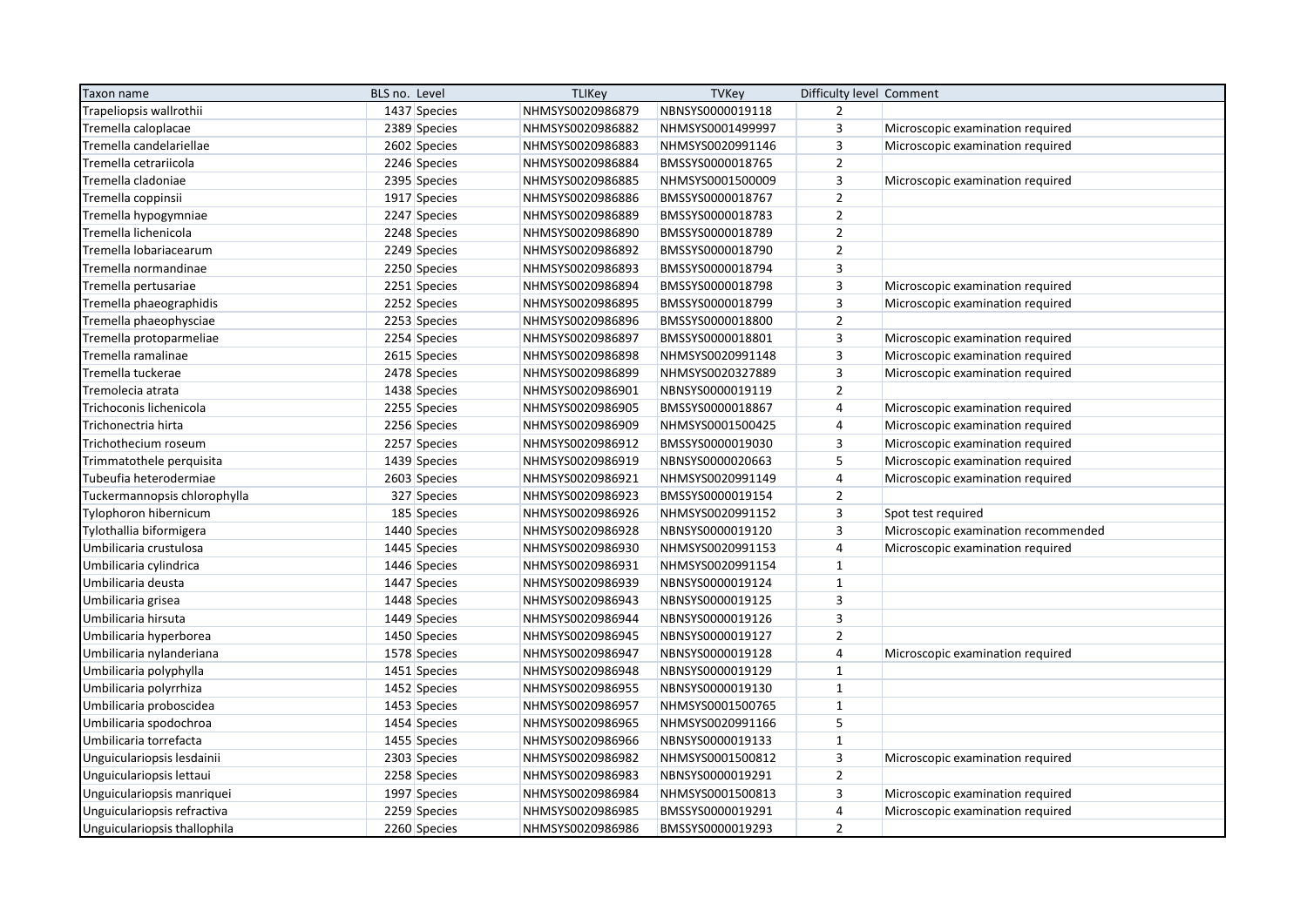| Taxon name | BLS no. | Level | TLIKey | TVKey | Difficulty level | Comment |
|---|---|---|---|---|---|---|
| Trapeliopsis wallrothii | 1437 | Species | NHMSYS0020986879 | NBNSYS0000019118 | 2 | |
| Tremella caloplacae | 2389 | Species | NHMSYS0020986882 | NHMSYS0001499997 | 3 | Microscopic examination required |
| Tremella candelariellae | 2602 | Species | NHMSYS0020986883 | NHMSYS0020991146 | 3 | Microscopic examination required |
| Tremella cetrariicola | 2246 | Species | NHMSYS0020986884 | BMSSYS0000018765 | 2 | |
| Tremella cladoniae | 2395 | Species | NHMSYS0020986885 | NHMSYS0001500009 | 3 | Microscopic examination required |
| Tremella coppinsii | 1917 | Species | NHMSYS0020986886 | BMSSYS0000018767 | 2 | |
| Tremella hypogymniae | 2247 | Species | NHMSYS0020986889 | BMSSYS0000018783 | 2 | |
| Tremella lichenicola | 2248 | Species | NHMSYS0020986890 | BMSSYS0000018789 | 2 | |
| Tremella lobariacearum | 2249 | Species | NHMSYS0020986892 | BMSSYS0000018790 | 2 | |
| Tremella normandinae | 2250 | Species | NHMSYS0020986893 | BMSSYS0000018794 | 3 | |
| Tremella pertusariae | 2251 | Species | NHMSYS0020986894 | BMSSYS0000018798 | 3 | Microscopic examination required |
| Tremella phaeographidis | 2252 | Species | NHMSYS0020986895 | BMSSYS0000018799 | 3 | Microscopic examination required |
| Tremella phaeophysciae | 2253 | Species | NHMSYS0020986896 | BMSSYS0000018800 | 2 | |
| Tremella protoparmeliae | 2254 | Species | NHMSYS0020986897 | BMSSYS0000018801 | 3 | Microscopic examination required |
| Tremella ramalinae | 2615 | Species | NHMSYS0020986898 | NHMSYS0020991148 | 3 | Microscopic examination required |
| Tremella tuckerae | 2478 | Species | NHMSYS0020986899 | NHMSYS0020327889 | 3 | Microscopic examination required |
| Tremolecia atrata | 1438 | Species | NHMSYS0020986901 | NBNSYS0000019119 | 2 | |
| Trichoconis lichenicola | 2255 | Species | NHMSYS0020986905 | BMSSYS0000018867 | 4 | Microscopic examination required |
| Trichonectria hirta | 2256 | Species | NHMSYS0020986909 | NHMSYS0001500425 | 4 | Microscopic examination required |
| Trichothecium roseum | 2257 | Species | NHMSYS0020986912 | BMSSYS0000019030 | 3 | Microscopic examination required |
| Trimmatothele perquisita | 1439 | Species | NHMSYS0020986919 | NBNSYS0000020663 | 5 | Microscopic examination required |
| Tubeufia heterodermiae | 2603 | Species | NHMSYS0020986921 | NHMSYS0020991149 | 4 | Microscopic examination required |
| Tuckermannopsis chlorophylla | 327 | Species | NHMSYS0020986923 | BMSSYS0000019154 | 2 | |
| Tylophoron hibernicum | 185 | Species | NHMSYS0020986926 | NHMSYS0020991152 | 3 | Spot test required |
| Tylothallia biformigera | 1440 | Species | NHMSYS0020986928 | NBNSYS0000019120 | 3 | Microscopic examination recommended |
| Umbilicaria crustulosa | 1445 | Species | NHMSYS0020986930 | NHMSYS0020991153 | 4 | Microscopic examination required |
| Umbilicaria cylindrica | 1446 | Species | NHMSYS0020986931 | NHMSYS0020991154 | 1 | |
| Umbilicaria deusta | 1447 | Species | NHMSYS0020986939 | NBNSYS0000019124 | 1 | |
| Umbilicaria grisea | 1448 | Species | NHMSYS0020986943 | NBNSYS0000019125 | 3 | |
| Umbilicaria hirsuta | 1449 | Species | NHMSYS0020986944 | NBNSYS0000019126 | 3 | |
| Umbilicaria hyperborea | 1450 | Species | NHMSYS0020986945 | NBNSYS0000019127 | 2 | |
| Umbilicaria nylanderiana | 1578 | Species | NHMSYS0020986947 | NBNSYS0000019128 | 4 | Microscopic examination required |
| Umbilicaria polyphylla | 1451 | Species | NHMSYS0020986948 | NBNSYS0000019129 | 1 | |
| Umbilicaria polyrrhiza | 1452 | Species | NHMSYS0020986955 | NBNSYS0000019130 | 1 | |
| Umbilicaria proboscidea | 1453 | Species | NHMSYS0020986957 | NHMSYS0001500765 | 1 | |
| Umbilicaria spodochroa | 1454 | Species | NHMSYS0020986965 | NHMSYS0020991166 | 5 | |
| Umbilicaria torrefacta | 1455 | Species | NHMSYS0020986966 | NBNSYS0000019133 | 1 | |
| Unguiculariopsis lesdainii | 2303 | Species | NHMSYS0020986982 | NHMSYS0001500812 | 3 | Microscopic examination required |
| Unguiculariopsis lettaui | 2258 | Species | NHMSYS0020986983 | NBNSYS0000019291 | 2 | |
| Unguiculariopsis manriquei | 1997 | Species | NHMSYS0020986984 | NHMSYS0001500813 | 3 | Microscopic examination required |
| Unguiculariopsis refractiva | 2259 | Species | NHMSYS0020986985 | BMSSYS0000019291 | 4 | Microscopic examination required |
| Unguiculariopsis thallophila | 2260 | Species | NHMSYS0020986986 | BMSSYS0000019293 | 2 | |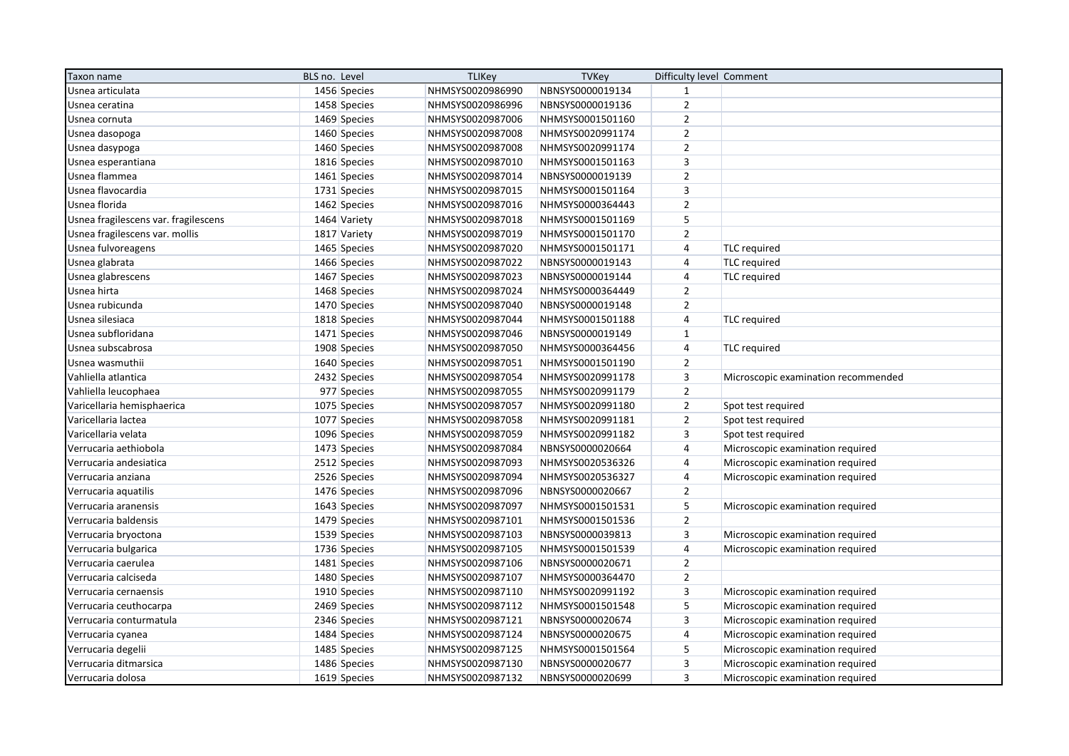| Taxon name | BLS no. | Level | TLIKey | TVKey | Difficulty level | Comment |
|---|---|---|---|---|---|---|
| Usnea articulata | 1456 | Species | NHMSYS0020986990 | NBNSYS0000019134 | 1 | |
| Usnea ceratina | 1458 | Species | NHMSYS0020986996 | NBNSYS0000019136 | 2 | |
| Usnea cornuta | 1469 | Species | NHMSYS0020987006 | NHMSYS0001501160 | 2 | |
| Usnea dasopoga | 1460 | Species | NHMSYS0020987008 | NHMSYS0020991174 | 2 | |
| Usnea dasypoga | 1460 | Species | NHMSYS0020987008 | NHMSYS0020991174 | 2 | |
| Usnea esperantiana | 1816 | Species | NHMSYS0020987010 | NHMSYS0001501163 | 3 | |
| Usnea flammea | 1461 | Species | NHMSYS0020987014 | NBNSYS0000019139 | 2 | |
| Usnea flavocardia | 1731 | Species | NHMSYS0020987015 | NHMSYS0001501164 | 3 | |
| Usnea florida | 1462 | Species | NHMSYS0020987016 | NHMSYS0000364443 | 2 | |
| Usnea fragilescens var. fragilescens | 1464 | Variety | NHMSYS0020987018 | NHMSYS0001501169 | 5 | |
| Usnea fragilescens var. mollis | 1817 | Variety | NHMSYS0020987019 | NHMSYS0001501170 | 2 | |
| Usnea fulvoreagens | 1465 | Species | NHMSYS0020987020 | NHMSYS0001501171 | 4 | TLC required |
| Usnea glabrata | 1466 | Species | NHMSYS0020987022 | NBNSYS0000019143 | 4 | TLC required |
| Usnea glabrescens | 1467 | Species | NHMSYS0020987023 | NBNSYS0000019144 | 4 | TLC required |
| Usnea hirta | 1468 | Species | NHMSYS0020987024 | NHMSYS0000364449 | 2 | |
| Usnea rubicunda | 1470 | Species | NHMSYS0020987040 | NBNSYS0000019148 | 2 | |
| Usnea silesiaca | 1818 | Species | NHMSYS0020987044 | NHMSYS0001501188 | 4 | TLC required |
| Usnea subfloridana | 1471 | Species | NHMSYS0020987046 | NBNSYS0000019149 | 1 | |
| Usnea subscabrosa | 1908 | Species | NHMSYS0020987050 | NHMSYS0000364456 | 4 | TLC required |
| Usnea wasmuthii | 1640 | Species | NHMSYS0020987051 | NHMSYS0001501190 | 2 | |
| Vahliella atlantica | 2432 | Species | NHMSYS0020987054 | NHMSYS0020991178 | 3 | Microscopic examination recommended |
| Vahliella leucophaea | 977 | Species | NHMSYS0020987055 | NHMSYS0020991179 | 2 | |
| Varicellaria hemisphaerica | 1075 | Species | NHMSYS0020987057 | NHMSYS0020991180 | 2 | Spot test required |
| Varicellaria lactea | 1077 | Species | NHMSYS0020987058 | NHMSYS0020991181 | 2 | Spot test required |
| Varicellaria velata | 1096 | Species | NHMSYS0020987059 | NHMSYS0020991182 | 3 | Spot test required |
| Verrucaria aethiobola | 1473 | Species | NHMSYS0020987084 | NBNSYS0000020664 | 4 | Microscopic examination required |
| Verrucaria andesiatica | 2512 | Species | NHMSYS0020987093 | NHMSYS0020536326 | 4 | Microscopic examination required |
| Verrucaria anziana | 2526 | Species | NHMSYS0020987094 | NHMSYS0020536327 | 4 | Microscopic examination required |
| Verrucaria aquatilis | 1476 | Species | NHMSYS0020987096 | NBNSYS0000020667 | 2 | |
| Verrucaria aranensis | 1643 | Species | NHMSYS0020987097 | NHMSYS0001501531 | 5 | Microscopic examination required |
| Verrucaria baldensis | 1479 | Species | NHMSYS0020987101 | NHMSYS0001501536 | 2 | |
| Verrucaria bryoctona | 1539 | Species | NHMSYS0020987103 | NBNSYS0000039813 | 3 | Microscopic examination required |
| Verrucaria bulgarica | 1736 | Species | NHMSYS0020987105 | NHMSYS0001501539 | 4 | Microscopic examination required |
| Verrucaria caerulea | 1481 | Species | NHMSYS0020987106 | NBNSYS0000020671 | 2 | |
| Verrucaria calciseda | 1480 | Species | NHMSYS0020987107 | NHMSYS0000364470 | 2 | |
| Verrucaria cernaensis | 1910 | Species | NHMSYS0020987110 | NHMSYS0020991192 | 3 | Microscopic examination required |
| Verrucaria ceuthocarpa | 2469 | Species | NHMSYS0020987112 | NHMSYS0001501548 | 5 | Microscopic examination required |
| Verrucaria conturmatula | 2346 | Species | NHMSYS0020987121 | NBNSYS0000020674 | 3 | Microscopic examination required |
| Verrucaria cyanea | 1484 | Species | NHMSYS0020987124 | NBNSYS0000020675 | 4 | Microscopic examination required |
| Verrucaria degelii | 1485 | Species | NHMSYS0020987125 | NHMSYS0001501564 | 5 | Microscopic examination required |
| Verrucaria ditmarsica | 1486 | Species | NHMSYS0020987130 | NBNSYS0000020677 | 3 | Microscopic examination required |
| Verrucaria dolosa | 1619 | Species | NHMSYS0020987132 | NBNSYS0000020699 | 3 | Microscopic examination required |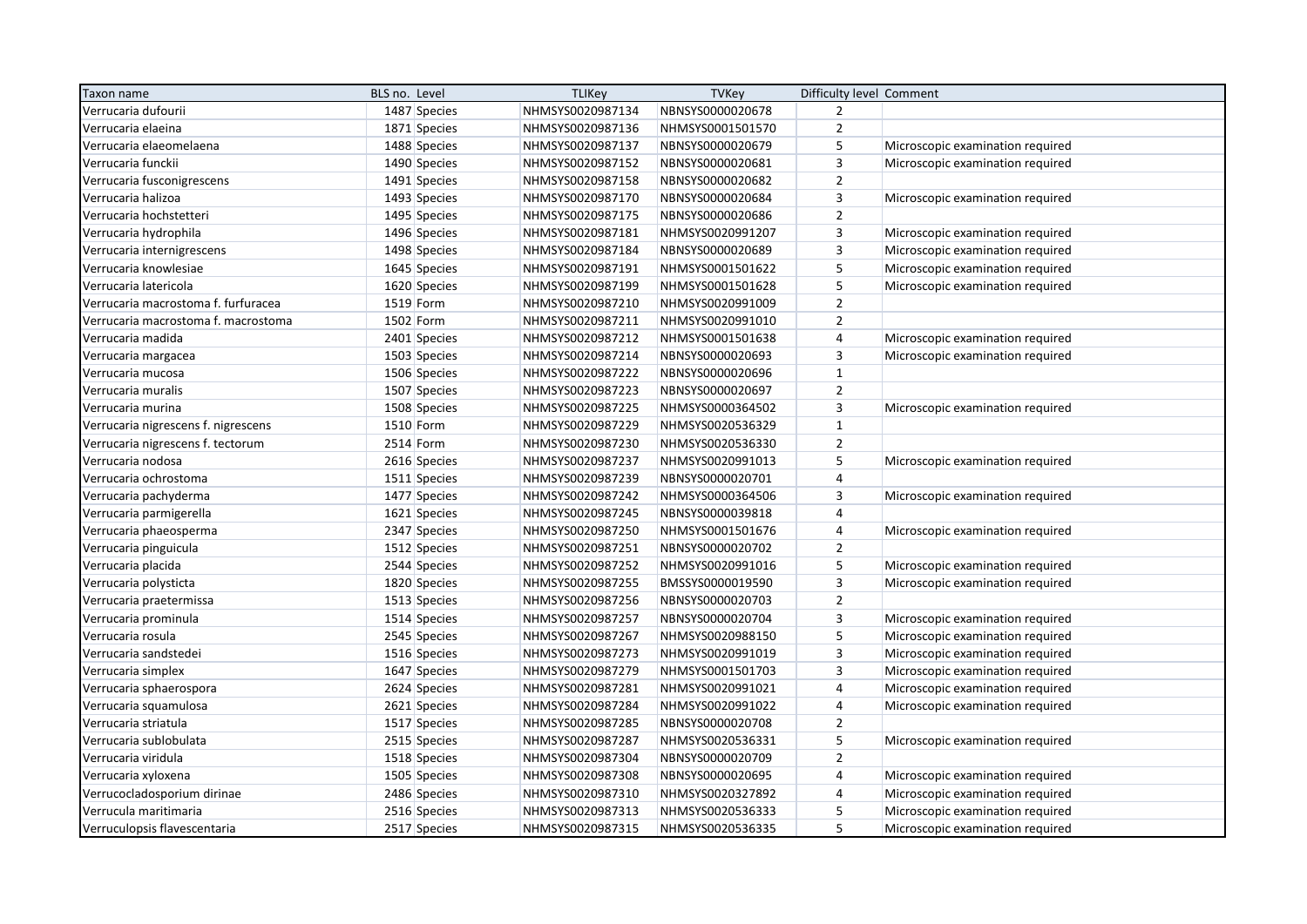| Taxon name | BLS no. | Level | TLIKey | TVKey | Difficulty level | Comment |
|---|---|---|---|---|---|---|
| Verrucaria dufourii | 1487 | Species | NHMSYS0020987134 | NBNSYS0000020678 | 2 | |
| Verrucaria elaeina | 1871 | Species | NHMSYS0020987136 | NHMSYS0001501570 | 2 | |
| Verrucaria elaeomelaena | 1488 | Species | NHMSYS0020987137 | NBNSYS0000020679 | 5 | Microscopic examination required |
| Verrucaria funckii | 1490 | Species | NHMSYS0020987152 | NBNSYS0000020681 | 3 | Microscopic examination required |
| Verrucaria fusconigrescens | 1491 | Species | NHMSYS0020987158 | NBNSYS0000020682 | 2 | |
| Verrucaria halizoa | 1493 | Species | NHMSYS0020987170 | NBNSYS0000020684 | 3 | Microscopic examination required |
| Verrucaria hochstetteri | 1495 | Species | NHMSYS0020987175 | NBNSYS0000020686 | 2 | |
| Verrucaria hydrophila | 1496 | Species | NHMSYS0020987181 | NHMSYS0020991207 | 3 | Microscopic examination required |
| Verrucaria internigrescens | 1498 | Species | NHMSYS0020987184 | NBNSYS0000020689 | 3 | Microscopic examination required |
| Verrucaria knowlesiae | 1645 | Species | NHMSYS0020987191 | NHMSYS0001501622 | 5 | Microscopic examination required |
| Verrucaria latericola | 1620 | Species | NHMSYS0020987199 | NHMSYS0001501628 | 5 | Microscopic examination required |
| Verrucaria macrostoma f. furfuracea | 1519 | Form | NHMSYS0020987210 | NHMSYS0020991009 | 2 | |
| Verrucaria macrostoma f. macrostoma | 1502 | Form | NHMSYS0020987211 | NHMSYS0020991010 | 2 | |
| Verrucaria madida | 2401 | Species | NHMSYS0020987212 | NHMSYS0001501638 | 4 | Microscopic examination required |
| Verrucaria margacea | 1503 | Species | NHMSYS0020987214 | NBNSYS0000020693 | 3 | Microscopic examination required |
| Verrucaria mucosa | 1506 | Species | NHMSYS0020987222 | NBNSYS0000020696 | 1 | |
| Verrucaria muralis | 1507 | Species | NHMSYS0020987223 | NBNSYS0000020697 | 2 | |
| Verrucaria murina | 1508 | Species | NHMSYS0020987225 | NHMSYS0000364502 | 3 | Microscopic examination required |
| Verrucaria nigrescens f. nigrescens | 1510 | Form | NHMSYS0020987229 | NHMSYS0020536329 | 1 | |
| Verrucaria nigrescens f. tectorum | 2514 | Form | NHMSYS0020987230 | NHMSYS0020536330 | 2 | |
| Verrucaria nodosa | 2616 | Species | NHMSYS0020987237 | NHMSYS0020991013 | 5 | Microscopic examination required |
| Verrucaria ochrostoma | 1511 | Species | NHMSYS0020987239 | NBNSYS0000020701 | 4 | |
| Verrucaria pachyderma | 1477 | Species | NHMSYS0020987242 | NHMSYS0000364506 | 3 | Microscopic examination required |
| Verrucaria parmigerella | 1621 | Species | NHMSYS0020987245 | NBNSYS0000039818 | 4 | |
| Verrucaria phaeosperma | 2347 | Species | NHMSYS0020987250 | NHMSYS0001501676 | 4 | Microscopic examination required |
| Verrucaria pinguicula | 1512 | Species | NHMSYS0020987251 | NBNSYS0000020702 | 2 | |
| Verrucaria placida | 2544 | Species | NHMSYS0020987252 | NHMSYS0020991016 | 5 | Microscopic examination required |
| Verrucaria polysticta | 1820 | Species | NHMSYS0020987255 | BMSSYS0000019590 | 3 | Microscopic examination required |
| Verrucaria praetermissa | 1513 | Species | NHMSYS0020987256 | NBNSYS0000020703 | 2 | |
| Verrucaria prominula | 1514 | Species | NHMSYS0020987257 | NBNSYS0000020704 | 3 | Microscopic examination required |
| Verrucaria rosula | 2545 | Species | NHMSYS0020987267 | NHMSYS0020988150 | 5 | Microscopic examination required |
| Verrucaria sandstedei | 1516 | Species | NHMSYS0020987273 | NHMSYS0020991019 | 3 | Microscopic examination required |
| Verrucaria simplex | 1647 | Species | NHMSYS0020987279 | NHMSYS0001501703 | 3 | Microscopic examination required |
| Verrucaria sphaerospora | 2624 | Species | NHMSYS0020987281 | NHMSYS0020991021 | 4 | Microscopic examination required |
| Verrucaria squamulosa | 2621 | Species | NHMSYS0020987284 | NHMSYS0020991022 | 4 | Microscopic examination required |
| Verrucaria striatula | 1517 | Species | NHMSYS0020987285 | NBNSYS0000020708 | 2 | |
| Verrucaria sublobulata | 2515 | Species | NHMSYS0020987287 | NHMSYS0020536331 | 5 | Microscopic examination required |
| Verrucaria viridula | 1518 | Species | NHMSYS0020987304 | NBNSYS0000020709 | 2 | |
| Verrucaria xyloxena | 1505 | Species | NHMSYS0020987308 | NBNSYS0000020695 | 4 | Microscopic examination required |
| Verrucocladosporium dirinae | 2486 | Species | NHMSYS0020987310 | NHMSYS0020327892 | 4 | Microscopic examination required |
| Verrucula maritimaria | 2516 | Species | NHMSYS0020987313 | NHMSYS0020536333 | 5 | Microscopic examination required |
| Verruculopsis flavescentaria | 2517 | Species | NHMSYS0020987315 | NHMSYS0020536335 | 5 | Microscopic examination required |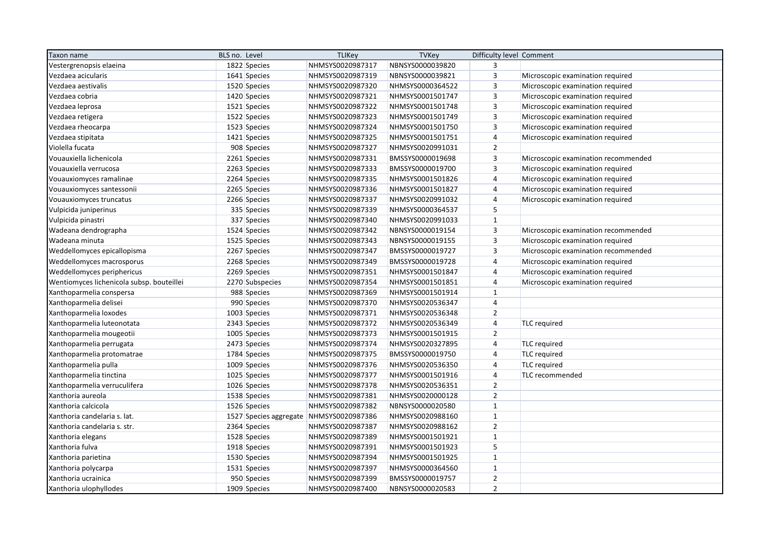| Taxon name | BLS no. | Level | TLIKey | TVKey | Difficulty level | Comment |
|---|---|---|---|---|---|---|
| Vestergrenopsis elaeina | 1822 | Species | NHMSYS0020987317 | NBNSYS0000039820 | 3 | |
| Vezdaea acicularis | 1641 | Species | NHMSYS0020987319 | NBNSYS0000039821 | 3 | Microscopic examination required |
| Vezdaea aestivalis | 1520 | Species | NHMSYS0020987320 | NHMSYS0000364522 | 3 | Microscopic examination required |
| Vezdaea cobria | 1420 | Species | NHMSYS0020987321 | NHMSYS0001501747 | 3 | Microscopic examination required |
| Vezdaea leprosa | 1521 | Species | NHMSYS0020987322 | NHMSYS0001501748 | 3 | Microscopic examination required |
| Vezdaea retigera | 1522 | Species | NHMSYS0020987323 | NHMSYS0001501749 | 3 | Microscopic examination required |
| Vezdaea rheocarpa | 1523 | Species | NHMSYS0020987324 | NHMSYS0001501750 | 3 | Microscopic examination required |
| Vezdaea stipitata | 1421 | Species | NHMSYS0020987325 | NHMSYS0001501751 | 4 | Microscopic examination required |
| Violella fucata | 908 | Species | NHMSYS0020987327 | NHMSYS0020991031 | 2 | |
| Vouauxiella lichenicola | 2261 | Species | NHMSYS0020987331 | BMSSYS0000019698 | 3 | Microscopic examination recommended |
| Vouauxiella verrucosa | 2263 | Species | NHMSYS0020987333 | BMSSYS0000019700 | 3 | Microscopic examination required |
| Vouauxiomyces ramalinae | 2264 | Species | NHMSYS0020987335 | NHMSYS0001501826 | 4 | Microscopic examination required |
| Vouauxiomyces santessonii | 2265 | Species | NHMSYS0020987336 | NHMSYS0001501827 | 4 | Microscopic examination required |
| Vouauxiomyces truncatus | 2266 | Species | NHMSYS0020987337 | NHMSYS0020991032 | 4 | Microscopic examination required |
| Vulpicida juniperinus | 335 | Species | NHMSYS0020987339 | NHMSYS0000364537 | 5 | |
| Vulpicida pinastri | 337 | Species | NHMSYS0020987340 | NHMSYS0020991033 | 1 | |
| Wadeana dendrographa | 1524 | Species | NHMSYS0020987342 | NBNSYS0000019154 | 3 | Microscopic examination recommended |
| Wadeana minuta | 1525 | Species | NHMSYS0020987343 | NBNSYS0000019155 | 3 | Microscopic examination required |
| Weddellomyces epicallopisma | 2267 | Species | NHMSYS0020987347 | BMSSYS0000019727 | 3 | Microscopic examination recommended |
| Weddellomyces macrosporus | 2268 | Species | NHMSYS0020987349 | BMSSYS0000019728 | 4 | Microscopic examination required |
| Weddellomyces periphericus | 2269 | Species | NHMSYS0020987351 | NHMSYS0001501847 | 4 | Microscopic examination required |
| Wentiomyces lichenicola subsp. bouteillei | 2270 | Subspecies | NHMSYS0020987354 | NHMSYS0001501851 | 4 | Microscopic examination required |
| Xanthoparmelia conspersa | 988 | Species | NHMSYS0020987369 | NHMSYS0001501914 | 1 | |
| Xanthoparmelia delisei | 990 | Species | NHMSYS0020987370 | NHMSYS0020536347 | 4 | |
| Xanthoparmelia loxodes | 1003 | Species | NHMSYS0020987371 | NHMSYS0020536348 | 2 | |
| Xanthoparmelia luteonotata | 2343 | Species | NHMSYS0020987372 | NHMSYS0020536349 | 4 | TLC required |
| Xanthoparmelia mougeotii | 1005 | Species | NHMSYS0020987373 | NHMSYS0001501915 | 2 | |
| Xanthoparmelia perrugata | 2473 | Species | NHMSYS0020987374 | NHMSYS0020327895 | 4 | TLC required |
| Xanthoparmelia protomatrae | 1784 | Species | NHMSYS0020987375 | BMSSYS0000019750 | 4 | TLC required |
| Xanthoparmelia pulla | 1009 | Species | NHMSYS0020987376 | NHMSYS0020536350 | 4 | TLC required |
| Xanthoparmelia tinctina | 1025 | Species | NHMSYS0020987377 | NHMSYS0001501916 | 4 | TLC recommended |
| Xanthoparmelia verruculifera | 1026 | Species | NHMSYS0020987378 | NHMSYS0020536351 | 2 | |
| Xanthoria aureola | 1538 | Species | NHMSYS0020987381 | NHMSYS0020000128 | 2 | |
| Xanthoria calcicola | 1526 | Species | NHMSYS0020987382 | NBNSYS0000020580 | 1 | |
| Xanthoria candelaria s. lat. | 1527 | Species aggregate | NHMSYS0020987386 | NHMSYS0020988160 | 1 | |
| Xanthoria candelaria s. str. | 2364 | Species | NHMSYS0020987387 | NHMSYS0020988162 | 2 | |
| Xanthoria elegans | 1528 | Species | NHMSYS0020987389 | NHMSYS0001501921 | 1 | |
| Xanthoria fulva | 1918 | Species | NHMSYS0020987391 | NHMSYS0001501923 | 5 | |
| Xanthoria parietina | 1530 | Species | NHMSYS0020987394 | NHMSYS0001501925 | 1 | |
| Xanthoria polycarpa | 1531 | Species | NHMSYS0020987397 | NHMSYS0000364560 | 1 | |
| Xanthoria ucrainica | 950 | Species | NHMSYS0020987399 | BMSSYS0000019757 | 2 | |
| Xanthoria ulophyllodes | 1909 | Species | NHMSYS0020987400 | NBNSYS0000020583 | 2 | |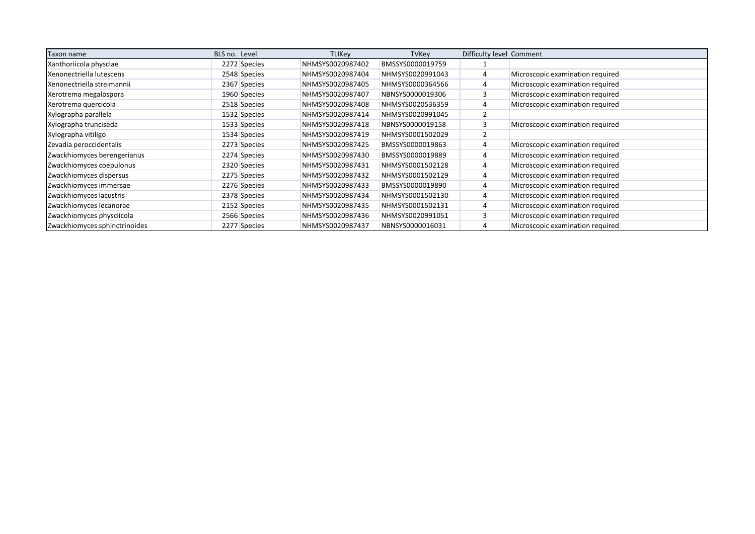| Taxon name | BLS no. | Level | TLIKey | TVKey | Difficulty level | Comment |
| --- | --- | --- | --- | --- | --- | --- |
| Xanthoriicola physciae | 2272 | Species | NHMSYS0020987402 | BMSSYS0000019759 | 1 | |
| Xenonectriella lutescens | 2548 | Species | NHMSYS0020987404 | NHMSYS0020991043 | 4 | Microscopic examination required |
| Xenonectriella streimannii | 2367 | Species | NHMSYS0020987405 | NHMSYS0000364566 | 4 | Microscopic examination required |
| Xerotrema megalospora | 1960 | Species | NHMSYS0020987407 | NBNSYS0000019306 | 3 | Microscopic examination required |
| Xerotrema quercicola | 2518 | Species | NHMSYS0020987408 | NHMSYS0020536359 | 4 | Microscopic examination required |
| Xylographa parallela | 1532 | Species | NHMSYS0020987414 | NHMSYS0020991045 | 2 | |
| Xylographa trunciseda | 1533 | Species | NHMSYS0020987418 | NBNSYS0000019158 | 3 | Microscopic examination required |
| Xylographa vitiligo | 1534 | Species | NHMSYS0020987419 | NHMSYS0001502029 | 2 | |
| Zevadia peroccidentalis | 2273 | Species | NHMSYS0020987425 | BMSSYS0000019863 | 4 | Microscopic examination required |
| Zwackhiomyces berengerianus | 2274 | Species | NHMSYS0020987430 | BMSSYS0000019889 | 4 | Microscopic examination required |
| Zwackhiomyces coepulonus | 2320 | Species | NHMSYS0020987431 | NHMSYS0001502128 | 4 | Microscopic examination required |
| Zwackhiomyces dispersus | 2275 | Species | NHMSYS0020987432 | NHMSYS0001502129 | 4 | Microscopic examination required |
| Zwackhiomyces immersae | 2276 | Species | NHMSYS0020987433 | BMSSYS0000019890 | 4 | Microscopic examination required |
| Zwackhiomyces lacustris | 2378 | Species | NHMSYS0020987434 | NHMSYS0001502130 | 4 | Microscopic examination required |
| Zwackhiomyces lecanorae | 2152 | Species | NHMSYS0020987435 | NHMSYS0001502131 | 4 | Microscopic examination required |
| Zwackhiomyces physciicola | 2566 | Species | NHMSYS0020987436 | NHMSYS0020991051 | 3 | Microscopic examination required |
| Zwackhiomyces sphinctrinoides | 2277 | Species | NHMSYS0020987437 | NBNSYS0000016031 | 4 | Microscopic examination required |